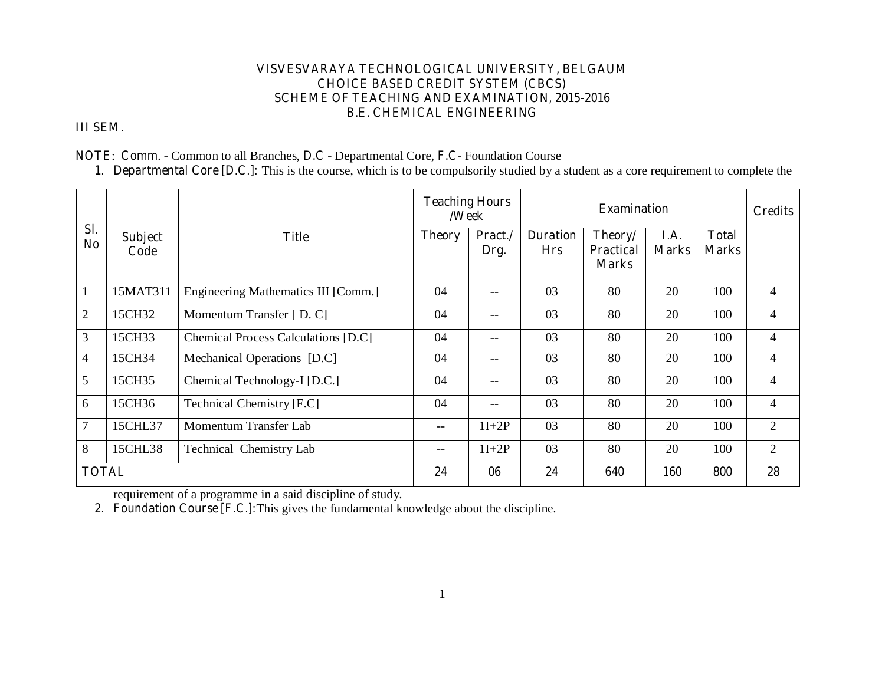# VISVESVARAYA TECHNOLOGICAL UNIVERSITY, BELGAUM
## CHOICE BASED CREDIT SYSTEM (CBCS)
## SCHEME OF TEACHING AND EXAMINATION, 2015-2016
## B.E. CHEMICAL ENGINEERING

III SEM.

NOTE: Comm. - Common to all Branches, D.C - Departmental Core, F.C- Foundation Course

1. Departmental Core [D.C.]: This is the course, which is to be compulsorily studied by a student as a core requirement to complete the requirement of a programme in a said discipline of study.

| Sl. No | Subject Code | Title | Teaching Hours /Week | | Examination | | | | Credits |
|---|---|---|---|---|---|---|---|---|---|
| | | | Theory | Pract./ Drg. | Duration Hrs | Theory/ Practical Marks | I.A. Marks | Total Marks | |
| 1 | 15MAT311 | Engineering Mathematics III [Comm.] | 04 | -- | 03 | 80 | 20 | 100 | 4 |
| 2 | 15CH32 | Momentum Transfer [ D. C] | 04 | -- | 03 | 80 | 20 | 100 | 4 |
| 3 | 15CH33 | Chemical Process Calculations [D.C] | 04 | -- | 03 | 80 | 20 | 100 | 4 |
| 4 | 15CH34 | Mechanical Operations [D.C] | 04 | -- | 03 | 80 | 20 | 100 | 4 |
| 5 | 15CH35 | Chemical Technology-I [D.C.] | 04 | -- | 03 | 80 | 20 | 100 | 4 |
| 6 | 15CH36 | Technical Chemistry [F.C] | 04 | -- | 03 | 80 | 20 | 100 | 4 |
| 7 | 15CHL37 | Momentum Transfer Lab | -- | 1I+2P | 03 | 80 | 20 | 100 | 2 |
| 8 | 15CHL38 | Technical Chemistry Lab | -- | 1I+2P | 03 | 80 | 20 | 100 | 2 |
| TOTAL | | | 24 | 06 | 24 | 640 | 160 | 800 | 28 |

2. Foundation Course [F.C.]:This gives the fundamental knowledge about the discipline.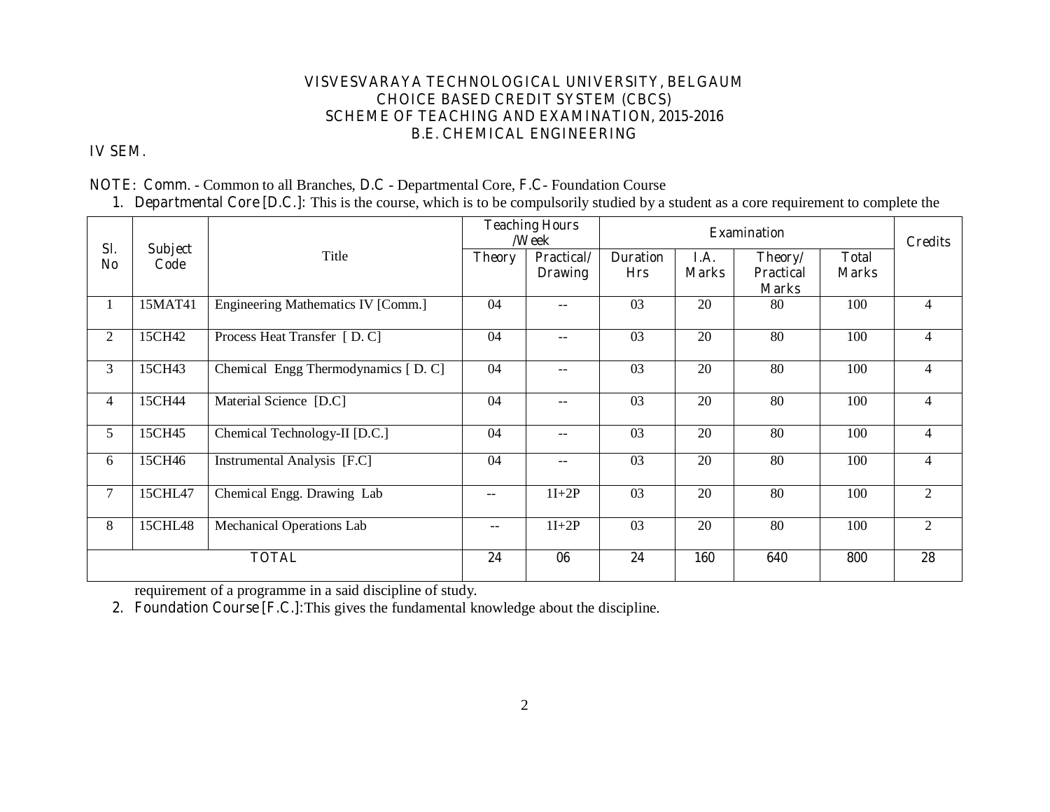# VISVESVARAYA TECHNOLOGICAL UNIVERSITY, BELGAUM
## CHOICE BASED CREDIT SYSTEM (CBCS)
## SCHEME OF TEACHING AND EXAMINATION, 2015-2016
## B.E. CHEMICAL ENGINEERING

**IV SEM.**

**NOTE: Comm.** - Common to all Branches, **D.C** - Departmental Core, **F.C**- Foundation Course

1. **Departmental Core [D.C.]**: This is the course, which is to be compulsorily studied by a student as a core requirement to complete the requirement of a programme in a said discipline of study.

| Sl. No | Subject Code | Title | Teaching Hours /Week | | Examination | | | | Credits |
|---|---|---|---|---|---|---|---|---|---|
| | | | Theory | Practical/ Drawing | Duration Hrs | I.A. Marks | Theory/ Practical Marks | Total Marks | |
| 1 | 15MAT41 | Engineering Mathematics IV [Comm.] | 04 | -- | 03 | 20 | 80 | 100 | 4 |
| 2 | 15CH42 | Process Heat Transfer [ D. C] | 04 | -- | 03 | 20 | 80 | 100 | 4 |
| 3 | 15CH43 | Chemical Engg Thermodynamics [ D. C] | 04 | -- | 03 | 20 | 80 | 100 | 4 |
| 4 | 15CH44 | Material Science [D.C] | 04 | -- | 03 | 20 | 80 | 100 | 4 |
| 5 | 15CH45 | Chemical Technology-II [D.C.] | 04 | -- | 03 | 20 | 80 | 100 | 4 |
| 6 | 15CH46 | Instrumental Analysis [F.C] | 04 | -- | 03 | 20 | 80 | 100 | 4 |
| 7 | 15CHL47 | Chemical Engg. Drawing Lab | -- | 1I+2P | 03 | 20 | 80 | 100 | 2 |
| 8 | 15CHL48 | Mechanical Operations Lab | -- | 1I+2P | 03 | 20 | 80 | 100 | 2 |
| TOTAL | | | 24 | 06 | 24 | 160 | 640 | 800 | 28 |

2. **Foundation Course [F.C.]**:This gives the fundamental knowledge about the discipline.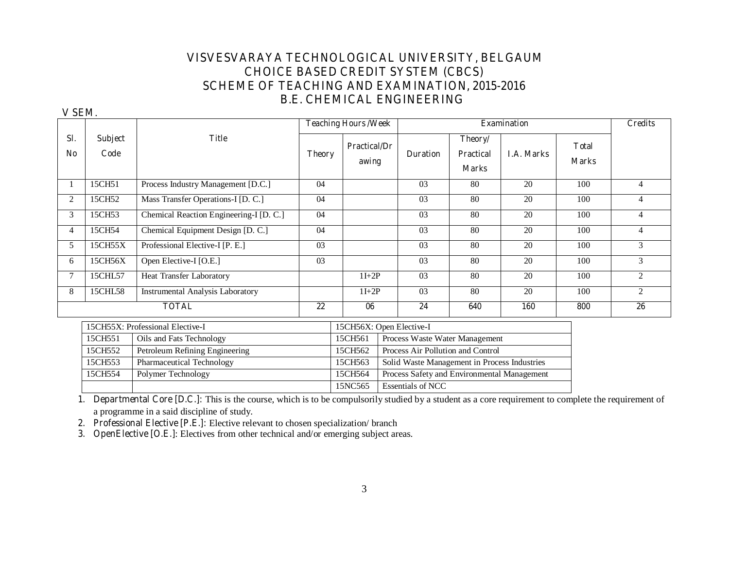# VISVESVARAYA TECHNOLOGICAL UNIVERSITY, BELGAUM
## CHOICE BASED CREDIT SYSTEM (CBCS)
## SCHEME OF TEACHING AND EXAMINATION, 2015-2016
## B.E. CHEMICAL ENGINEERING

V SEM.

| Sl. No | Subject Code | Title | Teaching Hours /Week | | Examination | | | | Credits |
|---|---|---|---|---|---|---|---|---|---|
| | | | Theory | Practical/Drawing | Duration | Theory/ Practical Marks | I.A. Marks | Total Marks | |
| 1 | 15CH51 | Process Industry Management [D.C.] | 04 | | 03 | 80 | 20 | 100 | 4 |
| 2 | 15CH52 | Mass Transfer Operations-I [D. C.] | 04 | | 03 | 80 | 20 | 100 | 4 |
| 3 | 15CH53 | Chemical Reaction Engineering-I [D. C.] | 04 | | 03 | 80 | 20 | 100 | 4 |
| 4 | 15CH54 | Chemical Equipment Design [D. C.] | 04 | | 03 | 80 | 20 | 100 | 4 |
| 5 | 15CH55X | Professional Elective-I [P. E.] | 03 | | 03 | 80 | 20 | 100 | 3 |
| 6 | 15CH56X | Open Elective-I [O.E.] | 03 | | 03 | 80 | 20 | 100 | 3 |
| 7 | 15CHL57 | Heat Transfer Laboratory | | 1I+2P | 03 | 80 | 20 | 100 | 2 |
| 8 | 15CHL58 | Instrumental Analysis Laboratory | | 1I+2P | 03 | 80 | 20 | 100 | 2 |
| | | TOTAL | 22 | 06 | 24 | 640 | 160 | 800 | 26 |

| 15CH55X: Professional Elective-I | | 15CH56X: Open Elective-I | |
|---|---|---|---|
| 15CH551 | Oils and Fats Technology | 15CH561 | Process Waste Water Management |
| 15CH552 | Petroleum Refining Engineering | 15CH562 | Process Air Pollution and Control |
| 15CH553 | Pharmaceutical Technology | 15CH563 | Solid Waste Management in Process Industries |
| 15CH554 | Polymer Technology | 15CH564 | Process Safety and Environmental Management |
| | | 15NC565 | Essentials of NCC |

1. **Departmental Core [D.C.]**: This is the course, which is to be compulsorily studied by a student as a core requirement to complete the requirement of a programme in a said discipline of study.
2. **Professional Elective [P.E.]**: Elective relevant to chosen specialization/ branch
3. **OpenElective [O.E.]**: Electives from other technical and/or emerging subject areas.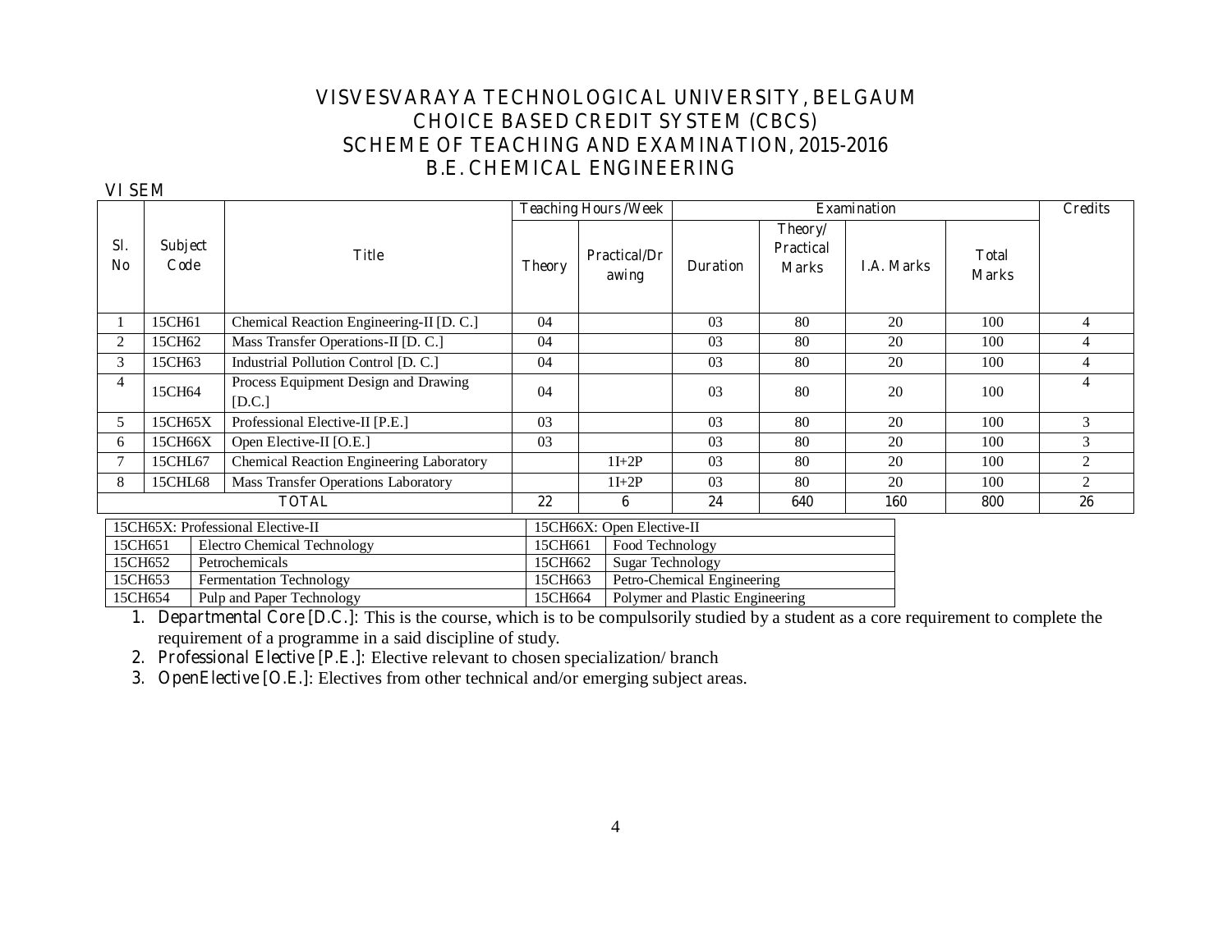# VISVESVARAYA TECHNOLOGICAL UNIVERSITY, BELGAUM
## CHOICE BASED CREDIT SYSTEM (CBCS)
## SCHEME OF TEACHING AND EXAMINATION, 2015-2016
## B.E. CHEMICAL ENGINEERING

VI SEM

| Sl. No | Subject Code | Title | Teaching Hours /Week | | Examination | | | | Credits |
|---|---|---|---|---|---|---|---|---|---|
| | | | Theory | Practical/Drawing | Duration | Theory/ Practical Marks | I.A. Marks | Total Marks | |
| 1 | 15CH61 | Chemical Reaction Engineering-II [D. C.] | 04 | | 03 | 80 | 20 | 100 | 4 |
| 2 | 15CH62 | Mass Transfer Operations-II [D. C.] | 04 | | 03 | 80 | 20 | 100 | 4 |
| 3 | 15CH63 | Industrial Pollution Control [D. C.] | 04 | | 03 | 80 | 20 | 100 | 4 |
| 4 | 15CH64 | Process Equipment Design and Drawing [D.C.] | 04 | | 03 | 80 | 20 | 100 | 4 |
| 5 | 15CH65X | Professional Elective-II [P.E.] | 03 | | 03 | 80 | 20 | 100 | 3 |
| 6 | 15CH66X | Open Elective-II [O.E.] | 03 | | 03 | 80 | 20 | 100 | 3 |
| 7 | 15CHL67 | Chemical Reaction Engineering Laboratory | | 1I+2P | 03 | 80 | 20 | 100 | 2 |
| 8 | 15CHL68 | Mass Transfer Operations Laboratory | | 1I+2P | 03 | 80 | 20 | 100 | 2 |
| | | TOTAL | 22 | 6 | 24 | 640 | 160 | 800 | 26 |

| 15CH65X: Professional Elective-II | | 15CH66X: Open Elective-II | |
|---|---|---|---|
| 15CH651 | Electro Chemical Technology | 15CH661 | Food Technology |
| 15CH652 | Petrochemicals | 15CH662 | Sugar Technology |
| 15CH653 | Fermentation Technology | 15CH663 | Petro-Chemical Engineering |
| 15CH654 | Pulp and Paper Technology | 15CH664 | Polymer and Plastic Engineering |

1. **Departmental Core [D.C.]**: This is the course, which is to be compulsorily studied by a student as a core requirement to complete the requirement of a programme in a said discipline of study.
2. **Professional Elective [P.E.]**: Elective relevant to chosen specialization/ branch
3. **OpenElective [O.E.]**: Electives from other technical and/or emerging subject areas.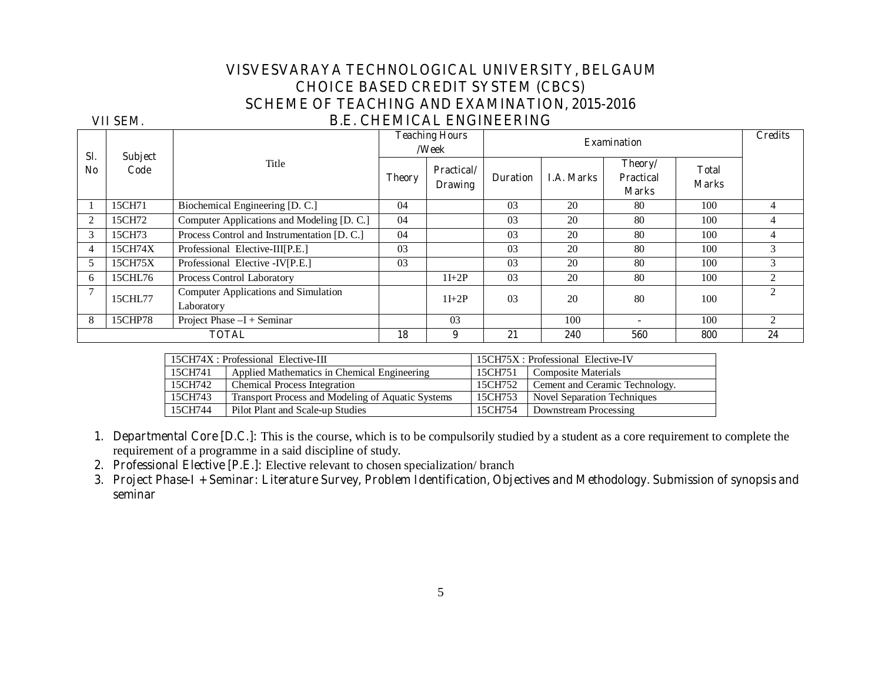# VISVESVARAYA TECHNOLOGICAL UNIVERSITY, BELGAUM
## CHOICE BASED CREDIT SYSTEM (CBCS)
## SCHEME OF TEACHING AND EXAMINATION, 2015-2016
## B.E. CHEMICAL ENGINEERING

VII SEM.

| Sl. No | Subject Code | Title | Teaching Hours /Week | | Examination | | | | Credits |
|---|---|---|---|---|---|---|---|---|---|
| | | | Theory | Practical/ Drawing | Duration | I.A. Marks | Theory/ Practical Marks | Total Marks | |
| 1 | 15CH71 | Biochemical Engineering [D. C.] | 04 | | 03 | 20 | 80 | 100 | 4 |
| 2 | 15CH72 | Computer Applications and Modeling [D. C.] | 04 | | 03 | 20 | 80 | 100 | 4 |
| 3 | 15CH73 | Process Control and Instrumentation [D. C.] | 04 | | 03 | 20 | 80 | 100 | 4 |
| 4 | 15CH74X | Professional Elective-III[P.E.] | 03 | | 03 | 20 | 80 | 100 | 3 |
| 5 | 15CH75X | Professional Elective -IV[P.E.] | 03 | | 03 | 20 | 80 | 100 | 3 |
| 6 | 15CHL76 | Process Control Laboratory | | 1I+2P | 03 | 20 | 80 | 100 | 2 |
| 7 | 15CHL77 | Computer Applications and Simulation Laboratory | | 1I+2P | 03 | 20 | 80 | 100 | 2 |
| 8 | 15CHP78 | Project Phase –I + Seminar | | 03 | | 100 | - | 100 | 2 |
| TOTAL | | | 18 | 9 | 21 | 240 | 560 | 800 | 24 |

| 15CH74X : Professional Elective-III | | 15CH75X : Professional Elective-IV | |
|---|---|---|---|
| 15CH741 | Applied Mathematics in Chemical Engineering | 15CH751 | Composite Materials |
| 15CH742 | Chemical Process Integration | 15CH752 | Cement and Ceramic Technology. |
| 15CH743 | Transport Process and Modeling of Aquatic Systems | 15CH753 | Novel Separation Techniques |
| 15CH744 | Pilot Plant and Scale-up Studies | 15CH754 | Downstream Processing |

1. **Departmental Core [D.C.]:** This is the course, which is to be compulsorily studied by a student as a core requirement to complete the requirement of a programme in a said discipline of study.
2. **Professional Elective [P.E.]:** Elective relevant to chosen specialization/ branch
3. **Project Phase-I + Seminar:** Literature Survey, Problem Identification, Objectives and Methodology. Submission of synopsis and seminar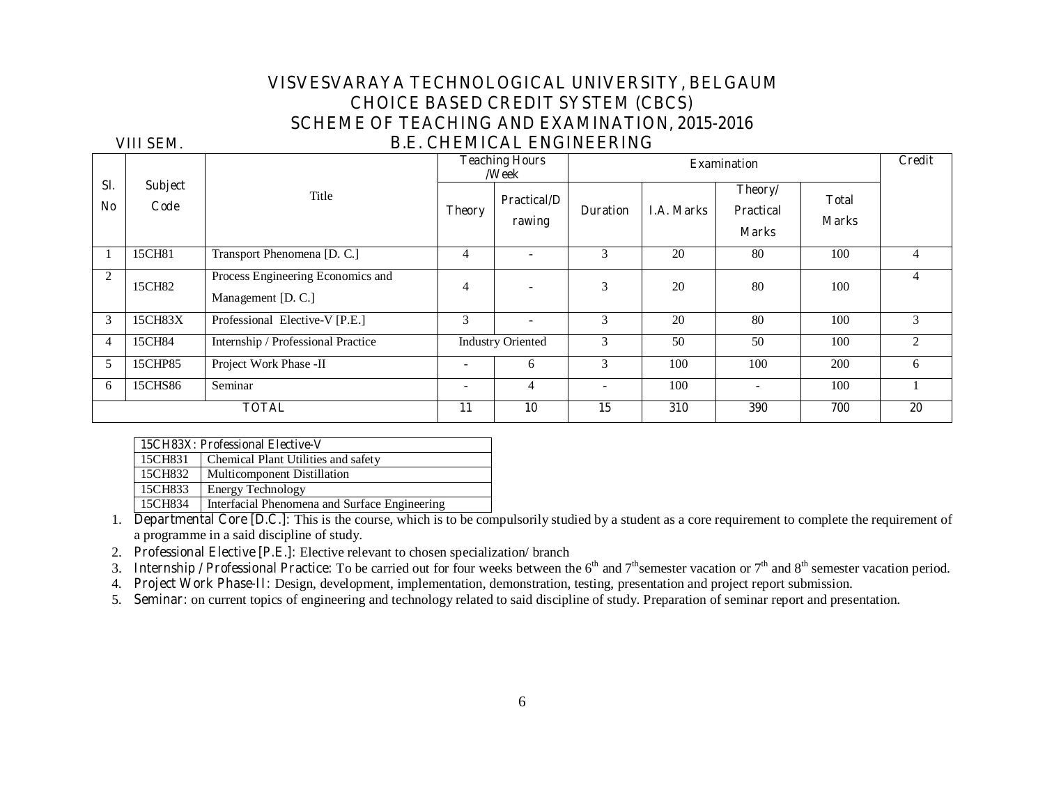# VISVESVARAYA TECHNOLOGICAL UNIVERSITY, BELGAUM
## CHOICE BASED CREDIT SYSTEM (CBCS)
## SCHEME OF TEACHING AND EXAMINATION, 2015-2016
## B.E. CHEMICAL ENGINEERING

VIII SEM.

| Sl. No | Subject Code | Title | Teaching Hours /Week | | Examination | | | | Credit |
|---|---|---|---|---|---|---|---|---|---|
| | | | Theory | Practical/Drawing | Duration | I.A. Marks | Theory/ Practical Marks | Total Marks | |
| 1 | 15CH81 | Transport Phenomena [D. C.] | 4 | - | 3 | 20 | 80 | 100 | 4 |
| 2 | 15CH82 | Process Engineering Economics and Management [D. C.] | 4 | - | 3 | 20 | 80 | 100 | 4 |
| 3 | 15CH83X | Professional Elective-V [P.E.] | 3 | - | 3 | 20 | 80 | 100 | 3 |
| 4 | 15CH84 | Internship / Professional Practice | Industry Oriented | | 3 | 50 | 50 | 100 | 2 |
| 5 | 15CHP85 | Project Work Phase -II | - | 6 | 3 | 100 | 100 | 200 | 6 |
| 6 | 15CHS86 | Seminar | - | 4 | - | 100 | - | 100 | 1 |
| TOTAL | | | 11 | 10 | 15 | 310 | 390 | 700 | 20 |

| 15CH83X: Professional Elective-V | |
|---|---|
| 15CH831 | Chemical Plant Utilities and safety |
| 15CH832 | Multicomponent Distillation |
| 15CH833 | Energy Technology |
| 15CH834 | Interfacial Phenomena and Surface Engineering |

1. Departmental Core [D.C.]: This is the course, which is to be compulsorily studied by a student as a core requirement to complete the requirement of a programme in a said discipline of study.
2. Professional Elective [P.E.]: Elective relevant to chosen specialization/ branch
3. Internship / Professional Practice: To be carried out for four weeks between the 6th and 7th semester vacation or 7th and 8th semester vacation period.
4. Project Work Phase-II: Design, development, implementation, demonstration, testing, presentation and project report submission.
5. Seminar: on current topics of engineering and technology related to said discipline of study. Preparation of seminar report and presentation.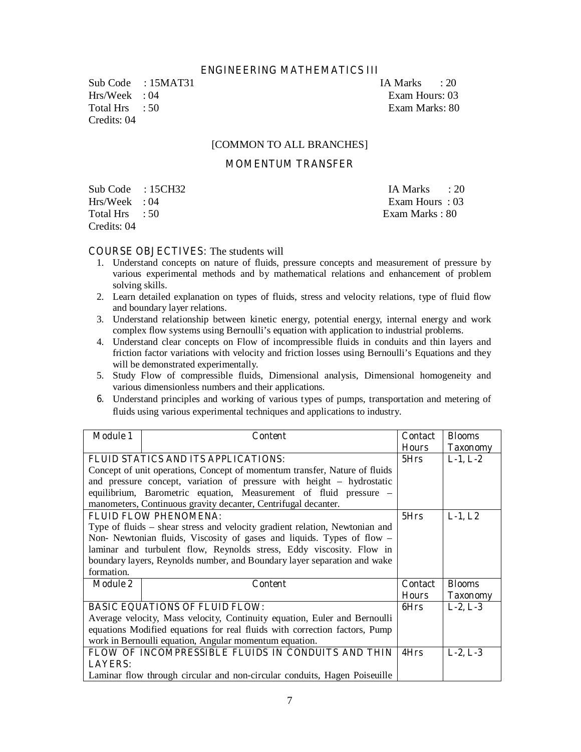## ENGINEERING MATHEMATICS III

Sub Code : 15MAT31 IA Marks : 20
Hrs/Week : 04 Exam Hours: 03
Total Hrs : 50 Exam Marks: 80
Credits: 04

[COMMON TO ALL BRANCHES]

## MOMENTUM TRANSFER

Sub Code : 15CH32 IA Marks : 20
Hrs/Week : 04 Exam Hours : 03
Total Hrs : 50 Exam Marks : 80
Credits: 04

**COURSE OBJECTIVES:** The students will

1. Understand concepts on nature of fluids, pressure concepts and measurement of pressure by various experimental methods and by mathematical relations and enhancement of problem solving skills.
2. Learn detailed explanation on types of fluids, stress and velocity relations, type of fluid flow and boundary layer relations.
3. Understand relationship between kinetic energy, potential energy, internal energy and work complex flow systems using Bernoulli's equation with application to industrial problems.
4. Understand clear concepts on Flow of incompressible fluids in conduits and thin layers and friction factor variations with velocity and friction losses using Bernoulli's Equations and they will be demonstrated experimentally.
5. Study Flow of compressible fluids, Dimensional analysis, Dimensional homogeneity and various dimensionless numbers and their applications.
6. Understand principles and working of various types of pumps, transportation and metering of fluids using various experimental techniques and applications to industry.

| Module 1 | Content | Contact Hours | Blooms Taxonomy |
|---|---|---|---|
| **FLUID STATICS AND ITS APPLICATIONS:** Concept of unit operations, Concept of momentum transfer, Nature of fluids and pressure concept, variation of pressure with height – hydrostatic equilibrium, Barometric equation, Measurement of fluid pressure – manometers, Continuous gravity decanter, Centrifugal decanter. | | 5Hrs | L-1, L-2 |
| **FLUID FLOW PHENOMENA:** Type of fluids – shear stress and velocity gradient relation, Newtonian and Non- Newtonian fluids, Viscosity of gases and liquids. Types of flow – laminar and turbulent flow, Reynolds stress, Eddy viscosity. Flow in boundary layers, Reynolds number, and Boundary layer separation and wake formation. | | 5Hrs | L-1, L 2 |
| **Module 2** | **Content** | **Contact Hours** | **Blooms Taxonomy** |
| **BASIC EQUATIONS OF FLUID FLOW:** Average velocity, Mass velocity, Continuity equation, Euler and Bernoulli equations Modified equations for real fluids with correction factors, Pump work in Bernoulli equation, Angular momentum equation. | | 6Hrs | L-2, L-3 |
| **FLOW OF INCOMPRESSIBLE FLUIDS IN CONDUITS AND THIN LAYERS:** Laminar flow through circular and non-circular conduits, Hagen Poiseuille | | 4Hrs | L-2, L-3 |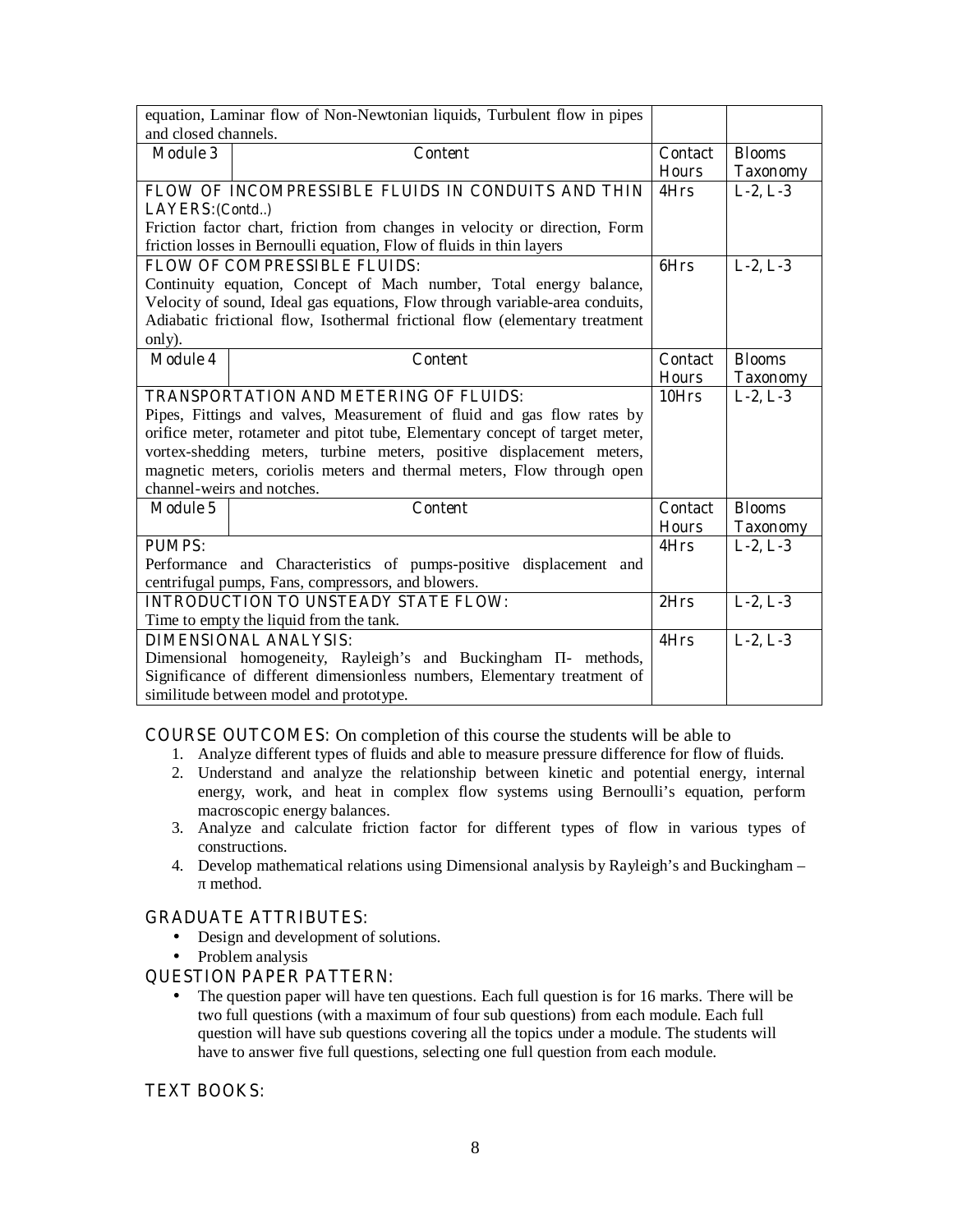| | Content | Contact Hours | Blooms Taxonomy |
|---|---|---|---|
| equation, Laminar flow of Non-Newtonian liquids, Turbulent flow in pipes and closed channels. | | | |
| **Module 3** | **Content** | **Contact Hours** | **Blooms Taxonomy** |
| **FLOW OF INCOMPRESSIBLE FLUIDS IN CONDUITS AND THIN LAYERS:**(Contd..) Friction factor chart, friction from changes in velocity or direction, Form friction losses in Bernoulli equation, Flow of fluids in thin layers | | 4Hrs | L-2, L-3 |
| **FLOW OF COMPRESSIBLE FLUIDS:** Continuity equation, Concept of Mach number, Total energy balance, Velocity of sound, Ideal gas equations, Flow through variable-area conduits, Adiabatic frictional flow, Isothermal frictional flow (elementary treatment only). | | 6Hrs | L-2, L-3 |
| **Module 4** | **Content** | **Contact Hours** | **Blooms Taxonomy** |
| **TRANSPORTATION AND METERING OF FLUIDS:** Pipes, Fittings and valves, Measurement of fluid and gas flow rates by orifice meter, rotameter and pitot tube, Elementary concept of target meter, vortex-shedding meters, turbine meters, positive displacement meters, magnetic meters, coriolis meters and thermal meters, Flow through open channel-weirs and notches. | | 10Hrs | L-2, L-3 |
| **Module 5** | **Content** | **Contact Hours** | **Blooms Taxonomy** |
| **PUMPS:** Performance and Characteristics of pumps-positive displacement and centrifugal pumps, Fans, compressors, and blowers. | | 4Hrs | L-2, L-3 |
| **INTRODUCTION TO UNSTEADY STATE FLOW:** Time to empty the liquid from the tank. | | 2Hrs | L-2, L-3 |
| **DIMENSIONAL ANALYSIS:** Dimensional homogeneity, Rayleigh's and Buckingham Π- methods, Significance of different dimensionless numbers, Elementary treatment of similitude between model and prototype. | | 4Hrs | L-2, L-3 |

**COURSE OUTCOMES:** On completion of this course the students will be able to

1. Analyze different types of fluids and able to measure pressure difference for flow of fluids.
2. Understand and analyze the relationship between kinetic and potential energy, internal energy, work, and heat in complex flow systems using Bernoulli's equation, perform macroscopic energy balances.
3. Analyze and calculate friction factor for different types of flow in various types of constructions.
4. Develop mathematical relations using Dimensional analysis by Rayleigh's and Buckingham – π method.

**GRADUATE ATTRIBUTES:**

- Design and development of solutions.
- Problem analysis

**QUESTION PAPER PATTERN:**

- The question paper will have ten questions. Each full question is for 16 marks. There will be two full questions (with a maximum of four sub questions) from each module. Each full question will have sub questions covering all the topics under a module. The students will have to answer five full questions, selecting one full question from each module.

**TEXT BOOKS:**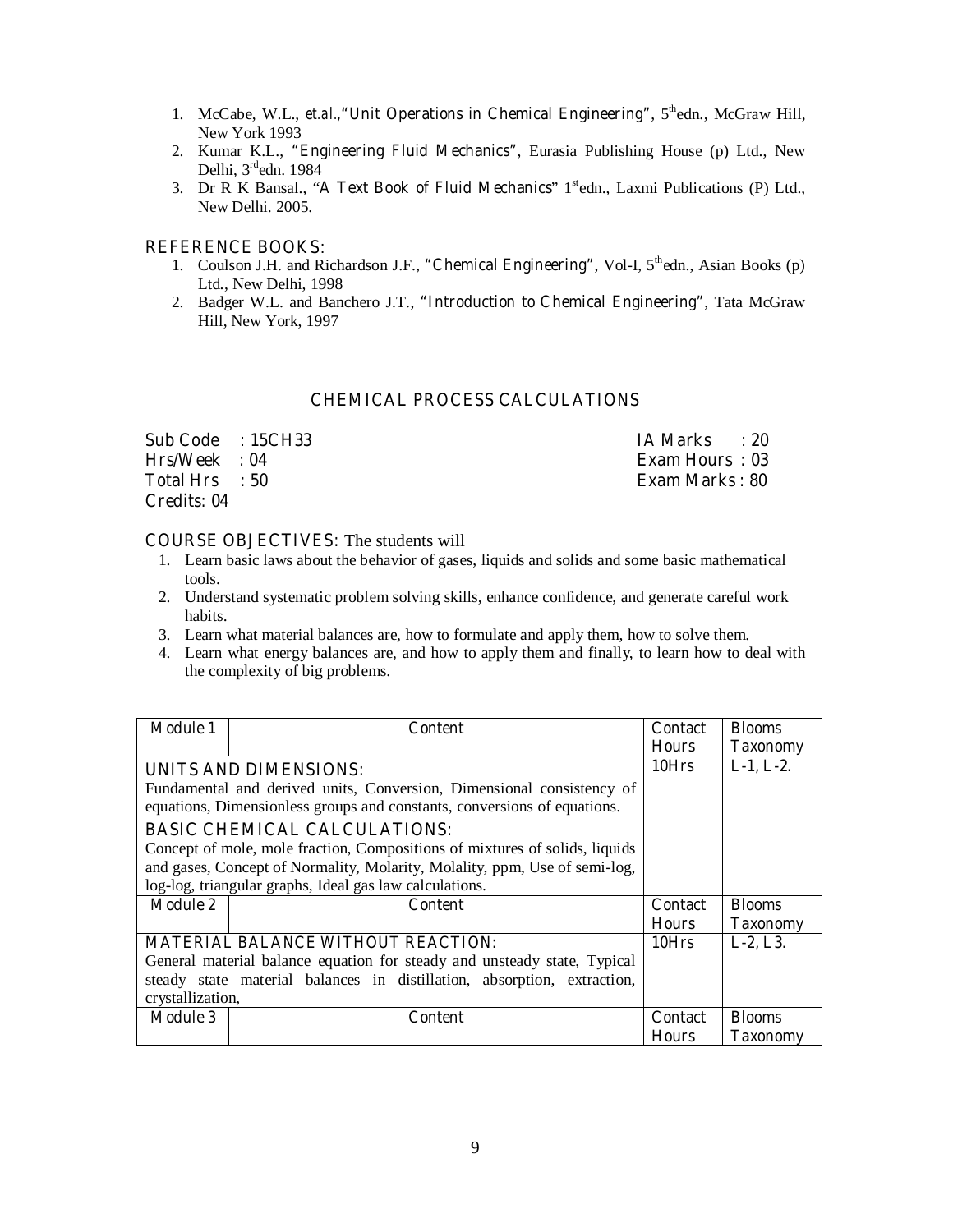1. McCabe, W.L., *et.al.*,"**Unit Operations in Chemical Engineering**", 5[th]edn., McGraw Hill, New York 1993
2. Kumar K.L., "**Engineering Fluid Mechanics**", Eurasia Publishing House (p) Ltd., New Delhi, 3[rd]edn. 1984
3. Dr R K Bansal., "**A Text Book of Fluid Mechanics**" 1[st]edn., Laxmi Publications (P) Ltd., New Delhi. 2005.

## REFERENCE BOOKS:

1. Coulson J.H. and Richardson J.F., "**Chemical Engineering**", Vol-I, 5[th]edn., Asian Books (p) Ltd., New Delhi, 1998
2. Badger W.L. and Banchero J.T., "**Introduction to Chemical Engineering**", Tata McGraw Hill, New York, 1997

# CHEMICAL PROCESS CALCULATIONS

| | |
|---|---|
| **Sub Code : 15CH33** | **IA Marks : 20** |
| **Hrs/Week : 04** | **Exam Hours : 03** |
| **Total Hrs : 50** | **Exam Marks : 80** |
| **Credits: 04** | |

**COURSE OBJECTIVES:** The students will

1. Learn basic laws about the behavior of gases, liquids and solids and some basic mathematical tools.
2. Understand systematic problem solving skills, enhance confidence, and generate careful work habits.
3. Learn what material balances are, how to formulate and apply them, how to solve them.
4. Learn what energy balances are, and how to apply them and finally, to learn how to deal with the complexity of big problems.

| Module 1 | Content | Contact Hours | Blooms Taxonomy |
|---|---|---|---|
| **UNITS AND DIMENSIONS:** Fundamental and derived units, Conversion, Dimensional consistency of equations, Dimensionless groups and constants, conversions of equations. **BASIC CHEMICAL CALCULATIONS:** Concept of mole, mole fraction, Compositions of mixtures of solids, liquids and gases, Concept of Normality, Molarity, Molality, ppm, Use of semi-log, log-log, triangular graphs, Ideal gas law calculations. | | 10Hrs | L-1, L-2. |
| **Module 2** | **Content** | **Contact Hours** | **Blooms Taxonomy** |
| **MATERIAL BALANCE WITHOUT REACTION:** General material balance equation for steady and unsteady state, Typical steady state material balances in distillation, absorption, extraction, crystallization, | | 10Hrs | L-2, L 3. |
| **Module 3** | **Content** | **Contact Hours** | **Blooms Taxonomy** |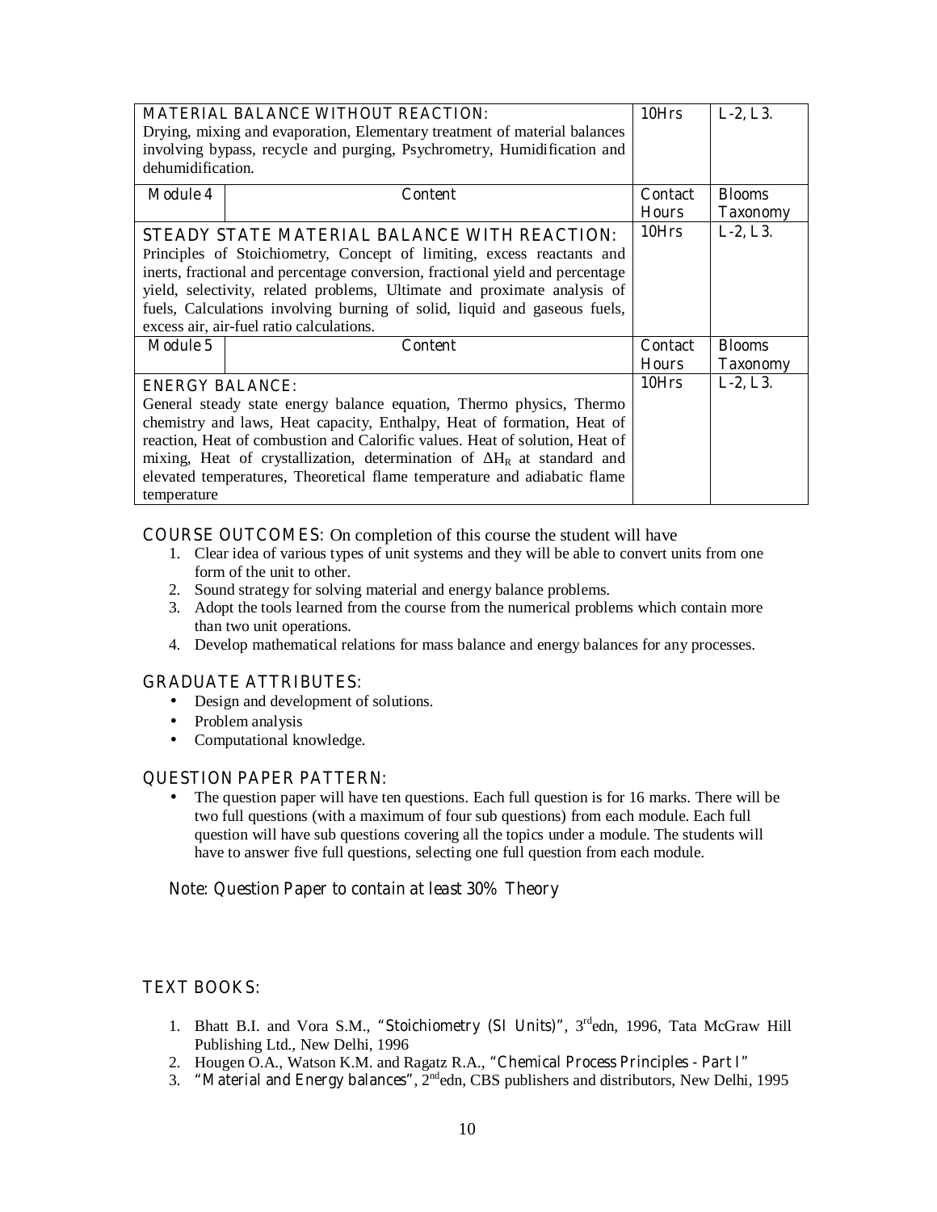| MATERIAL BALANCE WITHOUT REACTION: Drying, mixing and evaporation, Elementary treatment of material balances involving bypass, recycle and purging, Psychrometry, Humidification and dehumidification. | | 10Hrs | L-2, L3. |
|---|---|---|---|
| **Module 4** | **Content** | **Contact Hours** | **Blooms Taxonomy** |
| STEADY STATE MATERIAL BALANCE WITH REACTION: Principles of Stoichiometry, Concept of limiting, excess reactants and inerts, fractional and percentage conversion, fractional yield and percentage yield, selectivity, related problems, Ultimate and proximate analysis of fuels, Calculations involving burning of solid, liquid and gaseous fuels, excess air, air-fuel ratio calculations. | | 10Hrs | L-2, L3. |
| **Module 5** | **Content** | **Contact Hours** | **Blooms Taxonomy** |
| ENERGY BALANCE: General steady state energy balance equation, Thermo physics, Thermo chemistry and laws, Heat capacity, Enthalpy, Heat of formation, Heat of reaction, Heat of combustion and Calorific values. Heat of solution, Heat of mixing, Heat of crystallization, determination of $\Delta H_R$ at standard and elevated temperatures, Theoretical flame temperature and adiabatic flame temperature | | 10Hrs | L-2, L3. |

**COURSE OUTCOMES:** On completion of this course the student will have

1. Clear idea of various types of unit systems and they will be able to convert units from one form of the unit to other.
2. Sound strategy for solving material and energy balance problems.
3. Adopt the tools learned from the course from the numerical problems which contain more than two unit operations.
4. Develop mathematical relations for mass balance and energy balances for any processes.

**GRADUATE ATTRIBUTES:**

- Design and development of solutions.
- Problem analysis
- Computational knowledge.

**QUESTION PAPER PATTERN:**

- The question paper will have ten questions. Each full question is for 16 marks. There will be two full questions (with a maximum of four sub questions) from each module. Each full question will have sub questions covering all the topics under a module. The students will have to answer five full questions, selecting one full question from each module.

*Note: Question Paper to contain at least 30% Theory*

**TEXT BOOKS:**

1. Bhatt B.I. and Vora S.M., "Stoichiometry (SI Units)", 3rd edn, 1996, Tata McGraw Hill Publishing Ltd., New Delhi, 1996
2. Hougen O.A., Watson K.M. and Ragatz R.A., "Chemical Process Principles - Part I"
3. "Material and Energy balances", 2nd edn, CBS publishers and distributors, New Delhi, 1995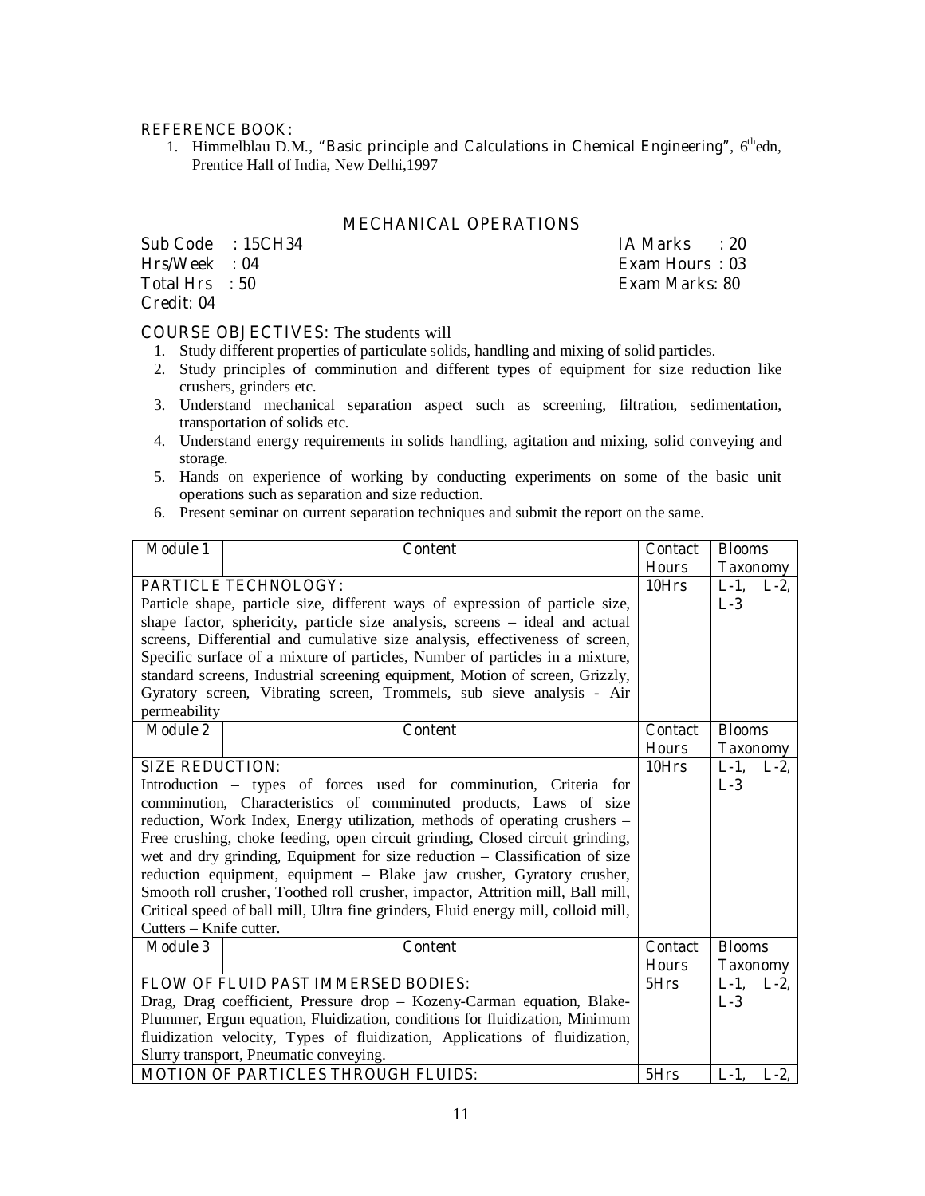REFERENCE BOOK:

1. Himmelblau D.M., "Basic principle and Calculations in Chemical Engineering", 6[th]edn, Prentice Hall of India, New Delhi,1997

## MECHANICAL OPERATIONS

Sub Code : 15CH34  
Hrs/Week : 04  
Total Hrs : 50  
Credit: 04

IA Marks : 20  
Exam Hours : 03  
Exam Marks: 80

COURSE OBJECTIVES: The students will

1. Study different properties of particulate solids, handling and mixing of solid particles.
2. Study principles of comminution and different types of equipment for size reduction like crushers, grinders etc.
3. Understand mechanical separation aspect such as screening, filtration, sedimentation, transportation of solids etc.
4. Understand energy requirements in solids handling, agitation and mixing, solid conveying and storage.
5. Hands on experience of working by conducting experiments on some of the basic unit operations such as separation and size reduction.
6. Present seminar on current separation techniques and submit the report on the same.

| Module 1 | Content | Contact Hours | Blooms Taxonomy |
|---|---|---|---|
| PARTICLE TECHNOLOGY: Particle shape, particle size, different ways of expression of particle size, shape factor, sphericity, particle size analysis, screens – ideal and actual screens, Differential and cumulative size analysis, effectiveness of screen, Specific surface of a mixture of particles, Number of particles in a mixture, standard screens, Industrial screening equipment, Motion of screen, Grizzly, Gyratory screen, Vibrating screen, Trommels, sub sieve analysis - Air permeability | | 10Hrs | L-1, L-2, L-3 |
| **Module 2** | **Content** | **Contact Hours** | **Blooms Taxonomy** |
| SIZE REDUCTION: Introduction – types of forces used for comminution, Criteria for comminution, Characteristics of comminuted products, Laws of size reduction, Work Index, Energy utilization, methods of operating crushers – Free crushing, choke feeding, open circuit grinding, Closed circuit grinding, wet and dry grinding, Equipment for size reduction – Classification of size reduction equipment, equipment – Blake jaw crusher, Gyratory crusher, Smooth roll crusher, Toothed roll crusher, impactor, Attrition mill, Ball mill, Critical speed of ball mill, Ultra fine grinders, Fluid energy mill, colloid mill, Cutters – Knife cutter. | | 10Hrs | L-1, L-2, L-3 |
| **Module 3** | **Content** | **Contact Hours** | **Blooms Taxonomy** |
| FLOW OF FLUID PAST IMMERSED BODIES: Drag, Drag coefficient, Pressure drop – Kozeny-Carman equation, Blake-Plummer, Ergun equation, Fluidization, conditions for fluidization, Minimum fluidization velocity, Types of fluidization, Applications of fluidization, Slurry transport, Pneumatic conveying. | | 5Hrs | L-1, L-2, L-3 |
| MOTION OF PARTICLES THROUGH FLUIDS: | | 5Hrs | L-1, L-2, |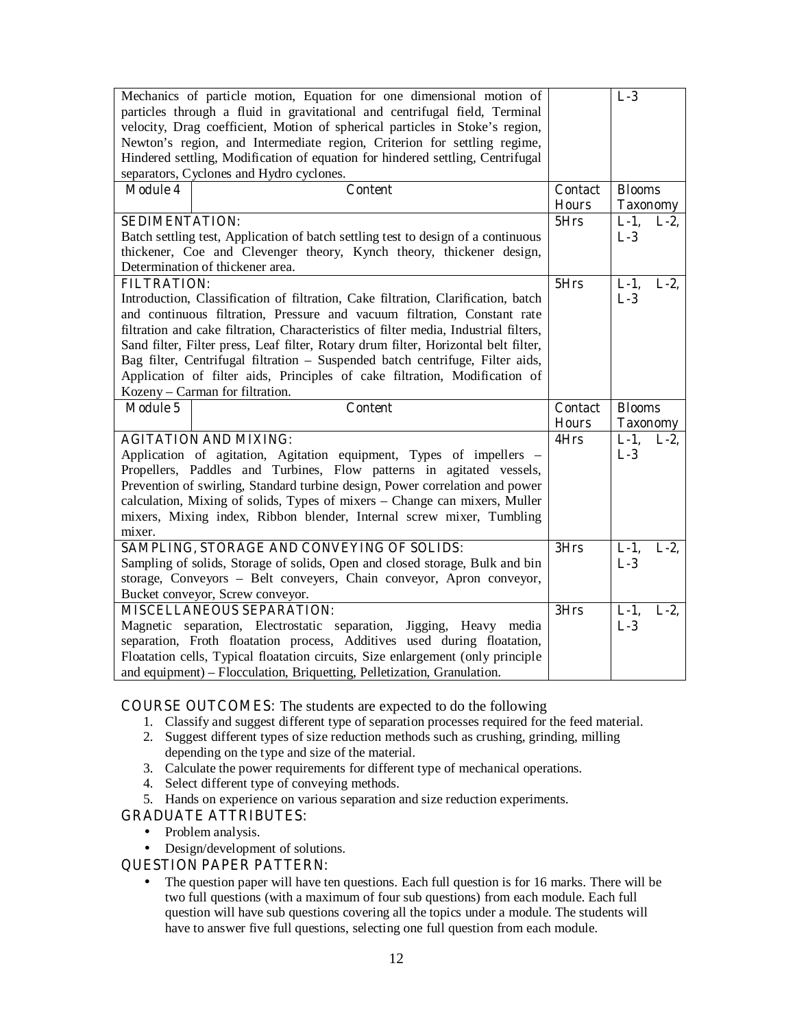| | | | |
|---|---|---|---|
| Mechanics of particle motion, Equation for one dimensional motion of particles through a fluid in gravitational and centrifugal field, Terminal velocity, Drag coefficient, Motion of spherical particles in Stoke's region, Newton's region, and Intermediate region, Criterion for settling regime, Hindered settling, Modification of equation for hindered settling, Centrifugal separators, Cyclones and Hydro cyclones. | | | L-3 |
| **Module 4** | **Content** | **Contact Hours** | **Blooms Taxonomy** |
| **SEDIMENTATION:** Batch settling test, Application of batch settling test to design of a continuous thickener, Coe and Clevenger theory, Kynch theory, thickener design, Determination of thickener area. | | 5Hrs | L-1, L-2, L-3 |
| **FILTRATION:** Introduction, Classification of filtration, Cake filtration, Clarification, batch and continuous filtration, Pressure and vacuum filtration, Constant rate filtration and cake filtration, Characteristics of filter media, Industrial filters, Sand filter, Filter press, Leaf filter, Rotary drum filter, Horizontal belt filter, Bag filter, Centrifugal filtration – Suspended batch centrifuge, Filter aids, Application of filter aids, Principles of cake filtration, Modification of Kozeny – Carman for filtration. | | 5Hrs | L-1, L-2, L-3 |
| **Module 5** | **Content** | **Contact Hours** | **Blooms Taxonomy** |
| **AGITATION AND MIXING:** Application of agitation, Agitation equipment, Types of impellers – Propellers, Paddles and Turbines, Flow patterns in agitated vessels, Prevention of swirling, Standard turbine design, Power correlation and power calculation, Mixing of solids, Types of mixers – Change can mixers, Muller mixers, Mixing index, Ribbon blender, Internal screw mixer, Tumbling mixer. | | 4Hrs | L-1, L-2, L-3 |
| **SAMPLING, STORAGE AND CONVEYING OF SOLIDS:** Sampling of solids, Storage of solids, Open and closed storage, Bulk and bin storage, Conveyors – Belt conveyers, Chain conveyor, Apron conveyor, Bucket conveyor, Screw conveyor. | | 3Hrs | L-1, L-2, L-3 |
| **MISCELLANEOUS SEPARATION:** Magnetic separation, Electrostatic separation, Jigging, Heavy media separation, Froth floatation process, Additives used during floatation, Floatation cells, Typical floatation circuits, Size enlargement (only principle and equipment) – Flocculation, Briquetting, Pelletization, Granulation. | | 3Hrs | L-1, L-2, L-3 |

**COURSE OUTCOMES**: The students are expected to do the following

1. Classify and suggest different type of separation processes required for the feed material.
2. Suggest different types of size reduction methods such as crushing, grinding, milling depending on the type and size of the material.
3. Calculate the power requirements for different type of mechanical operations.
4. Select different type of conveying methods.
5. Hands on experience on various separation and size reduction experiments.

**GRADUATE ATTRIBUTES:**

- Problem analysis.
- Design/development of solutions.

**QUESTION PAPER PATTERN:**

- The question paper will have ten questions. Each full question is for 16 marks. There will be two full questions (with a maximum of four sub questions) from each module. Each full question will have sub questions covering all the topics under a module. The students will have to answer five full questions, selecting one full question from each module.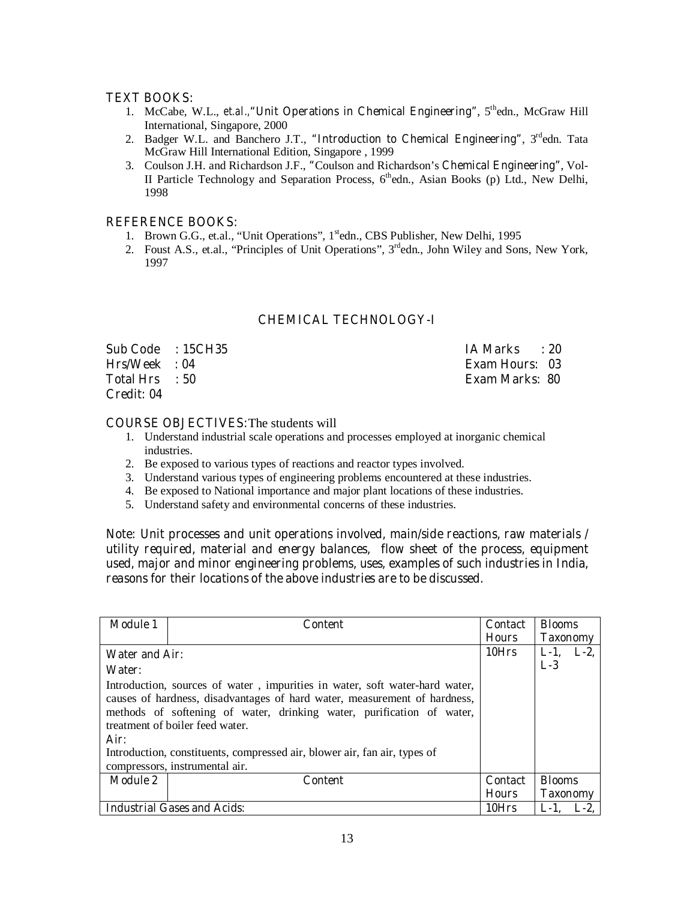**TEXT BOOKS:**

1. McCabe, W.L., *et.al.*,"Unit Operations in Chemical Engineering", 5[th]edn., McGraw Hill International, Singapore, 2000
2. Badger W.L. and Banchero J.T., "Introduction to Chemical Engineering", 3[rd]edn. Tata McGraw Hill International Edition, Singapore , 1999
3. Coulson J.H. and Richardson J.F., "Coulson and Richardson's Chemical Engineering", Vol-II Particle Technology and Separation Process, 6[th]edn., Asian Books (p) Ltd., New Delhi, 1998

**REFERENCE BOOKS:**

1. Brown G.G., et.al., "Unit Operations", 1[st]edn., CBS Publisher, New Delhi, 1995
2. Foust A.S., et.al., "Principles of Unit Operations", 3[rd]edn., John Wiley and Sons, New York, 1997

## CHEMICAL TECHNOLOGY-I

| | |
|---|---|
| Sub Code : 15CH35 | IA Marks : 20 |
| Hrs/Week : 04 | Exam Hours: 03 |
| Total Hrs : 50 | Exam Marks: 80 |
| Credit: 04 | |

**COURSE OBJECTIVES:**The students will

1. Understand industrial scale operations and processes employed at inorganic chemical industries.
2. Be exposed to various types of reactions and reactor types involved.
3. Understand various types of engineering problems encountered at these industries.
4. Be exposed to National importance and major plant locations of these industries.
5. Understand safety and environmental concerns of these industries.

Note: Unit processes and unit operations involved, main/side reactions, raw materials / utility required, material and energy balances, flow sheet of the process, equipment used, major and minor engineering problems, uses, examples of such industries in India, reasons for their locations of the above industries are to be discussed.

| Module 1 | Content | Contact Hours | Blooms Taxonomy |
|---|---|---|---|
| **Water and Air:**<br>**Water:**<br>Introduction, sources of water , impurities in water, soft water-hard water, causes of hardness, disadvantages of hard water, measurement of hardness, methods of softening of water, drinking water, purification of water, treatment of boiler feed water.<br>**Air:**<br>Introduction, constituents, compressed air, blower air, fan air, types of compressors, instrumental air. | | 10Hrs | L-1, L-2, L-3 |
| **Module 2** | **Content** | **Contact Hours** | **Blooms Taxonomy** |
| **Industrial Gases and Acids:** | | 10Hrs | L-1, L-2, |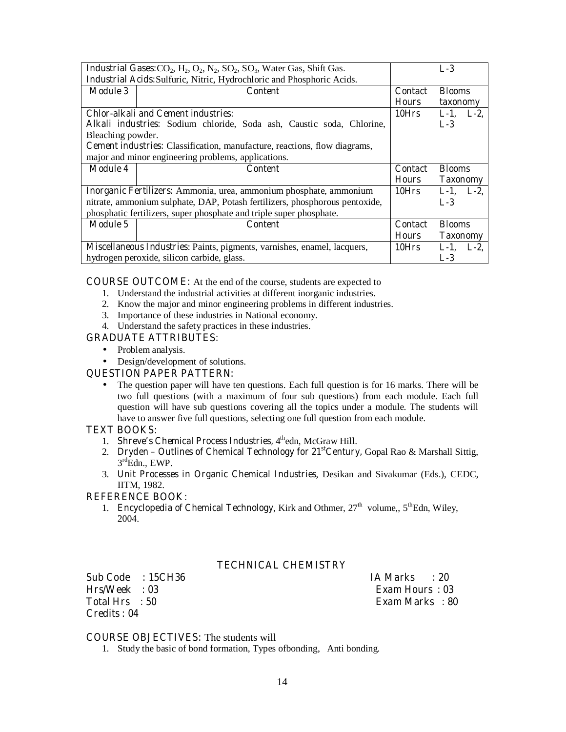| | | | |
|---|---|---|---|
| **Industrial Gases:** $CO_2$, $H_2$, $O_2$, $N_2$, $SO_2$, $SO_3$, Water Gas, Shift Gas.<br>**Industrial Acids:** Sulfuric, Nitric, Hydrochloric and Phosphoric Acids. | | | L-3 |
| **Module 3** | **Content** | **Contact Hours** | **Blooms taxonomy** |
| **Chlor-alkali and Cement industries:**<br>**Alkali industries:** Sodium chloride, Soda ash, Caustic soda, Chlorine, Bleaching powder.<br>**Cement industries:** Classification, manufacture, reactions, flow diagrams, major and minor engineering problems, applications. | | 10Hrs | L-1, L-2, L-3 |
| **Module 4** | **Content** | **Contact Hours** | **Blooms Taxonomy** |
| **Inorganic Fertilizers:** Ammonia, urea, ammonium phosphate, ammonium nitrate, ammonium sulphate, DAP, Potash fertilizers, phosphorous pentoxide, phosphatic fertilizers, super phosphate and triple super phosphate. | | 10Hrs | L-1, L-2, L-3 |
| **Module 5** | **Content** | **Contact Hours** | **Blooms Taxonomy** |
| **Miscellaneous Industries:** Paints, pigments, varnishes, enamel, lacquers, hydrogen peroxide, silicon carbide, glass. | | 10Hrs | L-1, L-2, L-3 |

**COURSE OUTCOME:** At the end of the course, students are expected to

1. Understand the industrial activities at different inorganic industries.
2. Know the major and minor engineering problems in different industries.
3. Importance of these industries in National economy.
4. Understand the safety practices in these industries.

**GRADUATE ATTRIBUTES:**

- Problem analysis.
- Design/development of solutions.

**QUESTION PAPER PATTERN:**

- The question paper will have ten questions. Each full question is for 16 marks. There will be two full questions (with a maximum of four sub questions) from each module. Each full question will have sub questions covering all the topics under a module. The students will have to answer five full questions, selecting one full question from each module.

**TEXT BOOKS:**

1. **Shreve's Chemical Process Industries**, 4th edn, McGraw Hill.
2. **Dryden – Outlines of Chemical Technology for 21st Century**, Gopal Rao & Marshall Sittig, 3rd Edn., EWP.
3. **Unit Processes in Organic Chemical Industries**, Desikan and Sivakumar (Eds.), CEDC, IITM, 1982.

**REFERENCE BOOK:**

1. **Encyclopedia of Chemical Technology**, Kirk and Othmer, 27th volume,, 5th Edn, Wiley, 2004.

## TECHNICAL CHEMISTRY

| | |
|---|---|
| Sub Code : 15CH36 | IA Marks : 20 |
| Hrs/Week : 03 | Exam Hours : 03 |
| Total Hrs : 50 | Exam Marks : 80 |
| Credits : 04 | |

**COURSE OBJECTIVES:** The students will

1. Study the basic of bond formation, Types ofbonding, Anti bonding.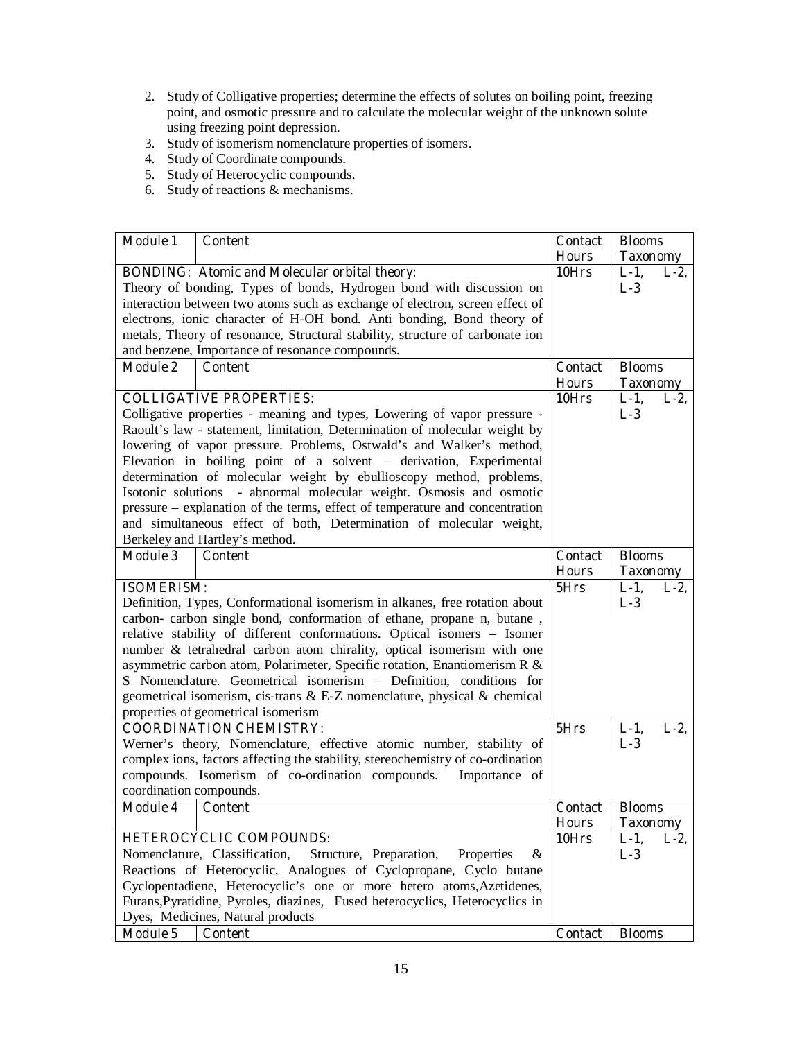2. Study of Colligative properties; determine the effects of solutes on boiling point, freezing point, and osmotic pressure and to calculate the molecular weight of the unknown solute using freezing point depression.
3. Study of isomerism nomenclature properties of isomers.
4. Study of Coordinate compounds.
5. Study of Heterocyclic compounds.
6. Study of reactions & mechanisms.

| Module 1 | Content | Contact Hours | Blooms Taxonomy |
|---|---|---|---|
| **BONDING: Atomic and Molecular orbital theory:** Theory of bonding, Types of bonds, Hydrogen bond with discussion on interaction between two atoms such as exchange of electron, screen effect of electrons, ionic character of H-OH bond. Anti bonding, Bond theory of metals, Theory of resonance, Structural stability, structure of carbonate ion and benzene, Importance of resonance compounds. | | 10Hrs | L-1, L-2, L-3 |
| **Module 2** | **Content** | **Contact Hours** | **Blooms Taxonomy** |
| **COLLIGATIVE PROPERTIES:** Colligative properties - meaning and types, Lowering of vapor pressure - Raoult's law - statement, limitation, Determination of molecular weight by lowering of vapor pressure. Problems, Ostwald's and Walker's method, Elevation in boiling point of a solvent – derivation, Experimental determination of molecular weight by ebullioscopy method, problems, Isotonic solutions - abnormal molecular weight. Osmosis and osmotic pressure – explanation of the terms, effect of temperature and concentration and simultaneous effect of both, Determination of molecular weight, Berkeley and Hartley's method. | | 10Hrs | L-1, L-2, L-3 |
| **Module 3** | **Content** | **Contact Hours** | **Blooms Taxonomy** |
| **ISOMERISM:** Definition, Types, Conformational isomerism in alkanes, free rotation about carbon- carbon single bond, conformation of ethane, propane n, butane , relative stability of different conformations. Optical isomers – Isomer number & tetrahedral carbon atom chirality, optical isomerism with one asymmetric carbon atom, Polarimeter, Specific rotation, Enantiomerism R & S Nomenclature. Geometrical isomerism – Definition, conditions for geometrical isomerism, cis-trans & E-Z nomenclature, physical & chemical properties of geometrical isomerism | | 5Hrs | L-1, L-2, L-3 |
| **COORDINATION CHEMISTRY:** Werner's theory, Nomenclature, effective atomic number, stability of complex ions, factors affecting the stability, stereochemistry of co-ordination compounds. Isomerism of co-ordination compounds. Importance of coordination compounds. | | 5Hrs | L-1, L-2, L-3 |
| **Module 4** | **Content** | **Contact Hours** | **Blooms Taxonomy** |
| **HETEROCYCLIC COMPOUNDS:** Nomenclature, Classification, Structure, Preparation, Properties & Reactions of Heterocyclic, Analogues of Cyclopropane, Cyclo butane Cyclopentadiene, Heterocyclic's one or more hetero atoms,Azetidenes, Furans,Pyratidine, Pyroles, diazines, Fused heterocyclics, Heterocyclics in Dyes, Medicines, Natural products | | 10Hrs | L-1, L-2, L-3 |
| **Module 5** | **Content** | **Contact** | **Blooms** |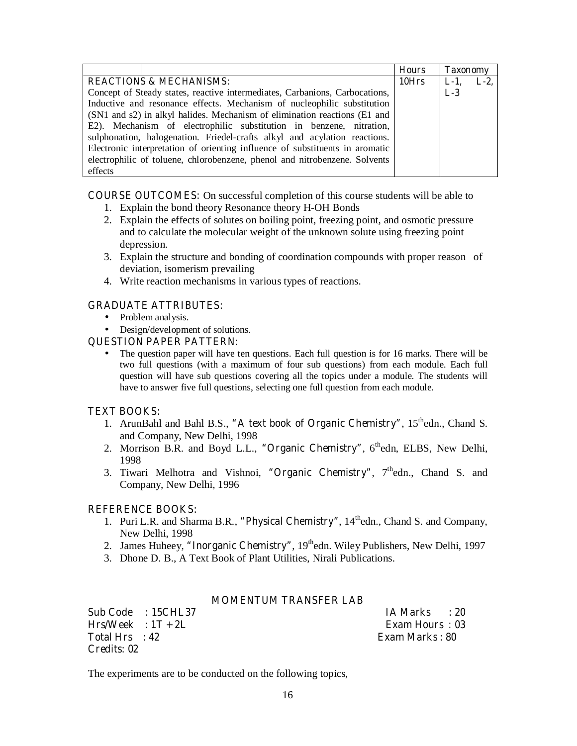| | | Hours | Taxonomy |
|---|---|---|---|
| REACTIONS & MECHANISMS: Concept of Steady states, reactive intermediates, Carbanions, Carbocations, Inductive and resonance effects. Mechanism of nucleophilic substitution (SN1 and s2) in alkyl halides. Mechanism of elimination reactions (E1 and E2). Mechanism of electrophilic substitution in benzene, nitration, sulphonation, halogenation. Friedel-crafts alkyl and acylation reactions. Electronic interpretation of orienting influence of substituents in aromatic electrophilic of toluene, chlorobenzene, phenol and nitrobenzene. Solvents effects | | 10Hrs | L-1, L-2, L-3 |

**COURSE OUTCOMES**: On successful completion of this course students will be able to

1. Explain the bond theory Resonance theory H-OH Bonds
2. Explain the effects of solutes on boiling point, freezing point, and osmotic pressure and to calculate the molecular weight of the unknown solute using freezing point depression.
3. Explain the structure and bonding of coordination compounds with proper reason of deviation, isomerism prevailing
4. Write reaction mechanisms in various types of reactions.

**GRADUATE ATTRIBUTES:**

- Problem analysis.
- Design/development of solutions.

**QUESTION PAPER PATTERN:**

- The question paper will have ten questions. Each full question is for 16 marks. There will be two full questions (with a maximum of four sub questions) from each module. Each full question will have sub questions covering all the topics under a module. The students will have to answer five full questions, selecting one full question from each module.

**TEXT BOOKS:**

1. ArunBahl and Bahl B.S., "*A text book of Organic Chemistry*", 15th edn., Chand S. and Company, New Delhi, 1998
2. Morrison B.R. and Boyd L.L., "*Organic Chemistry*", 6th edn, ELBS, New Delhi, 1998
3. Tiwari Melhotra and Vishnoi, "*Organic Chemistry*", 7th edn., Chand S. and Company, New Delhi, 1996

**REFERENCE BOOKS:**

1. Puri L.R. and Sharma B.R., "*Physical Chemistry*", 14th edn., Chand S. and Company, New Delhi, 1998
2. James Huheey, "*Inorganic Chemistry*", 19th edn. Wiley Publishers, New Delhi, 1997
3. Dhone D. B., A Text Book of Plant Utilities, Nirali Publications.

## MOMENTUM TRANSFER LAB

Sub Code : 15CHL37 — IA Marks : 20
Hrs/Week : 1T + 2L — Exam Hours : 03
Total Hrs : 42 — Exam Marks : 80
Credits: 02

The experiments are to be conducted on the following topics,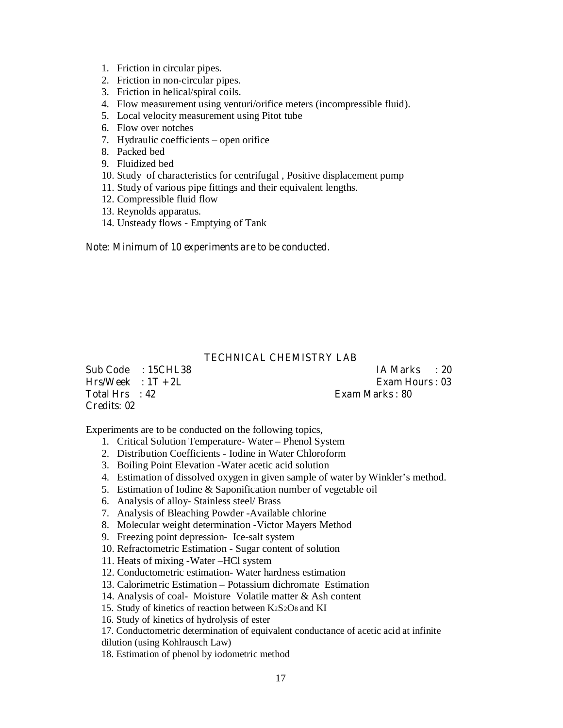1. Friction in circular pipes.
2. Friction in non-circular pipes.
3. Friction in helical/spiral coils.
4. Flow measurement using venturi/orifice meters (incompressible fluid).
5. Local velocity measurement using Pitot tube
6. Flow over notches
7. Hydraulic coefficients – open orifice
8. Packed bed
9. Fluidized bed
10. Study of characteristics for centrifugal , Positive displacement pump
11. Study of various pipe fittings and their equivalent lengths.
12. Compressible fluid flow
13. Reynolds apparatus.
14. Unsteady flows - Emptying of Tank

Note: Minimum of 10 experiments are to be conducted.

## TECHNICAL CHEMISTRY LAB

| | |
|---|---|
| Sub Code : 15CHL38 | IA Marks : 20 |
| Hrs/Week : 1T + 2L | Exam Hours : 03 |
| Total Hrs : 42 | Exam Marks : 80 |
| Credits: 02 | |

Experiments are to be conducted on the following topics,

1. Critical Solution Temperature- Water – Phenol System
2. Distribution Coefficients - Iodine in Water Chloroform
3. Boiling Point Elevation -Water acetic acid solution
4. Estimation of dissolved oxygen in given sample of water by Winkler's method.
5. Estimation of Iodine & Saponification number of vegetable oil
6. Analysis of alloy- Stainless steel/ Brass
7. Analysis of Bleaching Powder -Available chlorine
8. Molecular weight determination -Victor Mayers Method
9. Freezing point depression- Ice-salt system
10. Refractometric Estimation - Sugar content of solution
11. Heats of mixing -Water –HCl system
12. Conductometric estimation- Water hardness estimation
13. Calorimetric Estimation – Potassium dichromate Estimation
14. Analysis of coal- Moisture Volatile matter & Ash content
15. Study of kinetics of reaction between $K_2S_2O_8$ and KI
16. Study of kinetics of hydrolysis of ester
17. Conductometric determination of equivalent conductance of acetic acid at infinite dilution (using Kohlrausch Law)
18. Estimation of phenol by iodometric method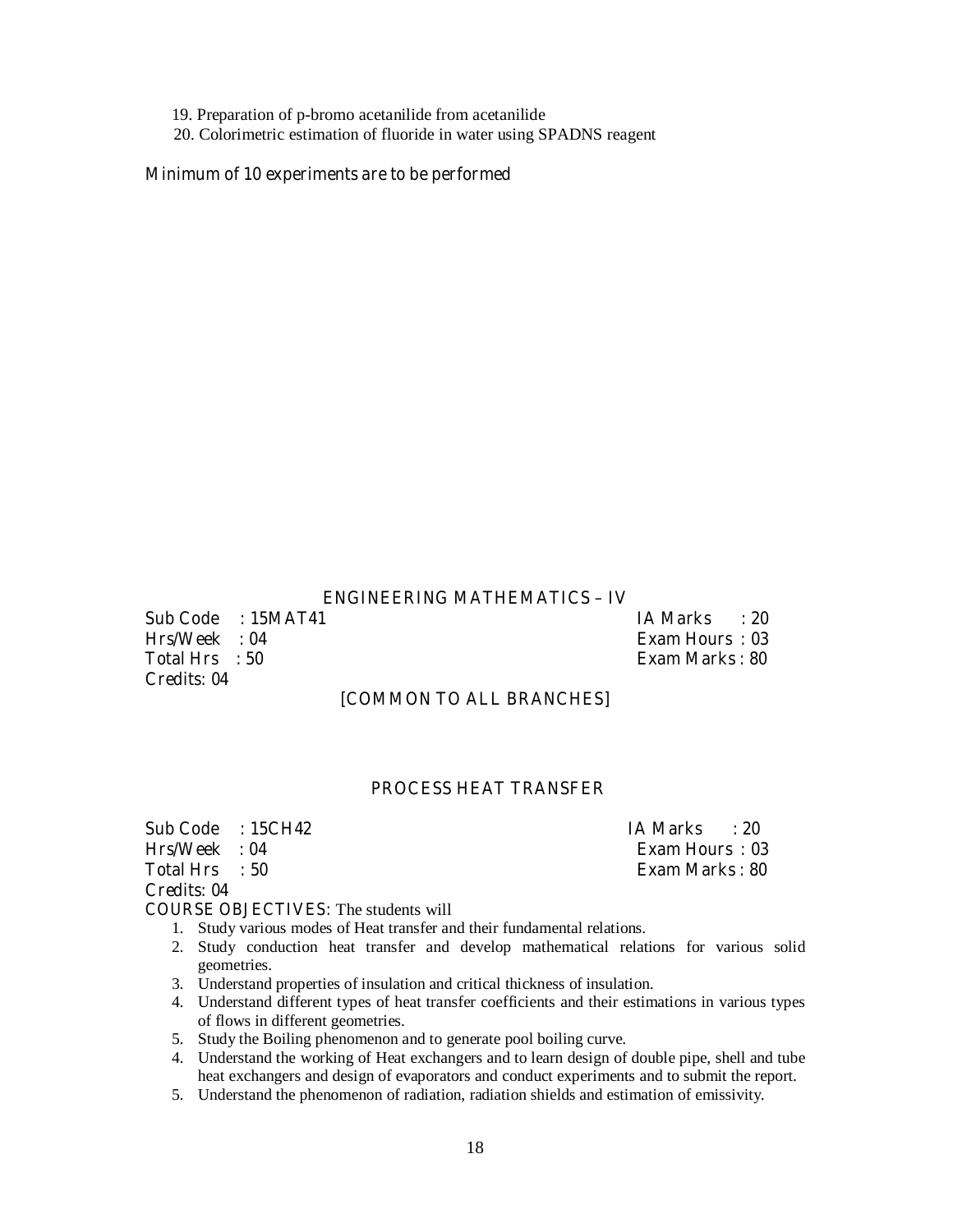19. Preparation of p-bromo acetanilide from acetanilide
20. Colorimetric estimation of fluoride in water using SPADNS reagent

Minimum of 10 experiments are to be performed

## ENGINEERING MATHEMATICS – IV

| | | | |
|---|---|---|---|
| Sub Code | : 15MAT41 | IA Marks | : 20 |
| Hrs/Week | : 04 | Exam Hours | : 03 |
| Total Hrs | : 50 | Exam Marks | : 80 |
| Credits: 04 | | | |

[COMMON TO ALL BRANCHES]

## PROCESS HEAT TRANSFER

| | | | |
|---|---|---|---|
| Sub Code | : 15CH42 | IA Marks | : 20 |
| Hrs/Week | : 04 | Exam Hours | : 03 |
| Total Hrs | : 50 | Exam Marks | : 80 |
| Credits: 04 | | | |

COURSE OBJECTIVES: The students will

1. Study various modes of Heat transfer and their fundamental relations.
2. Study conduction heat transfer and develop mathematical relations for various solid geometries.
3. Understand properties of insulation and critical thickness of insulation.
4. Understand different types of heat transfer coefficients and their estimations in various types of flows in different geometries.
5. Study the Boiling phenomenon and to generate pool boiling curve.
4. Understand the working of Heat exchangers and to learn design of double pipe, shell and tube heat exchangers and design of evaporators and conduct experiments and to submit the report.
5. Understand the phenomenon of radiation, radiation shields and estimation of emissivity.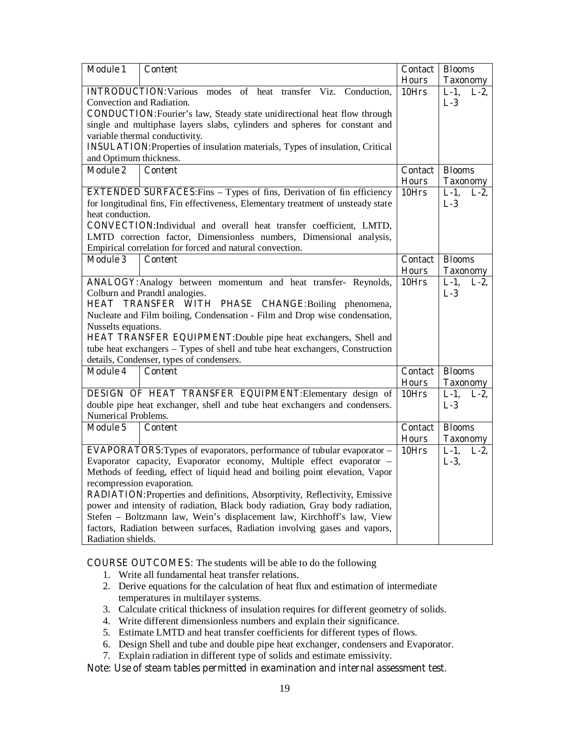| Module 1 | Content | Contact Hours | Blooms Taxonomy |
|---|---|---|---|
| **INTRODUCTION**:Various modes of heat transfer Viz. Conduction, Convection and Radiation.<br>**CONDUCTION**:Fourier's law, Steady state unidirectional heat flow through single and multiphase layers slabs, cylinders and spheres for constant and variable thermal conductivity.<br>**INSULATION**:Properties of insulation materials, Types of insulation, Critical and Optimum thickness. | | 10Hrs | L-1, L-2, L-3 |
| **Module 2** | **Content** | **Contact Hours** | **Blooms Taxonomy** |
| **EXTENDED SURFACES**:Fins – Types of fins, Derivation of fin efficiency for longitudinal fins, Fin effectiveness, Elementary treatment of unsteady state heat conduction.<br>**CONVECTION**:Individual and overall heat transfer coefficient, LMTD, LMTD correction factor, Dimensionless numbers, Dimensional analysis, Empirical correlation for forced and natural convection. | | 10Hrs | L-1, L-2, L-3 |
| **Module 3** | **Content** | **Contact Hours** | **Blooms Taxonomy** |
| **ANALOGY**:Analogy between momentum and heat transfer- Reynolds, Colburn and Prandtl analogies.<br>**HEAT TRANSFER WITH PHASE CHANGE**:Boiling phenomena, Nucleate and Film boiling, Condensation - Film and Drop wise condensation, Nusselts equations.<br>**HEAT TRANSFER EQUIPMENT**:Double pipe heat exchangers, Shell and tube heat exchangers – Types of shell and tube heat exchangers, Construction details, Condenser, types of condensers. | | 10Hrs | L-1, L-2, L-3 |
| **Module 4** | **Content** | **Contact Hours** | **Blooms Taxonomy** |
| **DESIGN OF HEAT TRANSFER EQUIPMENT**:Elementary design of double pipe heat exchanger, shell and tube heat exchangers and condensers. Numerical Problems. | | 10Hrs | L-1, L-2, L-3 |
| **Module 5** | **Content** | **Contact Hours** | **Blooms Taxonomy** |
| **EVAPORATORS**:Types of evaporators, performance of tubular evaporator – Evaporator capacity, Evaporator economy, Multiple effect evaporator – Methods of feeding, effect of liquid head and boiling point elevation, Vapor recompression evaporation.<br>**RADIATION**:Properties and definitions, Absorptivity, Reflectivity, Emissive power and intensity of radiation, Black body radiation, Gray body radiation, Stefen – Boltzmann law, Wein's displacement law, Kirchhoff's law, View factors, Radiation between surfaces, Radiation involving gases and vapors, Radiation shields. | | 10Hrs | L-1, L-2, L-3, |

**COURSE OUTCOMES**: The students will be able to do the following

1. Write all fundamental heat transfer relations.
2. Derive equations for the calculation of heat flux and estimation of intermediate temperatures in multilayer systems.
3. Calculate critical thickness of insulation requires for different geometry of solids.
4. Write different dimensionless numbers and explain their significance.
5. Estimate LMTD and heat transfer coefficients for different types of flows.
6. Design Shell and tube and double pipe heat exchanger, condensers and Evaporator.
7. Explain radiation in different type of solids and estimate emissivity.

**Note: Use of steam tables permitted in examination and internal assessment test.**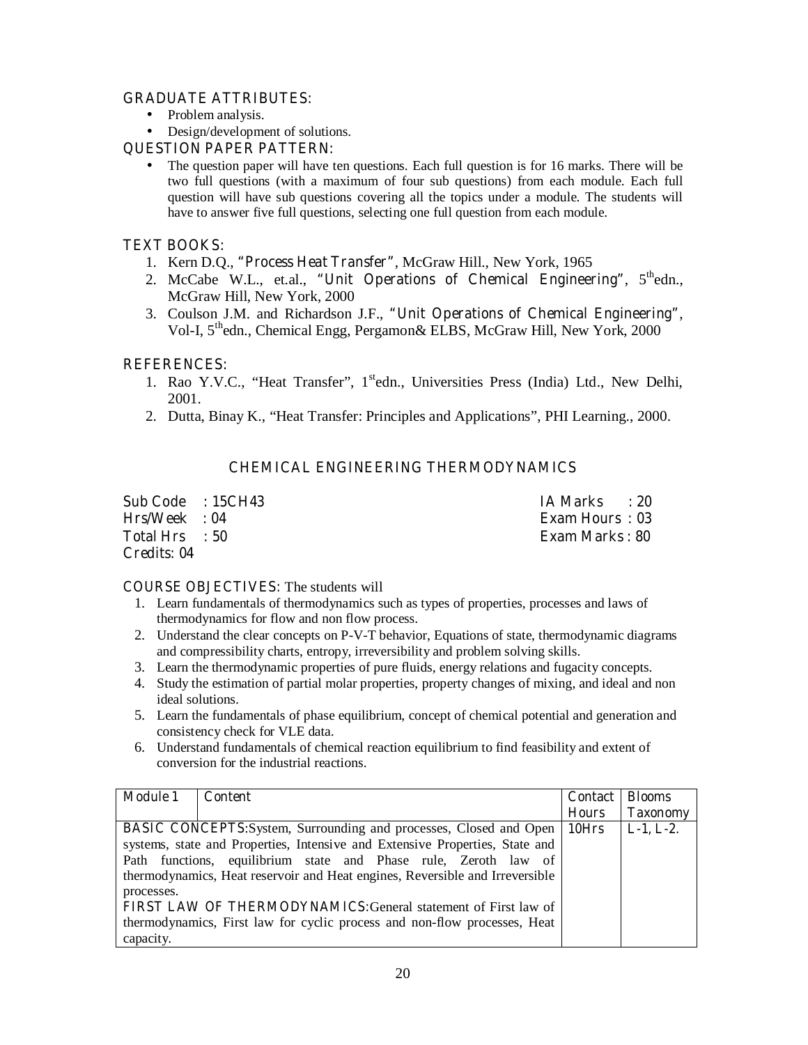**GRADUATE ATTRIBUTES:**

- Problem analysis.
- Design/development of solutions.

**QUESTION PAPER PATTERN:**

- The question paper will have ten questions. Each full question is for 16 marks. There will be two full questions (with a maximum of four sub questions) from each module. Each full question will have sub questions covering all the topics under a module. The students will have to answer five full questions, selecting one full question from each module.

**TEXT BOOKS:**

1. Kern D.Q., **"Process Heat Transfer"**, McGraw Hill., New York, 1965
2. McCabe W.L., et.al., **"Unit Operations of Chemical Engineering"**, 5thedn., McGraw Hill, New York, 2000
3. Coulson J.M. and Richardson J.F., **"Unit Operations of Chemical Engineering"**, Vol-I, 5thedn., Chemical Engg, Pergamon& ELBS, McGraw Hill, New York, 2000

**REFERENCES:**

1. Rao Y.V.C., "Heat Transfer", 1stedn., Universities Press (India) Ltd., New Delhi, 2001.
2. Dutta, Binay K., "Heat Transfer: Principles and Applications", PHI Learning., 2000.

## CHEMICAL ENGINEERING THERMODYNAMICS

| | | | |
|---|---|---|---|
| **Sub Code** | **: 15CH43** | **IA Marks** | **: 20** |
| **Hrs/Week** | **: 04** | **Exam Hours** | **: 03** |
| **Total Hrs** | **: 50** | **Exam Marks** | **: 80** |
| **Credits: 04** | | | |

**COURSE OBJECTIVES:** The students will

1. Learn fundamentals of thermodynamics such as types of properties, processes and laws of thermodynamics for flow and non flow process.
2. Understand the clear concepts on P-V-T behavior, Equations of state, thermodynamic diagrams and compressibility charts, entropy, irreversibility and problem solving skills.
3. Learn the thermodynamic properties of pure fluids, energy relations and fugacity concepts.
4. Study the estimation of partial molar properties, property changes of mixing, and ideal and non ideal solutions.
5. Learn the fundamentals of phase equilibrium, concept of chemical potential and generation and consistency check for VLE data.
6. Understand fundamentals of chemical reaction equilibrium to find feasibility and extent of conversion for the industrial reactions.

| Module 1 | Content | Contact Hours | Blooms Taxonomy |
|---|---|---|---|
| **BASIC CONCEPTS:** System, Surrounding and processes, Closed and Open systems, state and Properties, Intensive and Extensive Properties, State and Path functions, equilibrium state and Phase rule, Zeroth law of thermodynamics, Heat reservoir and Heat engines, Reversible and Irreversible processes. **FIRST LAW OF THERMODYNAMICS:** General statement of First law of thermodynamics, First law for cyclic process and non-flow processes, Heat capacity. | | 10Hrs | L-1, L-2. |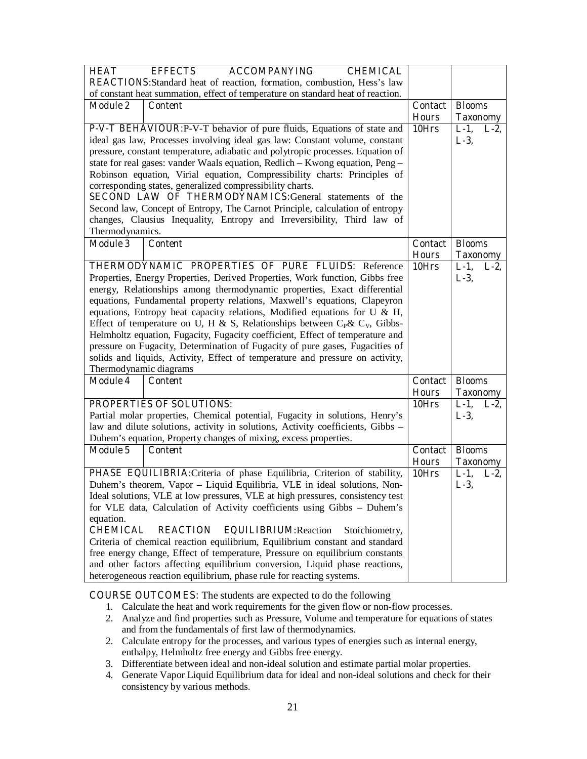| | | | |
|---|---|---|---|
| **HEAT EFFECTS ACCOMPANYING CHEMICAL REACTIONS**:Standard heat of reaction, formation, combustion, Hess's law of constant heat summation, effect of temperature on standard heat of reaction. | | | |
| **Module 2** | **Content** | **Contact Hours** | **Blooms Taxonomy** |
| **P-V-T BEHAVIOUR**:P-V-T behavior of pure fluids, Equations of state and ideal gas law, Processes involving ideal gas law: Constant volume, constant pressure, constant temperature, adiabatic and polytropic processes. Equation of state for real gases: vander Waals equation, Redlich – Kwong equation, Peng – Robinson equation, Virial equation, Compressibility charts: Principles of corresponding states, generalized compressibility charts. **SECOND LAW OF THERMODYNAMICS**:General statements of the Second law, Concept of Entropy, The Carnot Principle, calculation of entropy changes, Clausius Inequality, Entropy and Irreversibility, Third law of Thermodynamics. | | **10Hrs** | **L-1, L-2, L-3,** |
| **Module 3** | **Content** | **Contact Hours** | **Blooms Taxonomy** |
| **THERMODYNAMIC PROPERTIES OF PURE FLUIDS**: Reference Properties, Energy Properties, Derived Properties, Work function, Gibbs free energy, Relationships among thermodynamic properties, Exact differential equations, Fundamental property relations, Maxwell's equations, Clapeyron equations, Entropy heat capacity relations, Modified equations for U & H, Effect of temperature on U, H & S, Relationships between $C_P$& $C_V$, Gibbs-Helmholtz equation, Fugacity, Fugacity coefficient, Effect of temperature and pressure on Fugacity, Determination of Fugacity of pure gases, Fugacities of solids and liquids, Activity, Effect of temperature and pressure on activity, Thermodynamic diagrams | | **10Hrs** | **L-1, L-2, L-3,** |
| **Module 4** | **Content** | **Contact Hours** | **Blooms Taxonomy** |
| **PROPERTIES OF SOLUTIONS**: Partial molar properties, Chemical potential, Fugacity in solutions, Henry's law and dilute solutions, activity in solutions, Activity coefficients, Gibbs – Duhem's equation, Property changes of mixing, excess properties. | | **10Hrs** | **L-1, L-2, L-3,** |
| **Module 5** | **Content** | **Contact Hours** | **Blooms Taxonomy** |
| **PHASE EQUILIBRIA**:Criteria of phase Equilibria, Criterion of stability, Duhem's theorem, Vapor – Liquid Equilibria, VLE in ideal solutions, Non-Ideal solutions, VLE at low pressures, VLE at high pressures, consistency test for VLE data, Calculation of Activity coefficients using Gibbs – Duhem's equation. **CHEMICAL REACTION EQUILIBRIUM**:Reaction Stoichiometry, Criteria of chemical reaction equilibrium, Equilibrium constant and standard free energy change, Effect of temperature, Pressure on equilibrium constants and other factors affecting equilibrium conversion, Liquid phase reactions, heterogeneous reaction equilibrium, phase rule for reacting systems. | | **10Hrs** | **L-1, L-2, L-3,** |

**COURSE OUTCOMES**: The students are expected to do the following

1. Calculate the heat and work requirements for the given flow or non-flow processes.
2. Analyze and find properties such as Pressure, Volume and temperature for equations of states and from the fundamentals of first law of thermodynamics.
2. Calculate entropy for the processes, and various types of energies such as internal energy, enthalpy, Helmholtz free energy and Gibbs free energy.
3. Differentiate between ideal and non-ideal solution and estimate partial molar properties.
4. Generate Vapor Liquid Equilibrium data for ideal and non-ideal solutions and check for their consistency by various methods.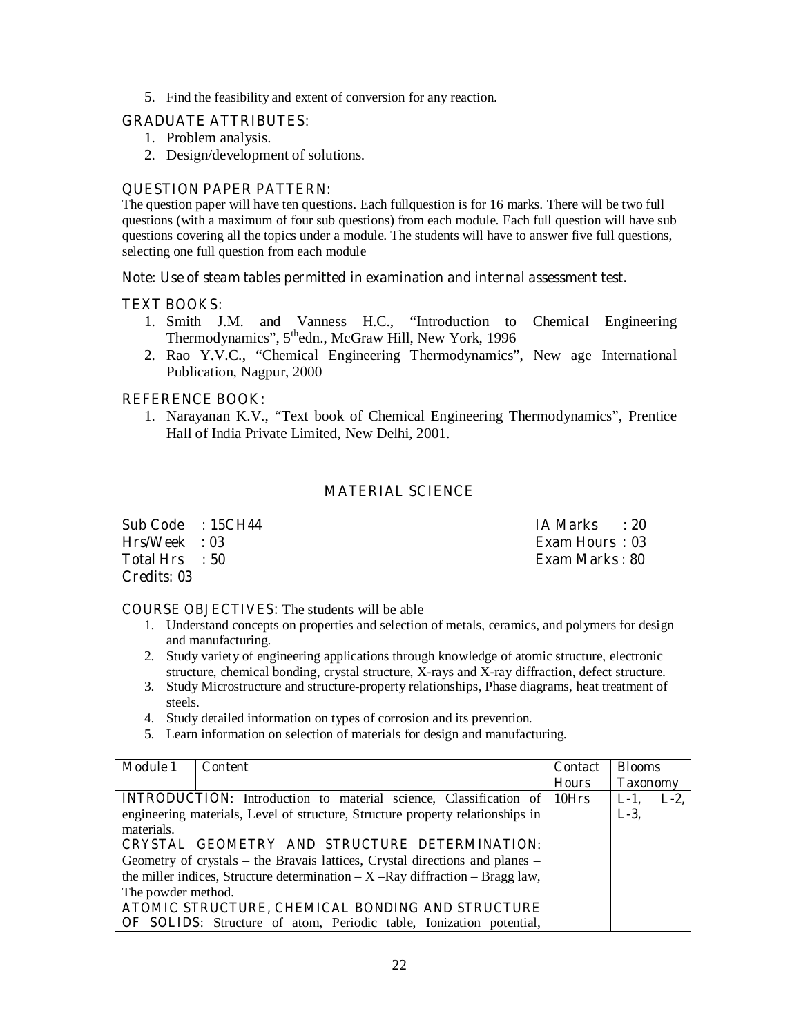5. Find the feasibility and extent of conversion for any reaction.

**GRADUATE ATTRIBUTES:**

1. Problem analysis.
2. Design/development of solutions.

**QUESTION PAPER PATTERN:**

The question paper will have ten questions. Each fullquestion is for 16 marks. There will be two full questions (with a maximum of four sub questions) from each module. Each full question will have sub questions covering all the topics under a module. The students will have to answer five full questions, selecting one full question from each module

*Note: Use of steam tables permitted in examination and internal assessment test.*

**TEXT BOOKS:**

1. Smith J.M. and Vanness H.C., "Introduction to Chemical Engineering Thermodynamics", 5th edn., McGraw Hill, New York, 1996
2. Rao Y.V.C., "Chemical Engineering Thermodynamics", New age International Publication, Nagpur, 2000

**REFERENCE BOOK:**

1. Narayanan K.V., "Text book of Chemical Engineering Thermodynamics", Prentice Hall of India Private Limited, New Delhi, 2001.

## MATERIAL SCIENCE

| | | | |
|---|---|---|---|
| Sub Code | : 15CH44 | IA Marks | : 20 |
| Hrs/Week | : 03 | Exam Hours | : 03 |
| Total Hrs | : 50 | Exam Marks | : 80 |
| Credits: 03 | | | |

**COURSE OBJECTIVES:** The students will be able

1. Understand concepts on properties and selection of metals, ceramics, and polymers for design and manufacturing.
2. Study variety of engineering applications through knowledge of atomic structure, electronic structure, chemical bonding, crystal structure, X-rays and X-ray diffraction, defect structure.
3. Study Microstructure and structure-property relationships, Phase diagrams, heat treatment of steels.
4. Study detailed information on types of corrosion and its prevention.
5. Learn information on selection of materials for design and manufacturing.

| Module 1 | Content | Contact Hours | Blooms Taxonomy |
|---|---|---|---|
| **INTRODUCTION:** Introduction to material science, Classification of engineering materials, Level of structure, Structure property relationships in materials. **CRYSTAL GEOMETRY AND STRUCTURE DETERMINATION:** Geometry of crystals – the Bravais lattices, Crystal directions and planes – the miller indices, Structure determination – X –Ray diffraction – Bragg law, The powder method. **ATOMIC STRUCTURE, CHEMICAL BONDING AND STRUCTURE OF SOLIDS:** Structure of atom, Periodic table, Ionization potential, | | 10Hrs | L-1, L-2, L-3, |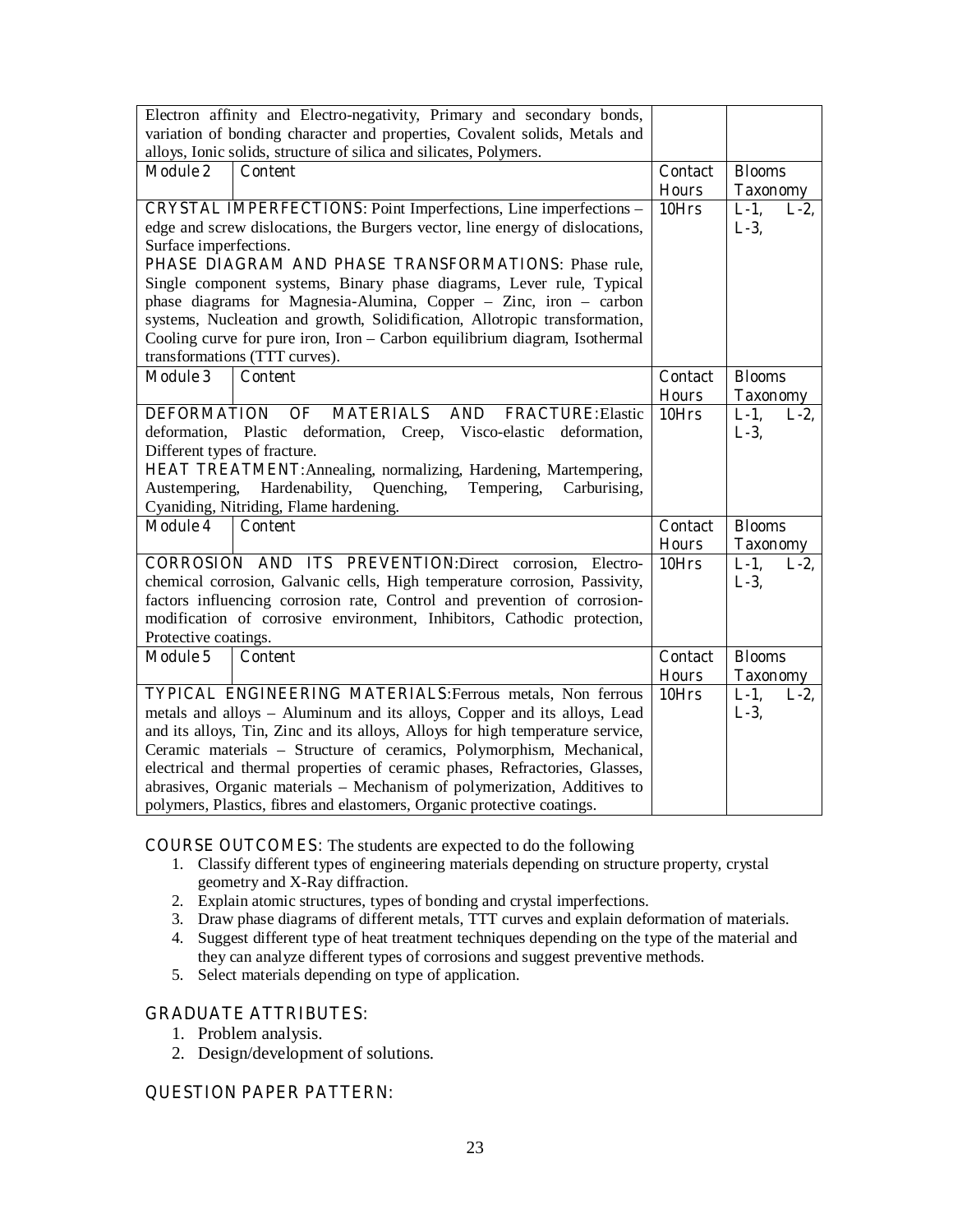| | | | |
|---|---|---|---|
| Electron affinity and Electro-negativity, Primary and secondary bonds, variation of bonding character and properties, Covalent solids, Metals and alloys, Ionic solids, structure of silica and silicates, Polymers. | | | |
| **Module 2** | **Content** | **Contact Hours** | **Blooms Taxonomy** |
| **CRYSTAL IMPERFECTIONS**: Point Imperfections, Line imperfections – edge and screw dislocations, the Burgers vector, line energy of dislocations, Surface imperfections.<br>**PHASE DIAGRAM AND PHASE TRANSFORMATIONS**: Phase rule, Single component systems, Binary phase diagrams, Lever rule, Typical phase diagrams for Magnesia-Alumina, Copper – Zinc, iron – carbon systems, Nucleation and growth, Solidification, Allotropic transformation, Cooling curve for pure iron, Iron – Carbon equilibrium diagram, Isothermal transformations (TTT curves). | | **10Hrs** | **L-1, L-2, L-3,** |
| **Module 3** | **Content** | **Contact Hours** | **Blooms Taxonomy** |
| **DEFORMATION OF MATERIALS AND FRACTURE**:Elastic deformation, Plastic deformation, Creep, Visco-elastic deformation, Different types of fracture.<br>**HEAT TREATMENT**:Annealing, normalizing, Hardening, Martempering, Austempering, Hardenability, Quenching, Tempering, Carburising, Cyaniding, Nitriding, Flame hardening. | | **10Hrs** | **L-1, L-2, L-3,** |
| **Module 4** | **Content** | **Contact Hours** | **Blooms Taxonomy** |
| **CORROSION AND ITS PREVENTION**:Direct corrosion, Electro-chemical corrosion, Galvanic cells, High temperature corrosion, Passivity, factors influencing corrosion rate, Control and prevention of corrosion-modification of corrosive environment, Inhibitors, Cathodic protection, Protective coatings. | | **10Hrs** | **L-1, L-2, L-3,** |
| **Module 5** | **Content** | **Contact Hours** | **Blooms Taxonomy** |
| **TYPICAL ENGINEERING MATERIALS**:Ferrous metals, Non ferrous metals and alloys – Aluminum and its alloys, Copper and its alloys, Lead and its alloys, Tin, Zinc and its alloys, Alloys for high temperature service, Ceramic materials – Structure of ceramics, Polymorphism, Mechanical, electrical and thermal properties of ceramic phases, Refractories, Glasses, abrasives, Organic materials – Mechanism of polymerization, Additives to polymers, Plastics, fibres and elastomers, Organic protective coatings. | | **10Hrs** | **L-1, L-2, L-3,** |

**COURSE OUTCOMES**: The students are expected to do the following

1. Classify different types of engineering materials depending on structure property, crystal geometry and X-Ray diffraction.
2. Explain atomic structures, types of bonding and crystal imperfections.
3. Draw phase diagrams of different metals, TTT curves and explain deformation of materials.
4. Suggest different type of heat treatment techniques depending on the type of the material and they can analyze different types of corrosions and suggest preventive methods.
5. Select materials depending on type of application.

**GRADUATE ATTRIBUTES**:

1. Problem analysis.
2. Design/development of solutions.

**QUESTION PAPER PATTERN**: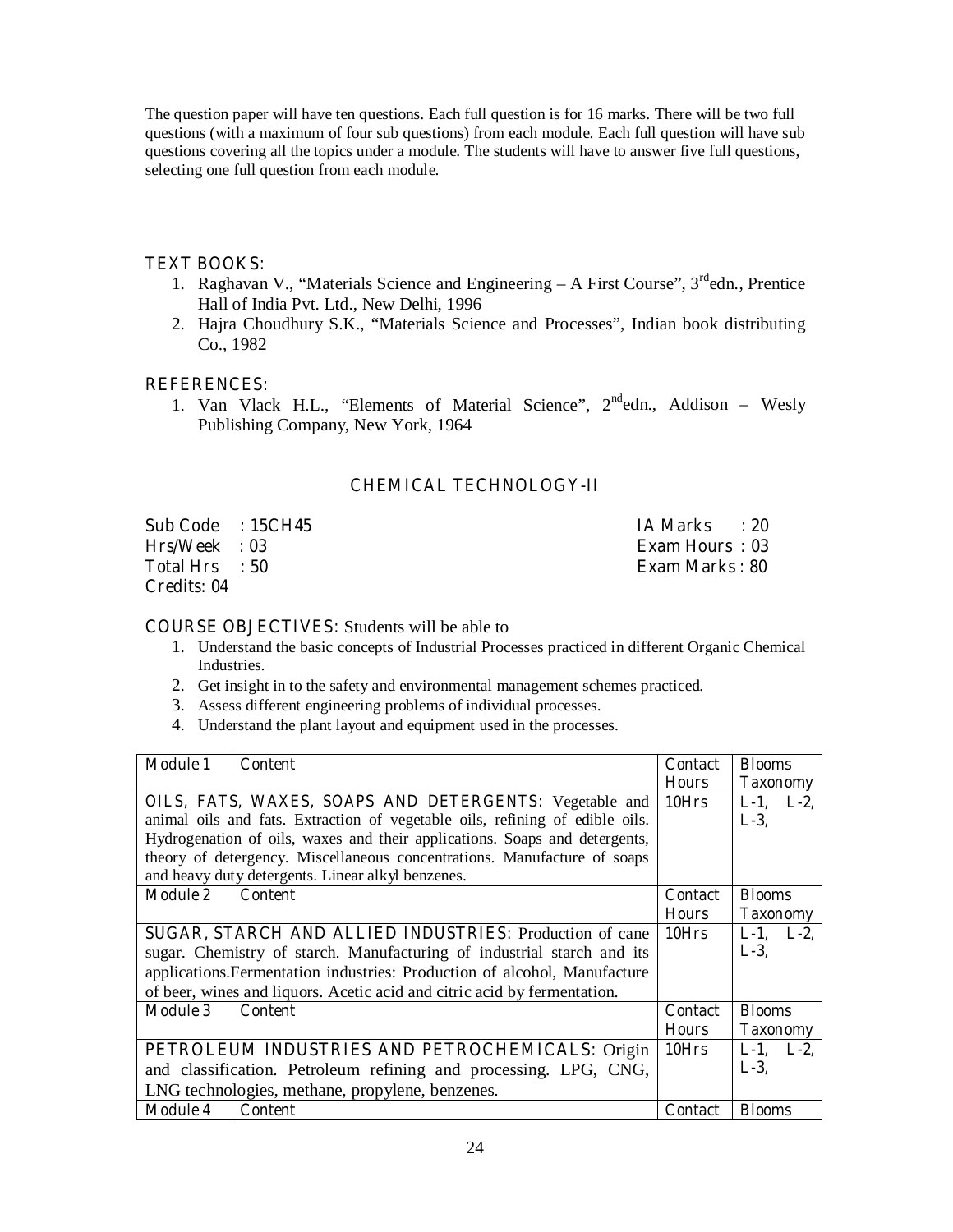The question paper will have ten questions. Each full question is for 16 marks. There will be two full questions (with a maximum of four sub questions) from each module. Each full question will have sub questions covering all the topics under a module. The students will have to answer five full questions, selecting one full question from each module.

**TEXT BOOKS:**

1. Raghavan V., "Materials Science and Engineering – A First Course", 3rd edn., Prentice Hall of India Pvt. Ltd., New Delhi, 1996
2. Hajra Choudhury S.K., "Materials Science and Processes", Indian book distributing Co., 1982

**REFERENCES:**

1. Van Vlack H.L., "Elements of Material Science", 2nd edn., Addison – Wesly Publishing Company, New York, 1964

## CHEMICAL TECHNOLOGY-II

| | |
|---|---|
| Sub Code : 15CH45 | IA Marks : 20 |
| Hrs/Week : 03 | Exam Hours : 03 |
| Total Hrs : 50 | Exam Marks : 80 |
| Credits: 04 | |

**COURSE OBJECTIVES:** Students will be able to

1. Understand the basic concepts of Industrial Processes practiced in different Organic Chemical Industries.
2. Get insight in to the safety and environmental management schemes practiced.
3. Assess different engineering problems of individual processes.
4. Understand the plant layout and equipment used in the processes.

| Module 1 | Content | Contact Hours | Blooms Taxonomy |
|---|---|---|---|
| **OILS, FATS, WAXES, SOAPS AND DETERGENTS:** Vegetable and animal oils and fats. Extraction of vegetable oils, refining of edible oils. Hydrogenation of oils, waxes and their applications. Soaps and detergents, theory of detergency. Miscellaneous concentrations. Manufacture of soaps and heavy duty detergents. Linear alkyl benzenes. | | 10Hrs | L-1, L-2, L-3, |
| **Module 2** | **Content** | **Contact Hours** | **Blooms Taxonomy** |
| **SUGAR, STARCH AND ALLIED INDUSTRIES:** Production of cane sugar. Chemistry of starch. Manufacturing of industrial starch and its applications.Fermentation industries: Production of alcohol, Manufacture of beer, wines and liquors. Acetic acid and citric acid by fermentation. | | 10Hrs | L-1, L-2, L-3, |
| **Module 3** | **Content** | **Contact Hours** | **Blooms Taxonomy** |
| **PETROLEUM INDUSTRIES AND PETROCHEMICALS:** Origin and classification. Petroleum refining and processing. LPG, CNG, LNG technologies, methane, propylene, benzenes. | | 10Hrs | L-1, L-2, L-3, |
| **Module 4** | **Content** | **Contact** | **Blooms** |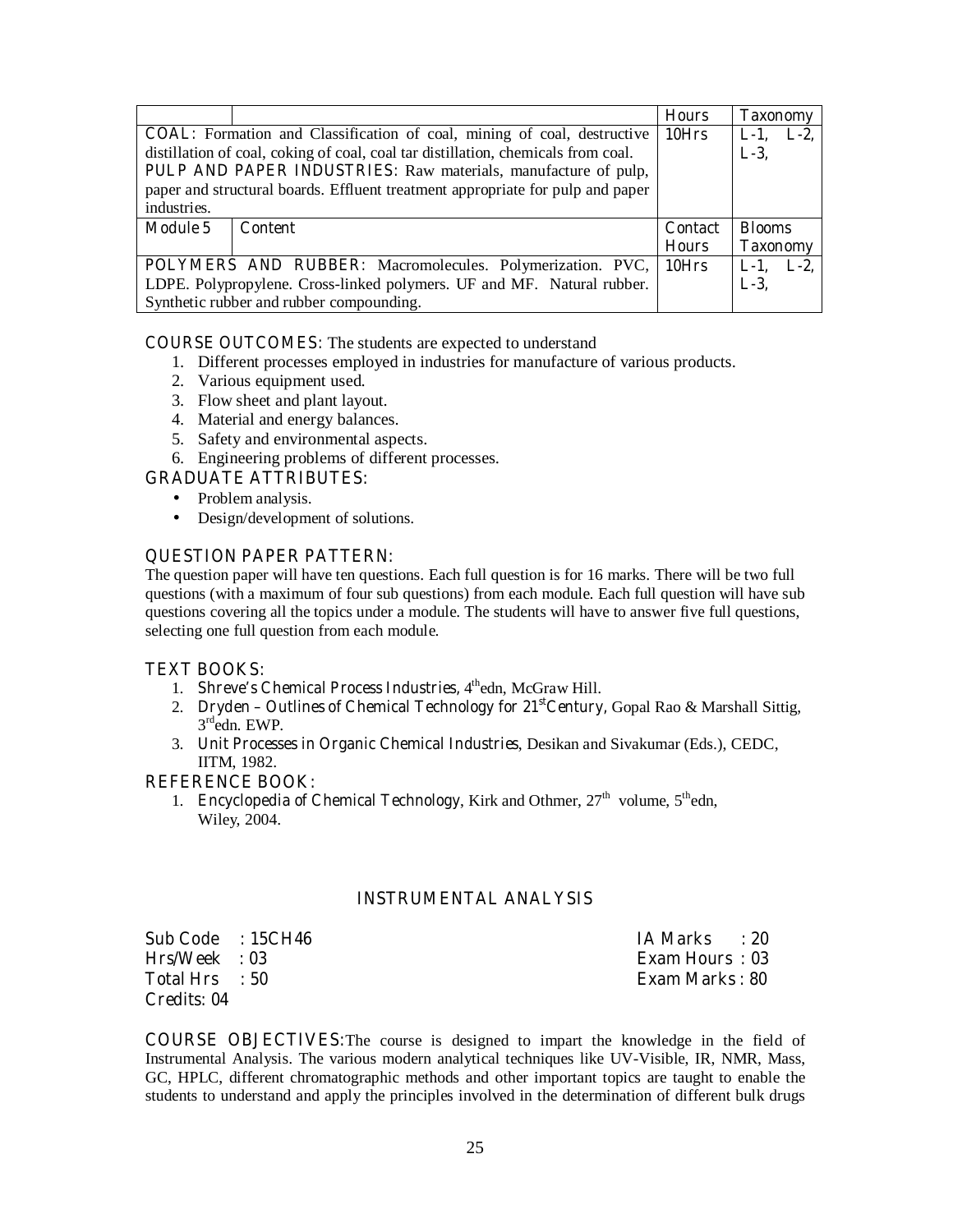| | | Hours | Taxonomy |
|---|---|---|---|
| **COAL**: Formation and Classification of coal, mining of coal, destructive distillation of coal, coking of coal, coal tar distillation, chemicals from coal. **PULP AND PAPER INDUSTRIES**: Raw materials, manufacture of pulp, paper and structural boards. Effluent treatment appropriate for pulp and paper industries. | | 10Hrs | L-1, L-2, L-3, |
| **Module 5** | **Content** | **Contact Hours** | **Blooms Taxonomy** |
| **POLYMERS AND RUBBER**: Macromolecules. Polymerization. PVC, LDPE. Polypropylene. Cross-linked polymers. UF and MF. Natural rubber. Synthetic rubber and rubber compounding. | | 10Hrs | L-1, L-2, L-3, |

**COURSE OUTCOMES**: The students are expected to understand

1. Different processes employed in industries for manufacture of various products.
2. Various equipment used.
3. Flow sheet and plant layout.
4. Material and energy balances.
5. Safety and environmental aspects.
6. Engineering problems of different processes.

**GRADUATE ATTRIBUTES**:

- Problem analysis.
- Design/development of solutions.

**QUESTION PAPER PATTERN**:

The question paper will have ten questions. Each full question is for 16 marks. There will be two full questions (with a maximum of four sub questions) from each module. Each full question will have sub questions covering all the topics under a module. The students will have to answer five full questions, selecting one full question from each module.

**TEXT BOOKS**:

1. *Shreve's Chemical Process Industries*, 4th edn, McGraw Hill.
2. *Dryden – Outlines of Chemical Technology for 21st Century*, Gopal Rao & Marshall Sittig, 3rd edn. EWP.
3. *Unit Processes in Organic Chemical Industries*, Desikan and Sivakumar (Eds.), CEDC, IITM, 1982.

**REFERENCE BOOK**:

1. *Encyclopedia of Chemical Technology*, Kirk and Othmer, 27th volume, 5th edn, Wiley, 2004.

## INSTRUMENTAL ANALYSIS

| | |
|---|---|
| Sub Code : 15CH46 | IA Marks : 20 |
| Hrs/Week : 03 | Exam Hours : 03 |
| Total Hrs : 50 | Exam Marks : 80 |
| Credits: 04 | |

**COURSE OBJECTIVES**: The course is designed to impart the knowledge in the field of Instrumental Analysis. The various modern analytical techniques like UV-Visible, IR, NMR, Mass, GC, HPLC, different chromatographic methods and other important topics are taught to enable the students to understand and apply the principles involved in the determination of different bulk drugs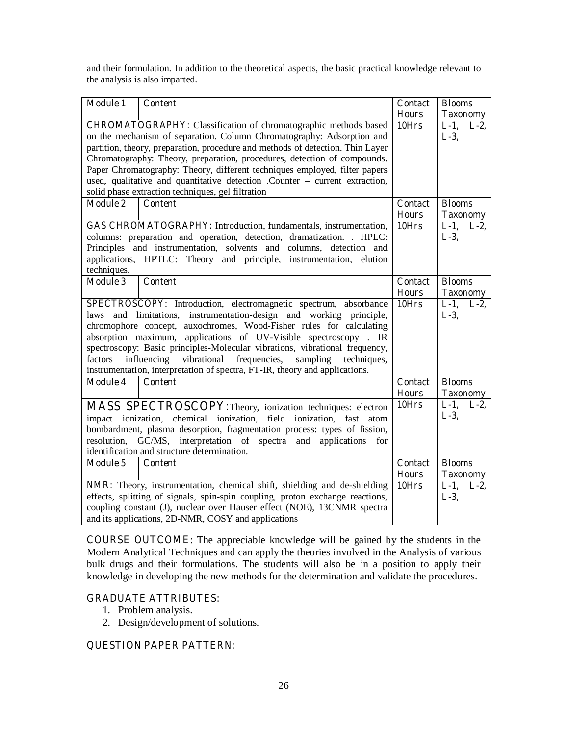and their formulation. In addition to the theoretical aspects, the basic practical knowledge relevant to the analysis is also imparted.

| Module 1 | Content | Contact Hours | Blooms Taxonomy |
|---|---|---|---|
| **CHROMATOGRAPHY:** Classification of chromatographic methods based on the mechanism of separation. Column Chromatography: Adsorption and partition, theory, preparation, procedure and methods of detection. Thin Layer Chromatography: Theory, preparation, procedures, detection of compounds. Paper Chromatography: Theory, different techniques employed, filter papers used, qualitative and quantitative detection .Counter – current extraction, solid phase extraction techniques, gel filtration | | 10Hrs | L-1, L-2, L-3, |
| **Module 2** | **Content** | **Contact Hours** | **Blooms Taxonomy** |
| **GAS CHROMATOGRAPHY:** Introduction, fundamentals, instrumentation, columns: preparation and operation, detection, dramatization. . HPLC: Principles and instrumentation, solvents and columns, detection and applications, HPTLC: Theory and principle, instrumentation, elution techniques. | | 10Hrs | L-1, L-2, L-3, |
| **Module 3** | **Content** | **Contact Hours** | **Blooms Taxonomy** |
| **SPECTROSCOPY:** Introduction, electromagnetic spectrum, absorbance laws and limitations, instrumentation-design and working principle, chromophore concept, auxochromes, Wood-Fisher rules for calculating absorption maximum, applications of UV-Visible spectroscopy . IR spectroscopy: Basic principles-Molecular vibrations, vibrational frequency, factors influencing vibrational frequencies, sampling techniques, instrumentation, interpretation of spectra, FT-IR, theory and applications. | | 10Hrs | L-1, L-2, L-3, |
| **Module 4** | **Content** | **Contact Hours** | **Blooms Taxonomy** |
| **MASS SPECTROSCOPY:** Theory, ionization techniques: electron impact ionization, chemical ionization, field ionization, fast atom bombardment, plasma desorption, fragmentation process: types of fission, resolution, GC/MS, interpretation of spectra and applications for identification and structure determination. | | 10Hrs | L-1, L-2, L-3, |
| **Module 5** | **Content** | **Contact Hours** | **Blooms Taxonomy** |
| **NMR:** Theory, instrumentation, chemical shift, shielding and de-shielding effects, splitting of signals, spin-spin coupling, proton exchange reactions, coupling constant (J), nuclear over Hauser effect (NOE), 13CNMR spectra and its applications, 2D-NMR, COSY and applications | | 10Hrs | L-1, L-2, L-3, |

**COURSE OUTCOME:** The appreciable knowledge will be gained by the students in the Modern Analytical Techniques and can apply the theories involved in the Analysis of various bulk drugs and their formulations. The students will also be in a position to apply their knowledge in developing the new methods for the determination and validate the procedures.

**GRADUATE ATTRIBUTES:**

1. Problem analysis.
2. Design/development of solutions.

**QUESTION PAPER PATTERN:**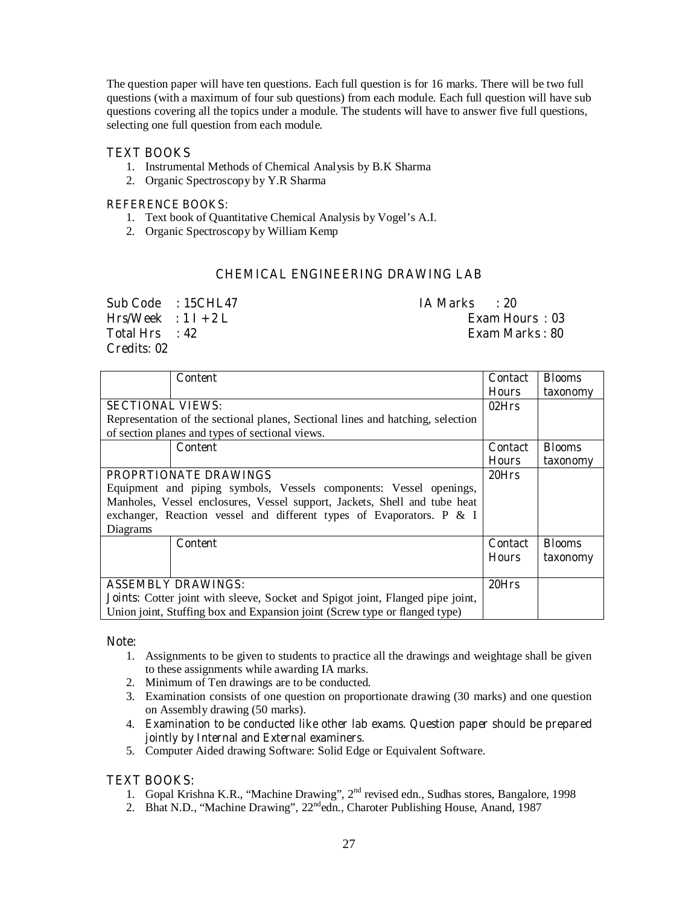The question paper will have ten questions. Each full question is for 16 marks. There will be two full questions (with a maximum of four sub questions) from each module. Each full question will have sub questions covering all the topics under a module. The students will have to answer five full questions, selecting one full question from each module.

### TEXT BOOKS

1. Instrumental Methods of Chemical Analysis by B.K Sharma
2. Organic Spectroscopy by Y.R Sharma

### REFERENCE BOOKS:

1. Text book of Quantitative Chemical Analysis by Vogel's A.I.
2. Organic Spectroscopy by William Kemp

## CHEMICAL ENGINEERING DRAWING LAB

| | | | |
|---|---|---|---|
| Sub Code | : 15CHL47 | IA Marks | : 20 |
| Hrs/Week | : 1 I + 2 L | Exam Hours | : 03 |
| Total Hrs | : 42 | Exam Marks | : 80 |
| Credits: 02 | | | |

| Content | Contact Hours | Blooms taxonomy |
|---|---|---|
| **SECTIONAL VIEWS:** Representation of the sectional planes, Sectional lines and hatching, selection of section planes and types of sectional views. | 02Hrs | |
| **Content** | **Contact Hours** | **Blooms taxonomy** |
| **PROPRTIONATE DRAWINGS** Equipment and piping symbols, Vessels components: Vessel openings, Manholes, Vessel enclosures, Vessel support, Jackets, Shell and tube heat exchanger, Reaction vessel and different types of Evaporators. P & I Diagrams | 20Hrs | |
| **Content** | **Contact Hours** | **Blooms taxonomy** |
| **ASSEMBLY DRAWINGS:** Joints: Cotter joint with sleeve, Socket and Spigot joint, Flanged pipe joint, Union joint, Stuffing box and Expansion joint (Screw type or flanged type) | 20Hrs | |

**Note:**

1. Assignments to be given to students to practice all the drawings and weightage shall be given to these assignments while awarding IA marks.
2. Minimum of Ten drawings are to be conducted.
3. Examination consists of one question on proportionate drawing (30 marks) and one question on Assembly drawing (50 marks).
4. Examination to be conducted like other lab exams. Question paper should be prepared jointly by Internal and External examiners.
5. Computer Aided drawing Software: Solid Edge or Equivalent Software.

### TEXT BOOKS:

1. Gopal Krishna K.R., "Machine Drawing", 2nd revised edn., Sudhas stores, Bangalore, 1998
2. Bhat N.D., "Machine Drawing", 22nd edn., Charoter Publishing House, Anand, 1987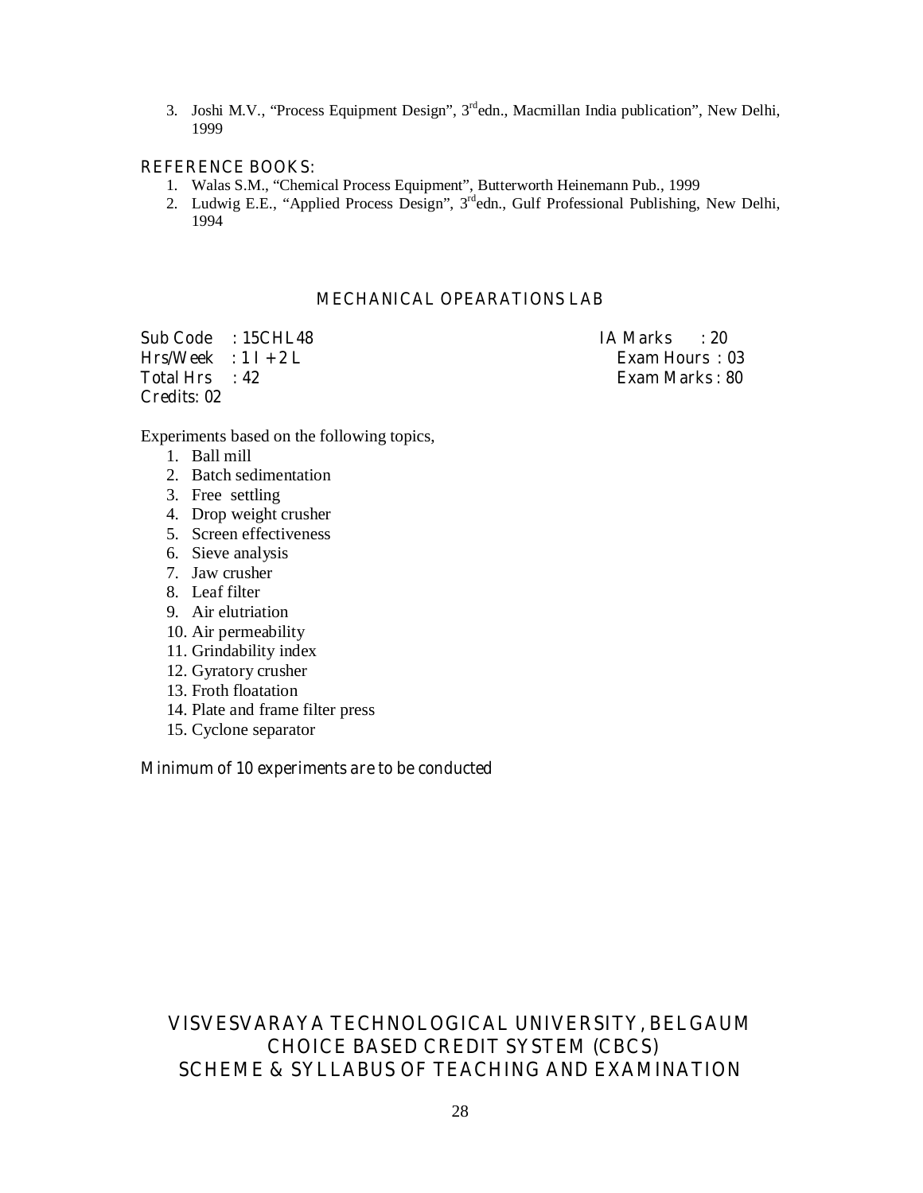3. Joshi M.V., "Process Equipment Design", 3rd edn., Macmillan India publication", New Delhi, 1999

**REFERENCE BOOKS:**

1. Walas S.M., "Chemical Process Equipment", Butterworth Heinemann Pub., 1999
2. Ludwig E.E., "Applied Process Design", 3rd edn., Gulf Professional Publishing, New Delhi, 1994

## MECHANICAL OPEARATIONS LAB

| | |
|---|---|
| Sub Code : 15CHL48 | IA Marks : 20 |
| Hrs/Week : 1 I + 2 L | Exam Hours : 03 |
| Total Hrs : 42 | Exam Marks : 80 |
| Credits: 02 | |

Experiments based on the following topics,

1. Ball mill
2. Batch sedimentation
3. Free settling
4. Drop weight crusher
5. Screen effectiveness
6. Sieve analysis
7. Jaw crusher
8. Leaf filter
9. Air elutriation
10. Air permeability
11. Grindability index
12. Gyratory crusher
13. Froth floatation
14. Plate and frame filter press
15. Cyclone separator

Minimum of 10 experiments are to be conducted

# VISVESVARAYA TECHNOLOGICAL UNIVERSITY, BELGAUM
# CHOICE BASED CREDIT SYSTEM (CBCS)
# SCHEME & SYLLABUS OF TEACHING AND EXAMINATION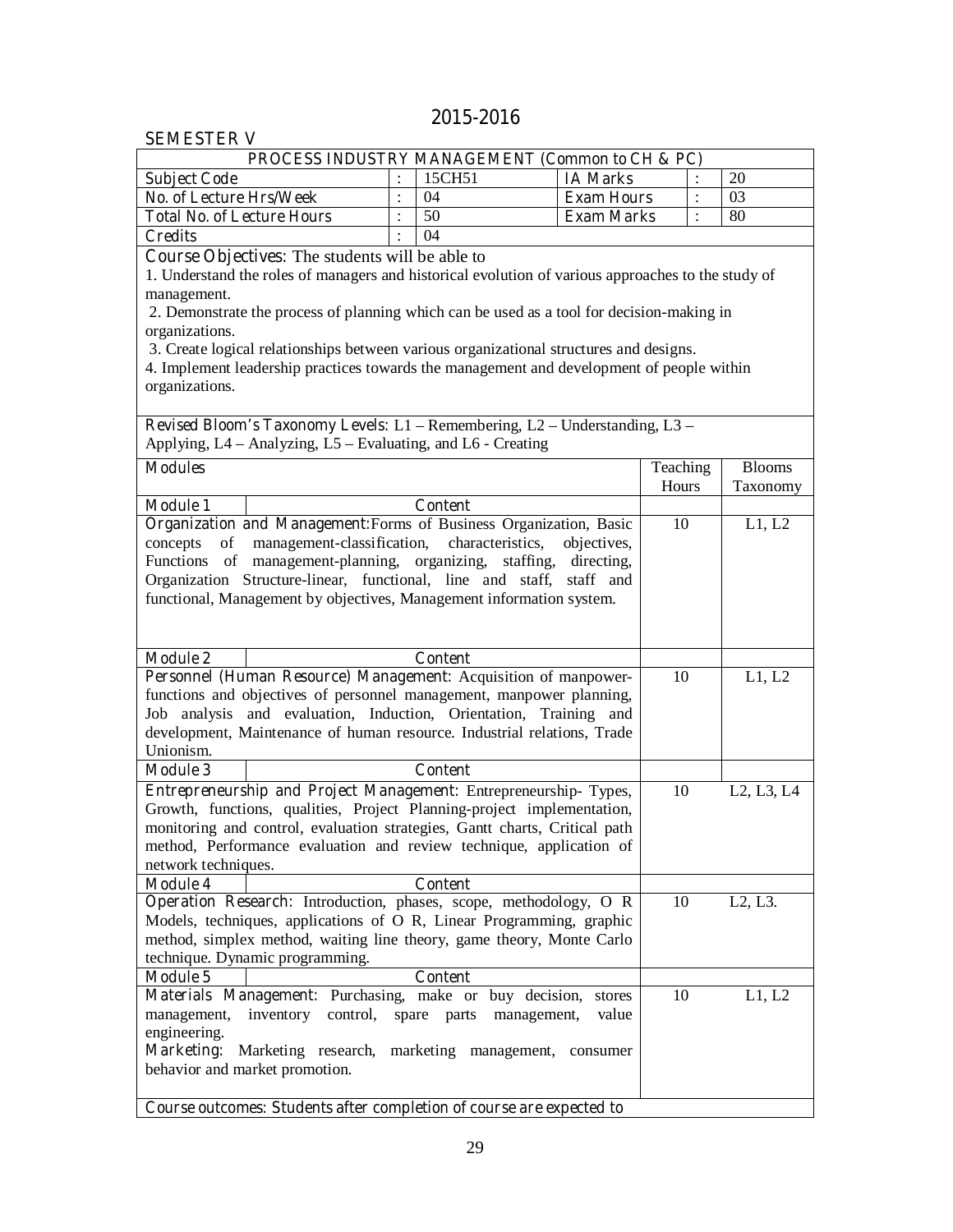## 2015-2016

### SEMESTER V

| PROCESS INDUSTRY MANAGEMENT (Common to CH & PC) | | | | | |
|---|---|---|---|---|---|
| Subject Code | : | 15CH51 | IA Marks | : | 20 |
| No. of Lecture Hrs/Week | : | 04 | Exam Hours | : | 03 |
| Total No. of Lecture Hours | : | 50 | Exam Marks | : | 80 |
| Credits | : | 04 | | | |

**Course Objectives:** The students will be able to

1. Understand the roles of managers and historical evolution of various approaches to the study of management.
2. Demonstrate the process of planning which can be used as a tool for decision-making in organizations.
3. Create logical relationships between various organizational structures and designs.
4. Implement leadership practices towards the management and development of people within organizations.

**Revised Bloom's Taxonomy Levels:** L1 – Remembering, L2 – Understanding, L3 – Applying, L4 – Analyzing, L5 – Evaluating, and L6 - Creating

| Modules | Teaching Hours | Blooms Taxonomy |
|---|---|---|
| **Module 1** — Content | | |
| **Organization and Management:** Forms of Business Organization, Basic concepts of management-classification, characteristics, objectives, Functions of management-planning, organizing, staffing, directing, Organization Structure-linear, functional, line and staff, staff and functional, Management by objectives, Management information system. | 10 | L1, L2 |
| **Module 2** — Content | | |
| **Personnel (Human Resource) Management:** Acquisition of manpower-functions and objectives of personnel management, manpower planning, Job analysis and evaluation, Induction, Orientation, Training and development, Maintenance of human resource. Industrial relations, Trade Unionism. | 10 | L1, L2 |
| **Module 3** — Content | | |
| **Entrepreneurship and Project Management:** Entrepreneurship- Types, Growth, functions, qualities, Project Planning-project implementation, monitoring and control, evaluation strategies, Gantt charts, Critical path method, Performance evaluation and review technique, application of network techniques. | 10 | L2, L3, L4 |
| **Module 4** — Content | | |
| **Operation Research:** Introduction, phases, scope, methodology, O R Models, techniques, applications of O R, Linear Programming, graphic method, simplex method, waiting line theory, game theory, Monte Carlo technique. Dynamic programming. | 10 | L2, L3. |
| **Module 5** — Content | | |
| **Materials Management:** Purchasing, make or buy decision, stores management, inventory control, spare parts management, value engineering. **Marketing:** Marketing research, marketing management, consumer behavior and market promotion. | 10 | L1, L2 |

**Course outcomes: Students after completion of course are expected to**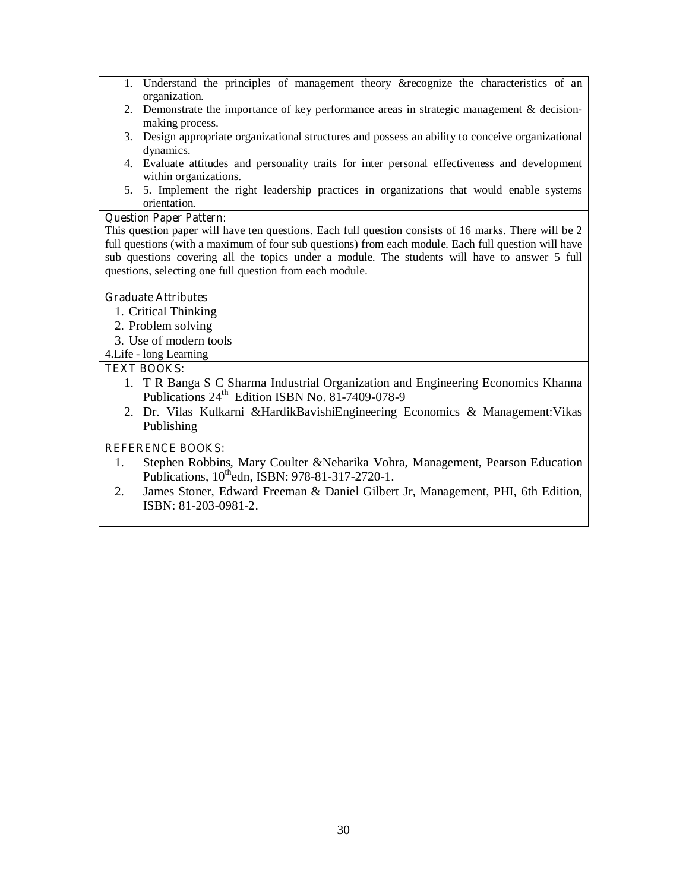1. Understand the principles of management theory &recognize the characteristics of an organization.
2. Demonstrate the importance of key performance areas in strategic management & decision-making process.
3. Design appropriate organizational structures and possess an ability to conceive organizational dynamics.
4. Evaluate attitudes and personality traits for inter personal effectiveness and development within organizations.
5. 5. Implement the right leadership practices in organizations that would enable systems orientation.

**Question Paper Pattern:**

This question paper will have ten questions. Each full question consists of 16 marks. There will be 2 full questions (with a maximum of four sub questions) from each module. Each full question will have sub questions covering all the topics under a module. The students will have to answer 5 full questions, selecting one full question from each module.

**Graduate Attributes**

1. Critical Thinking
2. Problem solving
3. Use of modern tools
4. Life - long Learning

**TEXT BOOKS:**

1. T R Banga S C Sharma Industrial Organization and Engineering Economics Khanna Publications 24th Edition ISBN No. 81-7409-078-9
2. Dr. Vilas Kulkarni &HardikBavishiEngineering Economics & Management:Vikas Publishing

**REFERENCE BOOKS:**

1. Stephen Robbins, Mary Coulter &Neharika Vohra, Management, Pearson Education Publications, 10thedn, ISBN: 978-81-317-2720-1.
2. James Stoner, Edward Freeman & Daniel Gilbert Jr, Management, PHI, 6th Edition, ISBN: 81-203-0981-2.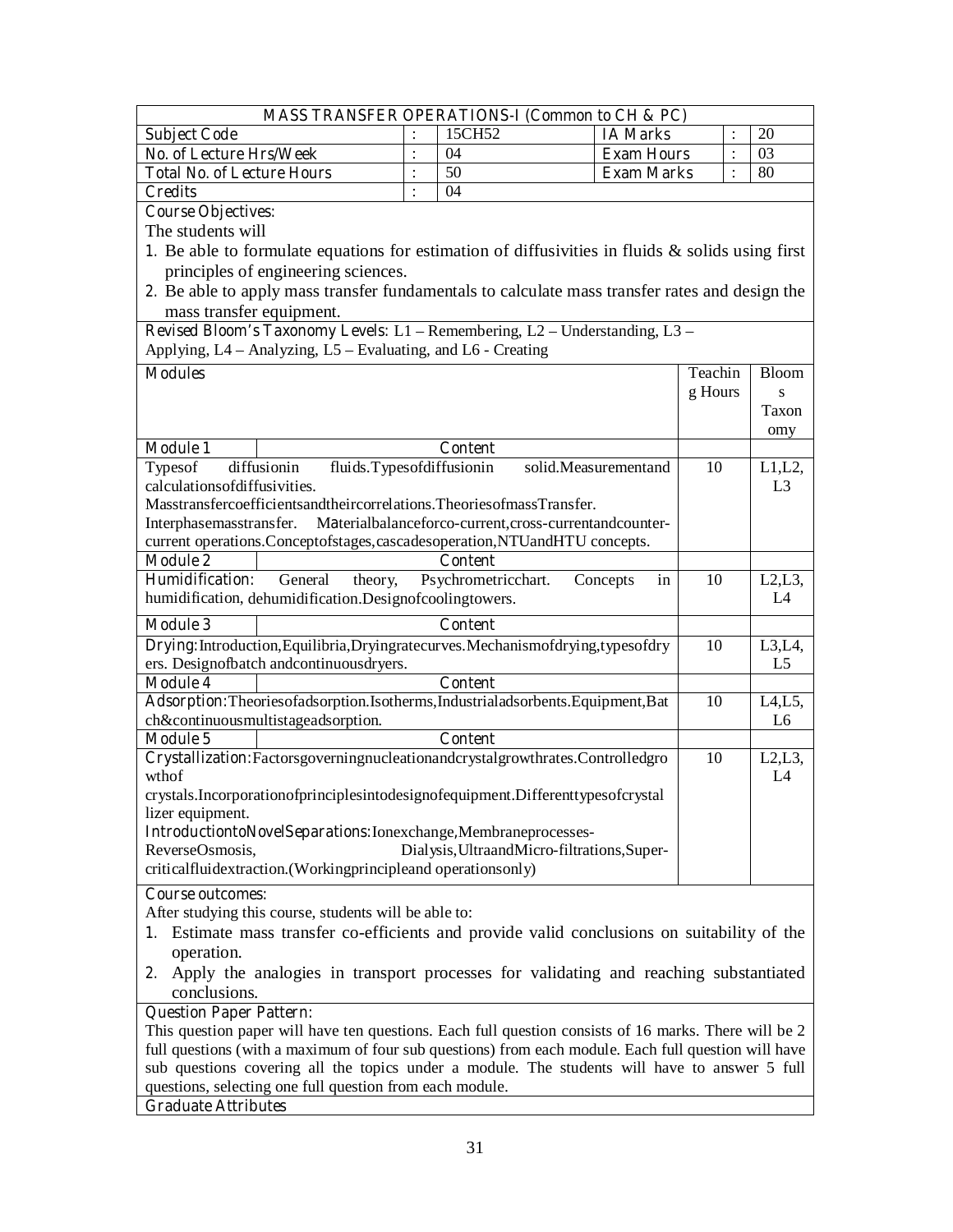## MASS TRANSFER OPERATIONS-I (Common to CH & PC)

| | | | | | |
|---|---|---|---|---|---|
| **Subject Code** | : | 15CH52 | **IA Marks** | : | 20 |
| **No. of Lecture Hrs/Week** | : | 04 | **Exam Hours** | : | 03 |
| **Total No. of Lecture Hours** | : | 50 | **Exam Marks** | : | 80 |
| **Credits** | : | 04 | | | |

**Course Objectives:**

The students will

1. Be able to formulate equations for estimation of diffusivities in fluids & solids using first principles of engineering sciences.
2. Be able to apply mass transfer fundamentals to calculate mass transfer rates and design the mass transfer equipment.

**Revised Bloom's Taxonomy Levels**: L1 – Remembering, L2 – Understanding, L3 – Applying, L4 – Analyzing, L5 – Evaluating, and L6 - Creating

| **Modules** | Teaching Hours | Blooms Taxonomy |
|---|---|---|
| **Module 1** — **Content** | | |
| Typesof diffusionin fluids.Typesofdiffusionin solid.Measurementand calculationsofdiffusivities. Masstransfercoefficientsandtheircorrelations.TheoriesofmassTransfer. Interphasemasstransfer. Materialbalanceforco-current,cross-currentandcounter-current operations.Conceptofstages,cascadesoperation,NTUandHTU concepts. | 10 | L1,L2, L3 |
| **Module 2** — **Content** | | |
| **Humidification:** General theory, Psychrometricchart. Concepts in humidification, dehumidification.Designofcoolingtowers. | 10 | L2,L3, L4 |
| **Module 3** — **Content** | | |
| **Drying:**Introduction,Equilibria,Dryingratecurves.Mechanismofdrying,typesofdryers. Designofbatch andcontinuousdryers. | 10 | L3,L4, L5 |
| **Module 4** — **Content** | | |
| **Adsorption:**Theoriesofadsorption.Isotherms,Industrialadsorbents.Equipment,Batch&continuousmultistageadsorption. | 10 | L4,L5, L6 |
| **Module 5** — **Content** | | |
| **Crystallization:**Factorsgoverningnucleationandcrystalgrowthrates.Controlledgrowthof crystals.Incorporationofprinciplesintodesignofequipment.Differenttypesofcrystallizer equipment. **IntroductiontoNovelSeparations:**Ionexchange,Membraneprocesses-ReverseOsmosis, Dialysis,UltraandMicro-filtrations,Super-criticalfluidextraction.(Workingprincipleand operationsonly) | 10 | L2,L3, L4 |

**Course outcomes:**

After studying this course, students will be able to:

1. Estimate mass transfer co-efficients and provide valid conclusions on suitability of the operation.
2. Apply the analogies in transport processes for validating and reaching substantiated conclusions.

**Question Paper Pattern:**

This question paper will have ten questions. Each full question consists of 16 marks. There will be 2 full questions (with a maximum of four sub questions) from each module. Each full question will have sub questions covering all the topics under a module. The students will have to answer 5 full questions, selecting one full question from each module.

**Graduate Attributes**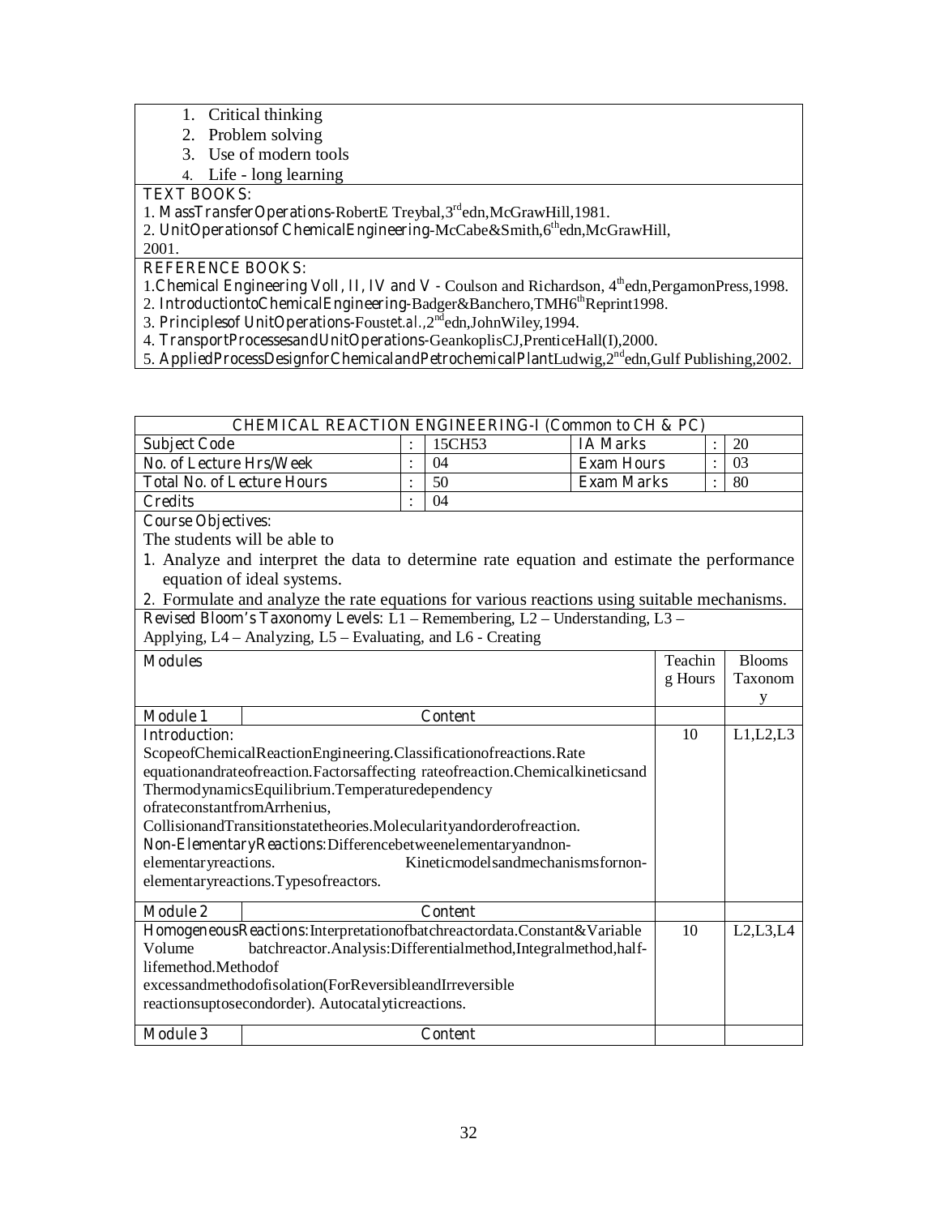1. Critical thinking
2. Problem solving
3. Use of modern tools
4. Life - long learning

**TEXT BOOKS:**

1. **MassTransfer Operations**-RobertE Treybal,3rd edn,McGrawHill,1981.
2. **UnitOperationsof ChemicalEngineering**-McCabe&Smith,6th edn,McGrawHill, 2001.

**REFERENCE BOOKS:**

1. **Chemical Engineering VolI, II, IV and V** - Coulson and Richardson, 4th edn,PergamonPress,1998.
2. **IntroductiontoChemicalEngineering**-Badger&Banchero,TMH6th Reprint1998.
3. **Principlesof UnitOperations**-Foust*et.al.*,2nd edn,JohnWiley,1994.
4. **TransportProcessesandUnitOperations**-GeankoplisCJ,PrenticeHall(I),2000.
5. **AppliedProcessDesignforChemicalandPetrochemicalPlant**Ludwig,2nd edn,Gulf Publishing,2002.

**CHEMICAL REACTION ENGINEERING-I (Common to CH & PC)**

| | | | | | |
|---|---|---|---|---|---|
| **Subject Code** | : | 15CH53 | **IA Marks** | : | 20 |
| **No. of Lecture Hrs/Week** | : | 04 | **Exam Hours** | : | 03 |
| **Total No. of Lecture Hours** | : | 50 | **Exam Marks** | : | 80 |
| **Credits** | : | 04 | | | |

**Course Objectives:**

The students will be able to

1. Analyze and interpret the data to determine rate equation and estimate the performance equation of ideal systems.
2. Formulate and analyze the rate equations for various reactions using suitable mechanisms.

**Revised Bloom's Taxonomy Levels**: L1 – Remembering, L2 – Understanding, L3 – Applying, L4 – Analyzing, L5 – Evaluating, and L6 - Creating

| **Modules** | Teaching Hours | Blooms Taxonomy |
|---|---|---|
| **Module 1** — **Content** | | |
| **Introduction:** ScopeofChemicalReactionEngineering.Classificationofreactions.Rate equationandrateofreaction.Factorsaffecting rateofreaction.Chemicalkineticsand ThermodynamicsEquilibrium.Temperaturedependency ofrateconstantfromArrhenius, CollisionandTransitionstatetheories.Molecularityandorderofreaction. **Non-ElementaryReactions**:Differencebetweenelementaryandnon-elementaryreactions. Kineticmodelsandmechanismsfornon-elementaryreactions.Typesofreactors. | 10 | L1,L2,L3 |
| **Module 2** — **Content** | | |
| **HomogeneousReactions**:Interpretationofbatchreactordata.Constant&Variable Volume batchreactor.Analysis:Differentialmethod,Integralmethod,half-lifemethod.Methodof excessandmethodofisolation(ForReversibleandIrreversible reactionsuptosecondorder). Autocatalyticreactions. | 10 | L2,L3,L4 |
| **Module 3** — **Content** | | |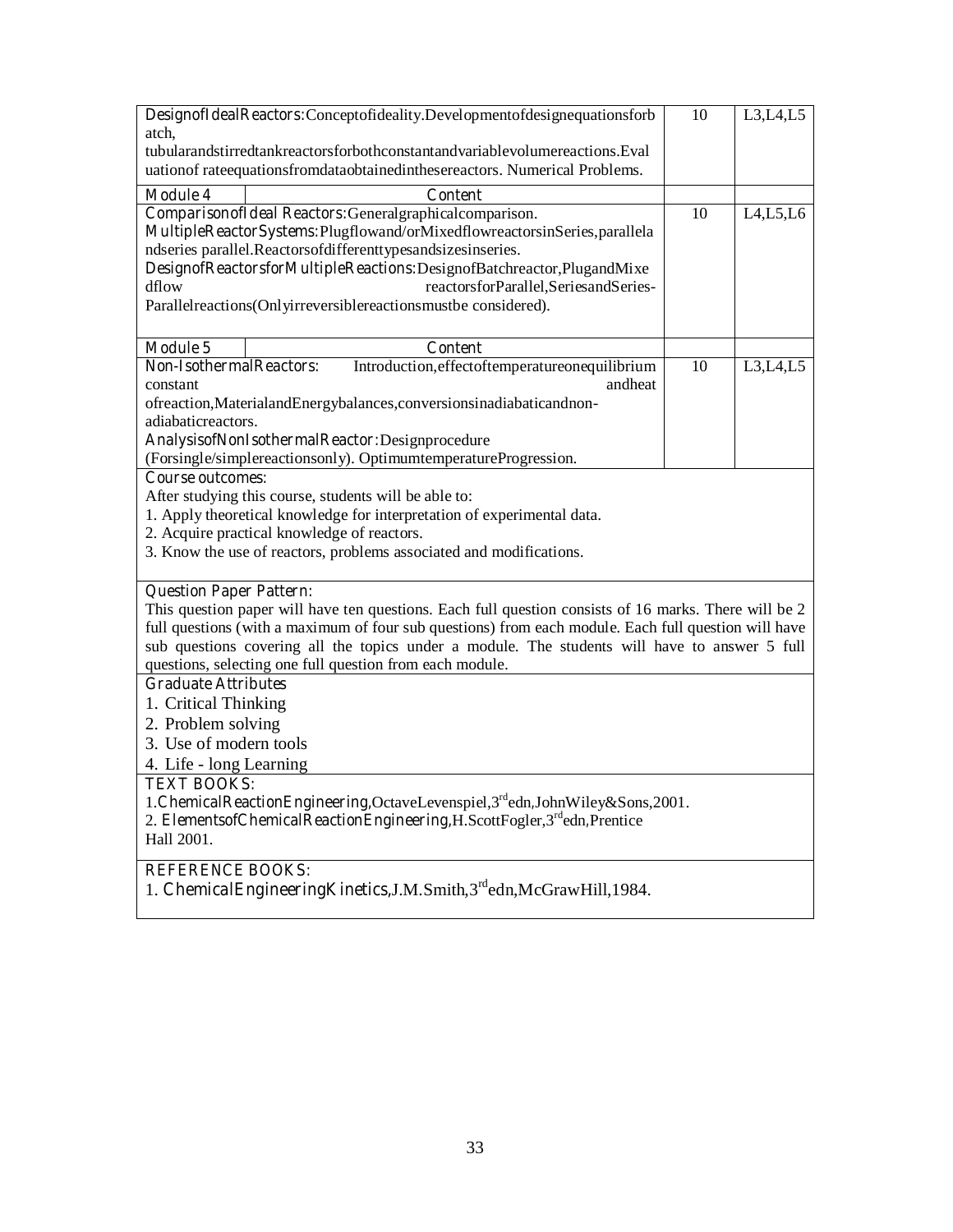| Content | | Hours | RBT Level |
|---|---|---|---|
| **Design of Ideal Reactors:** Concept of ideality. Development of design equations for batch, tubular and stirred tank reactors for both constant and variable volume reactions. Evaluation of rate equations from data obtained in these reactors. Numerical Problems. | | 10 | L3,L4,L5 |
| **Module 4** | **Content** | | |
| **Comparison of Ideal Reactors:** General graphical comparison. **Multiple Reactor Systems:** Plug flow and/or Mixed flow reactors in Series, parallel and series parallel. Reactors of different types and sizes in series. **Design of Reactors for Multiple Reactions:** Design of Batch reactor, Plug and Mixed flow reactors for Parallel, Series and Series-Parallel reactions (Only irreversible reactions must be considered). | | 10 | L4,L5,L6 |
| **Module 5** | **Content** | | |
| **Non-Isothermal Reactors:** Introduction, effect of temperature on equilibrium constant and heat of reaction, Material and Energy balances, conversions in adiabatic and non-adiabatic reactors. **Analysis of Non Isothermal Reactor:** Design procedure (For single/simple reactions only). Optimum temperature Progression. | | 10 | L3,L4,L5 |

**Course outcomes:**

After studying this course, students will be able to:

1. Apply theoretical knowledge for interpretation of experimental data.
2. Acquire practical knowledge of reactors.
3. Know the use of reactors, problems associated and modifications.

**Question Paper Pattern:**

This question paper will have ten questions. Each full question consists of 16 marks. There will be 2 full questions (with a maximum of four sub questions) from each module. Each full question will have sub questions covering all the topics under a module. The students will have to answer 5 full questions, selecting one full question from each module.

**Graduate Attributes**

1. Critical Thinking
2. Problem solving
3. Use of modern tools
4. Life - long Learning

**TEXT BOOKS:**

1. **Chemical Reaction Engineering**, Octave Levenspiel, 3rd edn, John Wiley & Sons, 2001.
2. **Elements of Chemical Reaction Engineering**, H. Scott Fogler, 3rd edn, Prentice Hall 2001.

**REFERENCE BOOKS:**

1. **Chemical Engineering Kinetics**, J.M. Smith, 3rd edn, McGraw Hill, 1984.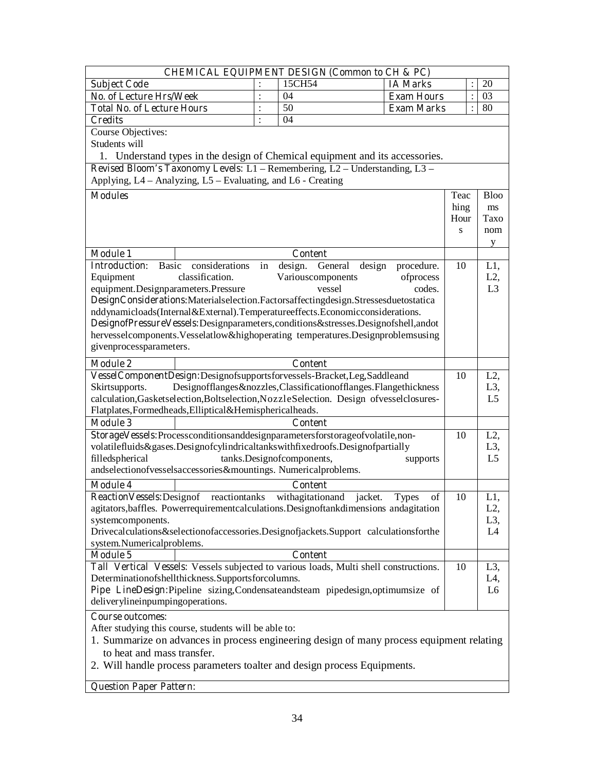## CHEMICAL EQUIPMENT DESIGN (Common to CH & PC)

| | | | | | |
|---|---|---|---|---|---|
| **Subject Code** | : | 15CH54 | **IA Marks** | : | 20 |
| **No. of Lecture Hrs/Week** | : | 04 | **Exam Hours** | : | 03 |
| **Total No. of Lecture Hours** | : | 50 | **Exam Marks** | : | 80 |
| **Credits** | : | 04 | | | |

Course Objectives:

Students will

1. Understand types in the design of Chemical equipment and its accessories.

**Revised Bloom's Taxonomy Levels:** L1 – Remembering, L2 – Understanding, L3 – Applying, L4 – Analyzing, L5 – Evaluating, and L6 - Creating

| **Modules** | Teaching Hours | Blooms Taxonomy |
|---|---|---|
| **Module 1** — **Content** | | |
| **Introduction:** Basic considerations in design. General design procedure. Equipment classification. Various components of process equipment. Design parameters. Pressure vessel codes. **Design Considerations:** Material selection. Factors affecting design. Stresses due to static and dynamic loads (Internal & External). Temperature effects. Economic considerations. **Design of Pressure Vessels:** Design parameters, conditions & stresses. Design of shell, and other vessel components. Vessel at low & high operating temperatures. Design problems using given process parameters. | 10 | L1, L2, L3 |
| **Module 2** — **Content** | | |
| **Vessel Component Design:** Design of supports for vessels - Bracket, Leg, Saddle and Skirt supports. Design of flanges & nozzles, Classification of flanges. Flange thickness calculation, Gasket selection, Bolt selection, Nozzle Selection. Design of vessel closures- Flat plates, Formed heads, Elliptical & Hemispherical heads. | 10 | L2, L3, L5 |
| **Module 3** — **Content** | | |
| **Storage Vessels:** Process conditions and design parameters for storage of volatile, non-volatile fluids & gases. Design of cylindrical tanks with fixed roofs. Design of partially filled spherical tanks. Design of components, supports and selection of vessels accessories & mountings. Numerical problems. | 10 | L2, L3, L5 |
| **Module 4** — **Content** | | |
| **Reaction Vessels:** Design of reaction tanks with agitation and jacket. Types of agitators, baffles. Power requirement calculations. Design of tank dimensions and agitation system components. Drive calculations & selection of accessories. Design of jackets. Support calculations for the system. Numerical problems. | 10 | L1, L2, L3, L4 |
| **Module 5** — **Content** | | |
| **Tall Vertical Vessels:** Vessels subjected to various loads, Multi shell constructions. Determination of shell thickness. Supports for columns. **Pipe Line Design:** Pipeline sizing, Condensate and steam pipe design, optimum size of delivery line in pumping operations. | 10 | L3, L4, L6 |

**Course outcomes:**

After studying this course, students will be able to:

1. Summarize on advances in process engineering design of many process equipment relating to heat and mass transfer.
2. Will handle process parameters to alter and design process Equipments.

**Question Paper Pattern:**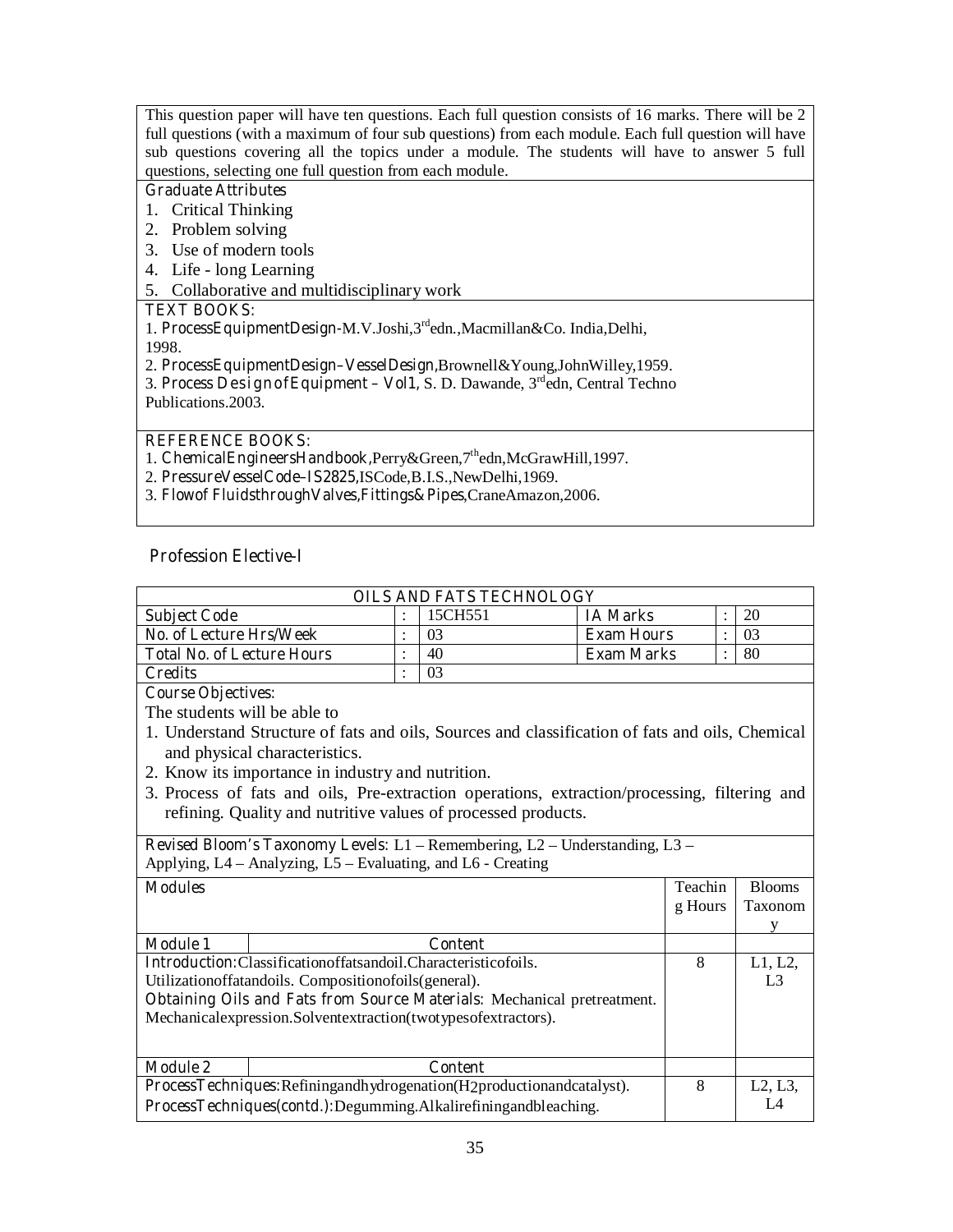This question paper will have ten questions. Each full question consists of 16 marks. There will be 2 full questions (with a maximum of four sub questions) from each module. Each full question will have sub questions covering all the topics under a module. The students will have to answer 5 full questions, selecting one full question from each module.

**Graduate Attributes**

1. Critical Thinking
2. Problem solving
3. Use of modern tools
4. Life - long Learning
5. Collaborative and multidisciplinary work

**TEXT BOOKS:**

1. **Process Equipment Design**-M.V.Joshi, 3rd edn., Macmillan & Co. India, Delhi, 1998.
2. **Process Equipment Design – Vessel Design**, Brownell & Young, John Willey, 1959.
3. **Process Design of Equipment – Vol1**, S. D. Dawande, 3rd edn, Central Techno Publications.2003.

**REFERENCE BOOKS:**

1. **Chemical Engineers Handbook**, Perry & Green, 7th edn, McGraw Hill, 1997.
2. **Pressure Vessel Code – IS2825**, IS Code, B.I.S., New Delhi, 1969.
3. **Flow of Fluids through Valves, Fittings & Pipes**, Crane Amazon, 2006.

## Profession Elective-I

### OILS AND FATS TECHNOLOGY

| | | | | | |
|---|---|---|---|---|---|
| **Subject Code** | : | 15CH551 | **IA Marks** | : | 20 |
| **No. of Lecture Hrs/Week** | : | 03 | **Exam Hours** | : | 03 |
| **Total No. of Lecture Hours** | : | 40 | **Exam Marks** | : | 80 |
| **Credits** | : | 03 | | | |

**Course Objectives:**

The students will be able to

1. Understand Structure of fats and oils, Sources and classification of fats and oils, Chemical and physical characteristics.
2. Know its importance in industry and nutrition.
3. Process of fats and oils, Pre-extraction operations, extraction/processing, filtering and refining. Quality and nutritive values of processed products.

**Revised Bloom's Taxonomy Levels**: L1 – Remembering, L2 – Understanding, L3 – Applying, L4 – Analyzing, L5 – Evaluating, and L6 - Creating

| **Modules** | Teaching Hours | Blooms Taxonomy |
|---|---|---|
| **Module 1** — **Content** | | |
| **Introduction:** Classification of fats and oil. Characteristic of oils. Utilization of fat and oils. Composition of oils (general). **Obtaining Oils and Fats from Source Materials**: Mechanical pretreatment. Mechanical expression. Solvent extraction (two types of extractors). | 8 | L1, L2, L3 |
| **Module 2** — **Content** | | |
| **Process Techniques:** Refining and hydrogenation ($H_2$ production and catalyst). **Process Techniques (contd.):** Degumming. Alkali refining and bleaching. | 8 | L2, L3, L4 |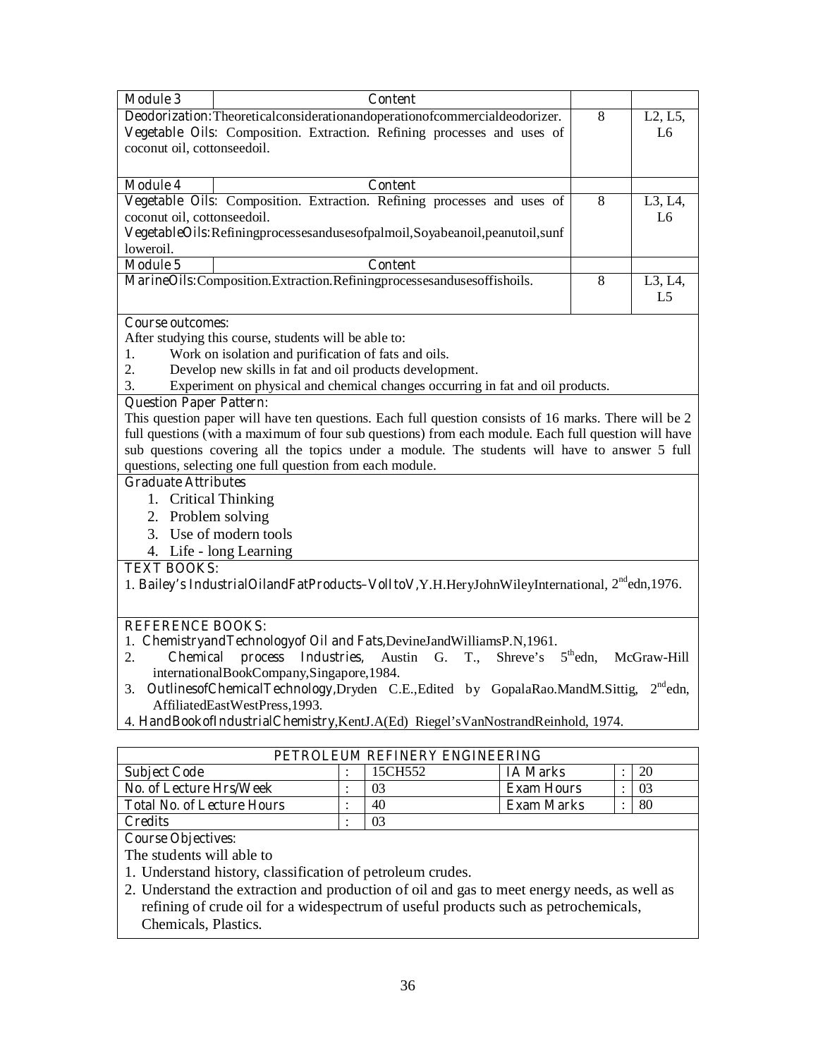| Module 3 | Content | | |
|---|---|---|---|
| **Deodorization**: Theoreticalconsiderationandoperationofcommercialdeodorizer. **Vegetable Oils**: Composition. Extraction. Refining processes and uses of coconut oil, cottonseedoil. | | 8 | L2, L5, L6 |
| **Module 4** | **Content** | | |
| **Vegetable Oils**: Composition. Extraction. Refining processes and uses of coconut oil, cottonseedoil. **VegetableOils**: Refiningprocessesandusesofpalmoil,Soyabeanoil,peanutoil,sunfloweroil. | | 8 | L3, L4, L6 |
| **Module 5** | **Content** | | |
| **MarineOils**: Composition.Extraction.Refiningprocessesandusesoffishoils. | | 8 | L3, L4, L5 |

**Course outcomes:**

After studying this course, students will be able to:

1. Work on isolation and purification of fats and oils.
2. Develop new skills in fat and oil products development.
3. Experiment on physical and chemical changes occurring in fat and oil products.

**Question Paper Pattern:**

This question paper will have ten questions. Each full question consists of 16 marks. There will be 2 full questions (with a maximum of four sub questions) from each module. Each full question will have sub questions covering all the topics under a module. The students will have to answer 5 full questions, selecting one full question from each module.

**Graduate Attributes**

1. Critical Thinking
2. Problem solving
3. Use of modern tools
4. Life - long Learning

**TEXT BOOKS:**

1. **Bailey's IndustrialOilandFatProducts–VolItoV**,Y.H.HeryJohnWileyInternational, 2nd edn,1976.

**REFERENCE BOOKS:**

1. **ChemistryandTechnologyof Oil and Fats**,DevineJandWilliamsP.N,1961.
2. **Chemical process Industries**, Austin G. T., Shreve's 5th edn, McGraw-Hill internationalBookCompany,Singapore,1984.
3. **OutlinesofChemicalTechnology**,Dryden C.E.,Edited by GopalaRao.MandM.Sittig, 2nd edn, AffiliatedEastWestPress,1993.
4. **HandBookofIndustrialChemistry**,KentJ.A(Ed) Riegel'sVanNostrandReinhold, 1974.

## PETROLEUM REFINERY ENGINEERING

| | | | | | |
|---|---|---|---|---|---|
| **Subject Code** | : | 15CH552 | **IA Marks** | : | 20 |
| **No. of Lecture Hrs/Week** | : | 03 | **Exam Hours** | : | 03 |
| **Total No. of Lecture Hours** | : | 40 | **Exam Marks** | : | 80 |
| **Credits** | : | 03 | | | |

**Course Objectives:**

The students will able to

1. Understand history, classification of petroleum crudes.
2. Understand the extraction and production of oil and gas to meet energy needs, as well as refining of crude oil for a widespectrum of useful products such as petrochemicals, Chemicals, Plastics.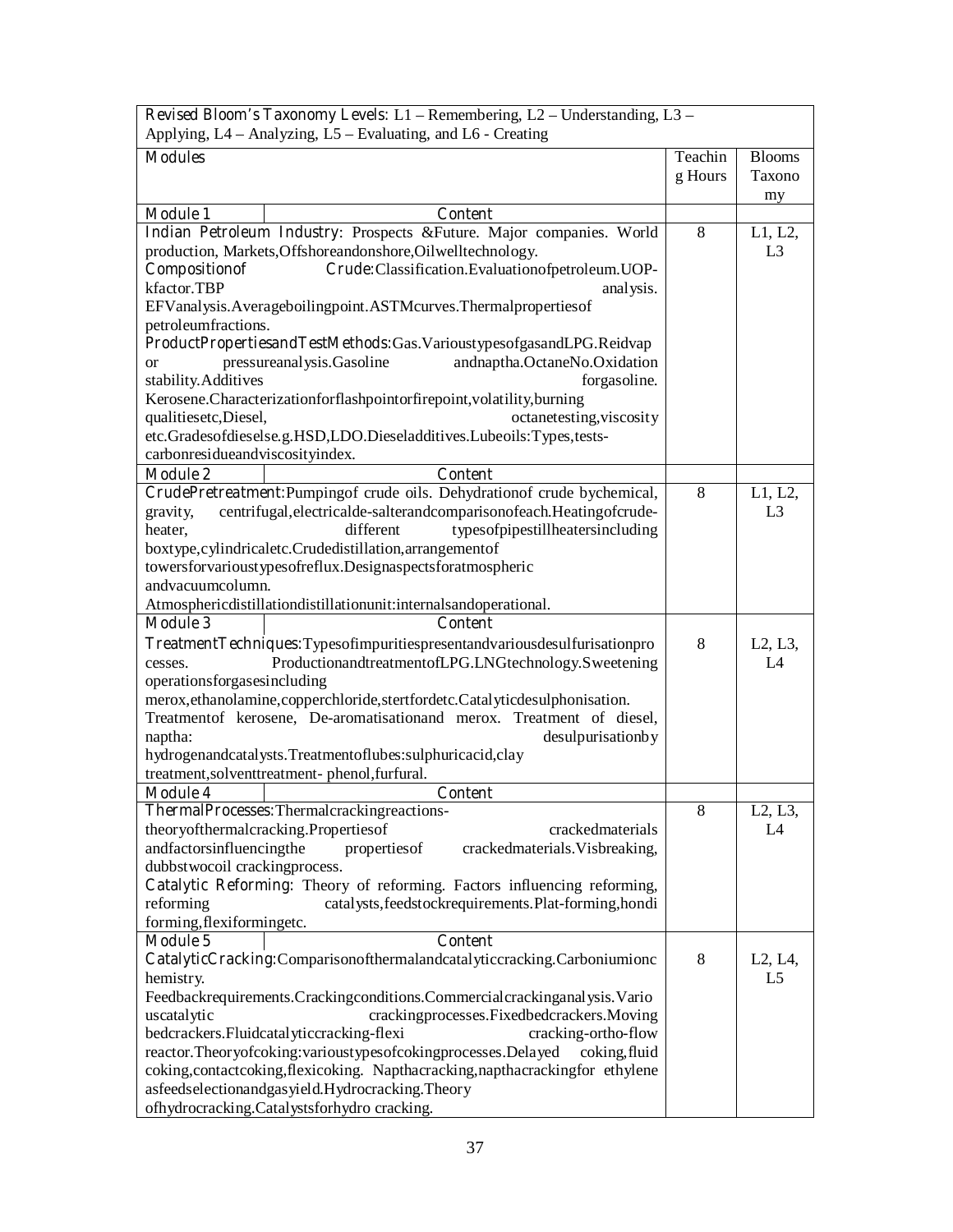| Revised Bloom's Taxonomy Levels: L1 – Remembering, L2 – Understanding, L3 – Applying, L4 – Analyzing, L5 – Evaluating, and L6 - Creating | | |
|---|---|---|
| **Modules** | **Teaching Hours** | **Blooms Taxonomy** |
| **Module 1** — **Content** | | |
| **Indian Petroleum Industry**: Prospects &Future. Major companies. World production, Markets,Offshoreandonshore,Oilwelltechnology. **Compositionof Crude**:Classification.Evaluationofpetroleum.UOP-kfactor.TBP analysis. EFVanalysis.Averageboilingpoint.ASTMcurves.Thermalpropertiesof petroleumfractions. **ProductPropertiesandTestMethods**:Gas.VarioustypesofgasandLPG.Reidvap or pressureanalysis.Gasoline andnaptha.OctaneNo.Oxidation stability.Additives forgasoline. Kerosene.Characterizationforflashpointorfirepoint,volatility,burning qualitiesetc,Diesel, octanetesting,viscosity etc.Gradesofdieselse.g.HSD,LDO.Dieseladditives.Lubeoils:Types,tests-carbonresidueandviscosityindex. | 8 | L1, L2, L3 |
| **Module 2** — **Content** | | |
| **CrudePretreatment**:Pumpingof crude oils. Dehydrationof crude bychemical, gravity, centrifugal,electricalde-salterandcomparisonofeach.Heatingofcrude-heater, different typesofpipestillheatersincluding boxtype,cylindricaletc.Crudedistillation,arrangementof towersforvarioustypesofreflux.Designaspectsforatmospheric andvacuumcolumn. Atmosphericdistillationdistillationunit:internalsandoperational. | 8 | L1, L2, L3 |
| **Module 3** — **Content** | | |
| **TreatmentTechniques**:Typesofimpuritiespresentandvariousdesulfurisationpro cesses. ProductionandtreatmentofLPG.LNGtechnology.Sweetening operationsforgasesincluding merox,ethanolamine,copperchloride,stertfordetc.Catalyticdesulphonisation. Treatmentof kerosene, De-aromatisationand merox. Treatment of diesel, naptha: desulpurisationby hydrogenandcatalysts.Treatmentoflubes:sulphuricacid,clay treatment,solventtreatment- phenol,furfural. | 8 | L2, L3, L4 |
| **Module 4** — **Content** | | |
| **ThermalProcesses**:Thermalcrackingreactions-theoryofthermalcracking.Propertiesof crackedmaterials andfactorsinfluencingthe propertiesof crackedmaterials.Visbreaking, dubbstwocoil crackingprocess. **Catalytic Reforming**: Theory of reforming. Factors influencing reforming, reforming catalysts,feedstockrequirements.Plat-forming,hondi forming,flexiformingetc. | 8 | L2, L3, L4 |
| **Module 5** — **Content** | | |
| **CatalyticCracking**:Comparisonofthermalandcatalyticcracking.Carboniumionc hemistry. Feedbackrequirements.Crackingconditions.Commercialcrackinganalysis.Vario uscatalytic crackingprocesses.Fixedbedcrackers.Moving bedcrackers.Fluidcatalyticcracking-flexi cracking-ortho-flow reactor.Theoryofcoking:varioustypesofcokingprocesses.Delayed coking,fluid coking,contactcoking,flexicoking. Napthacracking,napthacrackingfor ethylene asfeedselectionandgasyield.Hydrocracking.Theory ofhydrocracking.Catalystsforhydro cracking. | 8 | L2, L4, L5 |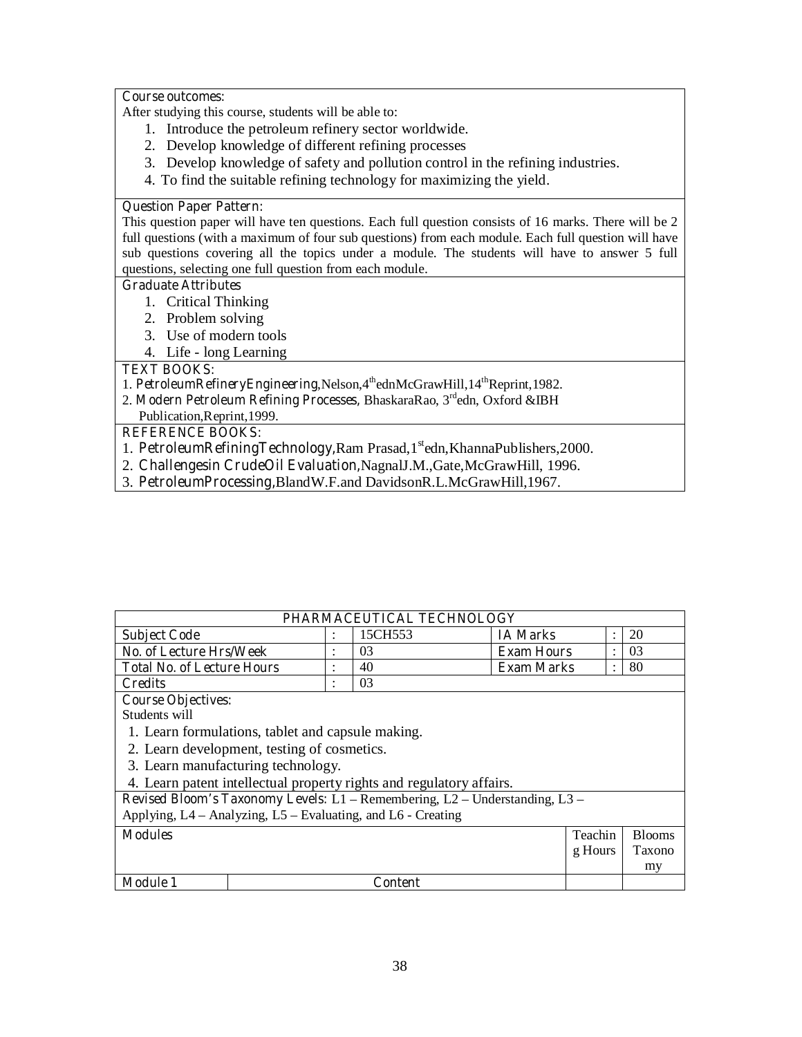**Course outcomes:**

After studying this course, students will be able to:

1. Introduce the petroleum refinery sector worldwide.
2. Develop knowledge of different refining processes
3. Develop knowledge of safety and pollution control in the refining industries.
4. To find the suitable refining technology for maximizing the yield.

**Question Paper Pattern:**

This question paper will have ten questions. Each full question consists of 16 marks. There will be 2 full questions (with a maximum of four sub questions) from each module. Each full question will have sub questions covering all the topics under a module. The students will have to answer 5 full questions, selecting one full question from each module.

**Graduate Attributes**

1. Critical Thinking
2. Problem solving
3. Use of modern tools
4. Life - long Learning

**TEXT BOOKS:**

1. **PetroleumRefineryEngineering**,Nelson,4th ednMcGrawHill,14th Reprint,1982.
2. **Modern Petroleum Refining Processes**, BhaskaraRao, 3rd edn, Oxford &IBH Publication,Reprint,1999.

**REFERENCE BOOKS:**

1. **PetroleumRefiningTechnology**,Ram Prasad,1st edn,KhannaPublishers,2000.
2. **Challengesin CrudeOil Evaluation**,NagnalJ.M.,Gate,McGrawHill, 1996.
3. **PetroleumProcessing**,BlandW.F.and DavidsonR.L.McGrawHill,1967.

## PHARMACEUTICAL TECHNOLOGY

| | | | | | |
|---|---|---|---|---|---|
| **Subject Code** | : | 15CH553 | **IA Marks** | : | 20 |
| **No. of Lecture Hrs/Week** | : | 03 | **Exam Hours** | : | 03 |
| **Total No. of Lecture Hours** | : | 40 | **Exam Marks** | : | 80 |
| **Credits** | : | 03 | | | |

**Course Objectives:**

Students will

1. Learn formulations, tablet and capsule making.
2. Learn development, testing of cosmetics.
3. Learn manufacturing technology.
4. Learn patent intellectual property rights and regulatory affairs.

**Revised Bloom's Taxonomy Levels**: L1 – Remembering, L2 – Understanding, L3 – Applying, L4 – Analyzing, L5 – Evaluating, and L6 - Creating

| **Modules** | | Teaching Hours | Blooms Taxonomy |
|---|---|---|---|
| **Module 1** | **Content** | | |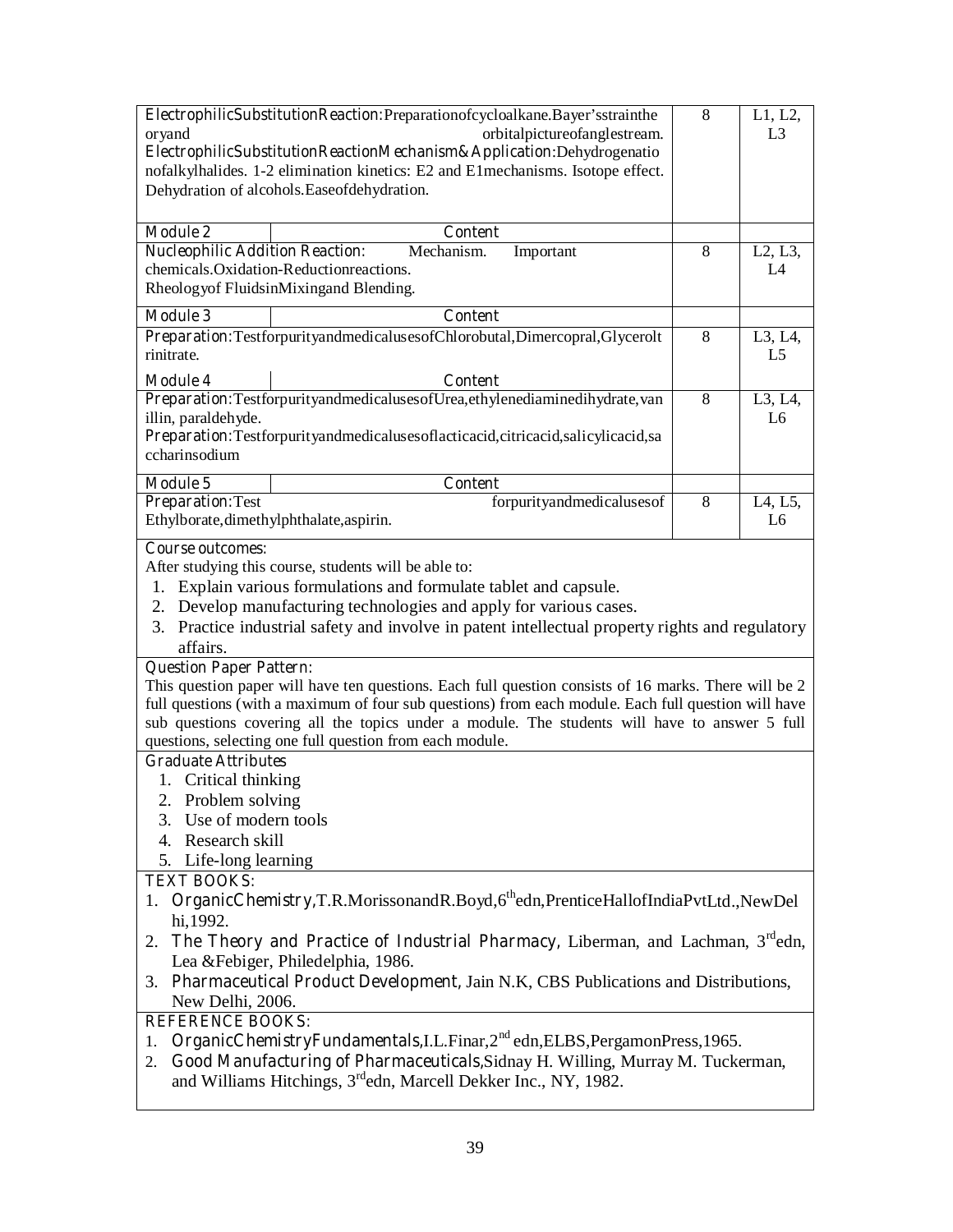| | | | |
|---|---|---|---|
| **Electrophilic Substitution Reaction:** Preparation of cycloalkane. Bayer's strain theory and orbital picture of angle stream. **Electrophilic Substitution Reaction Mechanism & Application:** Dehydrogenation of alkyl halides. 1-2 elimination kinetics: E2 and E1 mechanisms. Isotope effect. Dehydration of alcohols. Ease of dehydration. | | 8 | L1, L2, L3 |
| **Module 2** | **Content** | | |
| **Nucleophilic Addition Reaction:** Mechanism. Important chemicals. Oxidation-Reduction reactions. Rheology of Fluids in Mixing and Blending. | | 8 | L2, L3, L4 |
| **Module 3** | **Content** | | |
| **Preparation:** Test for purity and medical uses of Chlorobutal, Dimercopral, Glycerol trinitrate. | | 8 | L3, L4, L5 |
| **Module 4** | **Content** | | |
| **Preparation:** Test for purity and medical uses of Urea, ethylenediamine dihydrate, vanillin, paraldehyde. **Preparation:** Test for purity and medical uses of lactic acid, citric acid, salicylic acid, saccharin sodium | | 8 | L3, L4, L6 |
| **Module 5** | **Content** | | |
| **Preparation:** Test for purity and medical uses of Ethyl borate, dimethyl phthalate, aspirin. | | 8 | L4, L5, L6 |

**Course outcomes:**

After studying this course, students will be able to:

1. Explain various formulations and formulate tablet and capsule.
2. Develop manufacturing technologies and apply for various cases.
3. Practice industrial safety and involve in patent intellectual property rights and regulatory affairs.

**Question Paper Pattern:**

This question paper will have ten questions. Each full question consists of 16 marks. There will be 2 full questions (with a maximum of four sub questions) from each module. Each full question will have sub questions covering all the topics under a module. The students will have to answer 5 full questions, selecting one full question from each module.

**Graduate Attributes**

1. Critical thinking
2. Problem solving
3. Use of modern tools
4. Research skill
5. Life-long learning

**TEXT BOOKS:**

1. **Organic Chemistry**, T.R. Morisson and R. Boyd, 6th edn, Prentice Hall of India Pvt Ltd., New Delhi, 1992.
2. **The Theory and Practice of Industrial Pharmacy**, Liberman, and Lachman, 3rd edn, Lea & Febiger, Philedelphia, 1986.
3. **Pharmaceutical Product Development**, Jain N.K, CBS Publications and Distributions, New Delhi, 2006.

**REFERENCE BOOKS:**

1. **Organic Chemistry Fundamentals**, I.L. Finar, 2nd edn, ELBS, Pergamon Press, 1965.
2. **Good Manufacturing of Pharmaceuticals**, Sidnay H. Willing, Murray M. Tuckerman, and Williams Hitchings, 3rd edn, Marcell Dekker Inc., NY, 1982.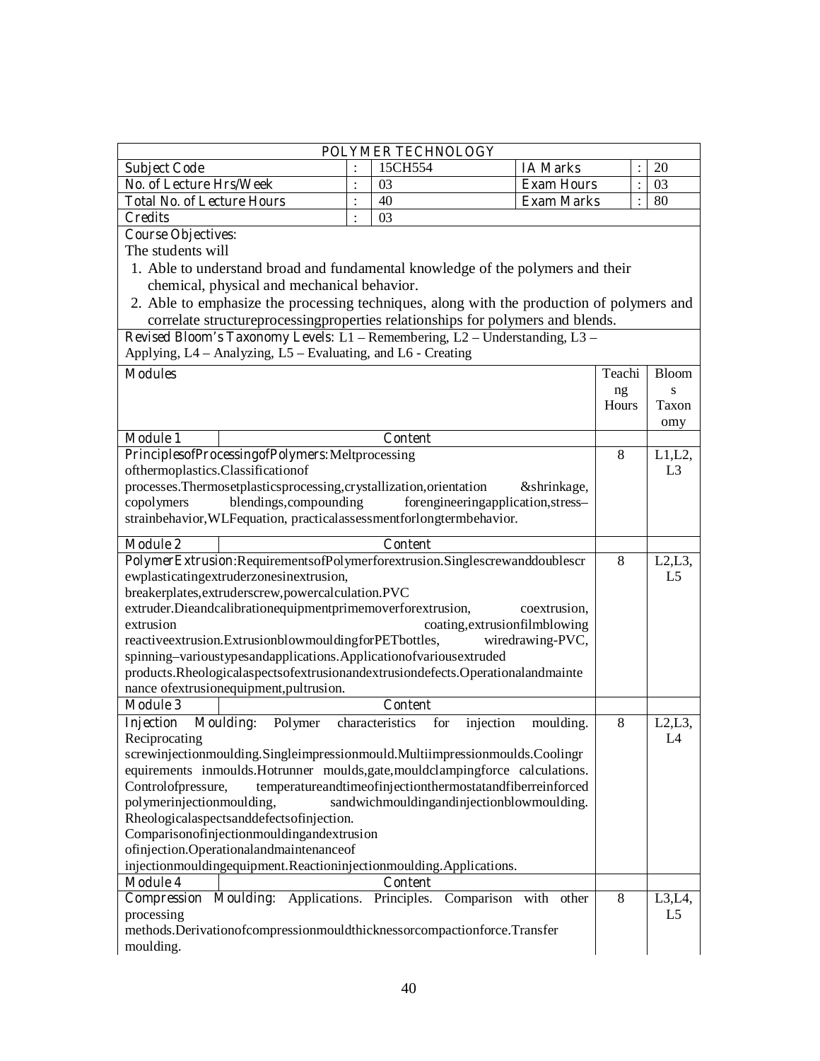## POLYMER TECHNOLOGY

| Subject Code | : | 15CH554 | IA Marks | : | 20 |
|---|---|---|---|---|---|
| No. of Lecture Hrs/Week | : | 03 | Exam Hours | : | 03 |
| Total No. of Lecture Hours | : | 40 | Exam Marks | : | 80 |
| Credits | : | 03 | | | |

**Course Objectives:**

The students will

1. Able to understand broad and fundamental knowledge of the polymers and their chemical, physical and mechanical behavior.
2. Able to emphasize the processing techniques, along with the production of polymers and correlate structureprocessingproperties relationships for polymers and blends.

**Revised Bloom's Taxonomy Levels:** L1 – Remembering, L2 – Understanding, L3 – Applying, L4 – Analyzing, L5 – Evaluating, and L6 - Creating

| Modules | Teaching Hours | Blooms Taxonomy |
|---|---|---|
| **Module 1** — **Content** | | |
| **PrinciplesofProcessingofPolymers:** Meltprocessing ofthermoplastics.Classificationof processes.Thermosetplasticsprocessing,crystallization,orientation &shrinkage, copolymers blendings,compounding forengineeringapplication,stress–strainbehavior,WLFequation, practicalassessmentforlongtermbehavior. | 8 | L1,L2, L3 |
| **Module 2** — **Content** | | |
| **PolymerExtrusion:** RequirementsofPolymerforextrusion.Singlescrewanddoublescrewplasticatingextruderzonesinextrusion, breakerplates,extruderscrew,powercalculation.PVC extruder.Dieandcalibrationequipmentprimemoverforextrusion, coextrusion, extrusion coating,extrusionfilmblowing reactiveextrusion.ExtrusionblowmouldingforPETbottles, wiredrawing-PVC, spinning–varioustypesandapplications.Applicationofvariousextruded products.Rheologicalaspectsofextrusionandextrusiondefects.Operationalandmaintenance ofextrusionequipment,pultrusion. | 8 | L2,L3, L5 |
| **Module 3** — **Content** | | |
| **Injection Moulding:** Polymer characteristics for injection moulding. Reciprocating screwinjectionmoulding.Singleimpressionmould.Multiimpressionmoulds.Coolingrequirements inmoulds.Hotrunner moulds,gate,mouldclampingforce calculations. Controlofpressure, temperatureandtimeofinjectionthermostatandfiberreinforced polymerinjectionmoulding, sandwichmouldingandinjectionblowmoulding. Rheologicalaspectsanddefectsofinjection. Comparisonofinjectionmouldingandextrusion ofinjection.Operationalandmaintenanceof injectionmouldingequipment.Reactioninjectionmoulding.Applications. | 8 | L2,L3, L4 |
| **Module 4** — **Content** | | |
| **Compression Moulding:** Applications. Principles. Comparison with other processing methods.Derivationofcompressionmouldthicknessorcompactionforce.Transfer moulding. | 8 | L3,L4, L5 |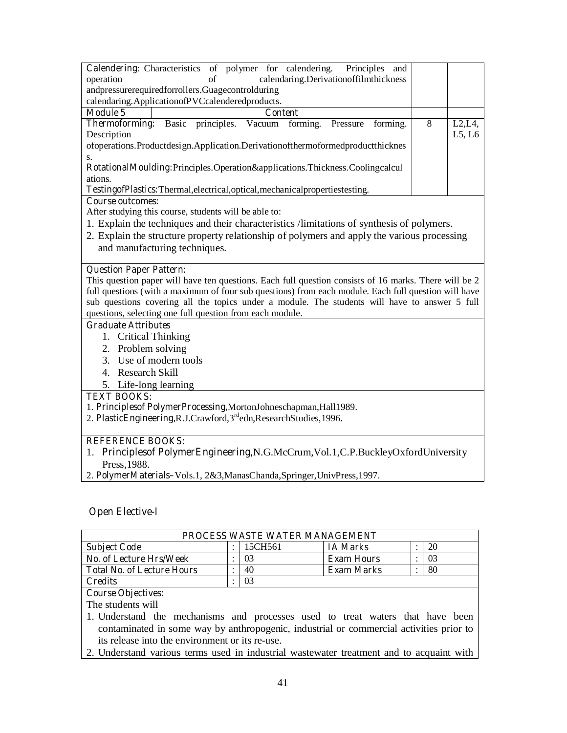| | | |
|---|---|---|
| **Calendering:** Characteristics of polymer for calendering. Principles and operation of calendaring.Derivationoffilmthickness andpressurerequiredforrollers.Guagecontrolduring calendaring.ApplicationofPVCcalenderedproducts. | | |
| **Module 5** &nbsp;&nbsp;&nbsp;&nbsp; **Content** | | |
| **Thermoforming:** Basic principles. Vacuum forming. Pressure forming. Description ofoperations.Productdesign.Application.Derivationofthermoformedproductthicknes s.<br>**RotationalMoulding:**Principles.Operation&applications.Thickness.Coolingcalcul ations.<br>**TestingofPlastics:**Thermal,electrical,optical,mechanicalpropertiestesting. | 8 | L2,L4, L5, L6 |

**Course outcomes:**

After studying this course, students will be able to:

1. Explain the techniques and their characteristics /limitations of synthesis of polymers.
2. Explain the structure property relationship of polymers and apply the various processing and manufacturing techniques.

**Question Paper Pattern:**

This question paper will have ten questions. Each full question consists of 16 marks. There will be 2 full questions (with a maximum of four sub questions) from each module. Each full question will have sub questions covering all the topics under a module. The students will have to answer 5 full questions, selecting one full question from each module.

**Graduate Attributes**

1. Critical Thinking
2. Problem solving
3. Use of modern tools
4. Research Skill
5. Life-long learning

**TEXT BOOKS:**

1. **Principlesof PolymerProcessing**,MortonJohneschapman,Hall1989.
2. **PlasticEngineering**,R.J.Crawford,3rdedn,ResearchStudies,1996.

**REFERENCE BOOKS:**

1. **Principlesof PolymerEngineering**,N.G.McCrum,Vol.1,C.P.BuckleyOxfordUniversity Press,1988.
2. **PolymerMaterials**–Vols.1, 2&3,ManasChanda,Springer,UnivPress,1997.

## Open Elective-I

| PROCESS WASTE WATER MANAGEMENT | | | | | |
|---|---|---|---|---|---|
| Subject Code | : | 15CH561 | IA Marks | : | 20 |
| No. of Lecture Hrs/Week | : | 03 | Exam Hours | : | 03 |
| Total No. of Lecture Hours | : | 40 | Exam Marks | : | 80 |
| Credits | : | 03 | | | |

**Course Objectives:**

The students will

1. Understand the mechanisms and processes used to treat waters that have been contaminated in some way by anthropogenic, industrial or commercial activities prior to its release into the environment or its re-use.
2. Understand various terms used in industrial wastewater treatment and to acquaint with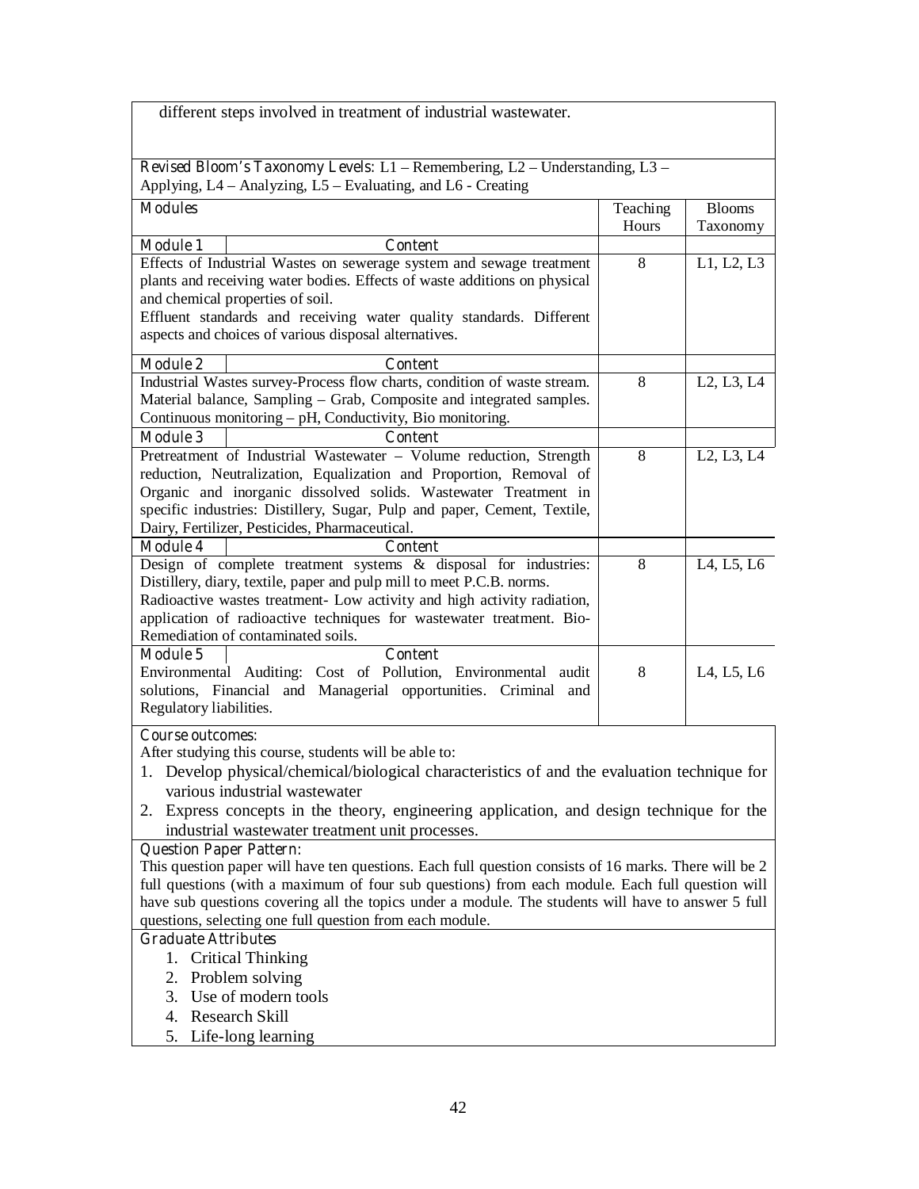different steps involved in treatment of industrial wastewater.

**Revised Bloom's Taxonomy Levels:** L1 – Remembering, L2 – Understanding, L3 – Applying, L4 – Analyzing, L5 – Evaluating, and L6 - Creating

| Modules | Teaching Hours | Blooms Taxonomy |
|---|---|---|
| **Module 1** — **Content** | | |
| Effects of Industrial Wastes on sewerage system and sewage treatment plants and receiving water bodies. Effects of waste additions on physical and chemical properties of soil.<br>Effluent standards and receiving water quality standards. Different aspects and choices of various disposal alternatives. | 8 | L1, L2, L3 |
| **Module 2** — **Content** | | |
| Industrial Wastes survey-Process flow charts, condition of waste stream. Material balance, Sampling – Grab, Composite and integrated samples. Continuous monitoring – pH, Conductivity, Bio monitoring. | 8 | L2, L3, L4 |
| **Module 3** — **Content** | | |
| Pretreatment of Industrial Wastewater – Volume reduction, Strength reduction, Neutralization, Equalization and Proportion, Removal of Organic and inorganic dissolved solids. Wastewater Treatment in specific industries: Distillery, Sugar, Pulp and paper, Cement, Textile, Dairy, Fertilizer, Pesticides, Pharmaceutical. | 8 | L2, L3, L4 |
| **Module 4** — **Content** | | |
| Design of complete treatment systems & disposal for industries: Distillery, diary, textile, paper and pulp mill to meet P.C.B. norms.<br>Radioactive wastes treatment- Low activity and high activity radiation, application of radioactive techniques for wastewater treatment. Bio-Remediation of contaminated soils. | 8 | L4, L5, L6 |
| **Module 5** — **Content** | | |
| Environmental Auditing: Cost of Pollution, Environmental audit solutions, Financial and Managerial opportunities. Criminal and Regulatory liabilities. | 8 | L4, L5, L6 |

**Course outcomes:**

After studying this course, students will be able to:

1. Develop physical/chemical/biological characteristics of and the evaluation technique for various industrial wastewater
2. Express concepts in the theory, engineering application, and design technique for the industrial wastewater treatment unit processes.

**Question Paper Pattern:**

This question paper will have ten questions. Each full question consists of 16 marks. There will be 2 full questions (with a maximum of four sub questions) from each module. Each full question will have sub questions covering all the topics under a module. The students will have to answer 5 full questions, selecting one full question from each module.

**Graduate Attributes**

1. Critical Thinking
2. Problem solving
3. Use of modern tools
4. Research Skill
5. Life-long learning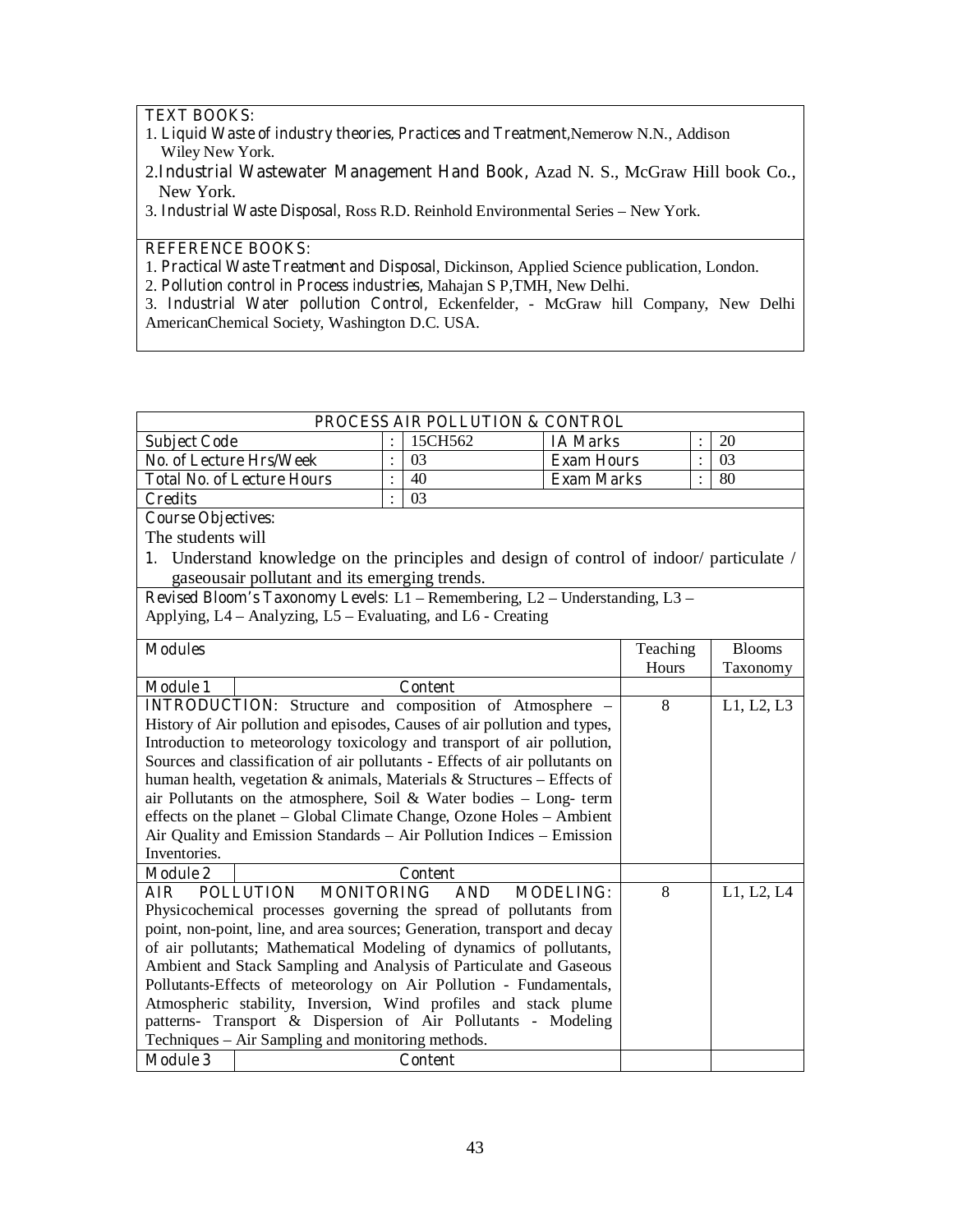**TEXT BOOKS:**

1. **Liquid Waste of industry theories, Practices and Treatment**,Nemerow N.N., Addison Wiley New York.
2. **Industrial Wastewater Management Hand Book**, Azad N. S., McGraw Hill book Co., New York.
3. **Industrial Waste Disposal**, Ross R.D. Reinhold Environmental Series – New York.

**REFERENCE BOOKS:**

1. **Practical Waste Treatment and Disposal**, Dickinson, Applied Science publication, London.
2. **Pollution control in Process industries**, Mahajan S P,TMH, New Delhi.
3. **Industrial Water pollution Control**, Eckenfelder, - McGraw hill Company, New Delhi AmericanChemical Society, Washington D.C. USA.

## PROCESS AIR POLLUTION & CONTROL

| | | | | | |
|---|---|---|---|---|---|
| **Subject Code** | : | 15CH562 | **IA Marks** | : | 20 |
| **No. of Lecture Hrs/Week** | : | 03 | **Exam Hours** | : | 03 |
| **Total No. of Lecture Hours** | : | 40 | **Exam Marks** | : | 80 |
| **Credits** | : | 03 | | | |

**Course Objectives:**

The students will

1. Understand knowledge on the principles and design of control of indoor/ particulate / gaseousair pollutant and its emerging trends.

**Revised Bloom's Taxonomy Levels:** L1 – Remembering, L2 – Understanding, L3 – Applying, L4 – Analyzing, L5 – Evaluating, and L6 - Creating

| **Modules** | Teaching Hours | Blooms Taxonomy |
|---|---|---|
| **Module 1** — **Content** | | |
| **INTRODUCTION:** Structure and composition of Atmosphere – History of Air pollution and episodes, Causes of air pollution and types, Introduction to meteorology toxicology and transport of air pollution, Sources and classification of air pollutants - Effects of air pollutants on human health, vegetation & animals, Materials & Structures – Effects of air Pollutants on the atmosphere, Soil & Water bodies – Long- term effects on the planet – Global Climate Change, Ozone Holes – Ambient Air Quality and Emission Standards – Air Pollution Indices – Emission Inventories. | 8 | L1, L2, L3 |
| **Module 2** — **Content** | | |
| **AIR POLLUTION MONITORING AND MODELING:** Physicochemical processes governing the spread of pollutants from point, non-point, line, and area sources; Generation, transport and decay of air pollutants; Mathematical Modeling of dynamics of pollutants, Ambient and Stack Sampling and Analysis of Particulate and Gaseous Pollutants-Effects of meteorology on Air Pollution - Fundamentals, Atmospheric stability, Inversion, Wind profiles and stack plume patterns- Transport & Dispersion of Air Pollutants - Modeling Techniques – Air Sampling and monitoring methods. | 8 | L1, L2, L4 |
| **Module 3** — **Content** | | |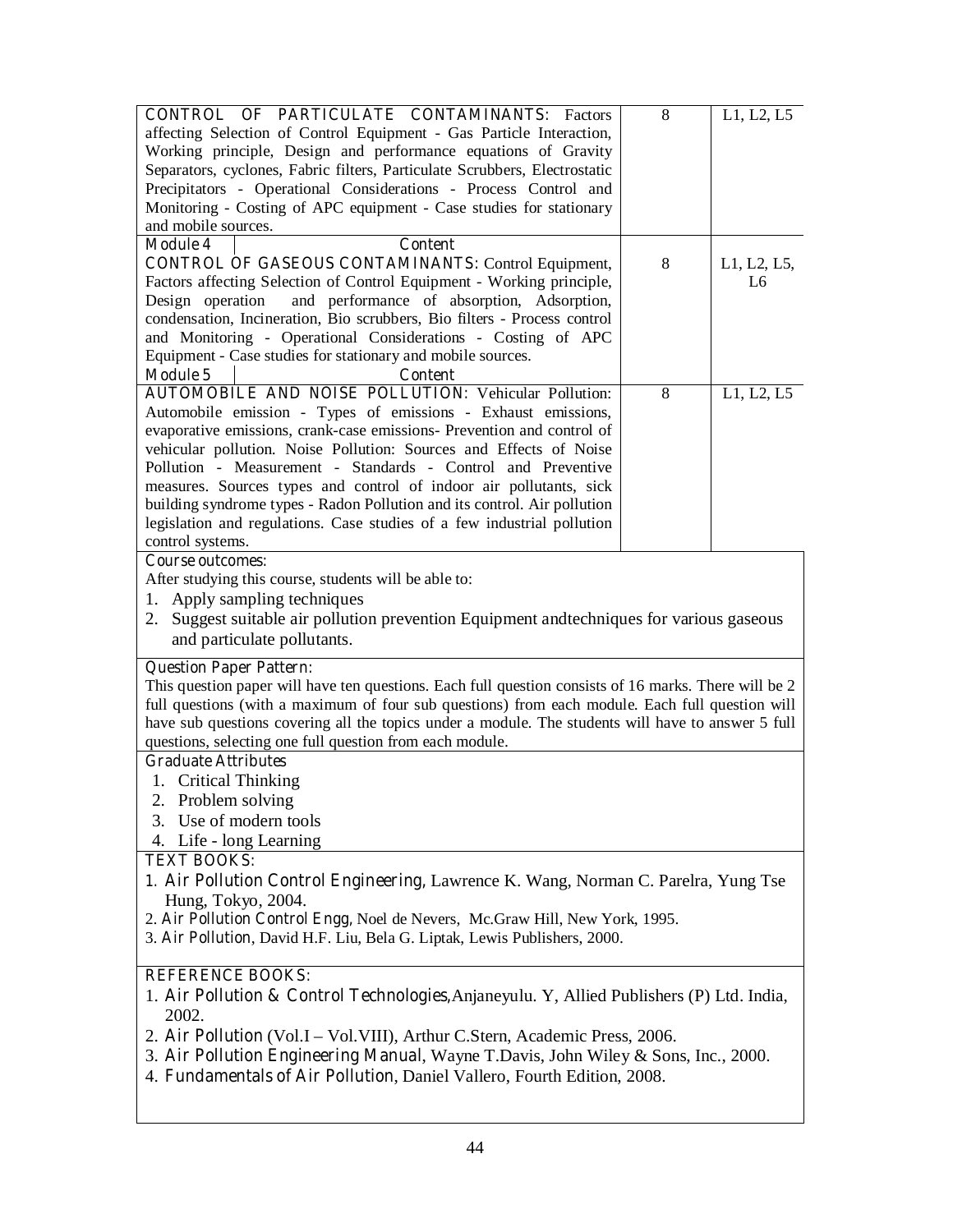| | | |
|---|---|---|
| **CONTROL OF PARTICULATE CONTAMINANTS:** Factors affecting Selection of Control Equipment - Gas Particle Interaction, Working principle, Design and performance equations of Gravity Separators, cyclones, Fabric filters, Particulate Scrubbers, Electrostatic Precipitators - Operational Considerations - Process Control and Monitoring - Costing of APC equipment - Case studies for stationary and mobile sources. | 8 | L1, L2, L5 |
| **Module 4** — **Content** | | |
| **CONTROL OF GASEOUS CONTAMINANTS:** Control Equipment, Factors affecting Selection of Control Equipment - Working principle, Design operation and performance of absorption, Adsorption, condensation, Incineration, Bio scrubbers, Bio filters - Process control and Monitoring - Operational Considerations - Costing of APC Equipment - Case studies for stationary and mobile sources. | 8 | L1, L2, L5, L6 |
| **Module 5** — **Content** | | |
| **AUTOMOBILE AND NOISE POLLUTION:** Vehicular Pollution: Automobile emission - Types of emissions - Exhaust emissions, evaporative emissions, crank-case emissions- Prevention and control of vehicular pollution. Noise Pollution: Sources and Effects of Noise Pollution - Measurement - Standards - Control and Preventive measures. Sources types and control of indoor air pollutants, sick building syndrome types - Radon Pollution and its control. Air pollution legislation and regulations. Case studies of a few industrial pollution control systems. | 8 | L1, L2, L5 |

**Course outcomes:**

After studying this course, students will be able to:

1. Apply sampling techniques
2. Suggest suitable air pollution prevention Equipment andtechniques for various gaseous and particulate pollutants.

**Question Paper Pattern:**

This question paper will have ten questions. Each full question consists of 16 marks. There will be 2 full questions (with a maximum of four sub questions) from each module. Each full question will have sub questions covering all the topics under a module. The students will have to answer 5 full questions, selecting one full question from each module.

**Graduate Attributes**

1. Critical Thinking
2. Problem solving
3. Use of modern tools
4. Life - long Learning

**TEXT BOOKS:**

1. **Air Pollution Control Engineering**, Lawrence K. Wang, Norman C. Parelra, Yung Tse Hung, Tokyo, 2004.
2. **Air Pollution Control Engg**, Noel de Nevers, Mc.Graw Hill, New York, 1995.
3. **Air Pollution**, David H.F. Liu, Bela G. Liptak, Lewis Publishers, 2000.

**REFERENCE BOOKS:**

1. **Air Pollution & Control Technologies**,Anjaneyulu. Y, Allied Publishers (P) Ltd. India, 2002.
2. **Air Pollution** (Vol.I – Vol.VIII), Arthur C.Stern, Academic Press, 2006.
3. **Air Pollution Engineering Manual**, Wayne T.Davis, John Wiley & Sons, Inc., 2000.
4. **Fundamentals of Air Pollution**, Daniel Vallero, Fourth Edition, 2008.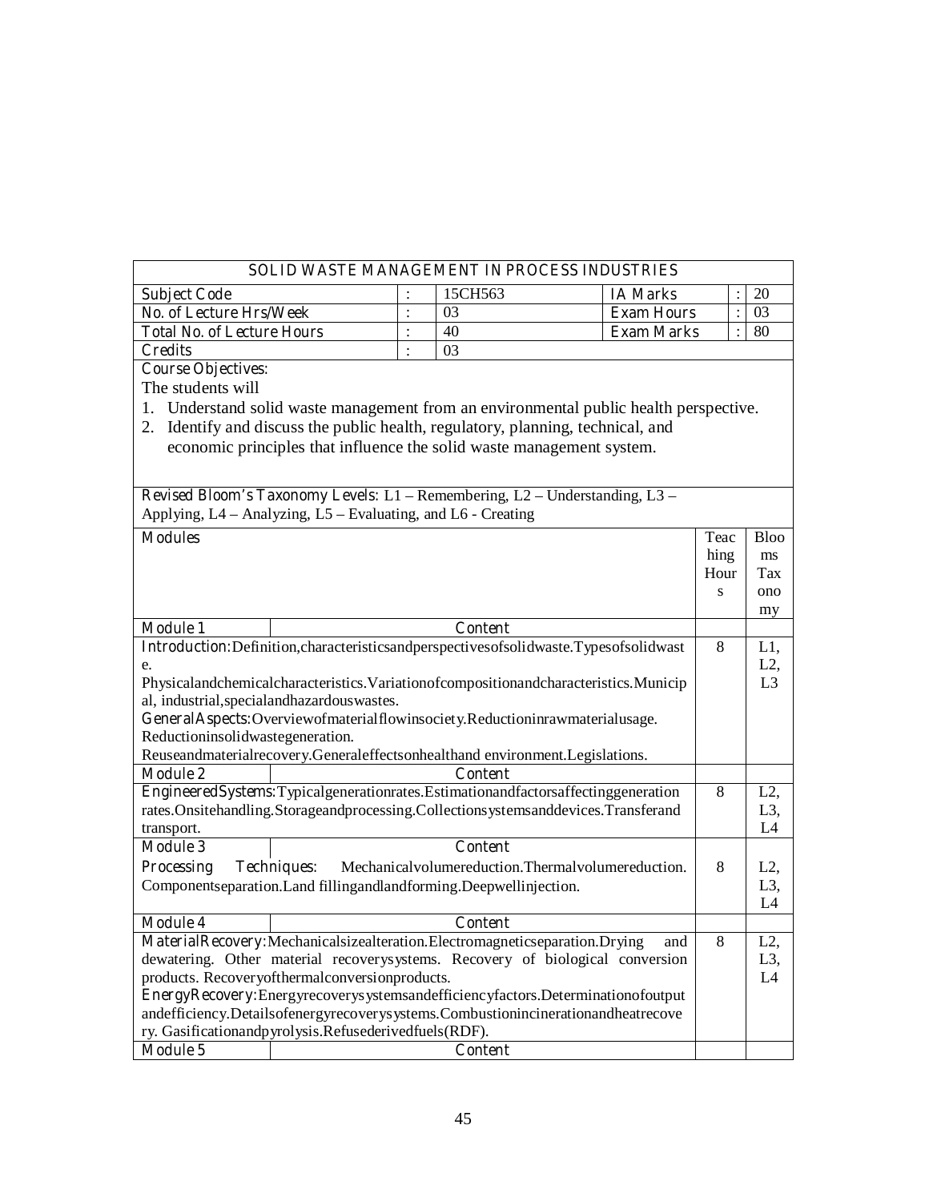| SOLID WASTE MANAGEMENT IN PROCESS INDUSTRIES | | | | | | |
|---|---|---|---|---|---|---|
| **Subject Code** | : | 15CH563 | **IA Marks** | | : | 20 |
| **No. of Lecture Hrs/Week** | : | 03 | **Exam Hours** | | : | 03 |
| **Total No. of Lecture Hours** | : | 40 | **Exam Marks** | | : | 80 |
| **Credits** | : | 03 | | | | |

**Course Objectives:**

The students will

1. Understand solid waste management from an environmental public health perspective.
2. Identify and discuss the public health, regulatory, planning, technical, and economic principles that influence the solid waste management system.

**Revised Bloom's Taxonomy Levels:** L1 – Remembering, L2 – Understanding, L3 – Applying, L4 – Analyzing, L5 – Evaluating, and L6 - Creating

| **Modules** | Teaching Hours | Blooms Taxonomy |
|---|---|---|
| **Module 1** — **Content** | | |
| **Introduction:** Definition, characteristics and perspectives of solid waste. Types of solid waste. Physical and chemical characteristics. Variation of composition and characteristics. Municipal, industrial, special and hazardous wastes. **General Aspects:** Overview of material flow in society. Reduction in raw material usage. Reduction in solid waste generation. Reuse and material recovery. General effects on health and environment. Legislations. | 8 | L1, L2, L3 |
| **Module 2** — **Content** | | |
| **Engineered Systems:** Typical generation rates. Estimation and factors affecting generation rates. Onsite handling. Storage and processing. Collection systems and devices. Transfer and transport. | 8 | L2, L3, L4 |
| **Module 3** — **Content** | | |
| **Processing Techniques:** Mechanical volume reduction. Thermal volume reduction. Component separation. Land filling and landforming. Deepwell injection. | 8 | L2, L3, L4 |
| **Module 4** — **Content** | | |
| **Material Recovery:** Mechanical size alteration. Electromagnetic separation. Drying and dewatering. Other material recovery systems. Recovery of biological conversion products. Recovery of thermal conversion products. **Energy Recovery:** Energy recovery systems and efficiency factors. Determination of output and efficiency. Details of energy recovery systems. Combustion incineration and heat recovery. Gasification and pyrolysis. Refuse derived fuels (RDF). | 8 | L2, L3, L4 |
| **Module 5** — **Content** | | |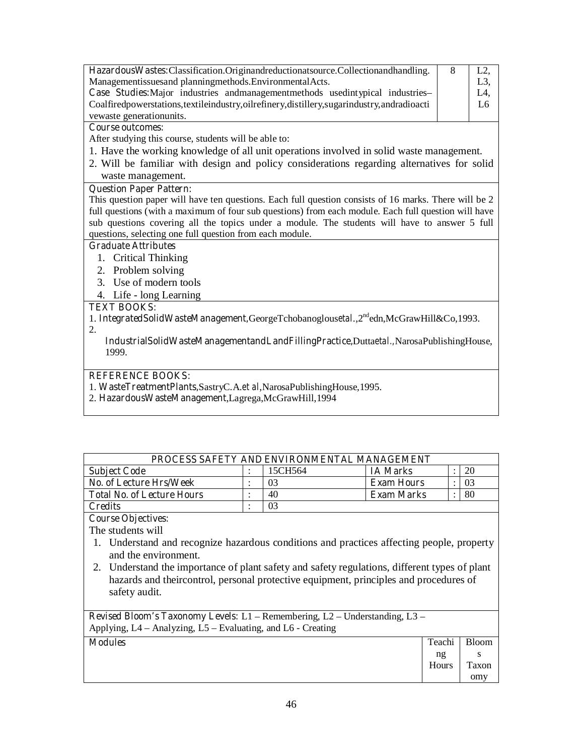| | | |
|---|---|---|
| **Hazardous Wastes:** Classification. Origin and reduction at source. Collection and handling. Management issues and planning methods. Environmental Acts.<br>**Case Studies:** Major industries and management methods used in typical industries– Coal fired power stations, textile industry, oil refinery, distillery, sugar industry, and radioactive waste generation units. | 8 | L2, L3, L4, L6 |

**Course outcomes:**

After studying this course, students will be able to:

1. Have the working knowledge of all unit operations involved in solid waste management.
2. Will be familiar with design and policy considerations regarding alternatives for solid waste management.

**Question Paper Pattern:**

This question paper will have ten questions. Each full question consists of 16 marks. There will be 2 full questions (with a maximum of four sub questions) from each module. Each full question will have sub questions covering all the topics under a module. The students will have to answer 5 full questions, selecting one full question from each module.

**Graduate Attributes**

1. Critical Thinking
2. Problem solving
3. Use of modern tools
4. Life - long Learning

**TEXT BOOKS:**

1. **Integrated Solid Waste Management**, George Tchobanoglous *et al.*, 2nd edn, McGraw Hill & Co, 1993.
2. **Industrial Solid Waste Management and Land Filling Practice**, Dutta *et al.*, Narosa Publishing House, 1999.

**REFERENCE BOOKS:**

1. **Waste Treatment Plants**, Sastry C.A. *et al*, Narosa Publishing House, 1995.
2. **Hazardous Waste Management**, Lagrega, McGraw Hill, 1994

## PROCESS SAFETY AND ENVIRONMENTAL MANAGEMENT

| | | | | | |
|---|---|---|---|---|---|
| **Subject Code** | : | 15CH564 | **IA Marks** | : | 20 |
| **No. of Lecture Hrs/Week** | : | 03 | **Exam Hours** | : | 03 |
| **Total No. of Lecture Hours** | : | 40 | **Exam Marks** | : | 80 |
| **Credits** | : | 03 | | | |

**Course Objectives:**

The students will

1. Understand and recognize hazardous conditions and practices affecting people, property and the environment.
2. Understand the importance of plant safety and safety regulations, different types of plant hazards and their control, personal protective equipment, principles and procedures of safety audit.

**Revised Bloom's Taxonomy Levels:** L1 – Remembering, L2 – Understanding, L3 – Applying, L4 – Analyzing, L5 – Evaluating, and L6 - Creating

| **Modules** | Teaching Hours | Blooms Taxonomy |
|---|---|---|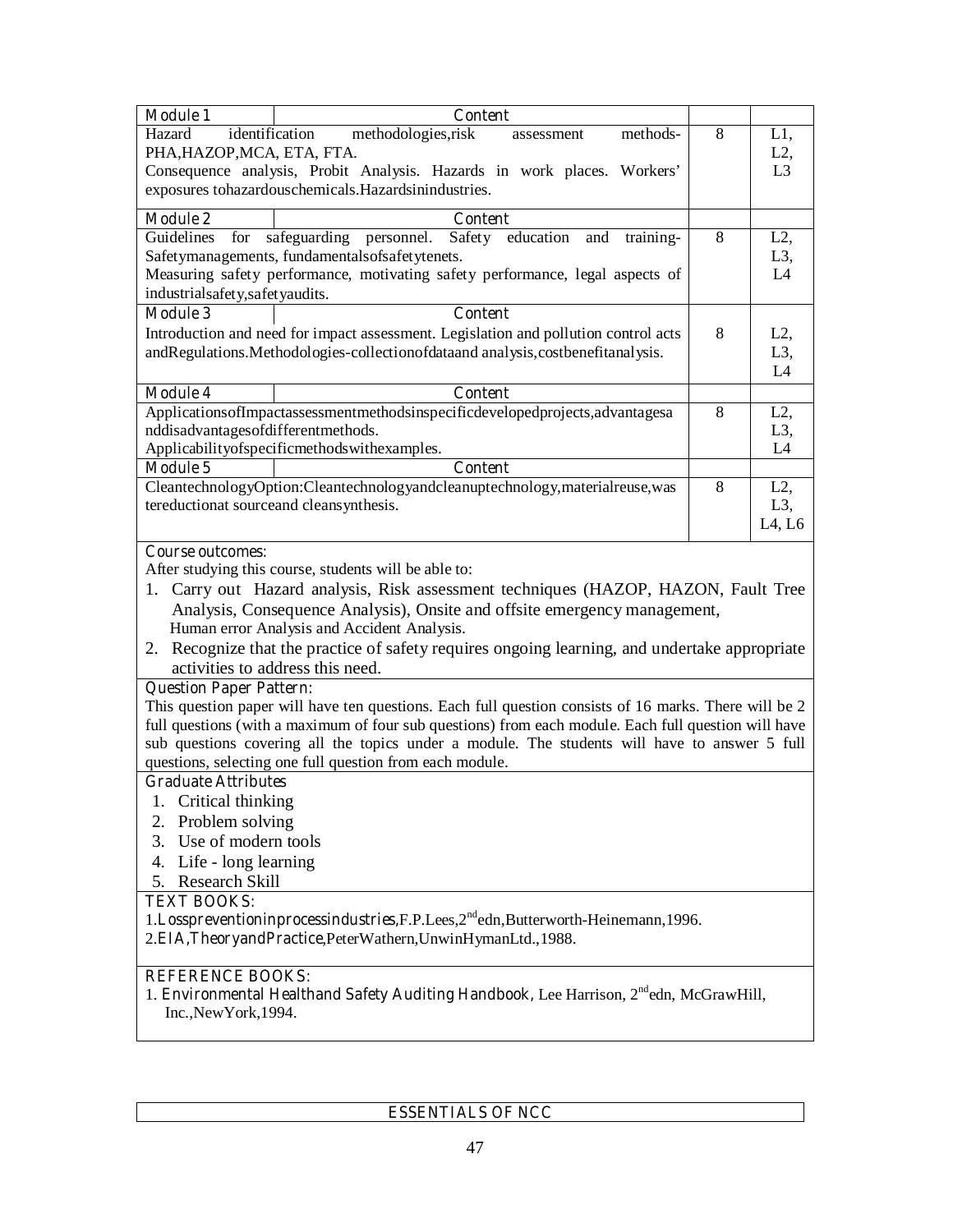| Module 1 | Content | | |
|---|---|---|---|
| Hazard identification methodologies,risk assessment methods-PHA,HAZOP,MCA, ETA, FTA. Consequence analysis, Probit Analysis. Hazards in work places. Workers' exposures tohazardouschemicals.Hazardsinindustries. | | 8 | L1, L2, L3 |
| **Module 2** | **Content** | | |
| Guidelines for safeguarding personnel. Safety education and training-Safetymanagements, fundamentalsofsafetytenets. Measuring safety performance, motivating safety performance, legal aspects of industrialsafety,safetyaudits. | | 8 | L2, L3, L4 |
| **Module 3** | **Content** | | |
| Introduction and need for impact assessment. Legislation and pollution control acts andRegulations.Methodologies-collectionofdataand analysis,costbenefitanalysis. | | 8 | L2, L3, L4 |
| **Module 4** | **Content** | | |
| ApplicationsofImpactassessmentmethodsinspecificdevelopedprojects,advantagesanddisadvantagesofdifferentmethods. Applicabilityofspecificmethodswithexamples. | | 8 | L2, L3, L4 |
| **Module 5** | **Content** | | |
| CleantechnologyOption:Cleantechnologyandcleanuptechnology,materialreuse,wastereductionat sourceand cleansynthesis. | | 8 | L2, L3, L4, L6 |

**Course outcomes:**

After studying this course, students will be able to:

1. Carry out Hazard analysis, Risk assessment techniques (HAZOP, HAZON, Fault Tree Analysis, Consequence Analysis), Onsite and offsite emergency management, Human error Analysis and Accident Analysis.
2. Recognize that the practice of safety requires ongoing learning, and undertake appropriate activities to address this need.

**Question Paper Pattern:**

This question paper will have ten questions. Each full question consists of 16 marks. There will be 2 full questions (with a maximum of four sub questions) from each module. Each full question will have sub questions covering all the topics under a module. The students will have to answer 5 full questions, selecting one full question from each module.

**Graduate Attributes**

1. Critical thinking
2. Problem solving
3. Use of modern tools
4. Life - long learning
5. Research Skill

**TEXT BOOKS:**

1. **Losspreventioninprocessindustries**,F.P.Lees,2nd edn,Butterworth-Heinemann,1996.
2. **EIA,TheoryandPractice**,PeterWathern,UnwinHymanLtd.,1988.

**REFERENCE BOOKS:**

1. **Environmental Healthand Safety Auditing Handbook**, Lee Harrison, 2nd edn, McGrawHill, Inc.,NewYork,1994.

**ESSENTIALS OF NCC**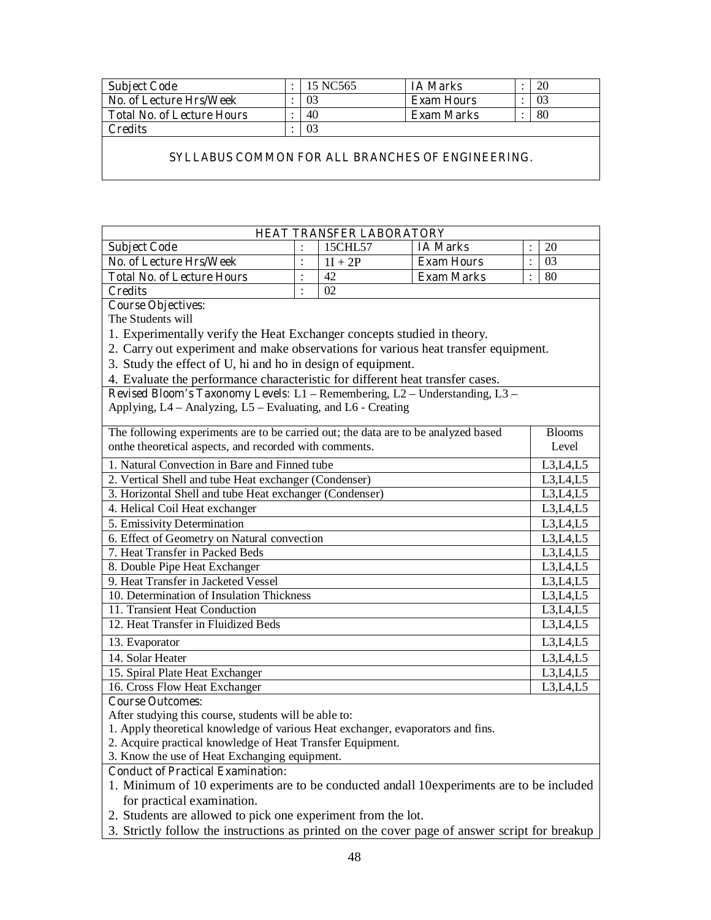| Subject Code | : | 15 NC565 | IA Marks | : | 20 |
|---|---|---|---|---|---|
| No. of Lecture Hrs/Week | : | 03 | Exam Hours | : | 03 |
| Total No. of Lecture Hours | : | 40 | Exam Marks | : | 80 |
| Credits | : | 03 | | | |

SYLLABUS COMMON FOR ALL BRANCHES OF ENGINEERING.

## HEAT TRANSFER LABORATORY

| Subject Code | : | 15CHL57 | IA Marks | : | 20 |
|---|---|---|---|---|---|
| No. of Lecture Hrs/Week | : | 1I + 2P | Exam Hours | : | 03 |
| Total No. of Lecture Hours | : | 42 | Exam Marks | : | 80 |
| Credits | : | 02 | | | |

**Course Objectives:**

The Students will

1. Experimentally verify the Heat Exchanger concepts studied in theory.
2. Carry out experiment and make observations for various heat transfer equipment.
3. Study the effect of U, hi and ho in design of equipment.
4. Evaluate the performance characteristic for different heat transfer cases.

**Revised Bloom's Taxonomy Levels**: L1 – Remembering, L2 – Understanding, L3 – Applying, L4 – Analyzing, L5 – Evaluating, and L6 - Creating

| The following experiments are to be carried out; the data are to be analyzed based onthe theoretical aspects, and recorded with comments. | Blooms Level |
|---|---|
| 1. Natural Convection in Bare and Finned tube | L3,L4,L5 |
| 2. Vertical Shell and tube Heat exchanger (Condenser) | L3,L4,L5 |
| 3. Horizontal Shell and tube Heat exchanger (Condenser) | L3,L4,L5 |
| 4. Helical Coil Heat exchanger | L3,L4,L5 |
| 5. Emissivity Determination | L3,L4,L5 |
| 6. Effect of Geometry on Natural convection | L3,L4,L5 |
| 7. Heat Transfer in Packed Beds | L3,L4,L5 |
| 8. Double Pipe Heat Exchanger | L3,L4,L5 |
| 9. Heat Transfer in Jacketed Vessel | L3,L4,L5 |
| 10. Determination of Insulation Thickness | L3,L4,L5 |
| 11. Transient Heat Conduction | L3,L4,L5 |
| 12. Heat Transfer in Fluidized Beds | L3,L4,L5 |
| 13. Evaporator | L3,L4,L5 |
| 14. Solar Heater | L3,L4,L5 |
| 15. Spiral Plate Heat Exchanger | L3,L4,L5 |
| 16. Cross Flow Heat Exchanger | L3,L4,L5 |

**Course Outcomes:**

After studying this course, students will be able to:

1. Apply theoretical knowledge of various Heat exchanger, evaporators and fins.
2. Acquire practical knowledge of Heat Transfer Equipment.
3. Know the use of Heat Exchanging equipment.

**Conduct of Practical Examination:**

1. Minimum of 10 experiments are to be conducted andall 10experiments are to be included for practical examination.
2. Students are allowed to pick one experiment from the lot.
3. Strictly follow the instructions as printed on the cover page of answer script for breakup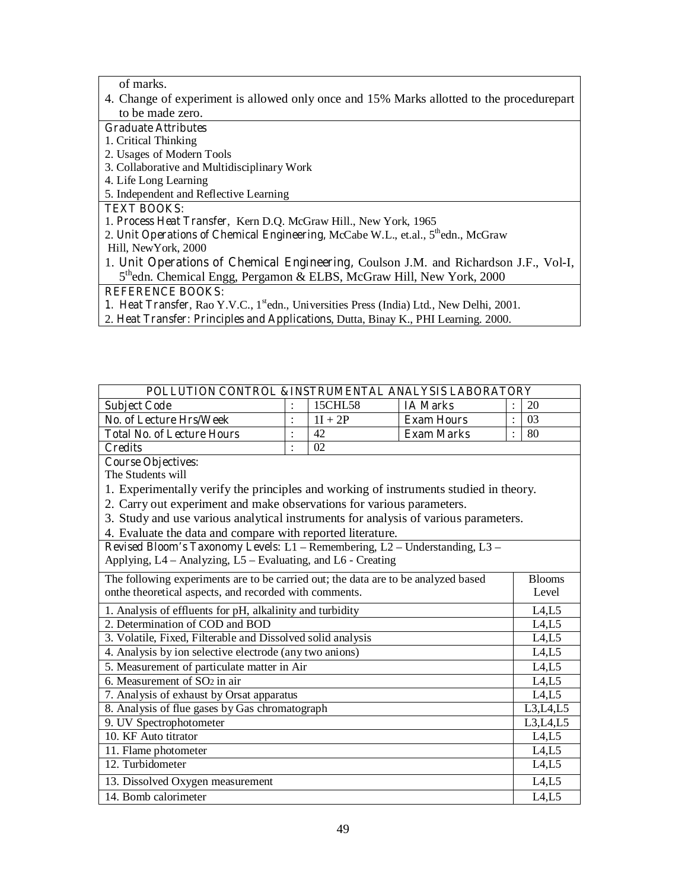of marks.

4. Change of experiment is allowed only once and 15% Marks allotted to the procedurepart to be made zero.

**Graduate Attributes**

1. Critical Thinking
2. Usages of Modern Tools
3. Collaborative and Multidisciplinary Work
4. Life Long Learning
5. Independent and Reflective Learning

**TEXT BOOKS:**

1. **Process Heat Transfer**, Kern D.Q. McGraw Hill., New York, 1965
2. **Unit Operations of Chemical Engineering**, McCabe W.L., et.al., 5th edn., McGraw Hill, NewYork, 2000
1. **Unit Operations of Chemical Engineering**, Coulson J.M. and Richardson J.F., Vol-I, 5th edn. Chemical Engg, Pergamon & ELBS, McGraw Hill, New York, 2000

**REFERENCE BOOKS:**

1. **Heat Transfer**, Rao Y.V.C., 1st edn., Universities Press (India) Ltd., New Delhi, 2001.
2. **Heat Transfer: Principles and Applications**, Dutta, Binay K., PHI Learning. 2000.

## POLLUTION CONTROL & INSTRUMENTAL ANALYSIS LABORATORY

| | | | | | |
|---|---|---|---|---|---|
| **Subject Code** | : | 15CHL58 | **IA Marks** | : | 20 |
| **No. of Lecture Hrs/Week** | : | 1I + 2P | **Exam Hours** | : | 03 |
| **Total No. of Lecture Hours** | : | 42 | **Exam Marks** | : | 80 |
| **Credits** | : | 02 | | | |

**Course Objectives:**

The Students will

1. Experimentally verify the principles and working of instruments studied in theory.
2. Carry out experiment and make observations for various parameters.
3. Study and use various analytical instruments for analysis of various parameters.
4. Evaluate the data and compare with reported literature.

**Revised Bloom's Taxonomy Levels**: L1 – Remembering, L2 – Understanding, L3 – Applying, L4 – Analyzing, L5 – Evaluating, and L6 - Creating

| The following experiments are to be carried out; the data are to be analyzed based onthe theoretical aspects, and recorded with comments. | Blooms Level |
|---|---|
| 1. Analysis of effluents for pH, alkalinity and turbidity | L4,L5 |
| 2. Determination of COD and BOD | L4,L5 |
| 3. Volatile, Fixed, Filterable and Dissolved solid analysis | L4,L5 |
| 4. Analysis by ion selective electrode (any two anions) | L4,L5 |
| 5. Measurement of particulate matter in Air | L4,L5 |
| 6. Measurement of $SO_2$ in air | L4,L5 |
| 7. Analysis of exhaust by Orsat apparatus | L4,L5 |
| 8. Analysis of flue gases by Gas chromatograph | L3,L4,L5 |
| 9. UV Spectrophotometer | L3,L4,L5 |
| 10. KF Auto titrator | L4,L5 |
| 11. Flame photometer | L4,L5 |
| 12. Turbidometer | L4,L5 |
| 13. Dissolved Oxygen measurement | L4,L5 |
| 14. Bomb calorimeter | L4,L5 |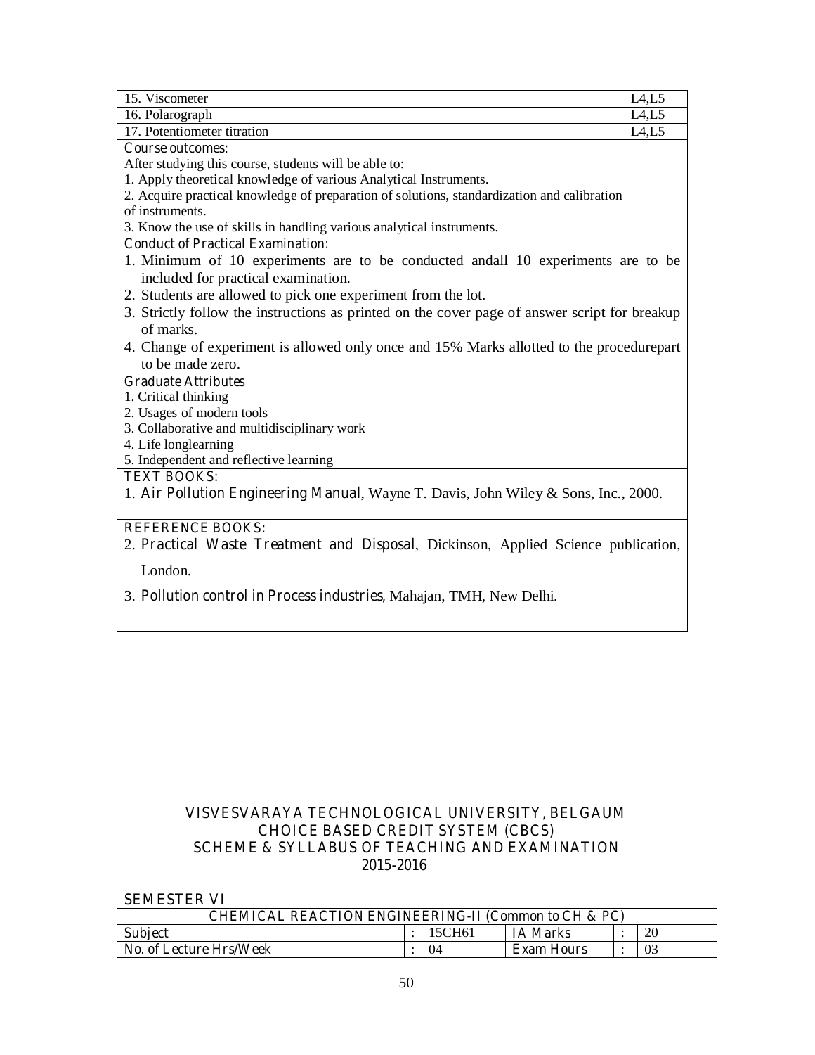| | |
|---|---|
| 15. Viscometer | L4,L5 |
| 16. Polarograph | L4,L5 |
| 17. Potentiometer titration | L4,L5 |

**Course outcomes:**

After studying this course, students will be able to:

1. Apply theoretical knowledge of various Analytical Instruments.
2. Acquire practical knowledge of preparation of solutions, standardization and calibration of instruments.
3. Know the use of skills in handling various analytical instruments.

**Conduct of Practical Examination:**

1. Minimum of 10 experiments are to be conducted andall 10 experiments are to be included for practical examination.
2. Students are allowed to pick one experiment from the lot.
3. Strictly follow the instructions as printed on the cover page of answer script for breakup of marks.
4. Change of experiment is allowed only once and 15% Marks allotted to the procedurepart to be made zero.

**Graduate Attributes**

1. Critical thinking
2. Usages of modern tools
3. Collaborative and multidisciplinary work
4. Life longlearning
5. Independent and reflective learning

**TEXT BOOKS:**

1. **Air Pollution Engineering Manual**, Wayne T. Davis, John Wiley & Sons, Inc., 2000.

**REFERENCE BOOKS:**

2. **Practical Waste Treatment and Disposal**, Dickinson, Applied Science publication, London.
3. **Pollution control in Process industries**, Mahajan, TMH, New Delhi.

## VISVESVARAYA TECHNOLOGICAL UNIVERSITY, BELGAUM
## CHOICE BASED CREDIT SYSTEM (CBCS)
## SCHEME & SYLLABUS OF TEACHING AND EXAMINATION
## 2015-2016

**SEMESTER VI**

| CHEMICAL REACTION ENGINEERING-II (Common to CH & PC) | | | | | |
|---|---|---|---|---|---|
| Subject | : | 15CH61 | IA Marks | : | 20 |
| No. of Lecture Hrs/Week | : | 04 | Exam Hours | : | 03 |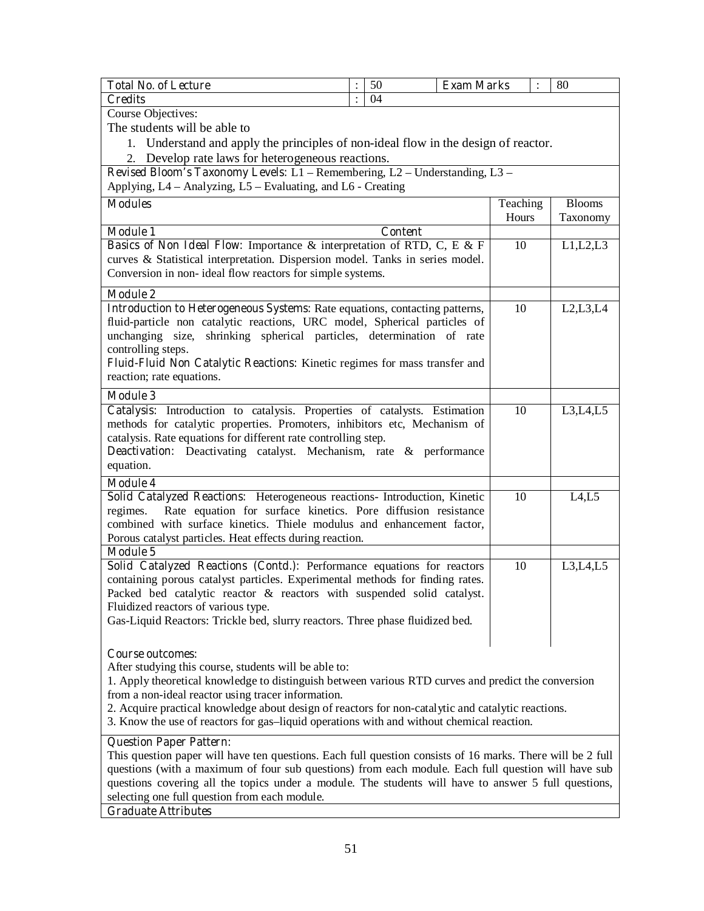| Total No. of Lecture | : | 50 | Exam Marks | : | 80 |
|---|---|---|---|---|---|
| Credits | : | 04 | | | |

Course Objectives:

The students will be able to

1. Understand and apply the principles of non-ideal flow in the design of reactor.
2. Develop rate laws for heterogeneous reactions.

**Revised Bloom's Taxonomy Levels**: L1 – Remembering, L2 – Understanding, L3 – Applying, L4 – Analyzing, L5 – Evaluating, and L6 - Creating

| Modules | Teaching Hours | Blooms Taxonomy |
|---|---|---|
| **Module 1** — **Content** | | |
| **Basics of Non Ideal Flow**: Importance & interpretation of RTD, C, E & F curves & Statistical interpretation. Dispersion model. Tanks in series model. Conversion in non- ideal flow reactors for simple systems. | 10 | L1,L2,L3 |
| **Module 2** | | |
| **Introduction to Heterogeneous Systems**: Rate equations, contacting patterns, fluid-particle non catalytic reactions, URC model, Spherical particles of unchanging size, shrinking spherical particles, determination of rate controlling steps.<br>**Fluid-Fluid Non Catalytic Reactions**: Kinetic regimes for mass transfer and reaction; rate equations. | 10 | L2,L3,L4 |
| **Module 3** | | |
| **Catalysis**: Introduction to catalysis. Properties of catalysts. Estimation methods for catalytic properties. Promoters, inhibitors etc, Mechanism of catalysis. Rate equations for different rate controlling step.<br>**Deactivation**: Deactivating catalyst. Mechanism, rate & performance equation. | 10 | L3,L4,L5 |
| **Module 4** | | |
| **Solid Catalyzed Reactions**: Heterogeneous reactions- Introduction, Kinetic regimes. Rate equation for surface kinetics. Pore diffusion resistance combined with surface kinetics. Thiele modulus and enhancement factor, Porous catalyst particles. Heat effects during reaction. | 10 | L4,L5 |
| **Module 5** | | |
| **Solid Catalyzed Reactions (Contd.)**: Performance equations for reactors containing porous catalyst particles. Experimental methods for finding rates. Packed bed catalytic reactor & reactors with suspended solid catalyst. Fluidized reactors of various type.<br>Gas-Liquid Reactors: Trickle bed, slurry reactors. Three phase fluidized bed. | 10 | L3,L4,L5 |

**Course outcomes:**

After studying this course, students will be able to:

1. Apply theoretical knowledge to distinguish between various RTD curves and predict the conversion from a non-ideal reactor using tracer information.
2. Acquire practical knowledge about design of reactors for non-catalytic and catalytic reactions.
3. Know the use of reactors for gas–liquid operations with and without chemical reaction.

**Question Paper Pattern:**

This question paper will have ten questions. Each full question consists of 16 marks. There will be 2 full questions (with a maximum of four sub questions) from each module. Each full question will have sub questions covering all the topics under a module. The students will have to answer 5 full questions, selecting one full question from each module.

**Graduate Attributes**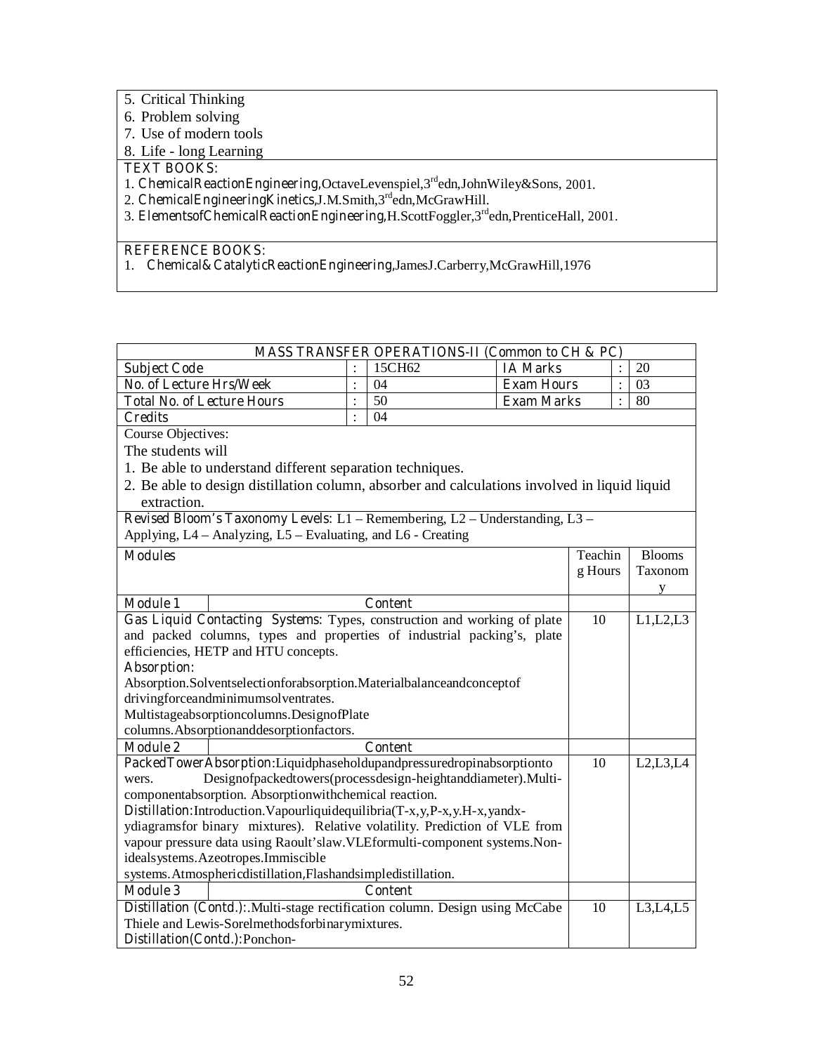| 5. Critical Thinking |
|---|
| 6. Problem solving |
| 7. Use of modern tools |
| 8. Life - long Learning |
| **TEXT BOOKS:** 1. **ChemicalReactionEngineering**,OctaveLevenspiel,3rdedn,JohnWiley&Sons, 2001. 2. **ChemicalEngineeringKinetics**,J.M.Smith,3rdedn,McGrawHill. 3. **ElementsofChemicalReactionEngineering**,H.ScottFoggler,3rdedn,PrenticeHall, 2001. |
| **REFERENCE BOOKS:** 1. **Chemical& CatalyticReactionEngineering**,JamesJ.Carberry,McGrawHill,1976 |

| **MASS TRANSFER OPERATIONS-II (Common to CH & PC)** | | | | | | |
|---|---|---|---|---|---|---|
| **Subject Code** | : | 15CH62 | **IA Marks** | | : | 20 |
| **No. of Lecture Hrs/Week** | : | 04 | **Exam Hours** | | : | 03 |
| **Total No. of Lecture Hours** | : | 50 | **Exam Marks** | | : | 80 |
| **Credits** | : | 04 | | | | |

Course Objectives:

The students will

1. Be able to understand different separation techniques.
2. Be able to design distillation column, absorber and calculations involved in liquid liquid extraction.

**Revised Bloom's Taxonomy Levels**: L1 – Remembering, L2 – Understanding, L3 – Applying, L4 – Analyzing, L5 – Evaluating, and L6 - Creating

| **Modules** | Teaching Hours | Blooms Taxonomy |
|---|---|---|
| **Module 1** — **Content** | | |
| **Gas Liquid Contacting Systems**: Types, construction and working of plate and packed columns, types and properties of industrial packing's, plate efficiencies, HETP and HTU concepts. **Absorption:** Absorption.Solventselectionforabsorption.Materialbalanceandconceptof drivingforceandminimumsolventrates. Multistageabsorptioncolumns.DesignofPlate columns.Absorptionanddesorptionfactors. | 10 | L1,L2,L3 |
| **Module 2** — **Content** | | |
| **PackedTowerAbsorption**:Liquidphaseholdupandpressuredropinabsorptiontowers. Designofpackedtowers(processdesign-heightanddiameter).Multi-componentabsorption. Absorptionwithchemical reaction. **Distillation**:Introduction.Vapourliquidequilibria(T-x,y,P-x,y.H-x,yandx-ydiagramsfor binary mixtures). Relative volatility. Prediction of VLE from vapour pressure data using Raoult'slaw.VLEformulti-component systems.Non-idealsystems.Azeotropes.Immiscible systems.Atmosphericdistillation,Flashandsimpledistillation. | 10 | L2,L3,L4 |
| **Module 3** — **Content** | | |
| **Distillation (Contd.)**:.Multi-stage rectification column. Design using McCabe Thiele and Lewis-Sorelmethodsforbinarymixtures. **Distillation(Contd.)**:Ponchon- | 10 | L3,L4,L5 |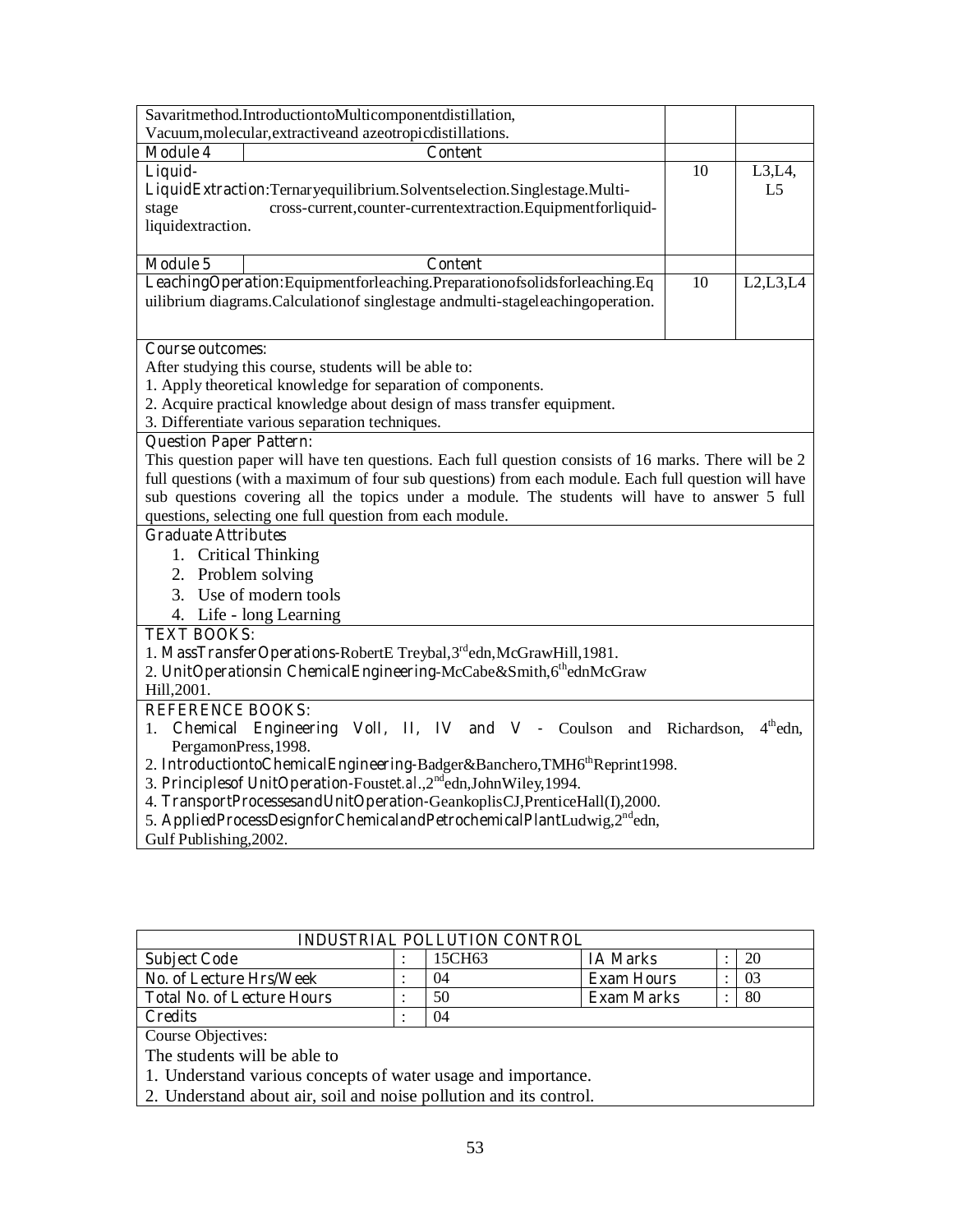| | | | |
|---|---|---|---|
| Savaritmethod.IntroductiontoMulticomponentdistillation, Vacuum,molecular,extractiveand azeotropicdistillations. | | | |
| **Module 4** | **Content** | | |
| **Liquid-LiquidExtraction**:Ternaryequilibrium.Solventselection.Singlestage.Multi-stage cross-current,counter-currentextraction.Equipmentforliquid-liquidextraction. | | 10 | L3,L4, L5 |
| **Module 5** | **Content** | | |
| **LeachingOperation**:Equipmentforleaching.Preparationofsolidsforleaching.Equilibrium diagrams.Calculationof singlestage andmulti-stageleachingoperation. | | 10 | L2,L3,L4 |

**Course outcomes:**

After studying this course, students will be able to:

1. Apply theoretical knowledge for separation of components.
2. Acquire practical knowledge about design of mass transfer equipment.
3. Differentiate various separation techniques.

**Question Paper Pattern:**

This question paper will have ten questions. Each full question consists of 16 marks. There will be 2 full questions (with a maximum of four sub questions) from each module. Each full question will have sub questions covering all the topics under a module. The students will have to answer 5 full questions, selecting one full question from each module.

**Graduate Attributes**

1. Critical Thinking
2. Problem solving
3. Use of modern tools
4. Life - long Learning

**TEXT BOOKS:**

1. **MassTransferOperations**-RobertE Treybal,3rdedn,McGrawHill,1981.
2. **UnitOperationsin ChemicalEngineering**-McCabe&Smith,6thednMcGraw Hill,2001.

**REFERENCE BOOKS:**

1. **Chemical Engineering VolI, II, IV and V** - Coulson and Richardson, 4thedn, PergamonPress,1998.
2. **IntroductiontoChemicalEngineering**-Badger&Banchero,TMH6thReprint1998.
3. **Principlesof UnitOperation**-Foust*et.al*.,2ndedn,JohnWiley,1994.
4. **TransportProcessesandUnitOperation**-GeankoplisCJ,PrenticeHall(I),2000.
5. **AppliedProcessDesignforChemicalandPetrochemicalPlant**Ludwig,2ndedn, Gulf Publishing,2002.

## INDUSTRIAL POLLUTION CONTROL

| | | | | | |
|---|---|---|---|---|---|
| **Subject Code** | : 15CH63 | **IA Marks** | : | 20 |
| **No. of Lecture Hrs/Week** | : 04 | **Exam Hours** | : | 03 |
| **Total No. of Lecture Hours** | : 50 | **Exam Marks** | : | 80 |
| **Credits** | : 04 | | | |

Course Objectives:

The students will be able to

1. Understand various concepts of water usage and importance.
2. Understand about air, soil and noise pollution and its control.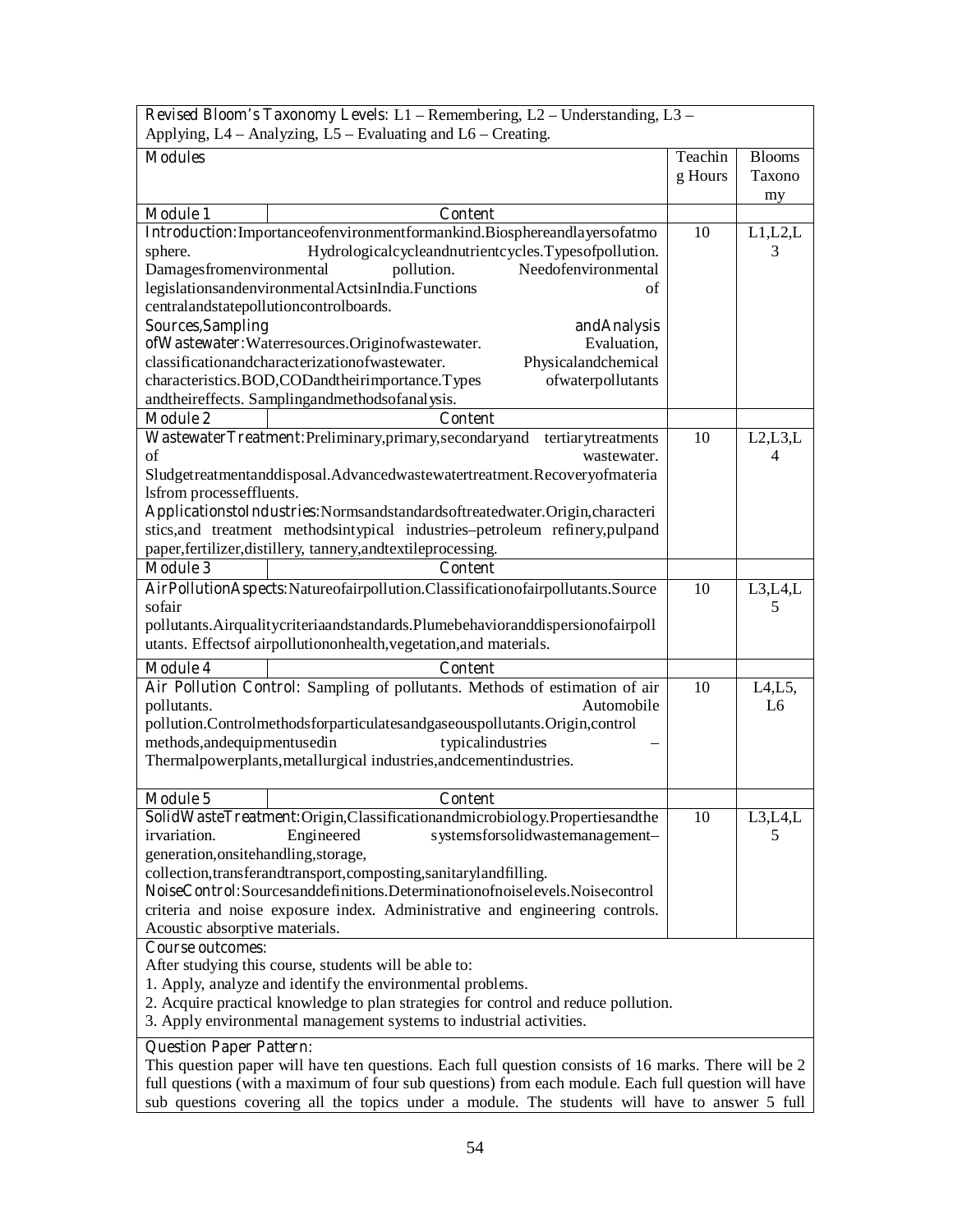**Revised Bloom's Taxonomy Levels:** L1 – Remembering, L2 – Understanding, L3 – Applying, L4 – Analyzing, L5 – Evaluating and L6 – Creating.

| Modules | Teaching Hours | Blooms Taxonomy |
|---|---|---|
| **Module 1** — Content | | |
| **Introduction:** Importance of environment for mankind. Biosphere and layers of atmosphere. Hydrological cycle and nutrient cycles. Types of pollution. Damages from environmental pollution. Need of environmental legislations and environmental Acts in India. Functions of central and state pollution control boards.<br>**Sources, Sampling and Analysis of Wastewater:** Water resources. Origin of wastewater. Evaluation, classification and characterization of wastewater. Physical and chemical characteristics. BOD, COD and their importance. Types of water pollutants and their effects. Sampling and methods of analysis. | 10 | L1,L2,L3 |
| **Module 2** — Content | | |
| **Wastewater Treatment:** Preliminary, primary, secondary and tertiary treatments of wastewater. Sludge treatment and disposal. Advanced wastewater treatment. Recovery of materials from process effluents.<br>**Applications to Industries:** Norms and standards of treated water. Origin, characteristics, and treatment methods in typical industries – petroleum refinery, pulp and paper, fertilizer, distillery, tannery, and textile processing. | 10 | L2,L3,L4 |
| **Module 3** — Content | | |
| **Air Pollution Aspects:** Nature of air pollution. Classification of air pollutants. Sources of air pollutants. Air quality criteria and standards. Plume behavior and dispersion of air pollutants. Effects of air pollution on health, vegetation, and materials. | 10 | L3,L4,L5 |
| **Module 4** — Content | | |
| **Air Pollution Control:** Sampling of pollutants. Methods of estimation of air pollutants. Automobile pollution. Control methods for particulates and gaseous pollutants. Origin, control methods, and equipment used in typical industries – Thermal power plants, metallurgical industries, and cement industries. | 10 | L4,L5, L6 |
| **Module 5** — Content | | |
| **Solid Waste Treatment:** Origin, Classification and microbiology. Properties and their variation. Engineered systems for solid waste management – generation, onsite handling, storage, collection, transfer and transport, composting, sanitary landfilling.<br>**Noise Control:** Sources and definitions. Determination of noise levels. Noise control criteria and noise exposure index. Administrative and engineering controls. Acoustic absorptive materials. | 10 | L3,L4,L5 |

**Course outcomes:**

After studying this course, students will be able to:

1. Apply, analyze and identify the environmental problems.
2. Acquire practical knowledge to plan strategies for control and reduce pollution.
3. Apply environmental management systems to industrial activities.

**Question Paper Pattern:**

This question paper will have ten questions. Each full question consists of 16 marks. There will be 2 full questions (with a maximum of four sub questions) from each module. Each full question will have sub questions covering all the topics under a module. The students will have to answer 5 full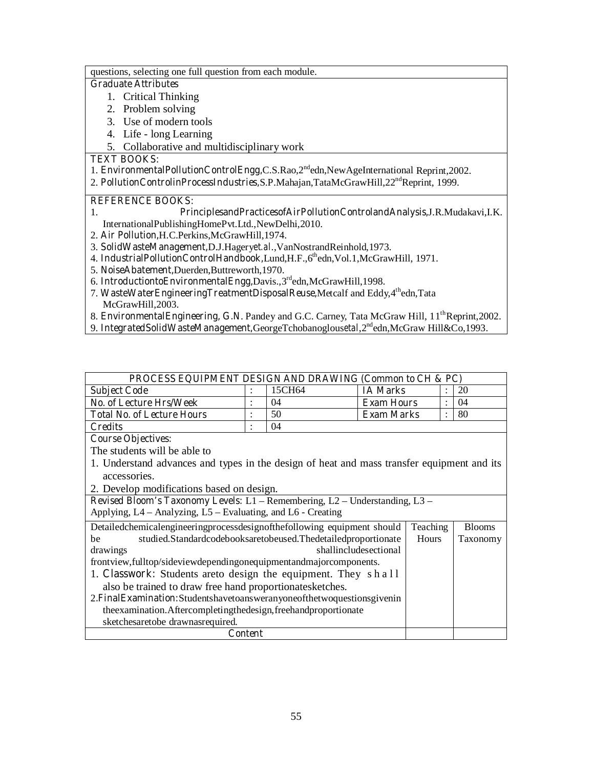questions, selecting one full question from each module.

**Graduate Attributes**

1. Critical Thinking
2. Problem solving
3. Use of modern tools
4. Life - long Learning
5. Collaborative and multidisciplinary work

**TEXT BOOKS:**

1. **EnvironmentalPollutionControlEngg**,C.S.Rao,2nd edn,NewAgeInternational Reprint,2002.
2. **PollutionControlinProcessIndustries**,S.P.Mahajan,TataMcGrawHill,22nd Reprint, 1999.

**REFERENCE BOOKS:**

1. **PrinciplesandPracticesofAirPollutionControlandAnalysis**,J.R.Mudakavi,I.K. InternationalPublishingHomePvt.Ltd.,NewDelhi,2010.
2. **Air Pollution**,H.C.Perkins,McGrawHill,1974.
3. **SolidWasteManagement**,D.J.Hager*yet.al*.,VanNostrandReinhold,1973.
4. **IndustrialPollutionControlHandbook**,Lund,H.F.,6th edn,Vol.1,McGrawHill, 1971.
5. **NoiseAbatement**,Duerden,Buttreworth,1970.
6. **IntroductiontoEnvironmentalEngg**,Davis.,3rd edn,McGrawHill,1998.
7. **WasteWaterEngineeringTreatmentDisposalReuse**,Metcalf and Eddy,4th edn,Tata McGrawHill,2003.
8. **EnvironmentalEngineering, G.N**. Pandey and G.C. Carney, Tata McGraw Hill, 11th Reprint,2002.
9. **IntegratedSolidWasteManagement**,GeorgeTchobanoglous*etal*,2nd edn,McGraw Hill&Co,1993.

| PROCESS EQUIPMENT DESIGN AND DRAWING (Common to CH & PC) | | | | | |
|---|---|---|---|---|---|
| Subject Code | : | 15CH64 | IA Marks | : | 20 |
| No. of Lecture Hrs/Week | : | 04 | Exam Hours | : | 04 |
| Total No. of Lecture Hours | : | 50 | Exam Marks | : | 80 |
| Credits | : | 04 | | | |

**Course Objectives:**

The students will be able to

1. Understand advances and types in the design of heat and mass transfer equipment and its accessories.
2. Develop modifications based on design.

**Revised Bloom's Taxonomy Levels**: L1 – Remembering, L2 – Understanding, L3 – Applying, L4 – Analyzing, L5 – Evaluating, and L6 - Creating

| Detailedchemicalengineeringprocessdesignofthefollowing equipment should be studied.Standardcodebooksaretobeused.Thedetailedproportionate drawings shallincludesectional frontview,fulltop/sideviewdependingonequipmentandmajorcomponents.<br>1. **Classwork**: Students areto design the equipment. They shall also be trained to draw free hand proportionatesketches.<br>2.**FinalExamination**:Studentshavetoansweranyoneofthetwoquestionsgivenin theexamination.Aftercompletingthedesign,freehandproportionate sketchesaretobe drawnasrequired. | Teaching Hours | Blooms Taxonomy |
|---|---|---|
| **Content** | | |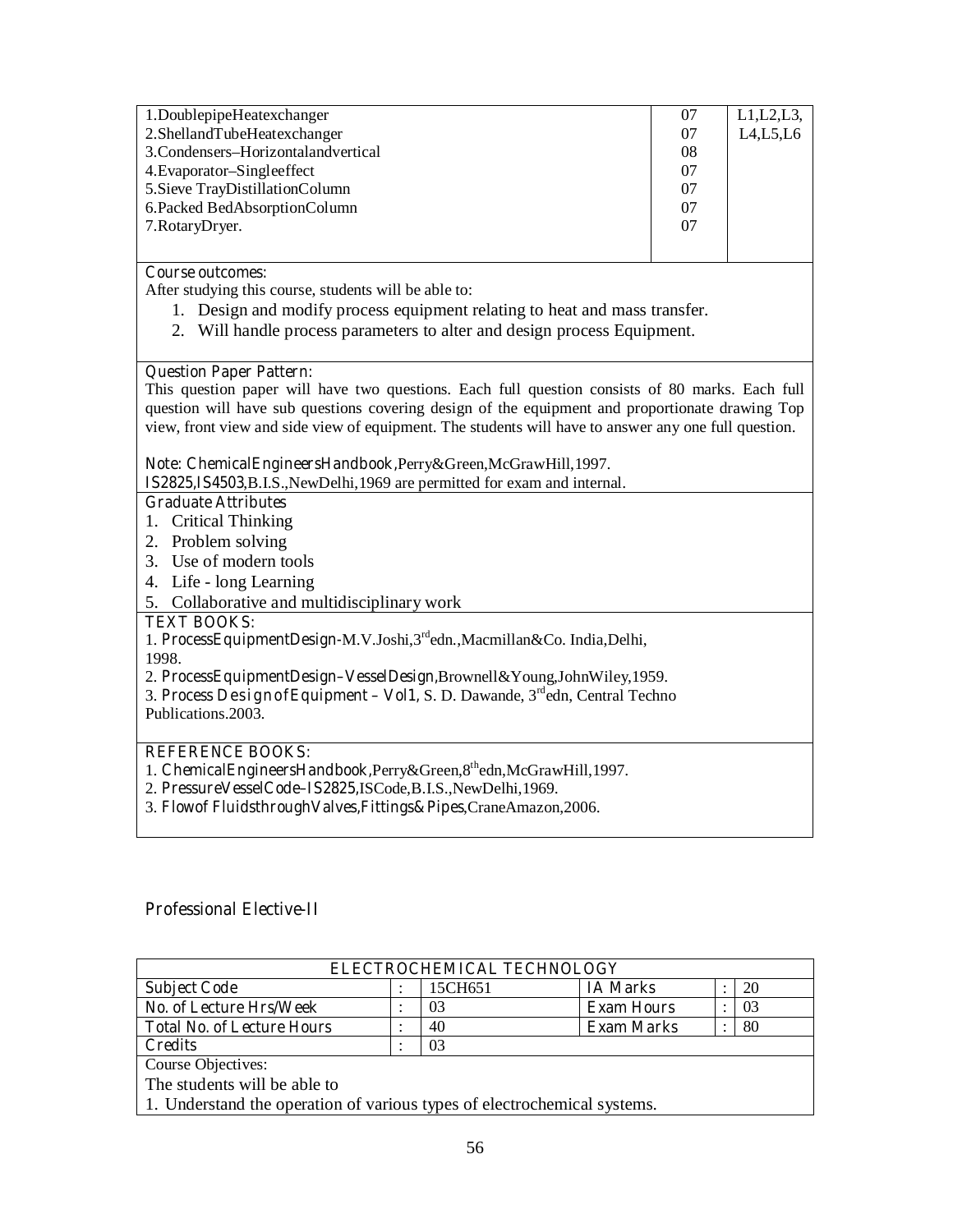| | | |
|---|---|---|
| 1.DoublepipeHeatexchanger<br>2.ShellandTubeHeatexchanger<br>3.Condensers–Horizontalandvertical<br>4.Evaporator–Singleeffect<br>5.Sieve TrayDistillationColumn<br>6.Packed BedAbsorptionColumn<br>7.RotaryDryer. | 07<br>07<br>08<br>07<br>07<br>07<br>07 | L1,L2,L3,<br>L4,L5,L6 |

**Course outcomes:**

After studying this course, students will be able to:

1. Design and modify process equipment relating to heat and mass transfer.
2. Will handle process parameters to alter and design process Equipment.

**Question Paper Pattern:**

This question paper will have two questions. Each full question consists of 80 marks. Each full question will have sub questions covering design of the equipment and proportionate drawing Top view, front view and side view of equipment. The students will have to answer any one full question.

**Note: ChemicalEngineersHandbook**,Perry&Green,McGrawHill,1997.
**IS2825,IS4503**,B.I.S.,NewDelhi,1969 are permitted for exam and internal.

**Graduate Attributes**

1. Critical Thinking
2. Problem solving
3. Use of modern tools
4. Life - long Learning
5. Collaborative and multidisciplinary work

**TEXT BOOKS:**

1. **ProcessEquipmentDesign**-M.V.Joshi,3rd edn.,Macmillan&Co. India,Delhi, 1998.
2. **ProcessEquipmentDesign–VesselDesign**,Brownell&Young,JohnWiley,1959.
3. **Process DesignofEquipment – Vol1**, S. D. Dawande, 3rd edn, Central Techno Publications.2003.

**REFERENCE BOOKS:**

1. **ChemicalEngineersHandbook**,Perry&Green,8th edn,McGrawHill,1997.
2. **PressureVesselCode–IS2825**,ISCode,B.I.S.,NewDelhi,1969.
3. **Flowof FluidsthroughValves,Fittings&Pipes**,CraneAmazon,2006.

## Professional Elective-II

| ELECTROCHEMICAL TECHNOLOGY | | | | | |
|---|---|---|---|---|---|
| Subject Code | : | 15CH651 | IA Marks | : | 20 |
| No. of Lecture Hrs/Week | : | 03 | Exam Hours | : | 03 |
| Total No. of Lecture Hours | : | 40 | Exam Marks | : | 80 |
| Credits | : | 03 | | | |

Course Objectives:

The students will be able to

1. Understand the operation of various types of electrochemical systems.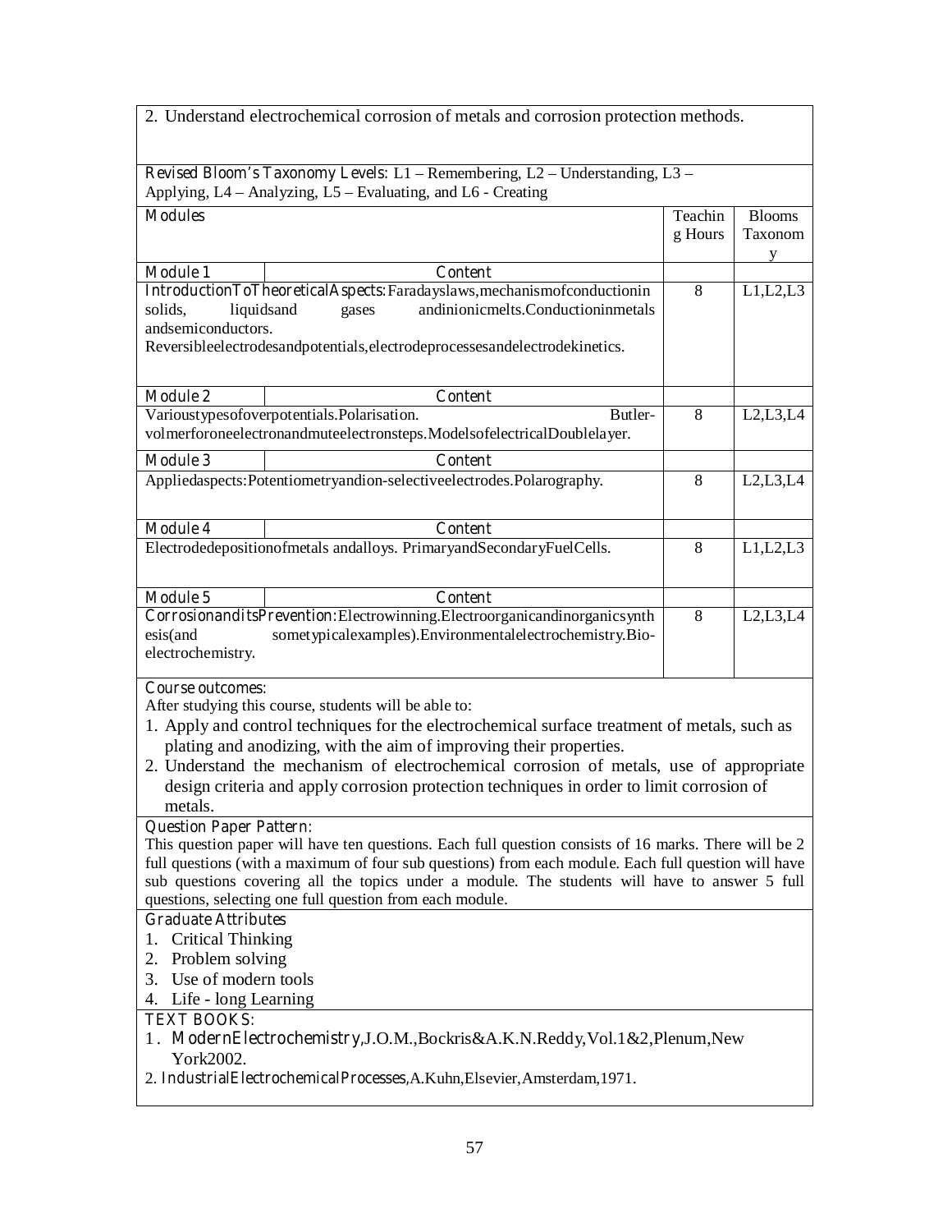2. Understand electrochemical corrosion of metals and corrosion protection methods.

**Revised Bloom's Taxonomy Levels:** L1 – Remembering, L2 – Understanding, L3 – Applying, L4 – Analyzing, L5 – Evaluating, and L6 - Creating

| Modules | | Teaching Hours | Blooms Taxonomy |
|---|---|---|---|
| **Module 1** | **Content** | | |
| **IntroductionToTheoreticalAspects:** Faradayslaws, mechanismofconductionin solids, liquidsand gases andinionicmelts. Conductioninmetals andsemiconductors. Reversibleelectrodesandpotentials, electrodeprocessesandelectrodekinetics. | | 8 | L1,L2,L3 |
| **Module 2** | **Content** | | |
| Varioustypesofoverpotentials. Polarisation. Butler-volmerforoneelectronandmuteelectronsteps. ModelsofelectricalDoublelayer. | | 8 | L2,L3,L4 |
| **Module 3** | **Content** | | |
| Appliedaspects: Potentiometryandion-selectiveelectrodes. Polarography. | | 8 | L2,L3,L4 |
| **Module 4** | **Content** | | |
| Electrodedepositionofmetals andalloys. PrimaryandSecondaryFuelCells. | | 8 | L1,L2,L3 |
| **Module 5** | **Content** | | |
| **CorrosionanditsPrevention:** Electrowinning. Electroorganicandinorganicsynthesis(and sometypicalexamples). Environmentalelectrochemistry. Bio-electrochemistry. | | 8 | L2,L3,L4 |

**Course outcomes:**

After studying this course, students will be able to:

1. Apply and control techniques for the electrochemical surface treatment of metals, such as plating and anodizing, with the aim of improving their properties.
2. Understand the mechanism of electrochemical corrosion of metals, use of appropriate design criteria and apply corrosion protection techniques in order to limit corrosion of metals.

**Question Paper Pattern:**

This question paper will have ten questions. Each full question consists of 16 marks. There will be 2 full questions (with a maximum of four sub questions) from each module. Each full question will have sub questions covering all the topics under a module. The students will have to answer 5 full questions, selecting one full question from each module.

**Graduate Attributes**

1. Critical Thinking
2. Problem solving
3. Use of modern tools
4. Life - long Learning

**TEXT BOOKS:**

1. **ModernElectrochemistry**, J.O.M., Bockris&A.K.N.Reddy, Vol.1&2, Plenum, New York2002.
2. **IndustrialElectrochemicalProcesses**, A.Kuhn, Elsevier, Amsterdam, 1971.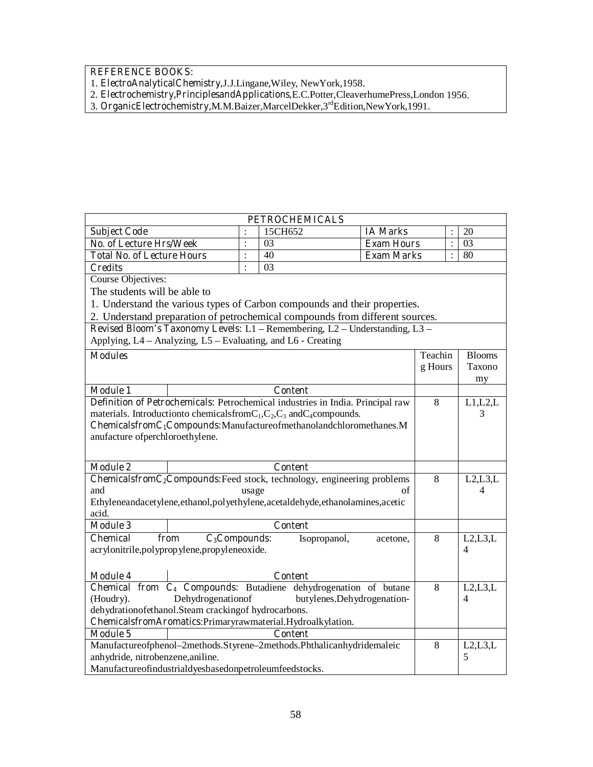**REFERENCE BOOKS:**
1. **ElectroAnalyticalChemistry**,J.J.Lingane,Wiley, NewYork,1958.
2. **Electrochemistry,PrinciplesandApplications**,E.C.Potter,CleaverhumePress,London 1956.
3. **OrganicElectrochemistry**,M.M.Baizer,MarcelDekker,3[rd]Edition,NewYork,1991.

| **PETROCHEMICALS** | | | | | | |
|---|---|---|---|---|---|---|
| **Subject Code** | : | 15CH652 | **IA Marks** | | : | 20 |
| **No. of Lecture Hrs/Week** | : | 03 | **Exam Hours** | | : | 03 |
| **Total No. of Lecture Hours** | : | 40 | **Exam Marks** | | : | 80 |
| **Credits** | : | 03 | | | | |

Course Objectives:

The students will be able to

1. Understand the various types of Carbon compounds and their properties.
2. Understand preparation of petrochemical compounds from different sources.

**Revised Bloom's Taxonomy Levels:** L1 – Remembering, L2 – Understanding, L3 – Applying, L4 – Analyzing, L5 – Evaluating, and L6 - Creating

| **Modules** | Teaching Hours | Blooms Taxonomy |
|---|---|---|
| **Module 1** — **Content** | | |
| **Definition of Petrochemicals:** Petrochemical industries in India. Principal raw materials. Introductionto chemicalsfrom$C_1$,$C_2$,$C_3$ and$C_4$compounds. **ChemicalsfromC$_1$Compounds:**Manufactureofmethanolandchloromethanes.Manufacture ofperchloroethylene. | 8 | L1,L2,L3 |
| **Module 2** — **Content** | | |
| **ChemicalsfromC$_2$Compounds:**Feed stock, technology, engineering problems and usage of Ethyleneandacetylene,ethanol,polyethylene,acetaldehyde,ethanolamines,acetic acid. | 8 | L2,L3,L4 |
| **Module 3** — **Content** | | |
| **Chemical from C$_3$Compounds:** Isopropanol, acetone, acrylonitrile,polypropylene,propyleneoxide. | 8 | L2,L3,L4 |
| **Module 4** — **Content** | | |
| **Chemical from C$_4$ Compounds:** Butadiene dehydrogenation of butane (Houdry). Dehydrogenationof butylenes.Dehydrogenation-dehydrationofethanol.Steam crackingof hydrocarbons. **ChemicalsfromAromatics:**Primaryrawmaterial.Hydroalkylation. | 8 | L2,L3,L4 |
| **Module 5** — **Content** | | |
| Manufactureofphenol–2methods.Styrene–2methods.Phthalicanhydridemaleic anhydride, nitrobenzene,aniline. Manufactureofindustrialdyesbasedonpetroleumfeedstocks. | 8 | L2,L3,L5 |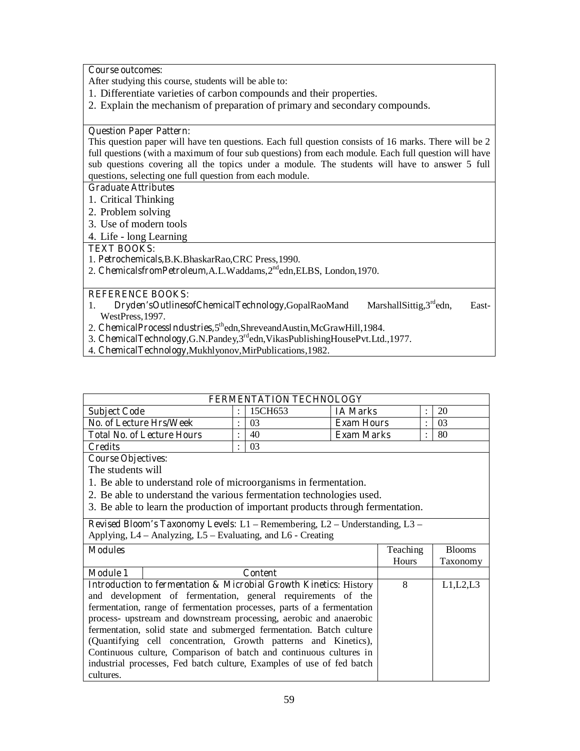**Course outcomes:**

After studying this course, students will be able to:

1. Differentiate varieties of carbon compounds and their properties.
2. Explain the mechanism of preparation of primary and secondary compounds.

**Question Paper Pattern:**

This question paper will have ten questions. Each full question consists of 16 marks. There will be 2 full questions (with a maximum of four sub questions) from each module. Each full question will have sub questions covering all the topics under a module. The students will have to answer 5 full questions, selecting one full question from each module.

**Graduate Attributes**

1. Critical Thinking
2. Problem solving
3. Use of modern tools
4. Life - long Learning

**TEXT BOOKS:**

1. **Petrochemicals**,B.K.BhaskarRao,CRC Press,1990.
2. **ChemicalsfromPetroleum**,A.L.Waddams,2nd edn,ELBS, London,1970.

**REFERENCE BOOKS:**

1. **Dryden'sOutlinesofChemicalTechnology**,GopalRaoMand MarshallSittig,3rd edn, East-WestPress,1997.
2. **ChemicalProcessIndustries**,5th edn,ShreveandAustin,McGrawHill,1984.
3. **ChemicalTechnology**,G.N.Pandey,3rd edn,VikasPublishingHousePvt.Ltd.,1977.
4. **ChemicalTechnology**,Mukhlyonov,MirPublications,1982.

## FERMENTATION TECHNOLOGY

| | | | | | |
|---|---|---|---|---|---|
| **Subject Code** | : | 15CH653 | **IA Marks** | : | 20 |
| **No. of Lecture Hrs/Week** | : | 03 | **Exam Hours** | : | 03 |
| **Total No. of Lecture Hours** | : | 40 | **Exam Marks** | : | 80 |
| **Credits** | : | 03 | | | |

**Course Objectives:**

The students will

1. Be able to understand role of microorganisms in fermentation.
2. Be able to understand the various fermentation technologies used.
3. Be able to learn the production of important products through fermentation.

**Revised Bloom's Taxonomy Levels**: L1 – Remembering, L2 – Understanding, L3 – Applying, L4 – Analyzing, L5 – Evaluating, and L6 - Creating

| **Modules** | Teaching Hours | Blooms Taxonomy |
|---|---|---|
| **Module 1** — **Content** | | |
| **Introduction to fermentation & Microbial Growth Kinetics**: History and development of fermentation, general requirements of the fermentation, range of fermentation processes, parts of a fermentation process- upstream and downstream processing, aerobic and anaerobic fermentation, solid state and submerged fermentation. Batch culture (Quantifying cell concentration, Growth patterns and Kinetics), Continuous culture, Comparison of batch and continuous cultures in industrial processes, Fed batch culture, Examples of use of fed batch cultures. | 8 | L1,L2,L3 |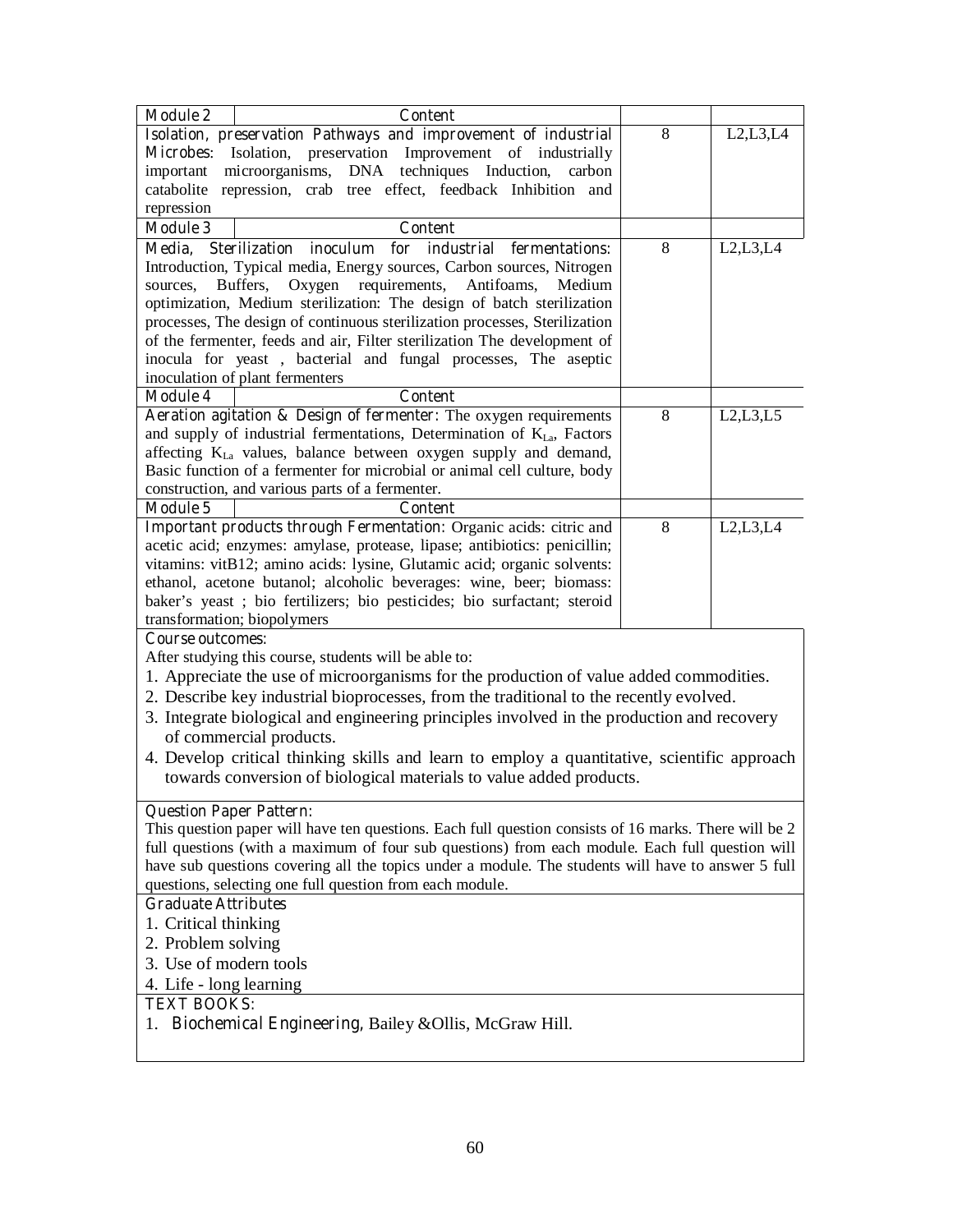| Module 2 | Content | | |
|---|---|---|---|
| **Isolation, preservation Pathways and improvement of industrial Microbes**: Isolation, preservation Improvement of industrially important microorganisms, DNA techniques Induction, carbon catabolite repression, crab tree effect, feedback Inhibition and repression | | 8 | L2,L3,L4 |
| **Module 3** | **Content** | | |
| **Media, Sterilization inoculum for industrial fermentations**: Introduction, Typical media, Energy sources, Carbon sources, Nitrogen sources, Buffers, Oxygen requirements, Antifoams, Medium optimization, Medium sterilization: The design of batch sterilization processes, The design of continuous sterilization processes, Sterilization of the fermenter, feeds and air, Filter sterilization The development of inocula for yeast , bacterial and fungal processes, The aseptic inoculation of plant fermenters | | 8 | L2,L3,L4 |
| **Module 4** | **Content** | | |
| **Aeration agitation & Design of fermenter**: The oxygen requirements and supply of industrial fermentations, Determination of $K_{La}$, Factors affecting $K_{La}$ values, balance between oxygen supply and demand, Basic function of a fermenter for microbial or animal cell culture, body construction, and various parts of a fermenter. | | 8 | L2,L3,L5 |
| **Module 5** | **Content** | | |
| **Important products through Fermentation**: Organic acids: citric and acetic acid; enzymes: amylase, protease, lipase; antibiotics: penicillin; vitamins: vitB12; amino acids: lysine, Glutamic acid; organic solvents: ethanol, acetone butanol; alcoholic beverages: wine, beer; biomass: baker's yeast ; bio fertilizers; bio pesticides; bio surfactant; steroid transformation; biopolymers | | 8 | L2,L3,L4 |

**Course outcomes:**

After studying this course, students will be able to:

1. Appreciate the use of microorganisms for the production of value added commodities.
2. Describe key industrial bioprocesses, from the traditional to the recently evolved.
3. Integrate biological and engineering principles involved in the production and recovery of commercial products.
4. Develop critical thinking skills and learn to employ a quantitative, scientific approach towards conversion of biological materials to value added products.

**Question Paper Pattern:**

This question paper will have ten questions. Each full question consists of 16 marks. There will be 2 full questions (with a maximum of four sub questions) from each module. Each full question will have sub questions covering all the topics under a module. The students will have to answer 5 full questions, selecting one full question from each module.

**Graduate Attributes**

1. Critical thinking
2. Problem solving
3. Use of modern tools
4. Life - long learning

**TEXT BOOKS:**

1. **Biochemical Engineering**, Bailey &Ollis, McGraw Hill.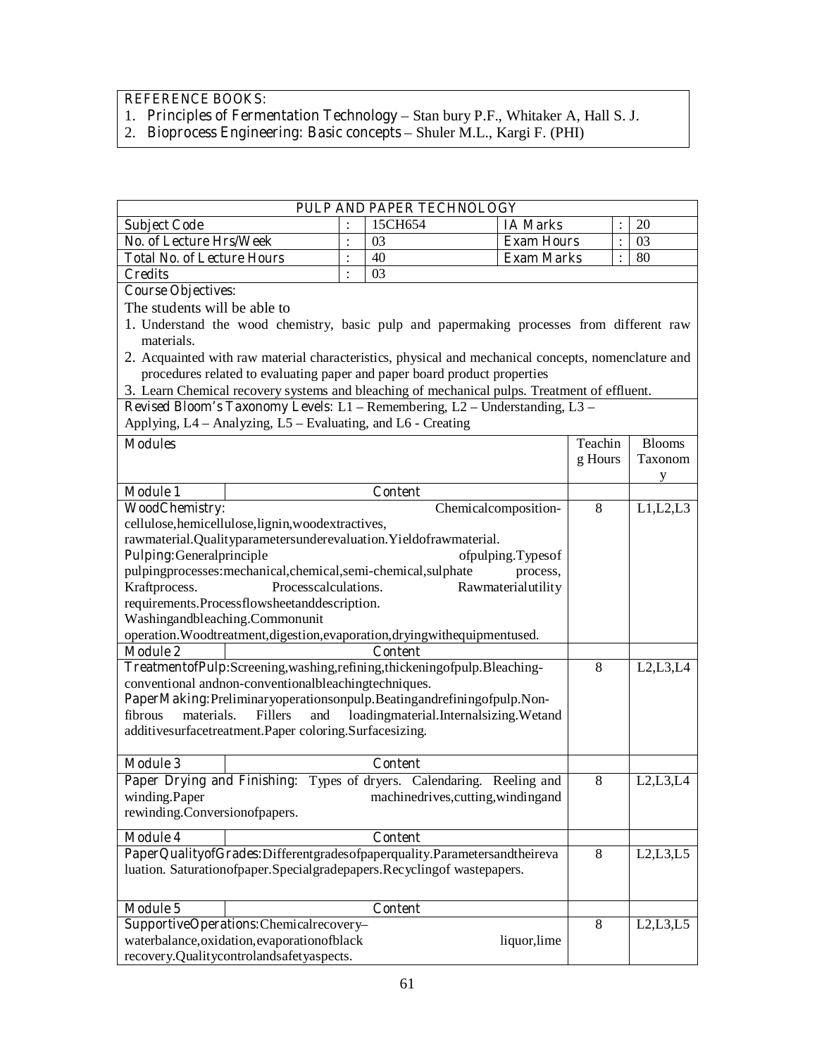**REFERENCE BOOKS:**

1. **Principles of Fermentation Technology** – Stan bury P.F., Whitaker A, Hall S. J.
2. **Bioprocess Engineering: Basic concepts** – Shuler M.L., Kargi F. (PHI)

## PULP AND PAPER TECHNOLOGY

| | | | | | |
|---|---|---|---|---|---|
| **Subject Code** | : | 15CH654 | **IA Marks** | : | 20 |
| **No. of Lecture Hrs/Week** | : | 03 | **Exam Hours** | : | 03 |
| **Total No. of Lecture Hours** | : | 40 | **Exam Marks** | : | 80 |
| **Credits** | : | 03 | | | |

**Course Objectives:**

The students will be able to

1. Understand the wood chemistry, basic pulp and papermaking processes from different raw materials.
2. Acquainted with raw material characteristics, physical and mechanical concepts, nomenclature and procedures related to evaluating paper and paper board product properties
3. Learn Chemical recovery systems and bleaching of mechanical pulps. Treatment of effluent.

**Revised Bloom's Taxonomy Levels:** L1 – Remembering, L2 – Understanding, L3 – Applying, L4 – Analyzing, L5 – Evaluating, and L6 - Creating

| Modules | Teaching Hours | Blooms Taxonomy |
|---|---|---|
| **Module 1** — Content | | |
| **WoodChemistry:** Chemicalcomposition-cellulose,hemicellulose,lignin,woodextractives, rawmaterial.Qualityparametersunderevaluation.Yieldofrawmaterial. **Pulping:**Generalprinciple ofpulping.Typesof pulpingprocesses:mechanical,chemical,semi-chemical,sulphate process, Kraftprocess. Processcalculations. Rawmaterialutility requirements.Processflowsheetanddescription. Washingandbleaching.Commonunit operation.Woodtreatment,digestion,evaporation,dryingwithequipmentused. | 8 | L1,L2,L3 |
| **Module 2** — Content | | |
| **TreatmentofPulp:**Screening,washing,refining,thickeningofpulp.Bleaching-conventional andnon-conventionalbleachingtechniques. **PaperMaking:**Preliminaryoperationsonpulp.Beatingandrefiningofpulp.Non-fibrous materials. Fillers and loadingmaterial.Internalsizing.Wetand additivesurfacetreatment.Paper coloring.Surfacesizing. | 8 | L2,L3,L4 |
| **Module 3** — Content | | |
| **Paper Drying and Finishing:** Types of dryers. Calendaring. Reeling and winding.Paper machinedrives,cutting,windingand rewinding.Conversionofpapers. | 8 | L2,L3,L4 |
| **Module 4** — Content | | |
| **PaperQualityofGrades:**Differentgradesofpaperquality.Parametersandtheirevaluation. Saturationofpaper.Specialgradepapers.Recyclingof wastepapers. | 8 | L2,L3,L5 |
| **Module 5** — Content | | |
| **SupportiveOperations:**Chemicalrecovery–waterbalance,oxidation,evaporationofblack liquor,lime recovery.Qualitycontrolandsafetyaspects. | 8 | L2,L3,L5 |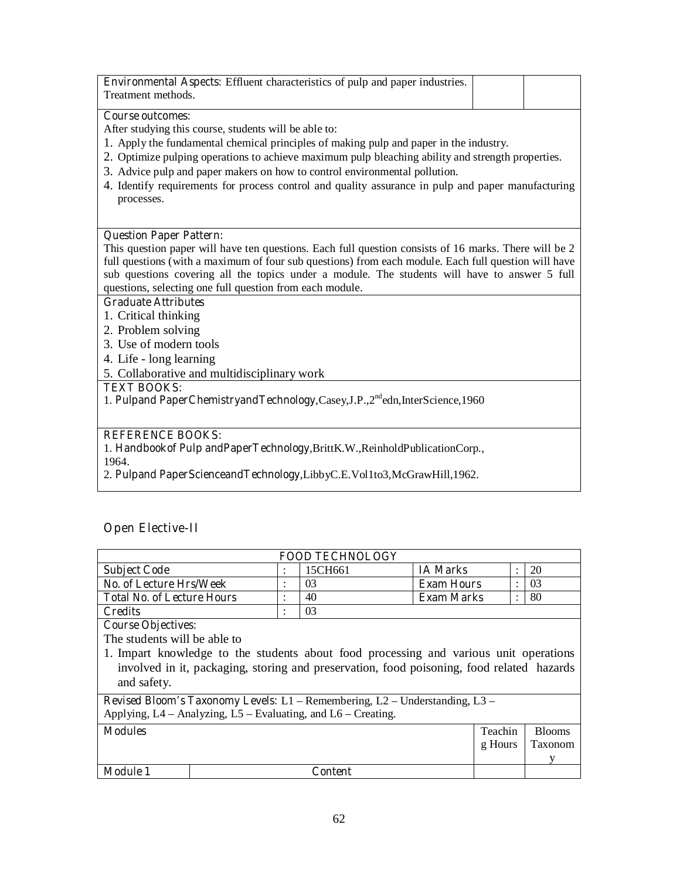| | | |
|---|---|---|
| **Environmental Aspects:** Effluent characteristics of pulp and paper industries. Treatment methods. | | |

**Course outcomes:**

After studying this course, students will be able to:

1. Apply the fundamental chemical principles of making pulp and paper in the industry.
2. Optimize pulping operations to achieve maximum pulp bleaching ability and strength properties.
3. Advice pulp and paper makers on how to control environmental pollution.
4. Identify requirements for process control and quality assurance in pulp and paper manufacturing processes.

**Question Paper Pattern:**

This question paper will have ten questions. Each full question consists of 16 marks. There will be 2 full questions (with a maximum of four sub questions) from each module. Each full question will have sub questions covering all the topics under a module. The students will have to answer 5 full questions, selecting one full question from each module.

**Graduate Attributes**

1. Critical thinking
2. Problem solving
3. Use of modern tools
4. Life - long learning
5. Collaborative and multidisciplinary work

**TEXT BOOKS:**

1. **Pulpand PaperChemistryandTechnology**,Casey,J.P.,2nd edn,InterScience,1960

**REFERENCE BOOKS:**

1. **Handbookof Pulp andPaperTechnology**,BrittK.W.,ReinholdPublicationCorp., 1964.
2. **Pulpand PaperScienceandTechnology**,LibbyC.E.Vol1to3,McGrawHill,1962.

## Open Elective-II

| FOOD TECHNOLOGY | | | | | |
|---|---|---|---|---|---|
| **Subject Code** | : | 15CH661 | **IA Marks** | : | 20 |
| **No. of Lecture Hrs/Week** | : | 03 | **Exam Hours** | : | 03 |
| **Total No. of Lecture Hours** | : | 40 | **Exam Marks** | : | 80 |
| **Credits** | : | 03 | | | |

**Course Objectives:**

The students will be able to

1. Impart knowledge to the students about food processing and various unit operations involved in it, packaging, storing and preservation, food poisoning, food related hazards and safety.

**Revised Bloom's Taxonomy Levels:** L1 – Remembering, L2 – Understanding, L3 – Applying, L4 – Analyzing, L5 – Evaluating, and L6 – Creating.

| **Modules** | | Teaching Hours | Blooms Taxonomy |
|---|---|---|---|
| **Module 1** | **Content** | | |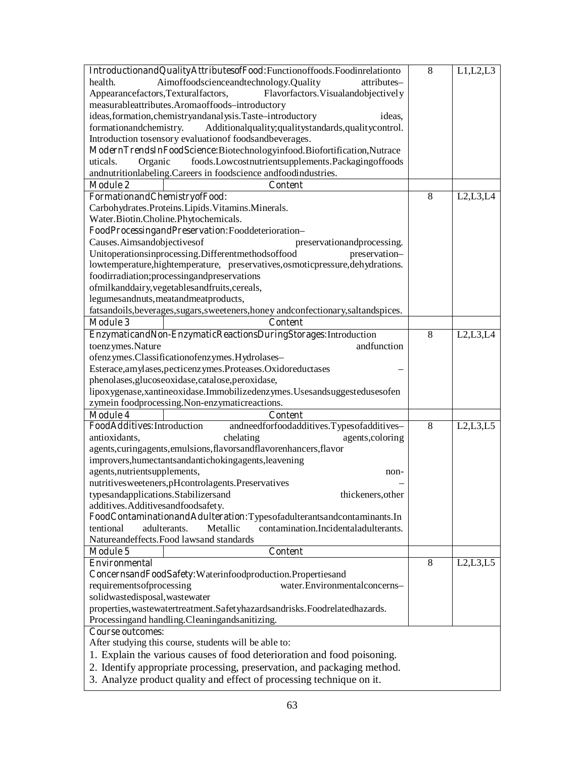| | | | |
|---|---|---|---|
| **IntroductionandQualityAttributesofFood**:Functionoffoods.Foodinrelationto health. Aimoffoodscienceandtechnology.Quality attributes– Appearancefactors,Texturalfactors, Flavorfactors.Visualandobjectively measurableattributes.Aromaoffoods–introductory ideas,formation,chemistryandanalysis.Taste–introductory ideas, formationandchemistry. Additionalquality;qualitystandards,qualitycontrol. Introduction tosensory evaluationof foodsandbeverages. **ModernTrendsInFoodScience**:Biotechnologyinfood.Biofortification,Nutraceuticals. Organic foods.Lowcostnutrientsupplements.Packagingoffoods andnutritionlabeling.Careers in foodscience andfoodindustries. | | 8 | L1,L2,L3 |
| **Module 2** | **Content** | | |
| **FormationandChemistryofFood**: Carbohydrates.Proteins.Lipids.Vitamins.Minerals. Water.Biotin.Choline.Phytochemicals. **FoodProcessingandPreservation**:Fooddeterioration– Causes.Aimsandobjectivesof preservationandprocessing. Unitoperationsinprocessing.Differentmethodsoffood preservation– lowtemperature,hightemperature, preservatives,osmoticpressure,dehydrations. foodirradiation;processingandpreservations ofmilkanddairy,vegetablesandfruits,cereals, legumesandnuts,meatandmeatproducts, fatsandoils,beverages,sugars,sweeteners,honey andconfectionary,saltandspices. | | 8 | L2,L3,L4 |
| **Module 3** | **Content** | | |
| **EnzymaticandNon-EnzymaticReactionsDuringStorages**:Introduction toenzymes.Nature andfunction ofenzymes.Classificationofenzymes.Hydrolases– Esterace,amylases,pecticenzymes.Proteases.Oxidoreductases – phenolases,glucoseoxidase,catalose,peroxidase, lipoxygenase,xantineoxidase.Immobilizedenzymes.Usesandsuggestedusesofen zymein foodprocessing.Non-enzymaticreactions. | | 8 | L2,L3,L4 |
| **Module 4** | **Content** | | |
| **FoodAdditives**:Introduction andneedforfoodadditives.Typesofadditives– antioxidants, chelating agents,coloring agents,curingagents,emulsions,flavorsandflavorenhancers,flavor improvers,humectantsandantichokingagents,leavening agents,nutrientsupplements, non-nutritivesweeteners,pHcontrolagents.Preservatives – typesandapplications.Stabilizersand thickeners,other additives.Additivesandfoodsafety. **FoodContaminationandAdulteration**:Typesofadulterantsandcontaminants.Intentional adulterants. Metallic contamination.Incidentaladulterants. Natureandeffects.Food lawsand standards | | 8 | L2,L3,L5 |
| **Module 5** | **Content** | | |
| **Environmental ConcernsandFoodSafety**:Waterinfoodproduction.Propertiesand requirementsofprocessing water.Environmentalconcerns– solidwastedisposal,wastewater properties,wastewatertreatment.Safetyhazardsandrisks.Foodrelatedhazards. Processingand handling.Cleaningandsanitizing. | | 8 | L2,L3,L5 |

**Course outcomes:**

After studying this course, students will be able to:

1. Explain the various causes of food deterioration and food poisoning.
2. Identify appropriate processing, preservation, and packaging method.
3. Analyze product quality and effect of processing technique on it.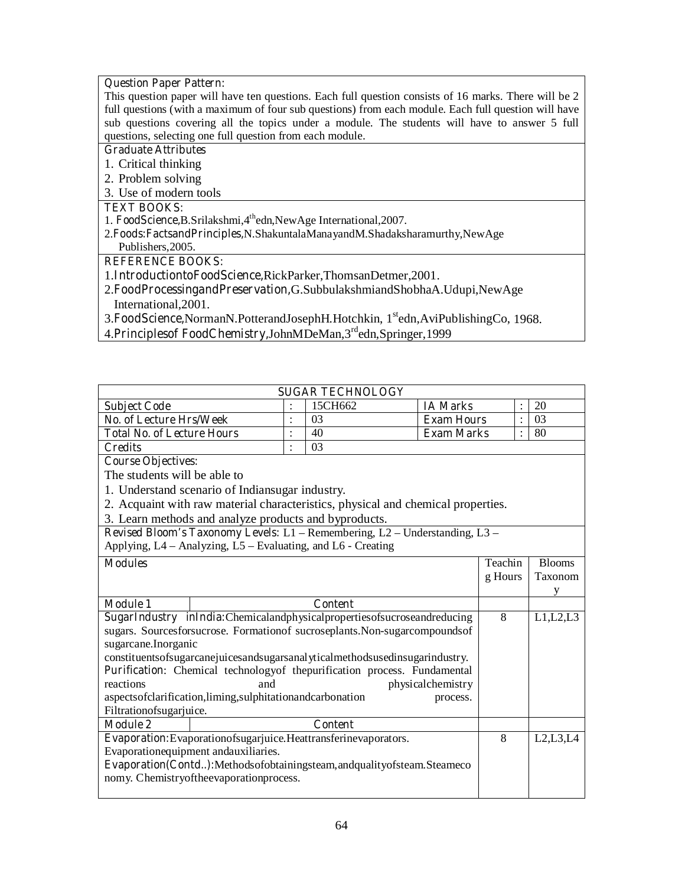**Question Paper Pattern:**
This question paper will have ten questions. Each full question consists of 16 marks. There will be 2 full questions (with a maximum of four sub questions) from each module. Each full question will have sub questions covering all the topics under a module. The students will have to answer 5 full questions, selecting one full question from each module.

**Graduate Attributes**
1. Critical thinking
2. Problem solving
3. Use of modern tools

**TEXT BOOKS:**
1. **FoodScience**,B.Srilakshmi,4[th]edn,NewAge International,2007.
2.**Foods:FactsandPrinciples**,N.ShakuntalaManayandM.Shadaksharamurthy,NewAge Publishers,2005.

**REFERENCE BOOKS:**
1.**IntroductiontoFoodScience**,RickParker,ThomsanDetmer,2001.
2.**FoodProcessingandPreservation**,G.SubbulakshmiandShobhaA.Udupi,NewAge International,2001.
3.**FoodScience**,NormanN.PotterandJosephH.Hotchkin, 1[st]edn,AviPublishingCo, 1968.
4.**Principlesof FoodChemistry**,JohnMDeMan,3[rd]edn,Springer,1999

## SUGAR TECHNOLOGY

| | | | | | |
|---|---|---|---|---|---|
| **Subject Code** | : | 15CH662 | **IA Marks** | : | 20 |
| **No. of Lecture Hrs/Week** | : | 03 | **Exam Hours** | : | 03 |
| **Total No. of Lecture Hours** | : | 40 | **Exam Marks** | : | 80 |
| **Credits** | : | 03 | | | |

**Course Objectives:**
The students will be able to
1. Understand scenario of Indiansugar industry.
2. Acquaint with raw material characteristics, physical and chemical properties.
3. Learn methods and analyze products and byproducts.

**Revised Bloom's Taxonomy Levels:** L1 – Remembering, L2 – Understanding, L3 – Applying, L4 – Analyzing, L5 – Evaluating, and L6 - Creating

| **Modules** | Teaching Hours | Blooms Taxonomy |
|---|---|---|
| **Module 1** — **Content** | | |
| **SugarIndustry inIndia:**Chemicalandphysicalpropertiesofsucroseandreducing sugars. Sourcesforsucrose. Formationof sucroseplants.Non-sugarcompoundsof sugarcane.Inorganic constituentsofsugarcanejuicesandsugarsanalyticalmethodsusedinsugarindustry. **Purification:** Chemical technologyof thepurification process. Fundamental reactions and physicalchemistry aspectsofclarification,liming,sulphitationandcarbonation process. Filtrationofsugarjuice. | 8 | L1,L2,L3 |
| **Module 2** — **Content** | | |
| **Evaporation:**Evaporationofsugarjuice.Heattransferinevaporators. Evaporationequipment andauxiliaries. **Evaporation(Contd..):**Methodsofobtainingsteam,andqualityofsteam.Steameconomy. Chemistryoftheevaporationprocess. | 8 | L2,L3,L4 |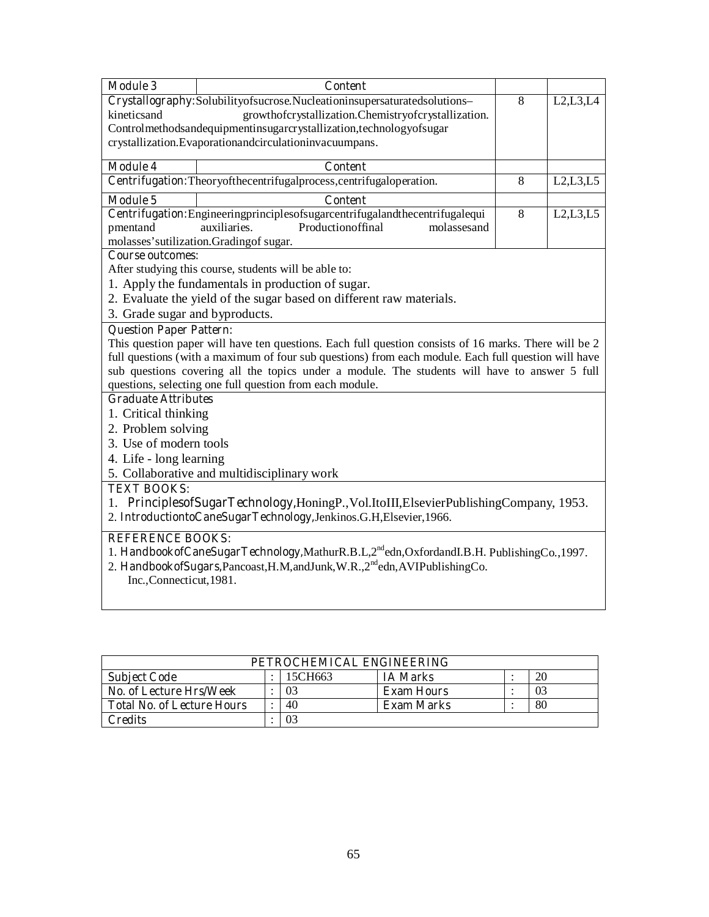| Module 3 | Content | | |
|---|---|---|---|
| **Crystallography**: Solubility of sucrose. Nucleation in supersaturated solutions– kinetics and growth of crystallization. Chemistry of crystallization. Control methods and equipment in sugar crystallization, technology of sugar crystallization. Evaporation and circulation in vacuum pans. | | 8 | L2,L3,L4 |
| **Module 4** | **Content** | | |
| **Centrifugation**: Theory of the centrifugal process, centrifugal operation. | | 8 | L2,L3,L5 |
| **Module 5** | **Content** | | |
| **Centrifugation**: Engineering principles of sugar centrifugal and the centrifugal equipment and auxiliaries. Production of final molasses and molasses' utilization. Grading of sugar. | | 8 | L2,L3,L5 |

**Course outcomes:**

After studying this course, students will be able to:

1. Apply the fundamentals in production of sugar.
2. Evaluate the yield of the sugar based on different raw materials.
3. Grade sugar and byproducts.

**Question Paper Pattern:**

This question paper will have ten questions. Each full question consists of 16 marks. There will be 2 full questions (with a maximum of four sub questions) from each module. Each full question will have sub questions covering all the topics under a module. The students will have to answer 5 full questions, selecting one full question from each module.

**Graduate Attributes**

1. Critical thinking
2. Problem solving
3. Use of modern tools
4. Life - long learning
5. Collaborative and multidisciplinary work

**TEXT BOOKS:**

1. **Principles of Sugar Technology**, Honing P., Vol. I to III, Elsevier Publishing Company, 1953.
2. **Introduction to Cane Sugar Technology**, Jenkinos. G.H, Elsevier, 1966.

**REFERENCE BOOKS:**

1. **Handbook of Cane Sugar Technology**, Mathur R.B.L, 2nd edn, Oxford and I.B.H. Publishing Co., 1997.
2. **Handbook of Sugars**, Pancoast, H.M, and Junk, W.R., 2nd edn, AVI Publishing Co. Inc., Connecticut, 1981.

| PETROCHEMICAL ENGINEERING | | | | | |
|---|---|---|---|---|---|
| Subject Code | : | 15CH663 | IA Marks | : | 20 |
| No. of Lecture Hrs/Week | : | 03 | Exam Hours | : | 03 |
| Total No. of Lecture Hours | : | 40 | Exam Marks | : | 80 |
| Credits | : | 03 | | | |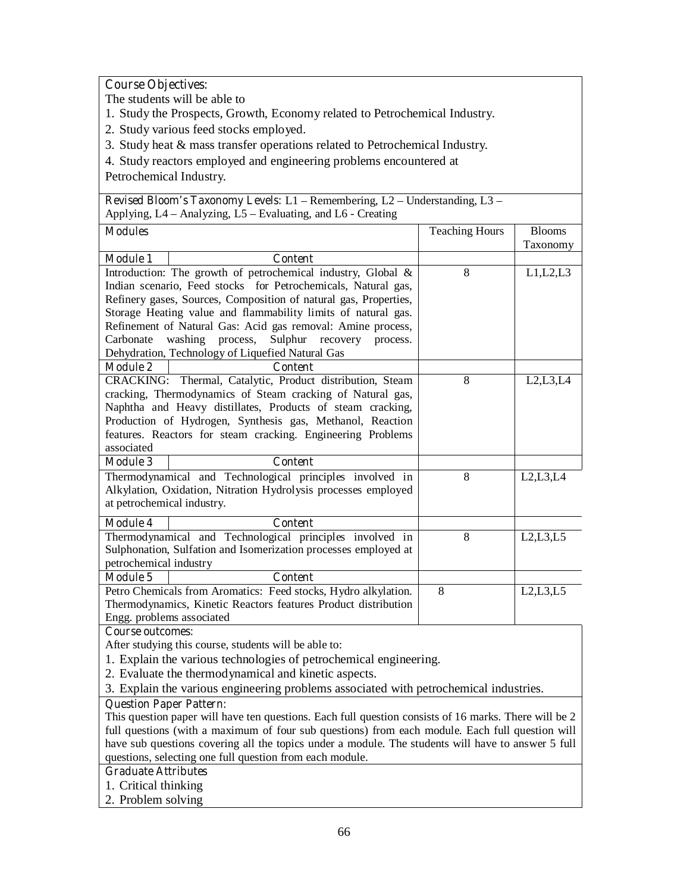**Course Objectives:**

The students will be able to

1. Study the Prospects, Growth, Economy related to Petrochemical Industry.
2. Study various feed stocks employed.
3. Study heat & mass transfer operations related to Petrochemical Industry.
4. Study reactors employed and engineering problems encountered at Petrochemical Industry.

**Revised Bloom's Taxonomy Levels:** L1 – Remembering, L2 – Understanding, L3 – Applying, L4 – Analyzing, L5 – Evaluating, and L6 - Creating

| Modules | Teaching Hours | Blooms Taxonomy |
|---|---|---|
| **Module 1** – Content | | |
| Introduction: The growth of petrochemical industry, Global & Indian scenario, Feed stocks for Petrochemicals, Natural gas, Refinery gases, Sources, Composition of natural gas, Properties, Storage Heating value and flammability limits of natural gas. Refinement of Natural Gas: Acid gas removal: Amine process, Carbonate washing process, Sulphur recovery process. Dehydration, Technology of Liquefied Natural Gas | 8 | L1,L2,L3 |
| **Module 2** – Content | | |
| CRACKING: Thermal, Catalytic, Product distribution, Steam cracking, Thermodynamics of Steam cracking of Natural gas, Naphtha and Heavy distillates, Products of steam cracking, Production of Hydrogen, Synthesis gas, Methanol, Reaction features. Reactors for steam cracking. Engineering Problems associated | 8 | L2,L3,L4 |
| **Module 3** – Content | | |
| Thermodynamical and Technological principles involved in Alkylation, Oxidation, Nitration Hydrolysis processes employed at petrochemical industry. | 8 | L2,L3,L4 |
| **Module 4** – Content | | |
| Thermodynamical and Technological principles involved in Sulphonation, Sulfation and Isomerization processes employed at petrochemical industry | 8 | L2,L3,L5 |
| **Module 5** – Content | | |
| Petro Chemicals from Aromatics: Feed stocks, Hydro alkylation. Thermodynamics, Kinetic Reactors features Product distribution Engg. problems associated | 8 | L2,L3,L5 |

**Course outcomes:**

After studying this course, students will be able to:

1. Explain the various technologies of petrochemical engineering.
2. Evaluate the thermodynamical and kinetic aspects.
3. Explain the various engineering problems associated with petrochemical industries.

**Question Paper Pattern:**

This question paper will have ten questions. Each full question consists of 16 marks. There will be 2 full questions (with a maximum of four sub questions) from each module. Each full question will have sub questions covering all the topics under a module. The students will have to answer 5 full questions, selecting one full question from each module.

**Graduate Attributes**

1. Critical thinking
2. Problem solving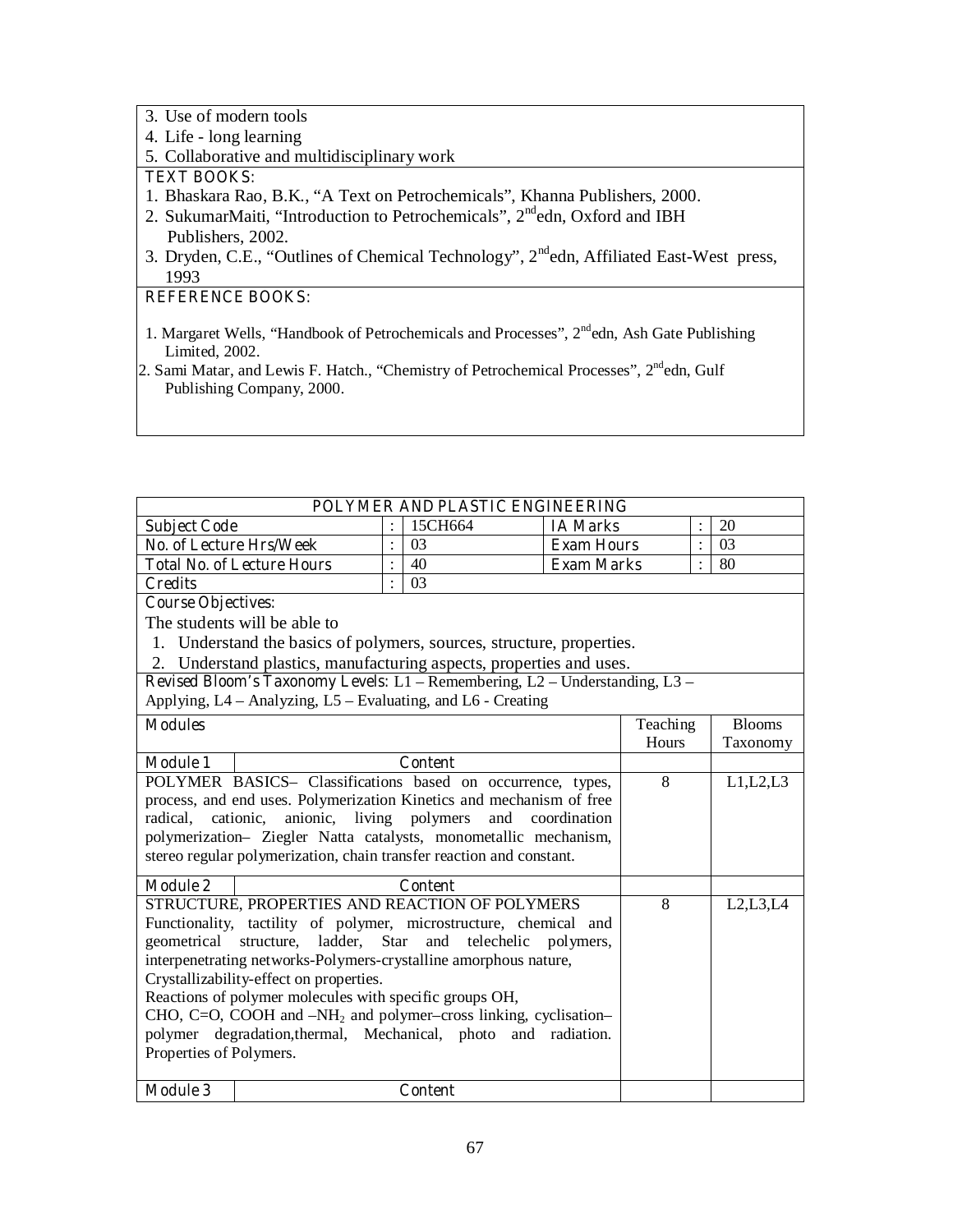3. Use of modern tools
4. Life - long learning
5. Collaborative and multidisciplinary work

**TEXT BOOKS:**

1. Bhaskara Rao, B.K., "A Text on Petrochemicals", Khanna Publishers, 2000.
2. SukumarMaiti, "Introduction to Petrochemicals", 2nd edn, Oxford and IBH Publishers, 2002.
3. Dryden, C.E., "Outlines of Chemical Technology", 2nd edn, Affiliated East-West press, 1993

**REFERENCE BOOKS:**

1. Margaret Wells, "Handbook of Petrochemicals and Processes", 2nd edn, Ash Gate Publishing Limited, 2002.
2. Sami Matar, and Lewis F. Hatch., "Chemistry of Petrochemical Processes", 2nd edn, Gulf Publishing Company, 2000.

## POLYMER AND PLASTIC ENGINEERING

| | | | | | |
|---|---|---|---|---|---|
| **Subject Code** | : | 15CH664 | **IA Marks** | : | 20 |
| **No. of Lecture Hrs/Week** | : | 03 | **Exam Hours** | : | 03 |
| **Total No. of Lecture Hours** | : | 40 | **Exam Marks** | : | 80 |
| **Credits** | : | 03 | | | |

**Course Objectives:**

The students will be able to

1. Understand the basics of polymers, sources, structure, properties.
2. Understand plastics, manufacturing aspects, properties and uses.

**Revised Bloom's Taxonomy Levels:** L1 – Remembering, L2 – Understanding, L3 – Applying, L4 – Analyzing, L5 – Evaluating, and L6 - Creating

| **Modules** | Teaching Hours | Blooms Taxonomy |
|---|---|---|
| **Module 1** — **Content** | | |
| POLYMER BASICS– Classifications based on occurrence, types, process, and end uses. Polymerization Kinetics and mechanism of free radical, cationic, anionic, living polymers and coordination polymerization– Ziegler Natta catalysts, monometallic mechanism, stereo regular polymerization, chain transfer reaction and constant. | 8 | L1,L2,L3 |
| **Module 2** — **Content** | | |
| STRUCTURE, PROPERTIES AND REACTION OF POLYMERS<br>Functionality, tactility of polymer, microstructure, chemical and geometrical structure, ladder, Star and telechelic polymers, interpenetrating networks-Polymers-crystalline amorphous nature, Crystallizability-effect on properties.<br>Reactions of polymer molecules with specific groups OH, CHO, C=O, COOH and $–NH_2$ and polymer–cross linking, cyclisation–polymer degradation,thermal, Mechanical, photo and radiation. Properties of Polymers. | 8 | L2,L3,L4 |
| **Module 3** — **Content** | | |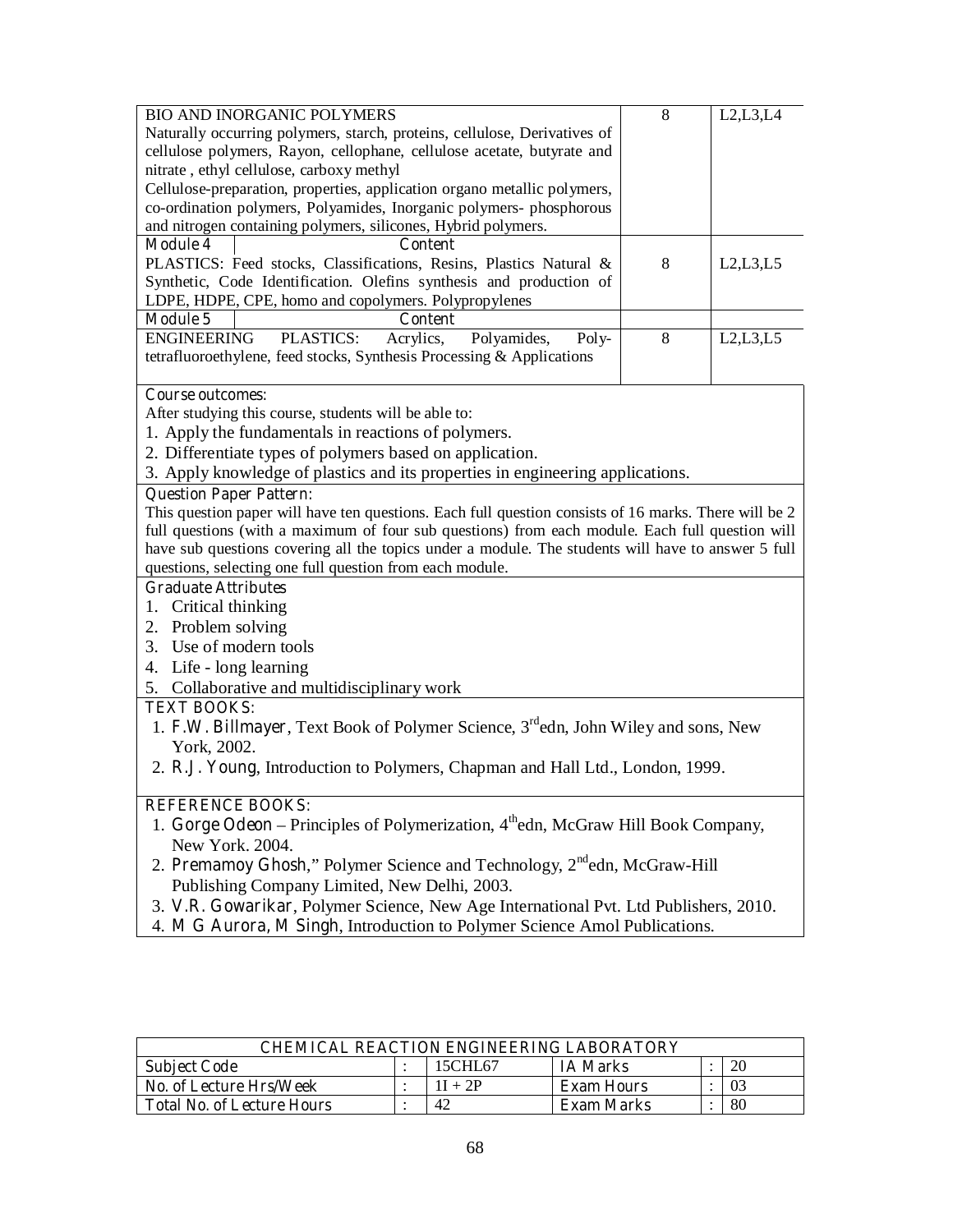| BIO AND INORGANIC POLYMERS<br>Naturally occurring polymers, starch, proteins, cellulose, Derivatives of cellulose polymers, Rayon, cellophane, cellulose acetate, butyrate and nitrate , ethyl cellulose, carboxy methyl<br>Cellulose-preparation, properties, application organo metallic polymers, co-ordination polymers, Polyamides, Inorganic polymers- phosphorous and nitrogen containing polymers, silicones, Hybrid polymers. | 8 | L2,L3,L4 |
|---|---|---|
| **Module 4** — **Content** | | |
| PLASTICS: Feed stocks, Classifications, Resins, Plastics Natural & Synthetic, Code Identification. Olefins synthesis and production of LDPE, HDPE, CPE, homo and copolymers. Polypropylenes | 8 | L2,L3,L5 |
| **Module 5** — **Content** | | |
| ENGINEERING PLASTICS: Acrylics, Polyamides, Poly-tetrafluoroethylene, feed stocks, Synthesis Processing & Applications | 8 | L2,L3,L5 |

**Course outcomes:**

After studying this course, students will be able to:

1. Apply the fundamentals in reactions of polymers.
2. Differentiate types of polymers based on application.
3. Apply knowledge of plastics and its properties in engineering applications.

**Question Paper Pattern:**

This question paper will have ten questions. Each full question consists of 16 marks. There will be 2 full questions (with a maximum of four sub questions) from each module. Each full question will have sub questions covering all the topics under a module. The students will have to answer 5 full questions, selecting one full question from each module.

**Graduate Attributes**

1. Critical thinking
2. Problem solving
3. Use of modern tools
4. Life - long learning
5. Collaborative and multidisciplinary work

**TEXT BOOKS:**

1. **F.W. Billmayer**, Text Book of Polymer Science, 3rd edn, John Wiley and sons, New York, 2002.
2. **R.J. Young**, Introduction to Polymers, Chapman and Hall Ltd., London, 1999.

**REFERENCE BOOKS:**

1. **Gorge Odeon** – Principles of Polymerization, 4th edn, McGraw Hill Book Company, New York. 2004.
2. **Premamoy Ghosh**," Polymer Science and Technology, 2nd edn, McGraw-Hill Publishing Company Limited, New Delhi, 2003.
3. **V.R. Gowarikar**, Polymer Science, New Age International Pvt. Ltd Publishers, 2010.
4. **M G Aurora, M Singh**, Introduction to Polymer Science Amol Publications.

| CHEMICAL REACTION ENGINEERING LABORATORY | | | | | |
|---|---|---|---|---|---|
| Subject Code | : | 15CHL67 | IA Marks | : | 20 |
| No. of Lecture Hrs/Week | : | 1I + 2P | Exam Hours | : | 03 |
| Total No. of Lecture Hours | : | 42 | Exam Marks | : | 80 |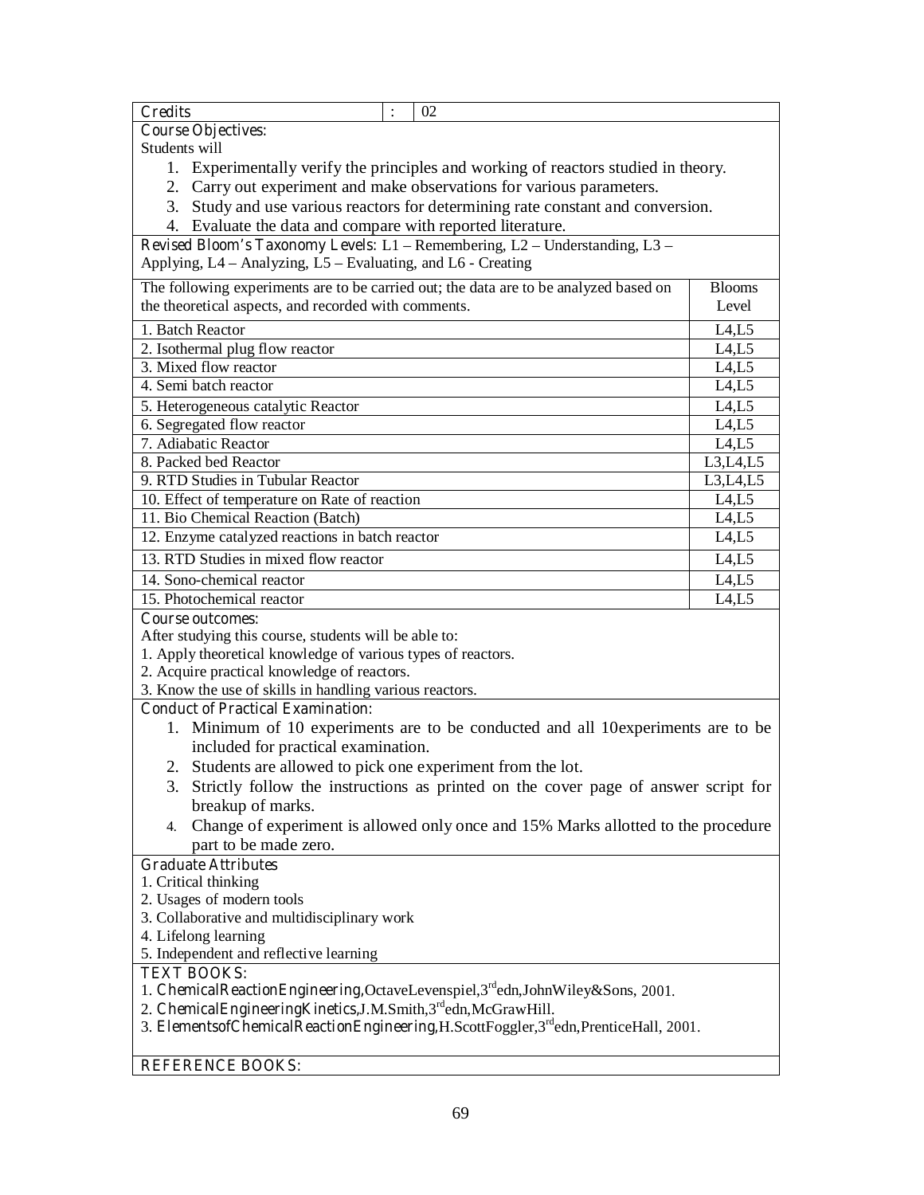| Credits | : | 02 |
|---|---|---|

**Course Objectives:**

Students will

1. Experimentally verify the principles and working of reactors studied in theory.
2. Carry out experiment and make observations for various parameters.
3. Study and use various reactors for determining rate constant and conversion.
4. Evaluate the data and compare with reported literature.

**Revised Bloom's Taxonomy Levels:** L1 – Remembering, L2 – Understanding, L3 – Applying, L4 – Analyzing, L5 – Evaluating, and L6 - Creating

| The following experiments are to be carried out; the data are to be analyzed based on the theoretical aspects, and recorded with comments. | Blooms Level |
|---|---|
| 1. Batch Reactor | L4,L5 |
| 2. Isothermal plug flow reactor | L4,L5 |
| 3. Mixed flow reactor | L4,L5 |
| 4. Semi batch reactor | L4,L5 |
| 5. Heterogeneous catalytic Reactor | L4,L5 |
| 6. Segregated flow reactor | L4,L5 |
| 7. Adiabatic Reactor | L4,L5 |
| 8. Packed bed Reactor | L3,L4,L5 |
| 9. RTD Studies in Tubular Reactor | L3,L4,L5 |
| 10. Effect of temperature on Rate of reaction | L4,L5 |
| 11. Bio Chemical Reaction (Batch) | L4,L5 |
| 12. Enzyme catalyzed reactions in batch reactor | L4,L5 |
| 13. RTD Studies in mixed flow reactor | L4,L5 |
| 14. Sono-chemical reactor | L4,L5 |
| 15. Photochemical reactor | L4,L5 |

**Course outcomes:**

After studying this course, students will be able to:

1. Apply theoretical knowledge of various types of reactors.
2. Acquire practical knowledge of reactors.
3. Know the use of skills in handling various reactors.

**Conduct of Practical Examination:**

1. Minimum of 10 experiments are to be conducted and all 10experiments are to be included for practical examination.
2. Students are allowed to pick one experiment from the lot.
3. Strictly follow the instructions as printed on the cover page of answer script for breakup of marks.
4. Change of experiment is allowed only once and 15% Marks allotted to the procedure part to be made zero.

**Graduate Attributes**

1. Critical thinking
2. Usages of modern tools
3. Collaborative and multidisciplinary work
4. Lifelong learning
5. Independent and reflective learning

**TEXT BOOKS:**

1. **ChemicalReactionEngineering**,OctaveLevenspiel,3rd edn,JohnWiley&Sons, 2001.
2. **ChemicalEngineeringKinetics**,J.M.Smith,3rd edn,McGrawHill.
3. **ElementsofChemicalReactionEngineering**,H.ScottFoggler,3rd edn,PrenticeHall, 2001.

**REFERENCE BOOKS:**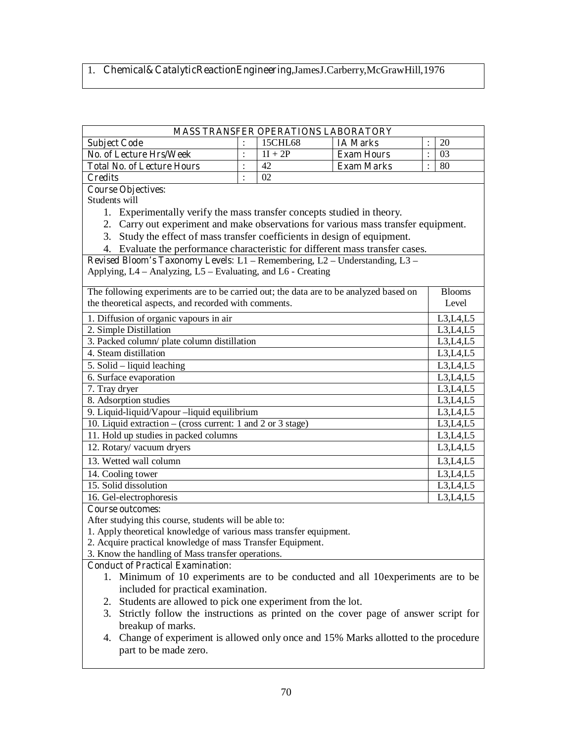1. **Chemical& CatalyticReactionEngineering**,JamesJ.Carberry,McGrawHill,1976

## MASS TRANSFER OPERATIONS LABORATORY

| | | | | | |
|---|---|---|---|---|---|
| **Subject Code** | : | 15CHL68 | **IA Marks** | : | 20 |
| **No. of Lecture Hrs/Week** | : | 1I + 2P | **Exam Hours** | : | 03 |
| **Total No. of Lecture Hours** | : | 42 | **Exam Marks** | : | 80 |
| **Credits** | : | 02 | | | |

**Course Objectives:**

Students will

1. Experimentally verify the mass transfer concepts studied in theory.
2. Carry out experiment and make observations for various mass transfer equipment.
3. Study the effect of mass transfer coefficients in design of equipment.
4. Evaluate the performance characteristic for different mass transfer cases.

**Revised Bloom's Taxonomy Levels**: L1 – Remembering, L2 – Understanding, L3 – Applying, L4 – Analyzing, L5 – Evaluating, and L6 - Creating

| The following experiments are to be carried out; the data are to be analyzed based on the theoretical aspects, and recorded with comments. | Blooms Level |
|---|---|
| 1. Diffusion of organic vapours in air | L3,L4,L5 |
| 2. Simple Distillation | L3,L4,L5 |
| 3. Packed column/ plate column distillation | L3,L4,L5 |
| 4. Steam distillation | L3,L4,L5 |
| 5. Solid – liquid leaching | L3,L4,L5 |
| 6. Surface evaporation | L3,L4,L5 |
| 7. Tray dryer | L3,L4,L5 |
| 8. Adsorption studies | L3,L4,L5 |
| 9. Liquid-liquid/Vapour –liquid equilibrium | L3,L4,L5 |
| 10. Liquid extraction – (cross current: 1 and 2 or 3 stage) | L3,L4,L5 |
| 11. Hold up studies in packed columns | L3,L4,L5 |
| 12. Rotary/ vacuum dryers | L3,L4,L5 |
| 13. Wetted wall column | L3,L4,L5 |
| 14. Cooling tower | L3,L4,L5 |
| 15. Solid dissolution | L3,L4,L5 |
| 16. Gel-electrophoresis | L3,L4,L5 |

**Course outcomes:**

After studying this course, students will be able to:

1. Apply theoretical knowledge of various mass transfer equipment.
2. Acquire practical knowledge of mass Transfer Equipment.
3. Know the handling of Mass transfer operations.

**Conduct of Practical Examination:**

1. Minimum of 10 experiments are to be conducted and all 10experiments are to be included for practical examination.
2. Students are allowed to pick one experiment from the lot.
3. Strictly follow the instructions as printed on the cover page of answer script for breakup of marks.
4. Change of experiment is allowed only once and 15% Marks allotted to the procedure part to be made zero.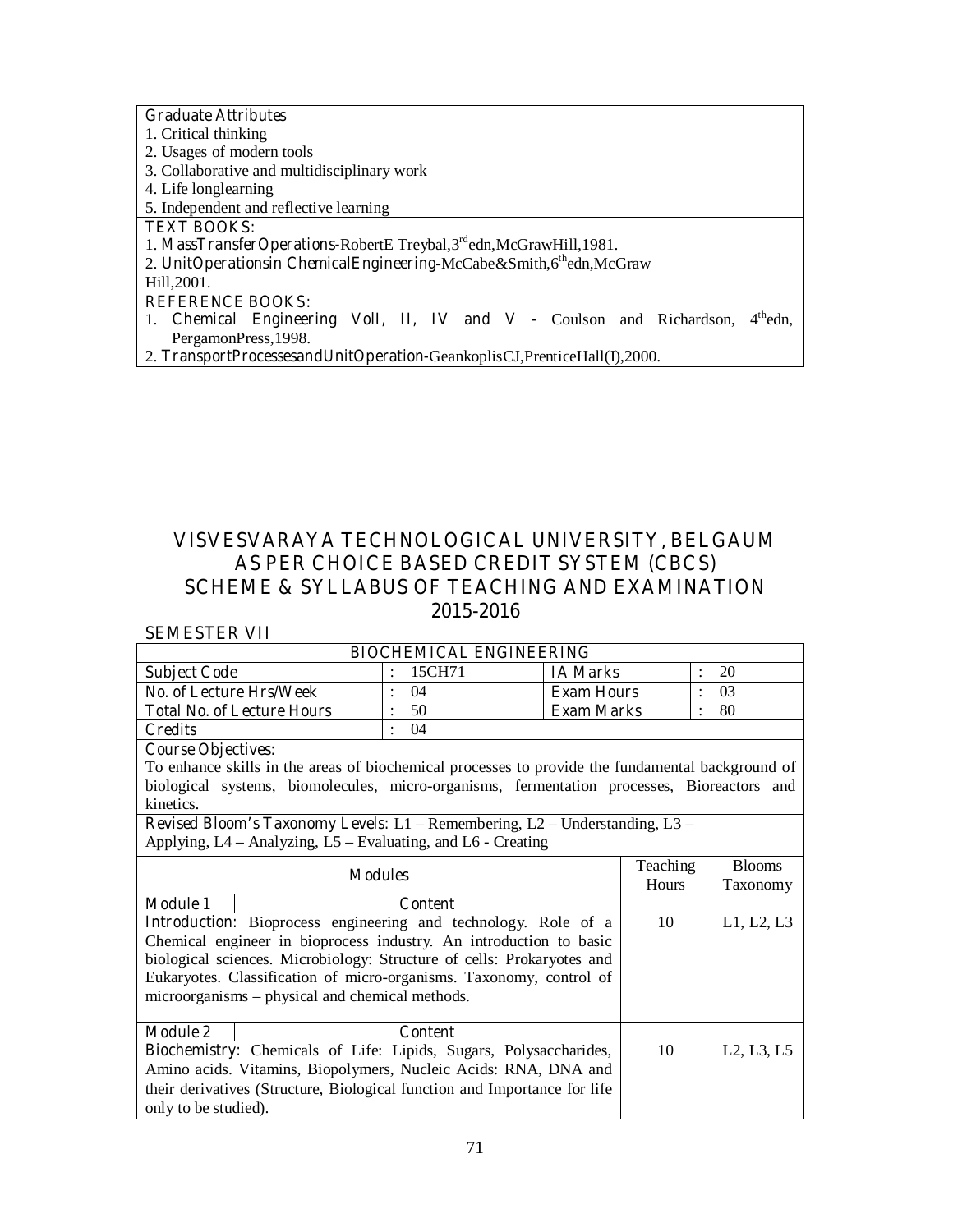| Graduate Attributes |
|---|
| 1. Critical thinking<br>2. Usages of modern tools<br>3. Collaborative and multidisciplinary work<br>4. Life longlearning<br>5. Independent and reflective learning |
| **TEXT BOOKS:**<br>1. **MassTransfer Operations**-RobertE Treybal,3[rd]edn,McGrawHill,1981.<br>2. **UnitOperationsin ChemicalEngineering**-McCabe&Smith,6[th]edn,McGraw Hill,2001. |
| **REFERENCE BOOKS:**<br>1. **Chemical Engineering VolI, II, IV and V** - Coulson and Richardson, 4[th]edn, PergamonPress,1998.<br>2. **TransportProcessesandUnitOperation**-GeankoplisCJ,PrenticeHall(I),2000. |

# VISVESVARAYA TECHNOLOGICAL UNIVERSITY, BELGAUM
## AS PER CHOICE BASED CREDIT SYSTEM (CBCS)
## SCHEME & SYLLABUS OF TEACHING AND EXAMINATION
## 2015-2016

**SEMESTER VII**

| BIOCHEMICAL ENGINEERING | | | | | |
|---|---|---|---|---|---|
| Subject Code | : | 15CH71 | IA Marks | : | 20 |
| No. of Lecture Hrs/Week | : | 04 | Exam Hours | : | 03 |
| Total No. of Lecture Hours | : | 50 | Exam Marks | : | 80 |
| Credits | : | 04 | | | |

**Course Objectives:**
To enhance skills in the areas of biochemical processes to provide the fundamental background of biological systems, biomolecules, micro-organisms, fermentation processes, Bioreactors and kinetics.

**Revised Bloom's Taxonomy Levels:** L1 – Remembering, L2 – Understanding, L3 – Applying, L4 – Analyzing, L5 – Evaluating, and L6 - Creating

| Modules | Teaching Hours | Blooms Taxonomy |
|---|---|---|
| **Module 1** — Content | | |
| **Introduction:** Bioprocess engineering and technology. Role of a Chemical engineer in bioprocess industry. An introduction to basic biological sciences. Microbiology: Structure of cells: Prokaryotes and Eukaryotes. Classification of micro-organisms. Taxonomy, control of microorganisms – physical and chemical methods. | 10 | L1, L2, L3 |
| **Module 2** — Content | | |
| **Biochemistry:** Chemicals of Life: Lipids, Sugars, Polysaccharides, Amino acids. Vitamins, Biopolymers, Nucleic Acids: RNA, DNA and their derivatives (Structure, Biological function and Importance for life only to be studied). | 10 | L2, L3, L5 |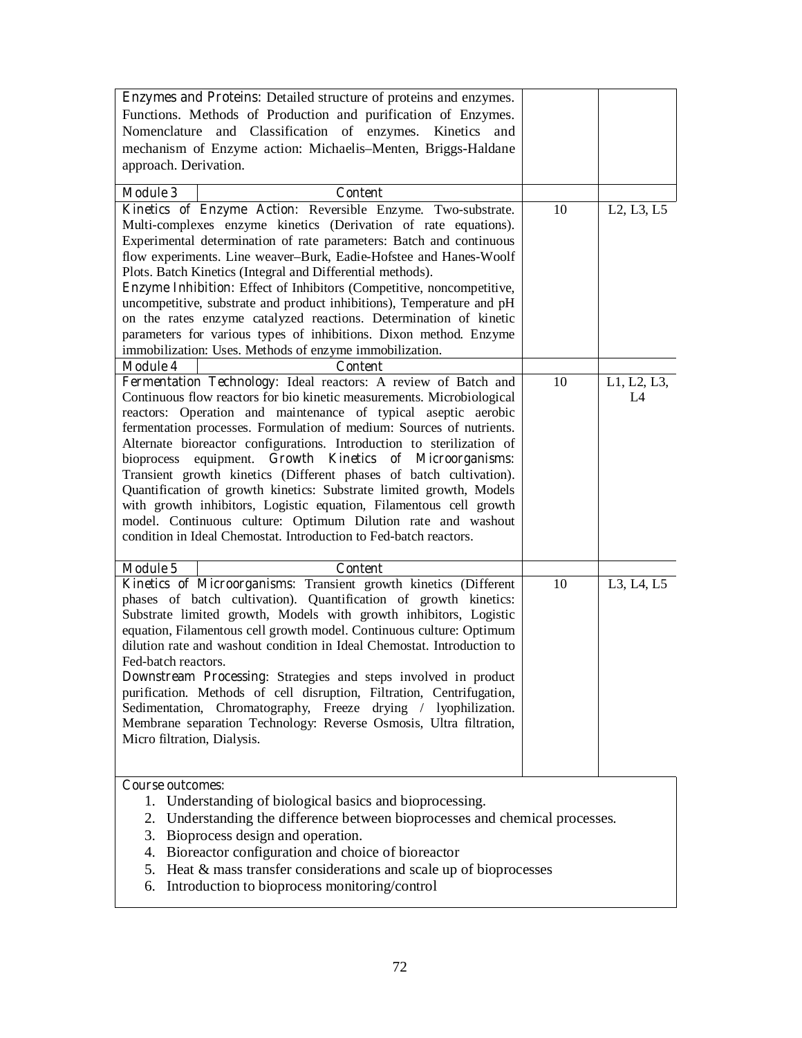| | | |
|---|---|---|
| **Enzymes and Proteins**: Detailed structure of proteins and enzymes. Functions. Methods of Production and purification of Enzymes. Nomenclature and Classification of enzymes. Kinetics and mechanism of Enzyme action: Michaelis–Menten, Briggs-Haldane approach. Derivation. | | |
| **Module 3** — **Content** | | |
| **Kinetics of Enzyme Action**: Reversible Enzyme. Two-substrate. Multi-complexes enzyme kinetics (Derivation of rate equations). Experimental determination of rate parameters: Batch and continuous flow experiments. Line weaver–Burk, Eadie-Hofstee and Hanes-Woolf Plots. Batch Kinetics (Integral and Differential methods). **Enzyme Inhibition**: Effect of Inhibitors (Competitive, noncompetitive, uncompetitive, substrate and product inhibitions), Temperature and pH on the rates enzyme catalyzed reactions. Determination of kinetic parameters for various types of inhibitions. Dixon method. Enzyme immobilization: Uses. Methods of enzyme immobilization. | 10 | L2, L3, L5 |
| **Module 4** — **Content** | | |
| **Fermentation Technology**: Ideal reactors: A review of Batch and Continuous flow reactors for bio kinetic measurements. Microbiological reactors: Operation and maintenance of typical aseptic aerobic fermentation processes. Formulation of medium: Sources of nutrients. Alternate bioreactor configurations. Introduction to sterilization of bioprocess equipment. **Growth Kinetics of Microorganisms**: Transient growth kinetics (Different phases of batch cultivation). Quantification of growth kinetics: Substrate limited growth, Models with growth inhibitors, Logistic equation, Filamentous cell growth model. Continuous culture: Optimum Dilution rate and washout condition in Ideal Chemostat. Introduction to Fed-batch reactors. | 10 | L1, L2, L3, L4 |
| **Module 5** — **Content** | | |
| **Kinetics of Microorganisms**: Transient growth kinetics (Different phases of batch cultivation). Quantification of growth kinetics: Substrate limited growth, Models with growth inhibitors, Logistic equation, Filamentous cell growth model. Continuous culture: Optimum dilution rate and washout condition in Ideal Chemostat. Introduction to Fed-batch reactors. **Downstream Processing**: Strategies and steps involved in product purification. Methods of cell disruption, Filtration, Centrifugation, Sedimentation, Chromatography, Freeze drying / lyophilization. Membrane separation Technology: Reverse Osmosis, Ultra filtration, Micro filtration, Dialysis. | 10 | L3, L4, L5 |

**Course outcomes:**

1. Understanding of biological basics and bioprocessing.
2. Understanding the difference between bioprocesses and chemical processes.
3. Bioprocess design and operation.
4. Bioreactor configuration and choice of bioreactor
5. Heat & mass transfer considerations and scale up of bioprocesses
6. Introduction to bioprocess monitoring/control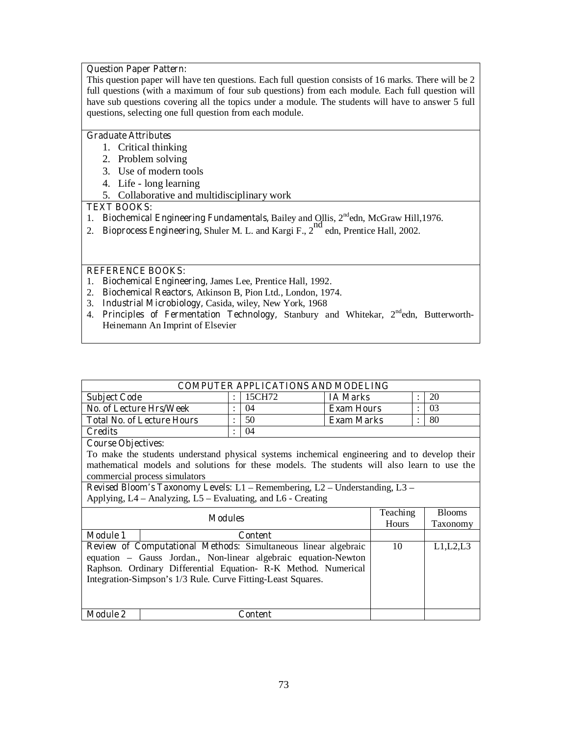**Question Paper Pattern:**
This question paper will have ten questions. Each full question consists of 16 marks. There will be 2 full questions (with a maximum of four sub questions) from each module. Each full question will have sub questions covering all the topics under a module. The students will have to answer 5 full questions, selecting one full question from each module.

**Graduate Attributes**

1. Critical thinking
2. Problem solving
3. Use of modern tools
4. Life - long learning
5. Collaborative and multidisciplinary work

**TEXT BOOKS:**

1. **Biochemical Engineering Fundamentals**, Bailey and Ollis, 2nd edn, McGraw Hill,1976.
2. **Bioprocess Engineering**, Shuler M. L. and Kargi F., 2nd edn, Prentice Hall, 2002.

**REFERENCE BOOKS:**

1. **Biochemical Engineering**, James Lee, Prentice Hall, 1992.
2. **Biochemical Reactors**, Atkinson B, Pion Ltd., London, 1974.
3. **Industrial Microbiology**, Casida, wiley, New York, 1968
4. **Principles of Fermentation Technology**, Stanbury and Whitekar, 2nd edn, Butterworth-Heinemann An Imprint of Elsevier

## COMPUTER APPLICATIONS AND MODELING

| Subject Code | : | 15CH72 | IA Marks | : | 20 |
|---|---|---|---|---|---|
| No. of Lecture Hrs/Week | : | 04 | Exam Hours | : | 03 |
| Total No. of Lecture Hours | : | 50 | Exam Marks | : | 80 |
| Credits | : | 04 | | | |

**Course Objectives:**
To make the students understand physical systems inchemical engineering and to develop their mathematical models and solutions for these models. The students will also learn to use the commercial process simulators

**Revised Bloom's Taxonomy Levels:** L1 – Remembering, L2 – Understanding, L3 – Applying, L4 – Analyzing, L5 – Evaluating, and L6 - Creating

| Modules | Teaching Hours | Blooms Taxonomy |
|---|---|---|
| **Module 1** — **Content** | | |
| **Review of Computational Methods:** Simultaneous linear algebraic equation – Gauss Jordan., Non-linear algebraic equation-Newton Raphson. Ordinary Differential Equation- R-K Method. Numerical Integration-Simpson's 1/3 Rule. Curve Fitting-Least Squares. | 10 | L1,L2,L3 |
| **Module 2** — **Content** | | |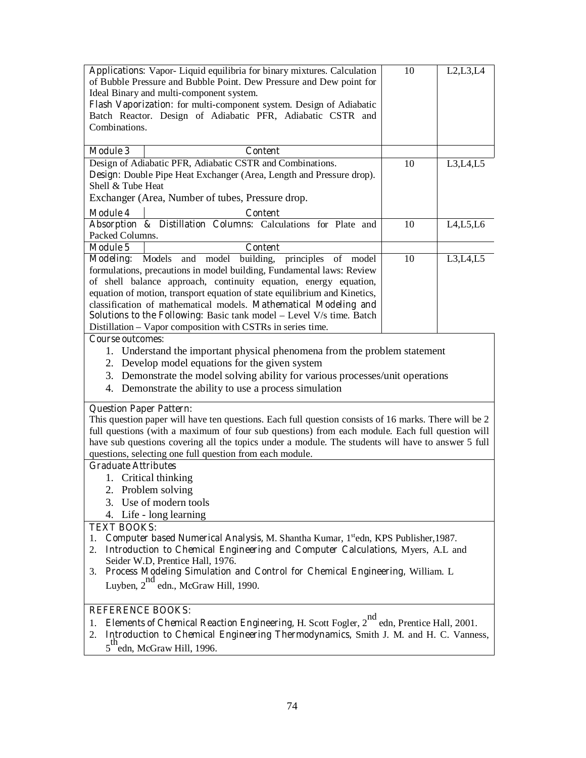| | | | |
|---|---|---|---|
| **Applications**: Vapor- Liquid equilibria for binary mixtures. Calculation of Bubble Pressure and Bubble Point. Dew Pressure and Dew point for Ideal Binary and multi-component system. **Flash Vaporization**: for multi-component system. Design of Adiabatic Batch Reactor. Design of Adiabatic PFR, Adiabatic CSTR and Combinations. | | 10 | L2,L3,L4 |
| **Module 3** | **Content** | | |
| Design of Adiabatic PFR, Adiabatic CSTR and Combinations. **Design**: Double Pipe Heat Exchanger (Area, Length and Pressure drop). Shell & Tube Heat Exchanger (Area, Number of tubes, Pressure drop. | | 10 | L3,L4,L5 |
| **Module 4** | **Content** | | |
| **Absorption & Distillation Columns**: Calculations for Plate and Packed Columns. | | 10 | L4,L5,L6 |
| **Module 5** | **Content** | | |
| **Modeling**: Models and model building, principles of model formulations, precautions in model building, Fundamental laws: Review of shell balance approach, continuity equation, energy equation, equation of motion, transport equation of state equilibrium and Kinetics, classification of mathematical models. **Mathematical Modeling and Solutions to the Following**: Basic tank model – Level V/s time. Batch Distillation – Vapor composition with CSTRs in series time. | | 10 | L3,L4,L5 |

**Course outcomes:**

1. Understand the important physical phenomena from the problem statement
2. Develop model equations for the given system
3. Demonstrate the model solving ability for various processes/unit operations
4. Demonstrate the ability to use a process simulation

**Question Paper Pattern:**

This question paper will have ten questions. Each full question consists of 16 marks. There will be 2 full questions (with a maximum of four sub questions) from each module. Each full question will have sub questions covering all the topics under a module. The students will have to answer 5 full questions, selecting one full question from each module.

**Graduate Attributes**

1. Critical thinking
2. Problem solving
3. Use of modern tools
4. Life - long learning

**TEXT BOOKS:**

1. **Computer based Numerical Analysis**, M. Shantha Kumar, 1st edn, KPS Publisher,1987.
2. **Introduction to Chemical Engineering and Computer Calculations**, Myers, A.L and Seider W.D, Prentice Hall, 1976.
3. **Process Modeling Simulation and Control for Chemical Engineering**, William. L Luyben, 2nd edn., McGraw Hill, 1990.

**REFERENCE BOOKS:**

1. **Elements of Chemical Reaction Engineering**, H. Scott Fogler, 2nd edn, Prentice Hall, 2001.
2. **Introduction to Chemical Engineering Thermodynamics**, Smith J. M. and H. C. Vanness, 5th edn, McGraw Hill, 1996.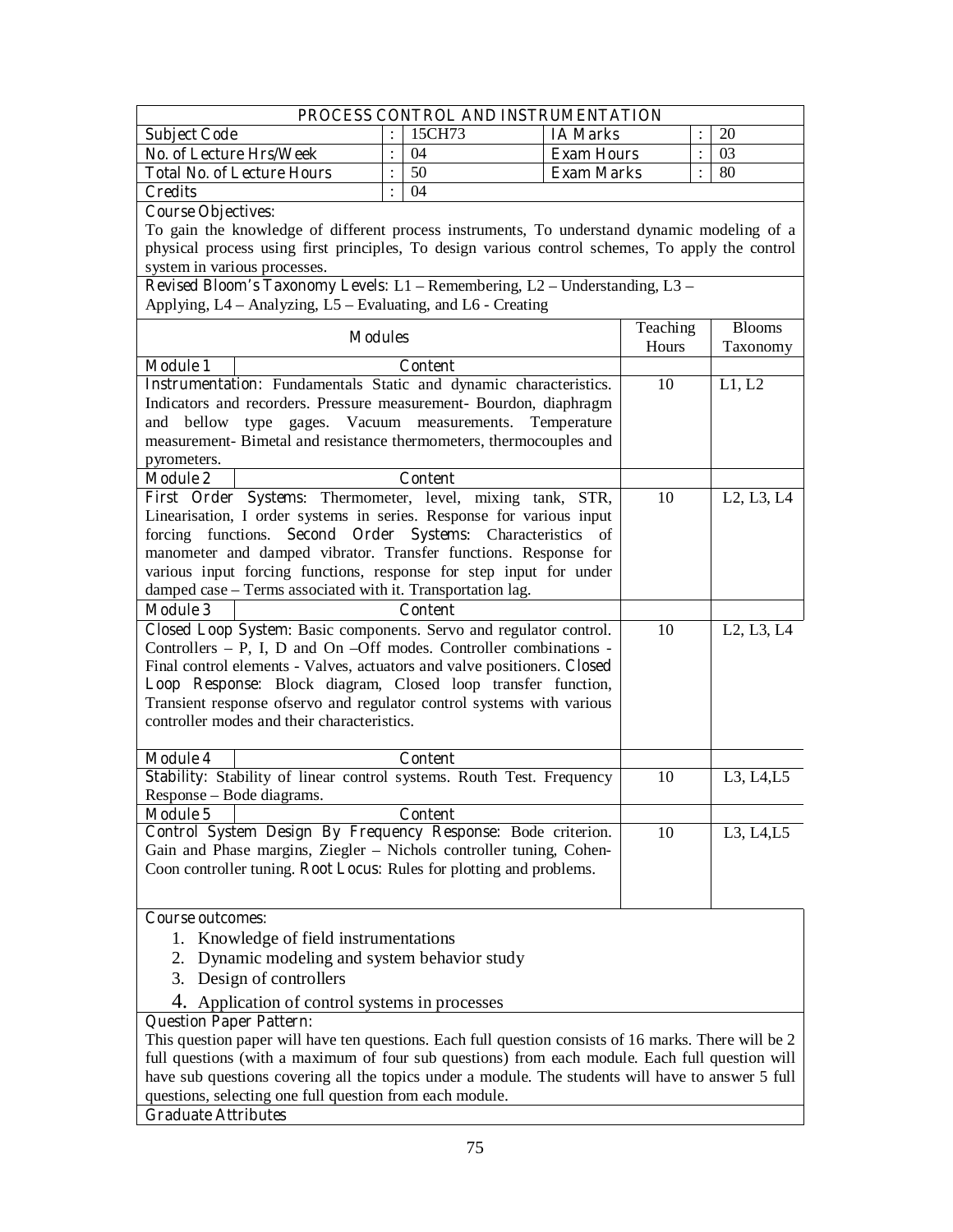## PROCESS CONTROL AND INSTRUMENTATION

| | | | | | |
|---|---|---|---|---|---|
| **Subject Code** | : | 15CH73 | **IA Marks** | : | 20 |
| **No. of Lecture Hrs/Week** | : | 04 | **Exam Hours** | : | 03 |
| **Total No. of Lecture Hours** | : | 50 | **Exam Marks** | : | 80 |
| **Credits** | : | 04 | | | |

**Course Objectives:**

To gain the knowledge of different process instruments, To understand dynamic modeling of a physical process using first principles, To design various control schemes, To apply the control system in various processes.

**Revised Bloom's Taxonomy Levels**: L1 – Remembering, L2 – Understanding, L3 – Applying, L4 – Analyzing, L5 – Evaluating, and L6 - Creating

| Modules | Teaching Hours | Blooms Taxonomy |
|---|---|---|
| **Module 1** — **Content** | | |
| **Instrumentation**: Fundamentals Static and dynamic characteristics. Indicators and recorders. Pressure measurement- Bourdon, diaphragm and bellow type gages. Vacuum measurements. Temperature measurement- Bimetal and resistance thermometers, thermocouples and pyrometers. | 10 | L1, L2 |
| **Module 2** — **Content** | | |
| **First Order Systems**: Thermometer, level, mixing tank, STR, Linearisation, I order systems in series. Response for various input forcing functions. **Second Order Systems**: Characteristics of manometer and damped vibrator. Transfer functions. Response for various input forcing functions, response for step input for under damped case – Terms associated with it. Transportation lag. | 10 | L2, L3, L4 |
| **Module 3** — **Content** | | |
| **Closed Loop System**: Basic components. Servo and regulator control. Controllers – P, I, D and On –Off modes. Controller combinations - Final control elements - Valves, actuators and valve positioners. **Closed Loop Response**: Block diagram, Closed loop transfer function, Transient response ofservo and regulator control systems with various controller modes and their characteristics. | 10 | L2, L3, L4 |
| **Module 4** — **Content** | | |
| **Stability**: Stability of linear control systems. Routh Test. Frequency Response – Bode diagrams. | 10 | L3, L4,L5 |
| **Module 5** — **Content** | | |
| **Control System Design By Frequency Response**: Bode criterion. Gain and Phase margins, Ziegler – Nichols controller tuning, Cohen-Coon controller tuning. **Root Locus**: Rules for plotting and problems. | 10 | L3, L4,L5 |

**Course outcomes:**

1. Knowledge of field instrumentations
2. Dynamic modeling and system behavior study
3. Design of controllers
4. Application of control systems in processes

**Question Paper Pattern:**

This question paper will have ten questions. Each full question consists of 16 marks. There will be 2 full questions (with a maximum of four sub questions) from each module. Each full question will have sub questions covering all the topics under a module. The students will have to answer 5 full questions, selecting one full question from each module.

**Graduate Attributes**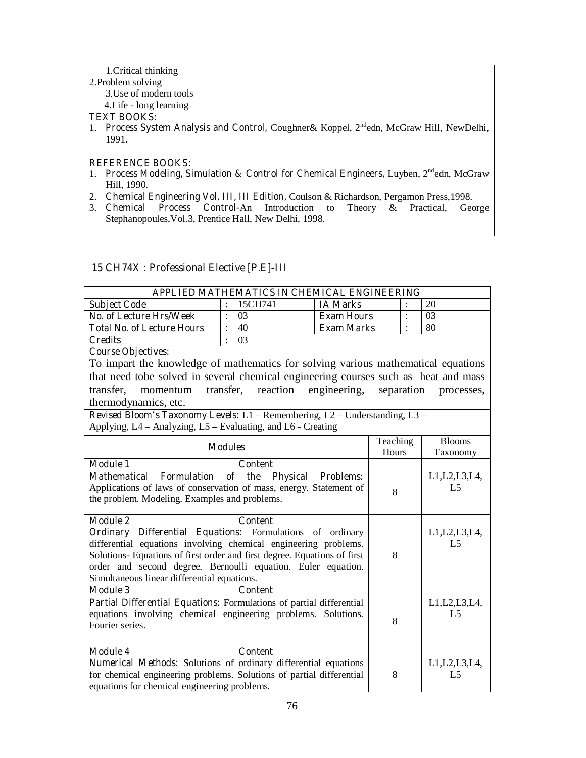1. Critical thinking
2. Problem solving
3. Use of modern tools
4. Life - long learning

**TEXT BOOKS:**

1. **Process System Analysis and Control**, Coughner& Koppel, 2nd edn, McGraw Hill, NewDelhi, 1991.

**REFERENCE BOOKS:**

1. **Process Modeling, Simulation & Control for Chemical Engineers**, Luyben, 2nd edn, McGraw Hill, 1990.
2. **Chemical Engineering Vol. III, III Edition**, Coulson & Richardson, Pergamon Press,1998.
3. **Chemical Process Control**-An Introduction to Theory & Practical, George Stephanopoules,Vol.3, Prentice Hall, New Delhi, 1998.

## 15 CH74X : Professional Elective [P.E]-III

### APPLIED MATHEMATICS IN CHEMICAL ENGINEERING

| | | | | | |
|---|---|---|---|---|---|
| **Subject Code** | : | 15CH741 | **IA Marks** | : | 20 |
| **No. of Lecture Hrs/Week** | : | 03 | **Exam Hours** | : | 03 |
| **Total No. of Lecture Hours** | : | 40 | **Exam Marks** | : | 80 |
| **Credits** | : | 03 | | | |

**Course Objectives:**

To impart the knowledge of mathematics for solving various mathematical equations that need tobe solved in several chemical engineering courses such as heat and mass transfer, momentum transfer, reaction engineering, separation processes, thermodynamics, etc.

**Revised Bloom's Taxonomy Levels:** L1 – Remembering, L2 – Understanding, L3 – Applying, L4 – Analyzing, L5 – Evaluating, and L6 - Creating

| Modules | Teaching Hours | Blooms Taxonomy |
|---|---|---|
| **Module 1** — **Content** | | |
| **Mathematical Formulation of the Physical Problems:** Applications of laws of conservation of mass, energy. Statement of the problem. Modeling. Examples and problems. | 8 | L1,L2,L3,L4, L5 |
| **Module 2** — **Content** | | |
| **Ordinary Differential Equations:** Formulations of ordinary differential equations involving chemical engineering problems. Solutions- Equations of first order and first degree. Equations of first order and second degree. Bernoulli equation. Euler equation. Simultaneous linear differential equations. | 8 | L1,L2,L3,L4, L5 |
| **Module 3** — **Content** | | |
| **Partial Differential Equations:** Formulations of partial differential equations involving chemical engineering problems. Solutions. Fourier series. | 8 | L1,L2,L3,L4, L5 |
| **Module 4** — **Content** | | |
| **Numerical Methods:** Solutions of ordinary differential equations for chemical engineering problems. Solutions of partial differential equations for chemical engineering problems. | 8 | L1,L2,L3,L4, L5 |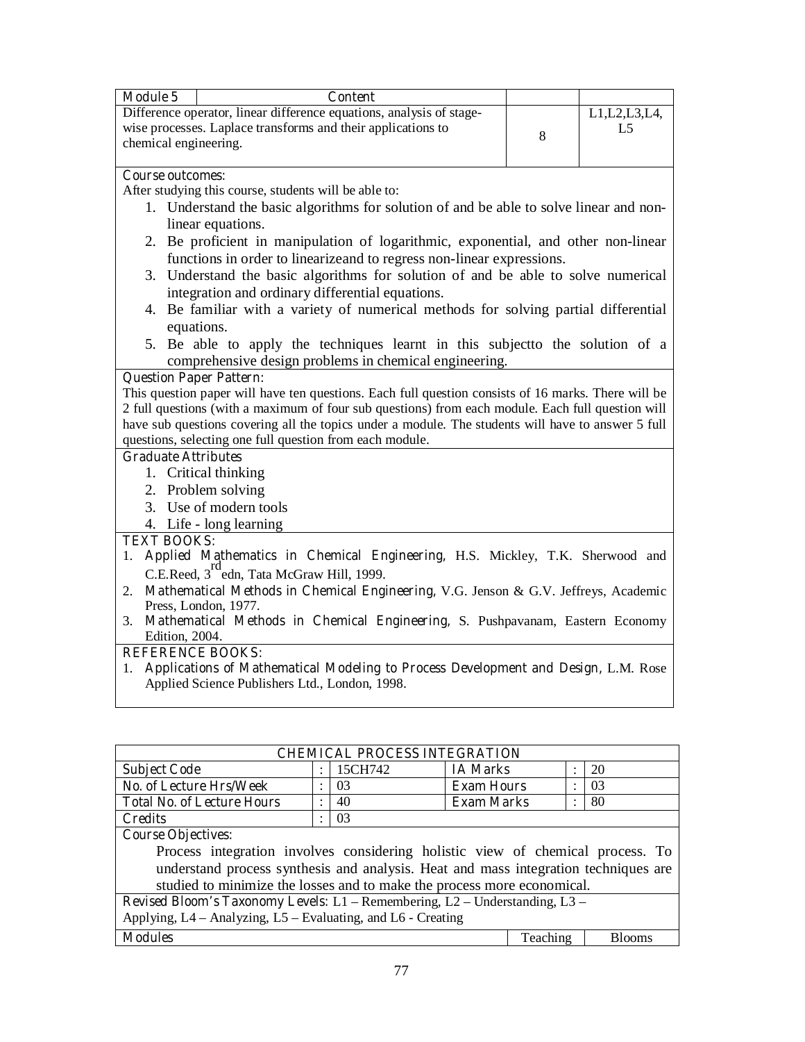| Module 5 | Content | | |
|---|---|---|---|
| Difference operator, linear difference equations, analysis of stage-wise processes. Laplace transforms and their applications to chemical engineering. | | 8 | L1,L2,L3,L4, L5 |

**Course outcomes:**

After studying this course, students will be able to:

1. Understand the basic algorithms for solution of and be able to solve linear and non-linear equations.
2. Be proficient in manipulation of logarithmic, exponential, and other non-linear functions in order to linearizeand to regress non-linear expressions.
3. Understand the basic algorithms for solution of and be able to solve numerical integration and ordinary differential equations.
4. Be familiar with a variety of numerical methods for solving partial differential equations.
5. Be able to apply the techniques learnt in this subjectto the solution of a comprehensive design problems in chemical engineering.

**Question Paper Pattern:**

This question paper will have ten questions. Each full question consists of 16 marks. There will be 2 full questions (with a maximum of four sub questions) from each module. Each full question will have sub questions covering all the topics under a module. The students will have to answer 5 full questions, selecting one full question from each module.

**Graduate Attributes**

1. Critical thinking
2. Problem solving
3. Use of modern tools
4. Life - long learning

**TEXT BOOKS:**

1. **Applied Mathematics in Chemical Engineering**, H.S. Mickley, T.K. Sherwood and C.E.Reed, 3rd edn, Tata McGraw Hill, 1999.
2. **Mathematical Methods in Chemical Engineering**, V.G. Jenson & G.V. Jeffreys, Academic Press, London, 1977.
3. **Mathematical Methods in Chemical Engineering**, S. Pushpavanam, Eastern Economy Edition, 2004.

**REFERENCE BOOKS:**

1. **Applications of Mathematical Modeling to Process Development and Design**, L.M. Rose Applied Science Publishers Ltd., London, 1998.

## CHEMICAL PROCESS INTEGRATION

| Subject Code | : | 15CH742 | IA Marks | : | 20 |
|---|---|---|---|---|---|
| No. of Lecture Hrs/Week | : | 03 | Exam Hours | : | 03 |
| Total No. of Lecture Hours | : | 40 | Exam Marks | : | 80 |
| Credits | : | 03 | | | |

**Course Objectives:**

Process integration involves considering holistic view of chemical process. To understand process synthesis and analysis. Heat and mass integration techniques are studied to minimize the losses and to make the process more economical.

**Revised Bloom's Taxonomy Levels**: L1 – Remembering, L2 – Understanding, L3 – Applying, L4 – Analyzing, L5 – Evaluating, and L6 - Creating

| Modules | Teaching | Blooms |
|---|---|---|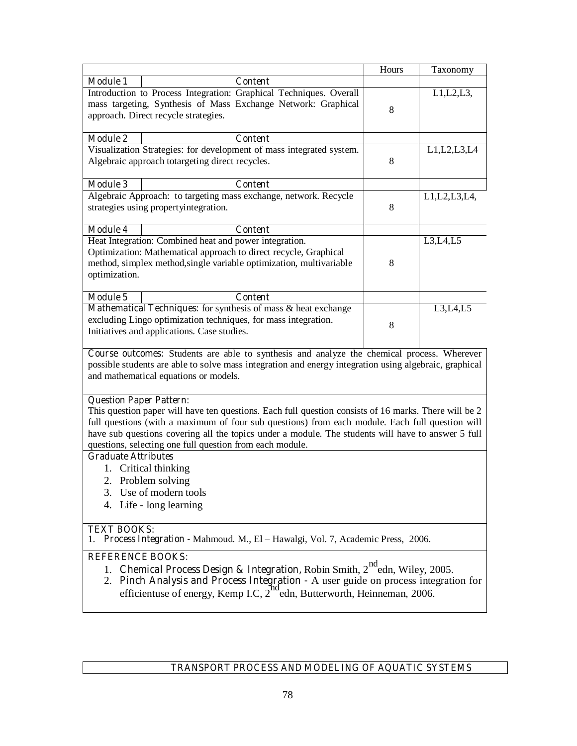| | | Hours | Taxonomy |
|---|---|---|---|
| Module 1 | Content | | |
| Introduction to Process Integration: Graphical Techniques. Overall mass targeting, Synthesis of Mass Exchange Network: Graphical approach. Direct recycle strategies. | | 8 | L1,L2,L3, |
| Module 2 | Content | | |
| Visualization Strategies: for development of mass integrated system. Algebraic approach totargeting direct recycles. | | 8 | L1,L2,L3,L4 |
| Module 3 | Content | | |
| Algebraic Approach: to targeting mass exchange, network. Recycle strategies using propertyintegration. | | 8 | L1,L2,L3,L4, |
| Module 4 | Content | | |
| Heat Integration: Combined heat and power integration. Optimization: Mathematical approach to direct recycle, Graphical method, simplex method,single variable optimization, multivariable optimization. | | 8 | L3,L4,L5 |
| Module 5 | Content | | |
| Mathematical Techniques: for synthesis of mass & heat exchange excluding Lingo optimization techniques, for mass integration. Initiatives and applications. Case studies. | | 8 | L3,L4,L5 |

**Course outcomes**: Students are able to synthesis and analyze the chemical process. Wherever possible students are able to solve mass integration and energy integration using algebraic, graphical and mathematical equations or models.

**Question Paper Pattern:**

This question paper will have ten questions. Each full question consists of 16 marks. There will be 2 full questions (with a maximum of four sub questions) from each module. Each full question will have sub questions covering all the topics under a module. The students will have to answer 5 full questions, selecting one full question from each module.

**Graduate Attributes**

1. Critical thinking
2. Problem solving
3. Use of modern tools
4. Life - long learning

**TEXT BOOKS:**

1. Process Integration - Mahmoud. M., El – Hawalgi, Vol. 7, Academic Press, 2006.

**REFERENCE BOOKS:**

1. Chemical Process Design & Integration, Robin Smith, 2nd edn, Wiley, 2005.
2. Pinch Analysis and Process Integration - A user guide on process integration for efficientuse of energy, Kemp I.C, 2nd edn, Butterworth, Heinneman, 2006.

## TRANSPORT PROCESS AND MODELING OF AQUATIC SYSTEMS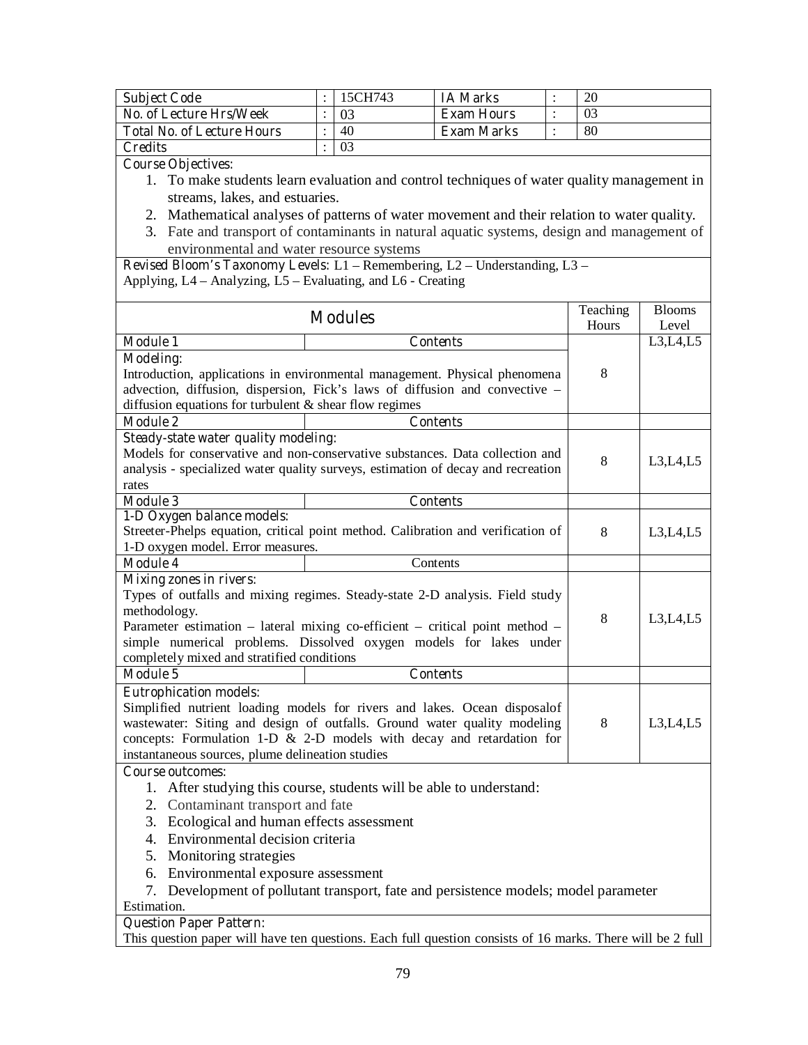| Subject Code | : | 15CH743 | IA Marks | : | 20 |
|---|---|---|---|---|---|
| No. of Lecture Hrs/Week | : | 03 | Exam Hours | : | 03 |
| Total No. of Lecture Hours | : | 40 | Exam Marks | : | 80 |
| Credits | : | 03 | | | |

**Course Objectives:**

1. To make students learn evaluation and control techniques of water quality management in streams, lakes, and estuaries.
2. Mathematical analyses of patterns of water movement and their relation to water quality.
3. Fate and transport of contaminants in natural aquatic systems, design and management of environmental and water resource systems

**Revised Bloom's Taxonomy Levels:** L1 – Remembering, L2 – Understanding, L3 – Applying, L4 – Analyzing, L5 – Evaluating, and L6 - Creating

| Modules | Teaching Hours | Blooms Level |
|---|---|---|
| **Module 1** — Contents | | L3,L4,L5 |
| **Modeling:** Introduction, applications in environmental management. Physical phenomena advection, diffusion, dispersion, Fick's laws of diffusion and convective – diffusion equations for turbulent & shear flow regimes | 8 | |
| **Module 2** — Contents | | |
| **Steady-state water quality modeling:** Models for conservative and non-conservative substances. Data collection and analysis - specialized water quality surveys, estimation of decay and recreation rates | 8 | L3,L4,L5 |
| **Module 3** — Contents | | |
| **1-D Oxygen balance models:** Streeter-Phelps equation, critical point method. Calibration and verification of 1-D oxygen model. Error measures. | 8 | L3,L4,L5 |
| **Module 4** — Contents | | |
| **Mixing zones in rivers:** Types of outfalls and mixing regimes. Steady-state 2-D analysis. Field study methodology. Parameter estimation – lateral mixing co-efficient – critical point method – simple numerical problems. Dissolved oxygen models for lakes under completely mixed and stratified conditions | 8 | L3,L4,L5 |
| **Module 5** — Contents | | |
| **Eutrophication models:** Simplified nutrient loading models for rivers and lakes. Ocean disposalof wastewater: Siting and design of outfalls. Ground water quality modeling concepts: Formulation 1-D & 2-D models with decay and retardation for instantaneous sources, plume delineation studies | 8 | L3,L4,L5 |

**Course outcomes:**

1. After studying this course, students will be able to understand:
2. Contaminant transport and fate
3. Ecological and human effects assessment
4. Environmental decision criteria
5. Monitoring strategies
6. Environmental exposure assessment
7. Development of pollutant transport, fate and persistence models; model parameter

Estimation.

**Question Paper Pattern:**

This question paper will have ten questions. Each full question consists of 16 marks. There will be 2 full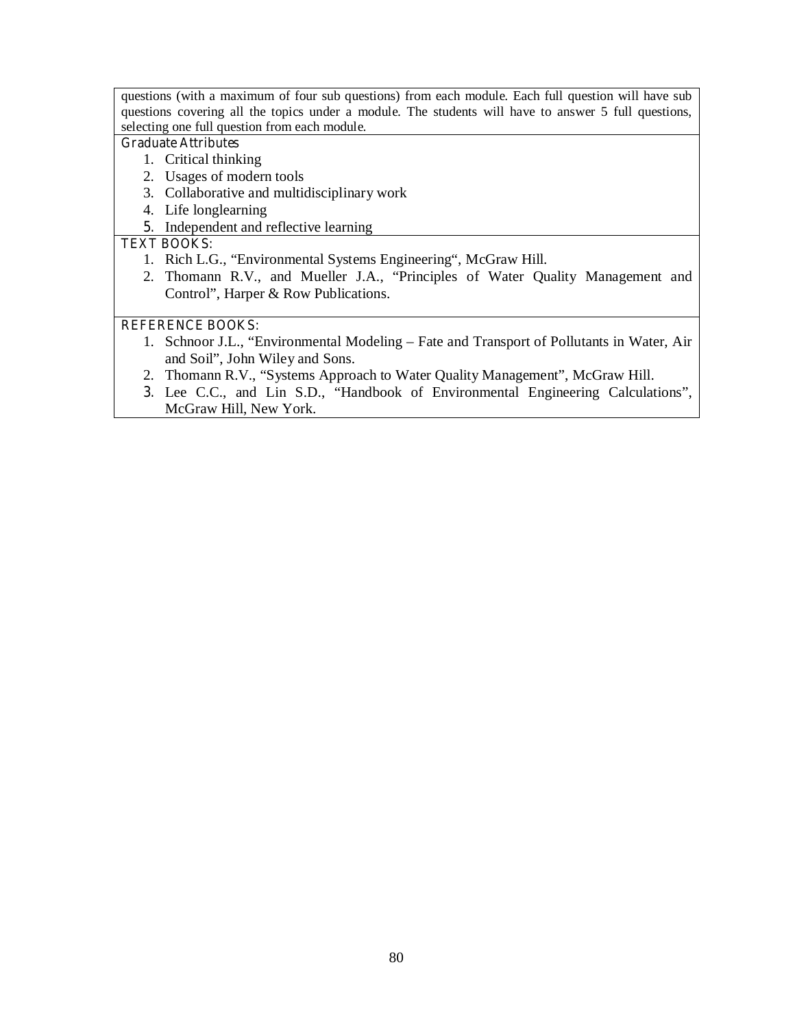questions (with a maximum of four sub questions) from each module. Each full question will have sub questions covering all the topics under a module. The students will have to answer 5 full questions, selecting one full question from each module.

**Graduate Attributes**

1. Critical thinking
2. Usages of modern tools
3. Collaborative and multidisciplinary work
4. Life longlearning
5. Independent and reflective learning

**TEXT BOOKS:**

1. Rich L.G., "Environmental Systems Engineering", McGraw Hill.
2. Thomann R.V., and Mueller J.A., "Principles of Water Quality Management and Control", Harper & Row Publications.

**REFERENCE BOOKS:**

1. Schnoor J.L., "Environmental Modeling – Fate and Transport of Pollutants in Water, Air and Soil", John Wiley and Sons.
2. Thomann R.V., "Systems Approach to Water Quality Management", McGraw Hill.
3. Lee C.C., and Lin S.D., "Handbook of Environmental Engineering Calculations", McGraw Hill, New York.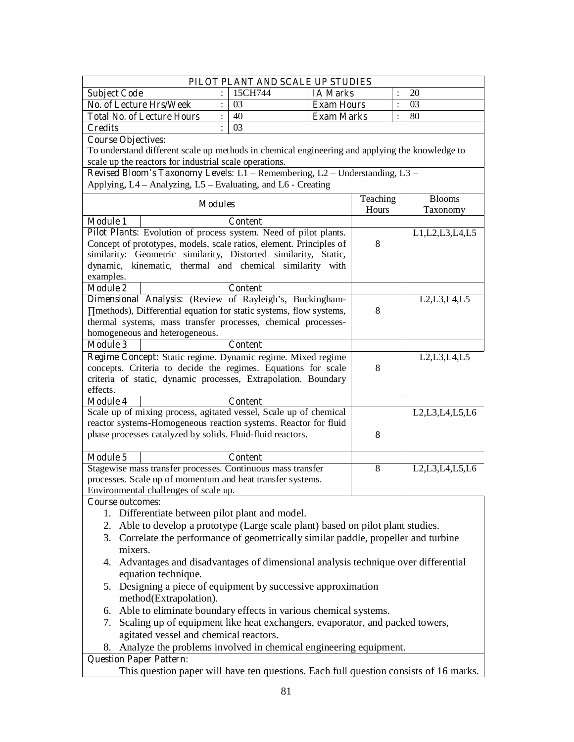## PILOT PLANT AND SCALE UP STUDIES

| | | | | | |
|---|---|---|---|---|---|
| **Subject Code** | : | 15CH744 | **IA Marks** | : | 20 |
| **No. of Lecture Hrs/Week** | : | 03 | **Exam Hours** | : | 03 |
| **Total No. of Lecture Hours** | : | 40 | **Exam Marks** | : | 80 |
| **Credits** | : | 03 | | | |

**Course Objectives:**
To understand different scale up methods in chemical engineering and applying the knowledge to scale up the reactors for industrial scale operations.

**Revised Bloom's Taxonomy Levels:** L1 – Remembering, L2 – Understanding, L3 – Applying, L4 – Analyzing, L5 – Evaluating, and L6 - Creating

| **Modules** | Teaching Hours | Blooms Taxonomy |
|---|---|---|
| **Module 1** — **Content** | | |
| **Pilot Plants:** Evolution of process system. Need of pilot plants. Concept of prototypes, models, scale ratios, element. Principles of similarity: Geometric similarity, Distorted similarity, Static, dynamic, kinematic, thermal and chemical similarity with examples. | 8 | L1,L2,L3,L4,L5 |
| **Module 2** — **Content** | | |
| **Dimensional Analysis:** (Review of Rayleigh's, Buckingham-∏methods), Differential equation for static systems, flow systems, thermal systems, mass transfer processes, chemical processes-homogeneous and heterogeneous. | 8 | L2,L3,L4,L5 |
| **Module 3** — **Content** | | |
| **Regime Concept:** Static regime. Dynamic regime. Mixed regime concepts. Criteria to decide the regimes. Equations for scale criteria of static, dynamic processes, Extrapolation. Boundary effects. | 8 | L2,L3,L4,L5 |
| **Module 4** — **Content** | | |
| Scale up of mixing process, agitated vessel, Scale up of chemical reactor systems-Homogeneous reaction systems. Reactor for fluid phase processes catalyzed by solids. Fluid-fluid reactors. | 8 | L2,L3,L4,L5,L6 |
| **Module 5** — **Content** | | |
| Stagewise mass transfer processes. Continuous mass transfer processes. Scale up of momentum and heat transfer systems. Environmental challenges of scale up. | 8 | L2,L3,L4,L5,L6 |

**Course outcomes:**

1. Differentiate between pilot plant and model.
2. Able to develop a prototype (Large scale plant) based on pilot plant studies.
3. Correlate the performance of geometrically similar paddle, propeller and turbine mixers.
4. Advantages and disadvantages of dimensional analysis technique over differential equation technique.
5. Designing a piece of equipment by successive approximation method(Extrapolation).
6. Able to eliminate boundary effects in various chemical systems.
7. Scaling up of equipment like heat exchangers, evaporator, and packed towers, agitated vessel and chemical reactors.
8. Analyze the problems involved in chemical engineering equipment.

**Question Paper Pattern:**

This question paper will have ten questions. Each full question consists of 16 marks.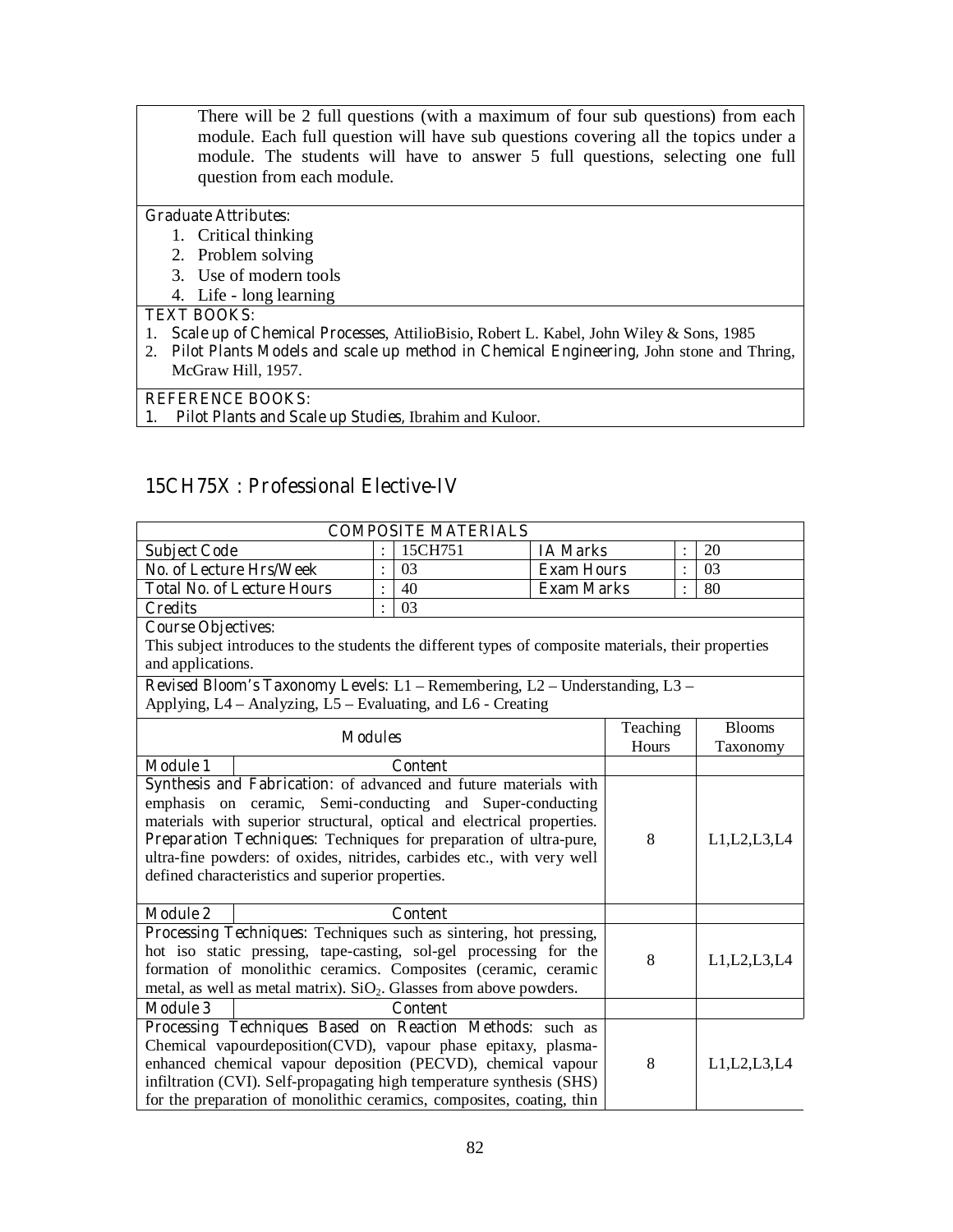There will be 2 full questions (with a maximum of four sub questions) from each module. Each full question will have sub questions covering all the topics under a module. The students will have to answer 5 full questions, selecting one full question from each module.

**Graduate Attributes:**

1. Critical thinking
2. Problem solving
3. Use of modern tools
4. Life - long learning

**TEXT BOOKS:**

1. **Scale up of Chemical Processes**, AttilioBisio, Robert L. Kabel, John Wiley & Sons, 1985
2. **Pilot Plants Models and scale up method in Chemical Engineering**, John stone and Thring, McGraw Hill, 1957.

**REFERENCE BOOKS:**

1. **Pilot Plants and Scale up Studies**, Ibrahim and Kuloor.

## 15CH75X : Professional Elective-IV

| COMPOSITE MATERIALS | | | | | |
|---|---|---|---|---|---|
| **Subject Code** | : | 15CH751 | **IA Marks** | : | 20 |
| **No. of Lecture Hrs/Week** | : | 03 | **Exam Hours** | : | 03 |
| **Total No. of Lecture Hours** | : | 40 | **Exam Marks** | : | 80 |
| **Credits** | : | 03 | | | |

**Course Objectives:**
This subject introduces to the students the different types of composite materials, their properties and applications.

**Revised Bloom's Taxonomy Levels:** L1 – Remembering, L2 – Understanding, L3 – Applying, L4 – Analyzing, L5 – Evaluating, and L6 - Creating

| Modules | Teaching Hours | Blooms Taxonomy |
|---|---|---|
| **Module 1** — **Content** | | |
| **Synthesis and Fabrication:** of advanced and future materials with emphasis on ceramic, Semi-conducting and Super-conducting materials with superior structural, optical and electrical properties. **Preparation Techniques:** Techniques for preparation of ultra-pure, ultra-fine powders: of oxides, nitrides, carbides etc., with very well defined characteristics and superior properties. | 8 | L1,L2,L3,L4 |
| **Module 2** — **Content** | | |
| **Processing Techniques:** Techniques such as sintering, hot pressing, hot iso static pressing, tape-casting, sol-gel processing for the formation of monolithic ceramics. Composites (ceramic, ceramic metal, as well as metal matrix). $SiO_2$. Glasses from above powders. | 8 | L1,L2,L3,L4 |
| **Module 3** — **Content** | | |
| **Processing Techniques Based on Reaction Methods:** such as Chemical vapourdeposition(CVD), vapour phase epitaxy, plasma-enhanced chemical vapour deposition (PECVD), chemical vapour infiltration (CVI). Self-propagating high temperature synthesis (SHS) for the preparation of monolithic ceramics, composites, coating, thin | 8 | L1,L2,L3,L4 |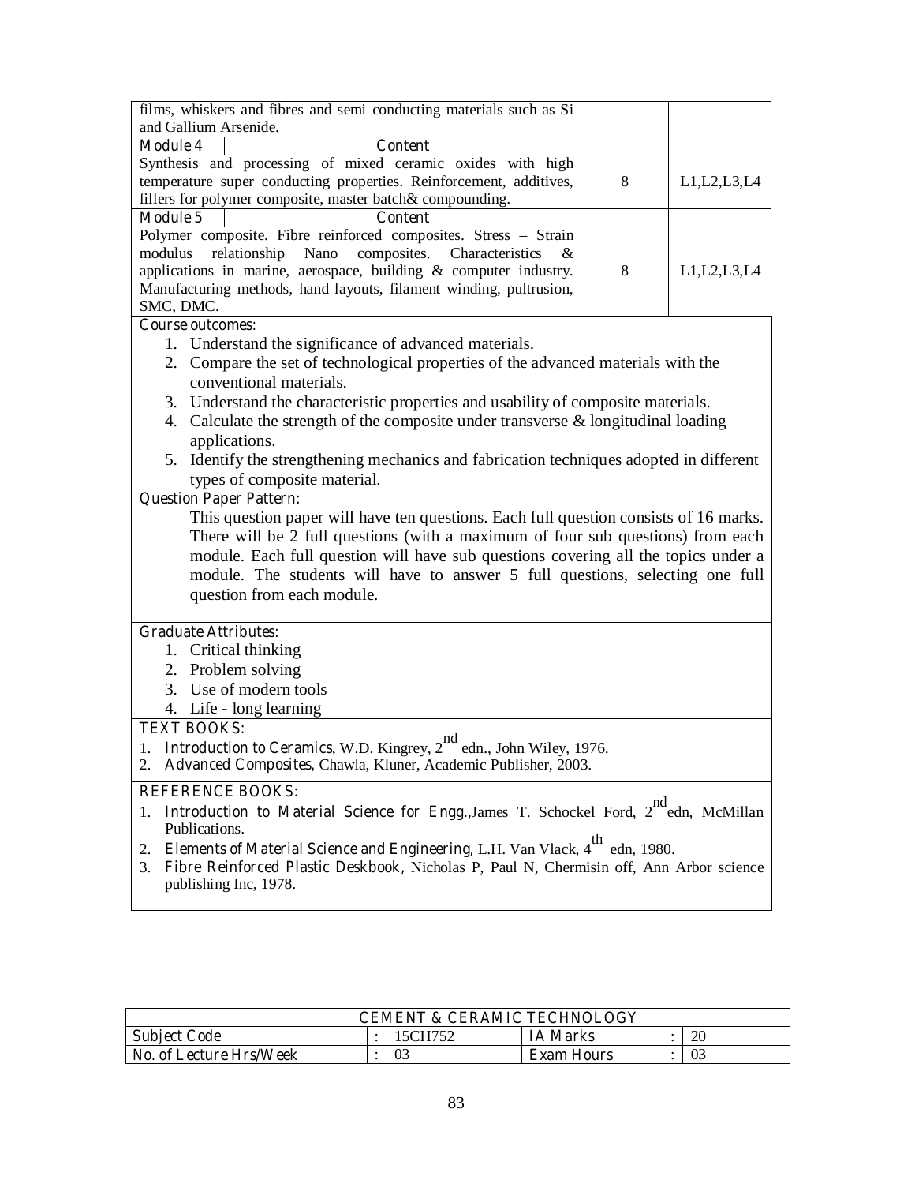| | | |
|---|---|---|
| films, whiskers and fibres and semi conducting materials such as Si and Gallium Arsenide. | | |
| **Module 4** — **Content** | | |
| Synthesis and processing of mixed ceramic oxides with high temperature super conducting properties. Reinforcement, additives, fillers for polymer composite, master batch& compounding. | 8 | L1,L2,L3,L4 |
| **Module 5** — **Content** | | |
| Polymer composite. Fibre reinforced composites. Stress – Strain modulus relationship Nano composites. Characteristics & applications in marine, aerospace, building & computer industry. Manufacturing methods, hand layouts, filament winding, pultrusion, SMC, DMC. | 8 | L1,L2,L3,L4 |

**Course outcomes:**

1. Understand the significance of advanced materials.
2. Compare the set of technological properties of the advanced materials with the conventional materials.
3. Understand the characteristic properties and usability of composite materials.
4. Calculate the strength of the composite under transverse & longitudinal loading applications.
5. Identify the strengthening mechanics and fabrication techniques adopted in different types of composite material.

**Question Paper Pattern:**

This question paper will have ten questions. Each full question consists of 16 marks. There will be 2 full questions (with a maximum of four sub questions) from each module. Each full question will have sub questions covering all the topics under a module. The students will have to answer 5 full questions, selecting one full question from each module.

**Graduate Attributes:**

1. Critical thinking
2. Problem solving
3. Use of modern tools
4. Life - long learning

**TEXT BOOKS:**

1. **Introduction to Ceramics**, W.D. Kingrey, 2nd edn., John Wiley, 1976.
2. **Advanced Composites**, Chawla, Kluner, Academic Publisher, 2003.

**REFERENCE BOOKS:**

1. **Introduction to Material Science for Engg.**,James T. Schockel Ford, 2nd edn, McMillan Publications.
2. **Elements of Material Science and Engineering**, L.H. Van Vlack, 4th edn, 1980.
3. **Fibre Reinforced Plastic Deskbook**, Nicholas P, Paul N, Chermisin off, Ann Arbor science publishing Inc, 1978.

| CEMENT & CERAMIC TECHNOLOGY | | | | | |
|---|---|---|---|---|---|
| Subject Code | : | 15CH752 | IA Marks | : | 20 |
| No. of Lecture Hrs/Week | : | 03 | Exam Hours | : | 03 |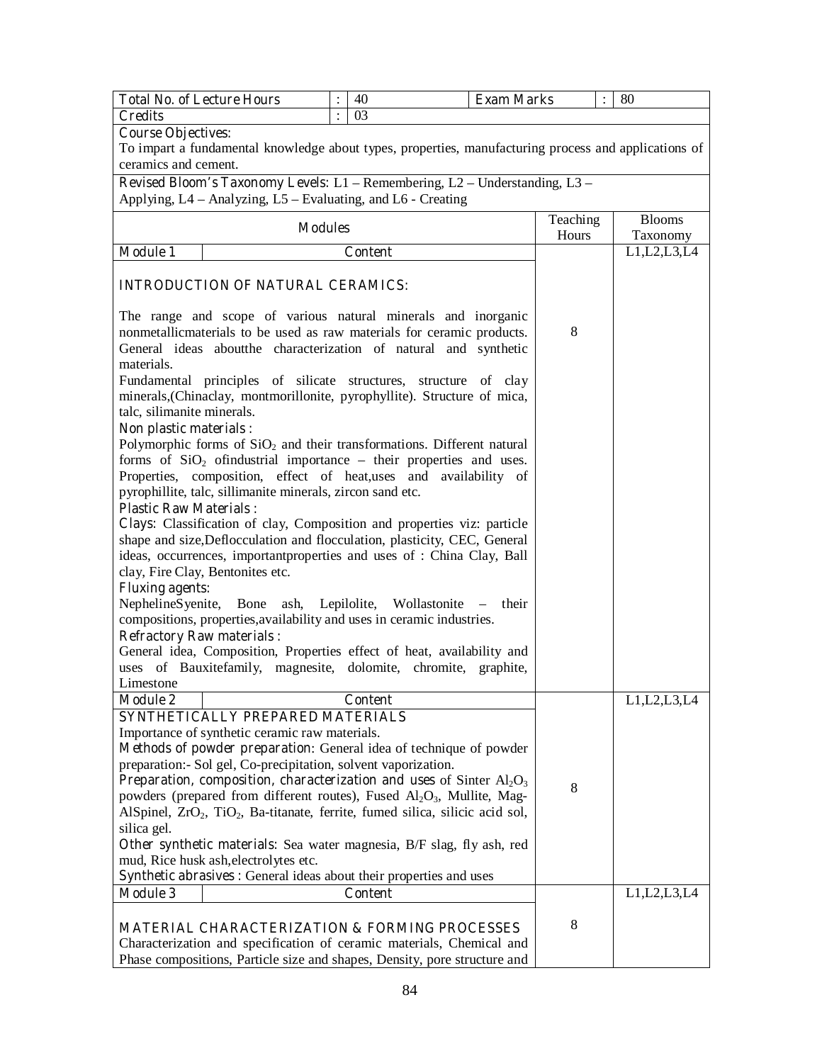| Total No. of Lecture Hours | : | 40 | Exam Marks | : | 80 |
|---|---|---|---|---|---|
| Credits | : | 03 | | | |

**Course Objectives:**
To impart a fundamental knowledge about types, properties, manufacturing process and applications of ceramics and cement.

**Revised Bloom's Taxonomy Levels:** L1 – Remembering, L2 – Understanding, L3 – Applying, L4 – Analyzing, L5 – Evaluating, and L6 - Creating

| Modules | Teaching Hours | Blooms Taxonomy |
|---|---|---|
| **Module 1** — **Content** | | L1,L2,L3,L4 |
| **INTRODUCTION OF NATURAL CERAMICS:**<br>The range and scope of various natural minerals and inorganic nonmetallicmaterials to be used as raw materials for ceramic products. General ideas aboutthe characterization of natural and synthetic materials.<br>Fundamental principles of silicate structures, structure of clay minerals,(Chinaclay, montmorillonite, pyrophyllite). Structure of mica, talc, silimanite minerals.<br>**Non plastic materials :**<br>Polymorphic forms of $SiO_2$ and their transformations. Different natural forms of $SiO_2$ ofindustrial importance – their properties and uses. Properties, composition, effect of heat,uses and availability of pyrophillite, talc, sillimanite minerals, zircon sand etc.<br>**Plastic Raw Materials :**<br>**Clays**: Classification of clay, Composition and properties viz: particle shape and size,Deflocculation and flocculation, plasticity, CEC, General ideas, occurrences, importantproperties and uses of : China Clay, Ball clay, Fire Clay, Bentonites etc.<br>**Fluxing agents:**<br>NephelineSyenite, Bone ash, Lepilolite, Wollastonite – their compositions, properties,availability and uses in ceramic industries.<br>**Refractory Raw materials :**<br>General idea, Composition, Properties effect of heat, availability and uses of Bauxitefamily, magnesite, dolomite, chromite, graphite, Limestone | 8 | |
| **Module 2** — **Content** | | L1,L2,L3,L4 |
| **SYNTHETICALLY PREPARED MATERIALS**<br>Importance of synthetic ceramic raw materials.<br>**Methods of powder preparation**: General idea of technique of powder preparation:- Sol gel, Co-precipitation, solvent vaporization.<br>**Preparation, composition, characterization and uses** of Sinter $Al_2O_3$ powders (prepared from different routes), Fused $Al_2O_3$, Mullite, Mag-AlSpinel, $ZrO_2$, $TiO_2$, Ba-titanate, ferrite, fumed silica, silicic acid sol, silica gel.<br>**Other synthetic materials**: Sea water magnesia, B/F slag, fly ash, red mud, Rice husk ash,electrolytes etc.<br>**Synthetic abrasives** : General ideas about their properties and uses | 8 | |
| **Module 3** — **Content** | | L1,L2,L3,L4 |
| **MATERIAL CHARACTERIZATION & FORMING PROCESSES**<br>Characterization and specification of ceramic materials, Chemical and Phase compositions, Particle size and shapes, Density, pore structure and | 8 | |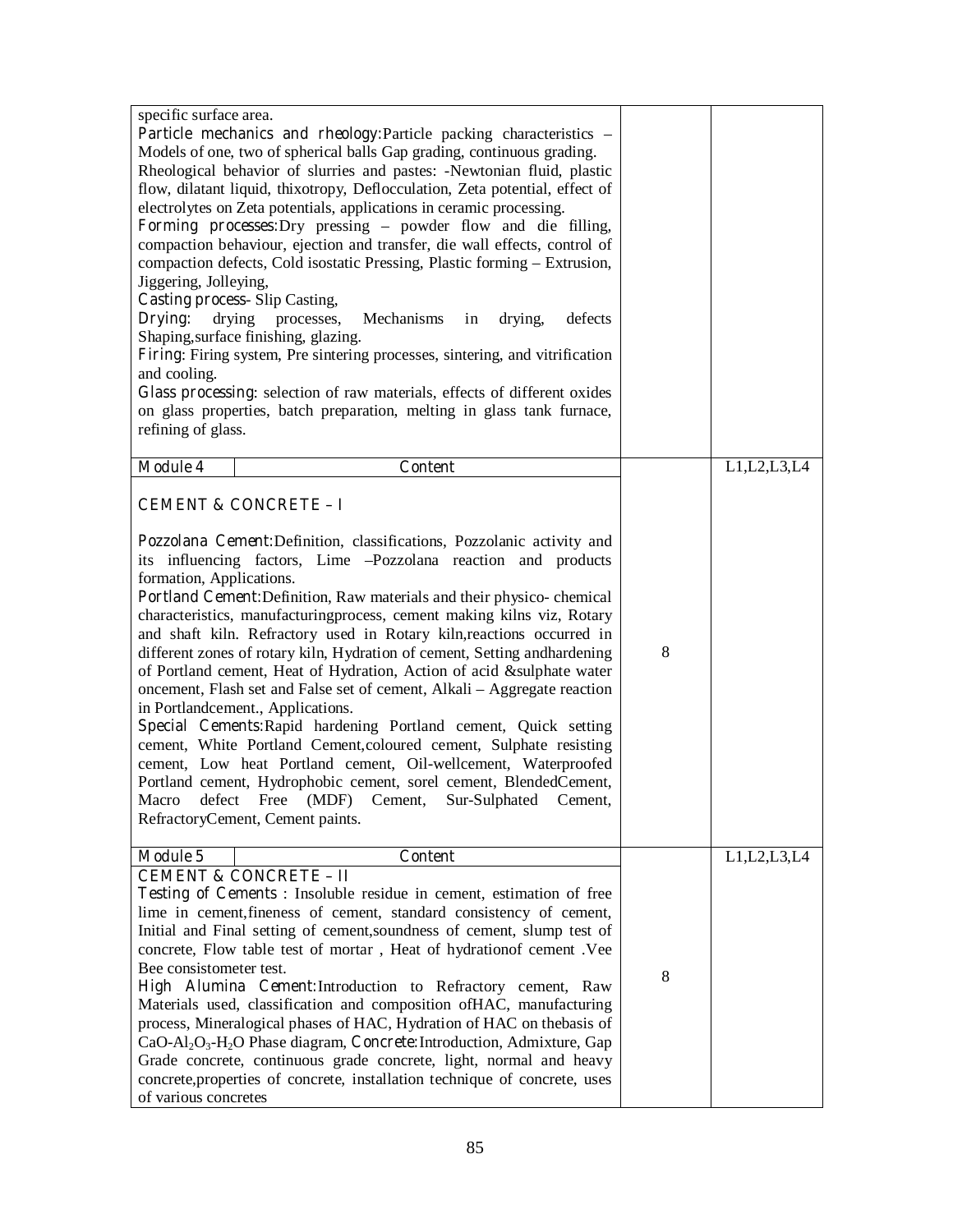| | | |
|---|---|---|
| specific surface area.<br>**Particle mechanics and rheology**:Particle packing characteristics – Models of one, two of spherical balls Gap grading, continuous grading.<br>Rheological behavior of slurries and pastes: -Newtonian fluid, plastic flow, dilatant liquid, thixotropy, Deflocculation, Zeta potential, effect of electrolytes on Zeta potentials, applications in ceramic processing.<br>**Forming processes**:Dry pressing – powder flow and die filling, compaction behaviour, ejection and transfer, die wall effects, control of compaction defects, Cold isostatic Pressing, Plastic forming – Extrusion, Jiggering, Jolleying,<br>**Casting process**- Slip Casting,<br>**Drying**: drying processes, Mechanisms in drying, defects Shaping,surface finishing, glazing.<br>**Firing**: Firing system, Pre sintering processes, sintering, and vitrification and cooling.<br>**Glass processing**: selection of raw materials, effects of different oxides on glass properties, batch preparation, melting in glass tank furnace, refining of glass. | | |
| **Module 4** — **Content**<br><br>**CEMENT & CONCRETE – I**<br><br>**Pozzolana Cement**:Definition, classifications, Pozzolanic activity and its influencing factors, Lime –Pozzolana reaction and products formation, Applications.<br>**Portland Cement**:Definition, Raw materials and their physico- chemical characteristics, manufacturingprocess, cement making kilns viz, Rotary and shaft kiln. Refractory used in Rotary kiln,reactions occurred in different zones of rotary kiln, Hydration of cement, Setting andhardening of Portland cement, Heat of Hydration, Action of acid &sulphate water oncement, Flash set and False set of cement, Alkali – Aggregate reaction in Portlandcement., Applications.<br>**Special Cements**:Rapid hardening Portland cement, Quick setting cement, White Portland Cement,coloured cement, Sulphate resisting cement, Low heat Portland cement, Oil-wellcement, Waterproofed Portland cement, Hydrophobic cement, sorel cement, BlendedCement, Macro defect Free (MDF) Cement, Sur-Sulphated Cement, RefractoryCement, Cement paints. | 8 | L1,L2,L3,L4 |
| **Module 5** — **Content**<br>**CEMENT & CONCRETE – II**<br>**Testing of Cements** : Insoluble residue in cement, estimation of free lime in cement,fineness of cement, standard consistency of cement, Initial and Final setting of cement,soundness of cement, slump test of concrete, Flow table test of mortar , Heat of hydrationof cement .Vee Bee consistometer test.<br>**High Alumina Cement**:Introduction to Refractory cement, Raw Materials used, classification and composition ofHAC, manufacturing process, Mineralogical phases of HAC, Hydration of HAC on thebasis of $CaO$-$Al_2O_3$-$H_2O$ Phase diagram, **Concrete**:Introduction, Admixture, Gap Grade concrete, continuous grade concrete, light, normal and heavy concrete,properties of concrete, installation technique of concrete, uses of various concretes | 8 | L1,L2,L3,L4 |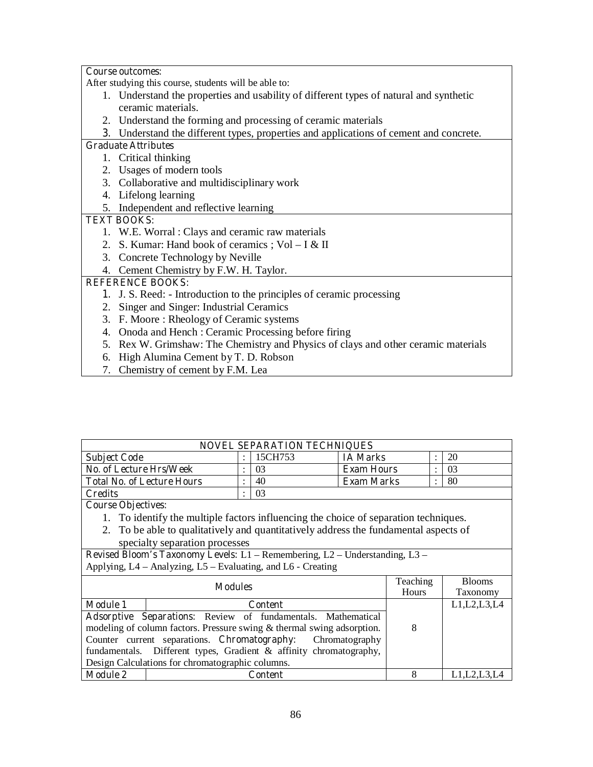**Course outcomes:**

After studying this course, students will be able to:

1. Understand the properties and usability of different types of natural and synthetic ceramic materials.
2. Understand the forming and processing of ceramic materials
3. Understand the different types, properties and applications of cement and concrete.

**Graduate Attributes**

1. Critical thinking
2. Usages of modern tools
3. Collaborative and multidisciplinary work
4. Lifelong learning
5. Independent and reflective learning

**TEXT BOOKS:**

1. W.E. Worral : Clays and ceramic raw materials
2. S. Kumar: Hand book of ceramics ; Vol – I & II
3. Concrete Technology by Neville
4. Cement Chemistry by F.W. H. Taylor.

**REFERENCE BOOKS:**

1. J. S. Reed: - Introduction to the principles of ceramic processing
2. Singer and Singer: Industrial Ceramics
3. F. Moore : Rheology of Ceramic systems
4. Onoda and Hench : Ceramic Processing before firing
5. Rex W. Grimshaw: The Chemistry and Physics of clays and other ceramic materials
6. High Alumina Cement by T. D. Robson
7. Chemistry of cement by F.M. Lea

## NOVEL SEPARATION TECHNIQUES

| | | | | | |
|---|---|---|---|---|---|
| **Subject Code** | : | 15CH753 | **IA Marks** | : | 20 |
| **No. of Lecture Hrs/Week** | : | 03 | **Exam Hours** | : | 03 |
| **Total No. of Lecture Hours** | : | 40 | **Exam Marks** | : | 80 |
| **Credits** | : | 03 | | | |

**Course Objectives:**

1. To identify the multiple factors influencing the choice of separation techniques.
2. To be able to qualitatively and quantitatively address the fundamental aspects of specialty separation processes

**Revised Bloom's Taxonomy Levels:** L1 – Remembering, L2 – Understanding, L3 – Applying, L4 – Analyzing, L5 – Evaluating, and L6 - Creating

| **Modules** | | Teaching Hours | Blooms Taxonomy |
|---|---|---|---|
| **Module 1** | **Content** | | L1,L2,L3,L4 |
| **Adsorptive Separations:** Review of fundamentals. Mathematical modeling of column factors. Pressure swing & thermal swing adsorption. Counter current separations. **Chromatography:** Chromatography fundamentals. Different types, Gradient & affinity chromatography, Design Calculations for chromatographic columns. | | 8 | |
| **Module 2** | **Content** | 8 | L1,L2,L3,L4 |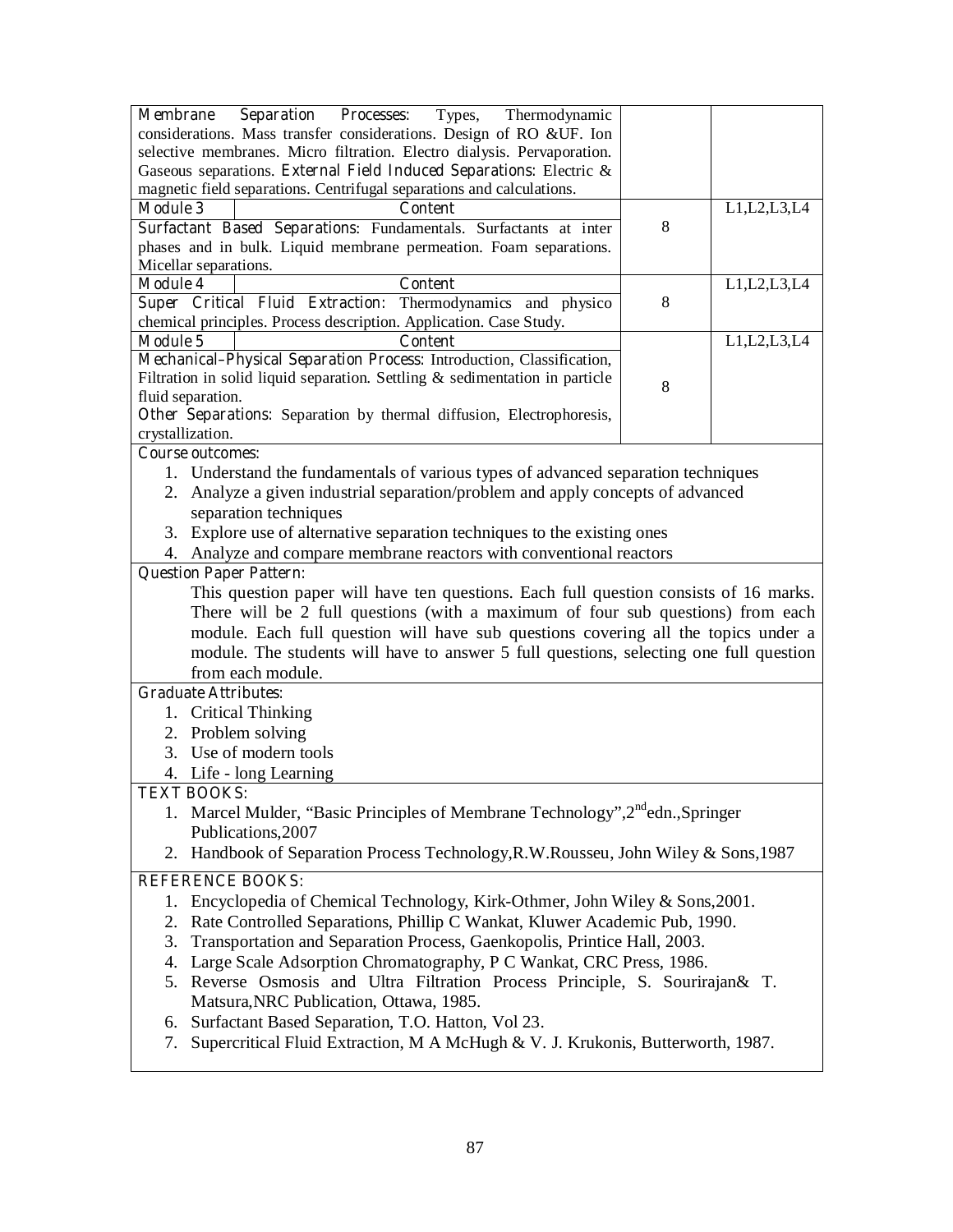| | | |
|---|---|---|
| **Membrane Separation Processes**: Types, Thermodynamic considerations. Mass transfer considerations. Design of RO &UF. Ion selective membranes. Micro filtration. Electro dialysis. Pervaporation. Gaseous separations. **External Field Induced Separations**: Electric & magnetic field separations. Centrifugal separations and calculations. | | |
| **Module 3** — **Content**<br>**Surfactant Based Separations**: Fundamentals. Surfactants at inter phases and in bulk. Liquid membrane permeation. Foam separations. Micellar separations. | 8 | L1,L2,L3,L4 |
| **Module 4** — **Content**<br>**Super Critical Fluid Extraction**: Thermodynamics and physico chemical principles. Process description. Application. Case Study. | 8 | L1,L2,L3,L4 |
| **Module 5** — **Content**<br>**Mechanical–Physical Separation Process**: Introduction, Classification, Filtration in solid liquid separation. Settling & sedimentation in particle fluid separation.<br>**Other Separations**: Separation by thermal diffusion, Electrophoresis, crystallization. | 8 | L1,L2,L3,L4 |

**Course outcomes:**

1. Understand the fundamentals of various types of advanced separation techniques
2. Analyze a given industrial separation/problem and apply concepts of advanced separation techniques
3. Explore use of alternative separation techniques to the existing ones
4. Analyze and compare membrane reactors with conventional reactors

**Question Paper Pattern:**

This question paper will have ten questions. Each full question consists of 16 marks. There will be 2 full questions (with a maximum of four sub questions) from each module. Each full question will have sub questions covering all the topics under a module. The students will have to answer 5 full questions, selecting one full question from each module.

**Graduate Attributes:**

1. Critical Thinking
2. Problem solving
3. Use of modern tools
4. Life - long Learning

**TEXT BOOKS:**

1. Marcel Mulder, "Basic Principles of Membrane Technology",2nd edn.,Springer Publications,2007
2. Handbook of Separation Process Technology,R.W.Rousseu, John Wiley & Sons,1987

**REFERENCE BOOKS:**

1. Encyclopedia of Chemical Technology, Kirk-Othmer, John Wiley & Sons,2001.
2. Rate Controlled Separations, Phillip C Wankat, Kluwer Academic Pub, 1990.
3. Transportation and Separation Process, Gaenkopolis, Printice Hall, 2003.
4. Large Scale Adsorption Chromatography, P C Wankat, CRC Press, 1986.
5. Reverse Osmosis and Ultra Filtration Process Principle, S. Sourirajan& T. Matsura,NRC Publication, Ottawa, 1985.
6. Surfactant Based Separation, T.O. Hatton, Vol 23.
7. Supercritical Fluid Extraction, M A McHugh & V. J. Krukonis, Butterworth, 1987.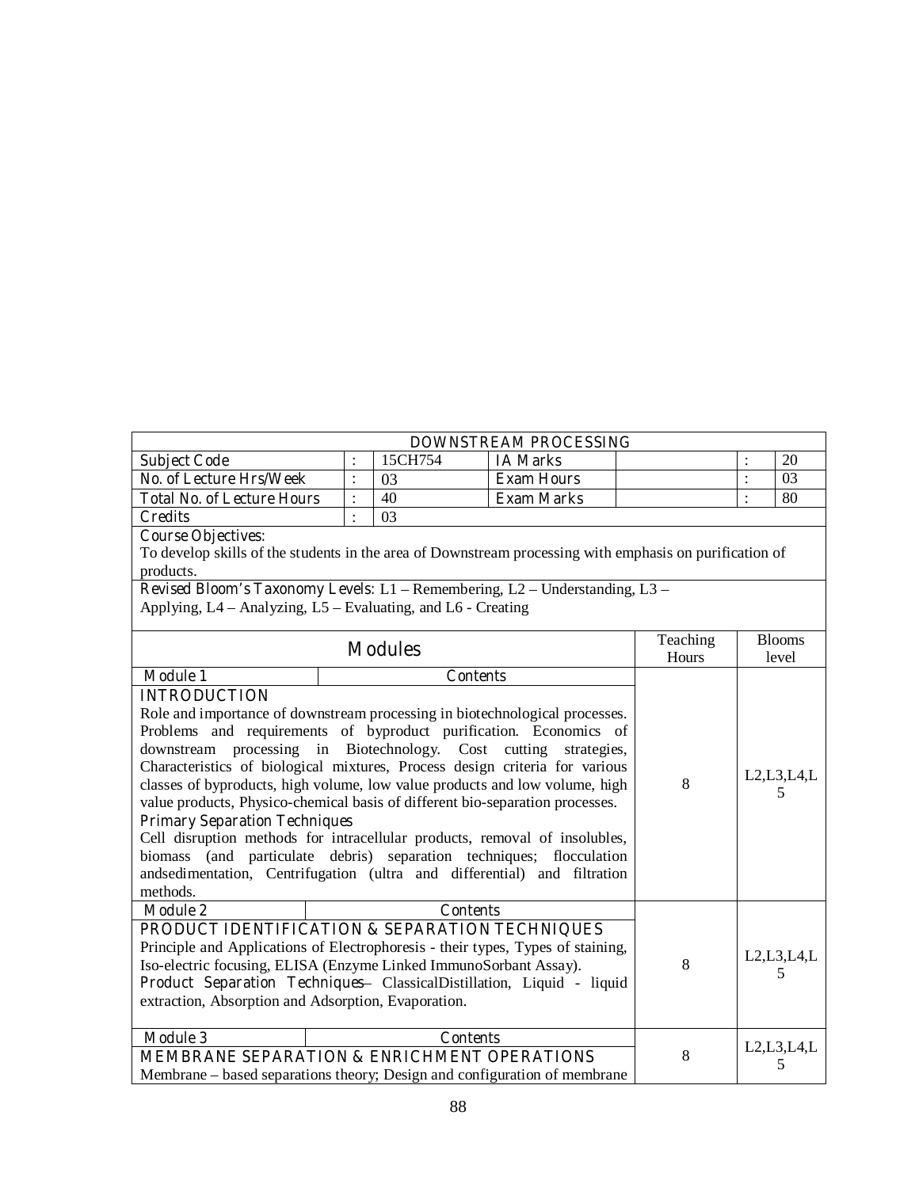| DOWNSTREAM PROCESSING | | | | | | |
|---|---|---|---|---|---|---|
| **Subject Code** | : | 15CH754 | **IA Marks** | | : | 20 |
| **No. of Lecture Hrs/Week** | : | 03 | **Exam Hours** | | : | 03 |
| **Total No. of Lecture Hours** | : | 40 | **Exam Marks** | | : | 80 |
| **Credits** | : | 03 | | | | |

**Course Objectives:**
To develop skills of the students in the area of Downstream processing with emphasis on purification of products.

**Revised Bloom's Taxonomy Levels:** L1 – Remembering, L2 – Understanding, L3 – Applying, L4 – Analyzing, L5 – Evaluating, and L6 - Creating

| Modules | Teaching Hours | Blooms level |
|---|---|---|
| **Module 1** — **Contents**<br>**INTRODUCTION**<br>Role and importance of downstream processing in biotechnological processes. Problems and requirements of byproduct purification. Economics of downstream processing in Biotechnology. Cost cutting strategies, Characteristics of biological mixtures, Process design criteria for various classes of byproducts, high volume, low value products and low volume, high value products, Physico-chemical basis of different bio-separation processes.<br>**Primary Separation Techniques**<br>Cell disruption methods for intracellular products, removal of insolubles, biomass (and particulate debris) separation techniques; flocculation andsedimentation, Centrifugation (ultra and differential) and filtration methods. | 8 | L2,L3,L4,L5 |
| **Module 2** — **Contents**<br>**PRODUCT IDENTIFICATION & SEPARATION TECHNIQUES**<br>Principle and Applications of Electrophoresis - their types, Types of staining, Iso-electric focusing, ELISA (Enzyme Linked ImmunoSorbant Assay).<br>**Product Separation Techniques**– ClassicalDistillation, Liquid - liquid extraction, Absorption and Adsorption, Evaporation. | 8 | L2,L3,L4,L5 |
| **Module 3** — **Contents**<br>**MEMBRANE SEPARATION & ENRICHMENT OPERATIONS**<br>Membrane – based separations theory; Design and configuration of membrane | 8 | L2,L3,L4,L5 |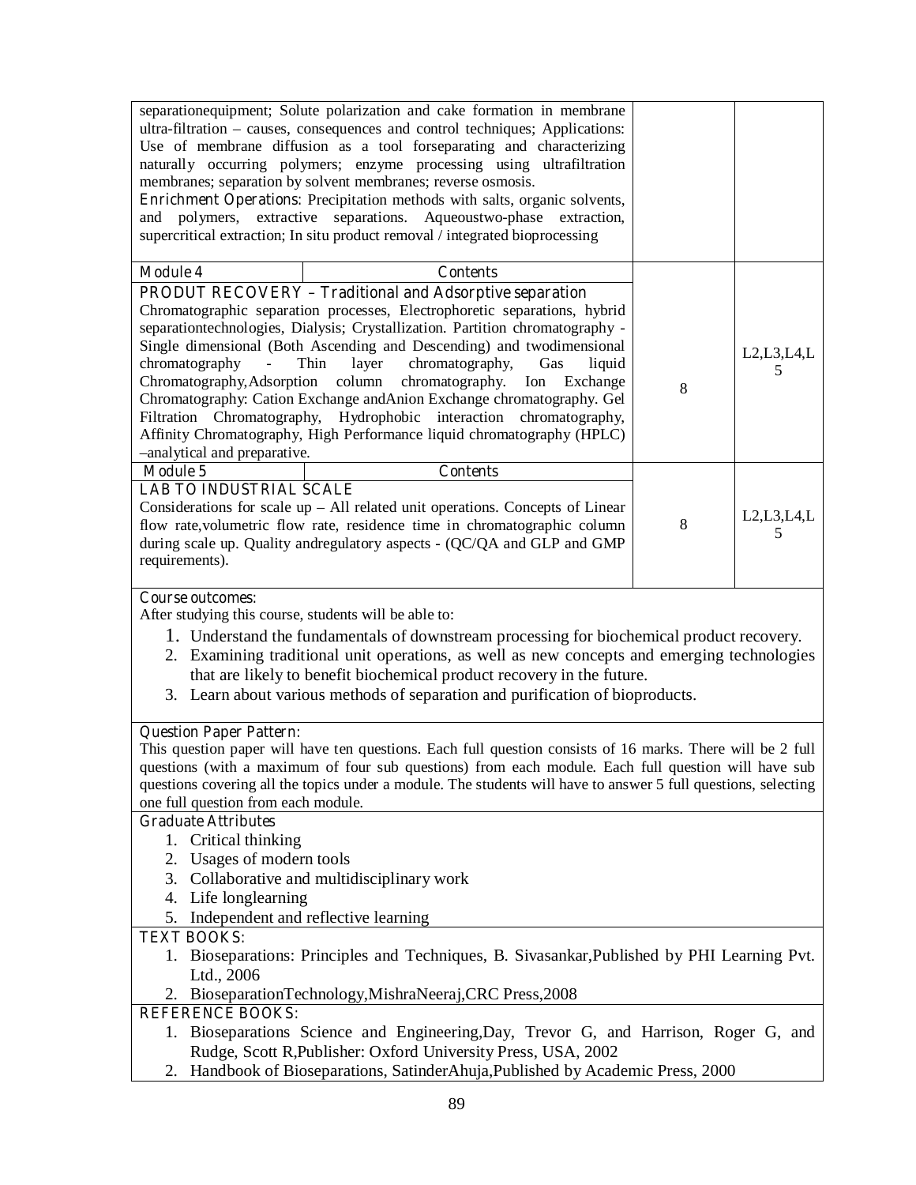| | | |
|---|---|---|
| separationequipment; Solute polarization and cake formation in membrane ultra-filtration – causes, consequences and control techniques; Applications: Use of membrane diffusion as a tool forseparating and characterizing naturally occurring polymers; enzyme processing using ultrafiltration membranes; separation by solvent membranes; reverse osmosis.<br>**Enrichment Operations**: Precipitation methods with salts, organic solvents, and polymers, extractive separations. Aqueoustwo-phase extraction, supercritical extraction; In situ product removal / integrated bioprocessing | | |
| **Module 4** — **Contents**<br>**PRODUT RECOVERY – Traditional and Adsorptive separation**<br>Chromatographic separation processes, Electrophoretic separations, hybrid separationtechnologies, Dialysis; Crystallization. Partition chromatography - Single dimensional (Both Ascending and Descending) and twodimensional chromatography - Thin layer chromatography, Gas liquid Chromatography,Adsorption column chromatography. Ion Exchange Chromatography: Cation Exchange andAnion Exchange chromatography. Gel Filtration Chromatography, Hydrophobic interaction chromatography, Affinity Chromatography, High Performance liquid chromatography (HPLC) –analytical and preparative. | 8 | L2,L3,L4,L5 |
| **Module 5** — **Contents**<br>**LAB TO INDUSTRIAL SCALE**<br>Considerations for scale up – All related unit operations. Concepts of Linear flow rate,volumetric flow rate, residence time in chromatographic column during scale up. Quality andregulatory aspects - (QC/QA and GLP and GMP requirements). | 8 | L2,L3,L4,L5 |

**Course outcomes:**

After studying this course, students will be able to:

1. Understand the fundamentals of downstream processing for biochemical product recovery.
2. Examining traditional unit operations, as well as new concepts and emerging technologies that are likely to benefit biochemical product recovery in the future.
3. Learn about various methods of separation and purification of bioproducts.

**Question Paper Pattern:**

This question paper will have ten questions. Each full question consists of 16 marks. There will be 2 full questions (with a maximum of four sub questions) from each module. Each full question will have sub questions covering all the topics under a module. The students will have to answer 5 full questions, selecting one full question from each module.

**Graduate Attributes**

1. Critical thinking
2. Usages of modern tools
3. Collaborative and multidisciplinary work
4. Life longlearning
5. Independent and reflective learning

**TEXT BOOKS:**

1. Bioseparations: Principles and Techniques, B. Sivasankar,Published by PHI Learning Pvt. Ltd., 2006
2. BioseparationTechnology,MishraNeeraj,CRC Press,2008

**REFERENCE BOOKS:**

1. Bioseparations Science and Engineering,Day, Trevor G, and Harrison, Roger G, and Rudge, Scott R,Publisher: Oxford University Press, USA, 2002
2. Handbook of Bioseparations, SatinderAhuja,Published by Academic Press, 2000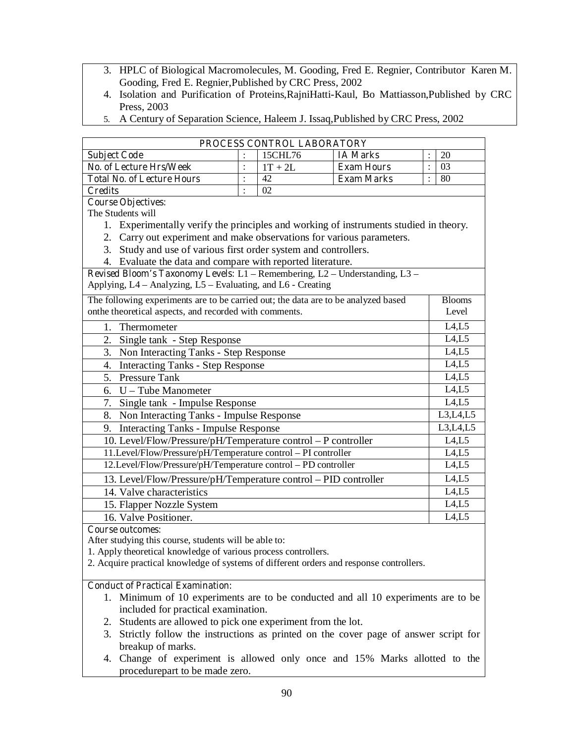3. HPLC of Biological Macromolecules, M. Gooding, Fred E. Regnier, Contributor Karen M. Gooding, Fred E. Regnier,Published by CRC Press, 2002
4. Isolation and Purification of Proteins,RajniHatti-Kaul, Bo Mattiasson,Published by CRC Press, 2003
5. A Century of Separation Science, Haleem J. Issaq,Published by CRC Press, 2002

## PROCESS CONTROL LABORATORY

| | | | | | |
|---|---|---|---|---|---|
| **Subject Code** | : | 15CHL76 | **IA Marks** | : | 20 |
| **No. of Lecture Hrs/Week** | : | 1T + 2L | **Exam Hours** | : | 03 |
| **Total No. of Lecture Hours** | : | 42 | **Exam Marks** | : | 80 |
| **Credits** | : | 02 | | | |

**Course Objectives:**

The Students will

1. Experimentally verify the principles and working of instruments studied in theory.
2. Carry out experiment and make observations for various parameters.
3. Study and use of various first order system and controllers.
4. Evaluate the data and compare with reported literature.

**Revised Bloom's Taxonomy Levels:** L1 – Remembering, L2 – Understanding, L3 – Applying, L4 – Analyzing, L5 – Evaluating, and L6 - Creating

| The following experiments are to be carried out; the data are to be analyzed based onthe theoretical aspects, and recorded with comments. | Blooms Level |
|---|---|
| 1. Thermometer | L4,L5 |
| 2. Single tank - Step Response | L4,L5 |
| 3. Non Interacting Tanks - Step Response | L4,L5 |
| 4. Interacting Tanks - Step Response | L4,L5 |
| 5. Pressure Tank | L4,L5 |
| 6. U – Tube Manometer | L4,L5 |
| 7. Single tank - Impulse Response | L4,L5 |
| 8. Non Interacting Tanks - Impulse Response | L3,L4,L5 |
| 9. Interacting Tanks - Impulse Response | L3,L4,L5 |
| 10. Level/Flow/Pressure/pH/Temperature control – P controller | L4,L5 |
| 11.Level/Flow/Pressure/pH/Temperature control – PI controller | L4,L5 |
| 12.Level/Flow/Pressure/pH/Temperature control – PD controller | L4,L5 |
| 13. Level/Flow/Pressure/pH/Temperature control – PID controller | L4,L5 |
| 14. Valve characteristics | L4,L5 |
| 15. Flapper Nozzle System | L4,L5 |
| 16. Valve Positioner. | L4,L5 |

**Course outcomes:**

After studying this course, students will be able to:

1. Apply theoretical knowledge of various process controllers.
2. Acquire practical knowledge of systems of different orders and response controllers.

**Conduct of Practical Examination:**

1. Minimum of 10 experiments are to be conducted and all 10 experiments are to be included for practical examination.
2. Students are allowed to pick one experiment from the lot.
3. Strictly follow the instructions as printed on the cover page of answer script for breakup of marks.
4. Change of experiment is allowed only once and 15% Marks allotted to the procedurepart to be made zero.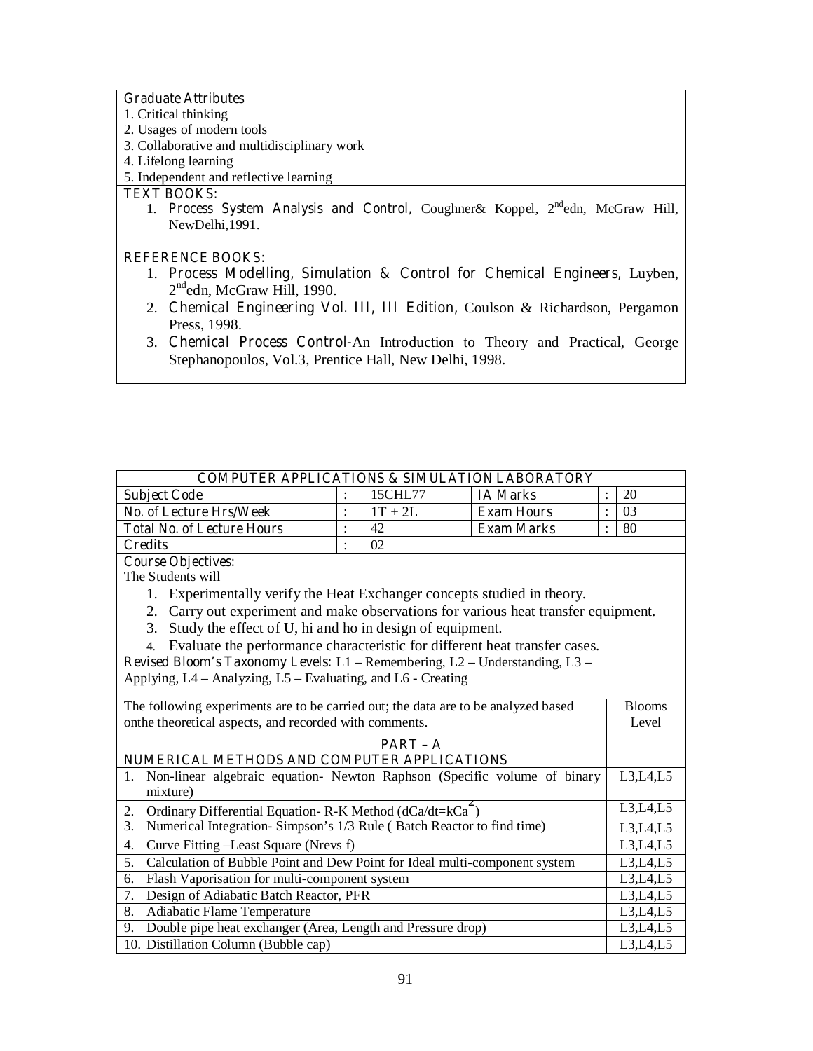**Graduate Attributes**

1. Critical thinking
2. Usages of modern tools
3. Collaborative and multidisciplinary work
4. Lifelong learning
5. Independent and reflective learning

**TEXT BOOKS:**

1. **Process System Analysis and Control**, Coughner& Koppel, 2[nd]edn, McGraw Hill, NewDelhi,1991.

**REFERENCE BOOKS:**

1. **Process Modelling, Simulation & Control for Chemical Engineers**, Luyben, 2[nd]edn, McGraw Hill, 1990.
2. **Chemical Engineering Vol. III, III Edition**, Coulson & Richardson, Pergamon Press, 1998.
3. **Chemical Process Control**-An Introduction to Theory and Practical, George Stephanopoulos, Vol.3, Prentice Hall, New Delhi, 1998.

| COMPUTER APPLICATIONS & SIMULATION LABORATORY | | | | | |
|---|---|---|---|---|---|
| **Subject Code** | : | 15CHL77 | **IA Marks** | : | 20 |
| **No. of Lecture Hrs/Week** | : | 1T + 2L | **Exam Hours** | : | 03 |
| **Total No. of Lecture Hours** | : | 42 | **Exam Marks** | : | 80 |
| **Credits** | : | 02 | | | |

**Course Objectives:**

The Students will

1. Experimentally verify the Heat Exchanger concepts studied in theory.
2. Carry out experiment and make observations for various heat transfer equipment.
3. Study the effect of U, hi and ho in design of equipment.
4. Evaluate the performance characteristic for different heat transfer cases.

**Revised Bloom's Taxonomy Levels**: L1 – Remembering, L2 – Understanding, L3 – Applying, L4 – Analyzing, L5 – Evaluating, and L6 - Creating

| The following experiments are to be carried out; the data are to be analyzed based onthe theoretical aspects, and recorded with comments. | Blooms Level |
|---|---|
| **PART – A** **NUMERICAL METHODS AND COMPUTER APPLICATIONS** | |
| 1. Non-linear algebraic equation- Newton Raphson (Specific volume of binary mixture) | L3,L4,L5 |
| 2. Ordinary Differential Equation- R-K Method ($dCa/dt=kCa^2$) | L3,L4,L5 |
| 3. Numerical Integration- Simpson's 1/3 Rule ( Batch Reactor to find time) | L3,L4,L5 |
| 4. Curve Fitting –Least Square (Nrevs f) | L3,L4,L5 |
| 5. Calculation of Bubble Point and Dew Point for Ideal multi-component system | L3,L4,L5 |
| 6. Flash Vaporisation for multi-component system | L3,L4,L5 |
| 7. Design of Adiabatic Batch Reactor, PFR | L3,L4,L5 |
| 8. Adiabatic Flame Temperature | L3,L4,L5 |
| 9. Double pipe heat exchanger (Area, Length and Pressure drop) | L3,L4,L5 |
| 10. Distillation Column (Bubble cap) | L3,L4,L5 |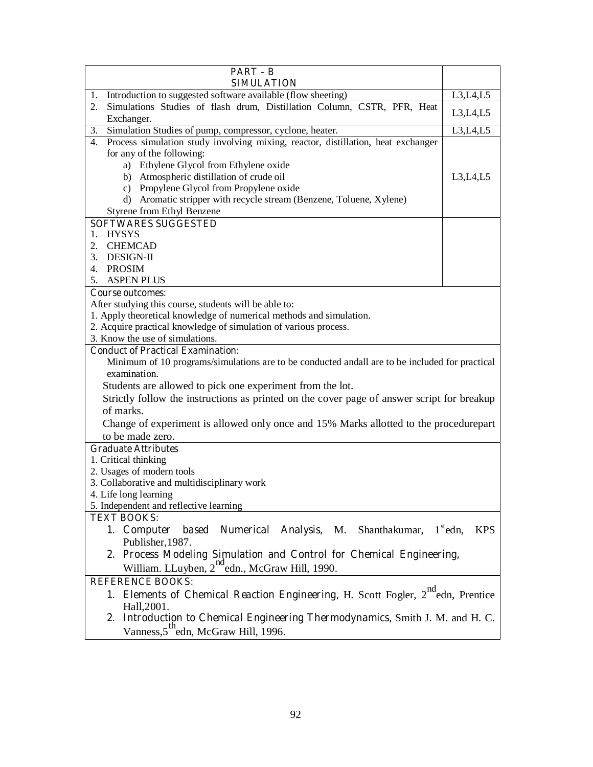| PART – B<br>SIMULATION | |
|---|---|
| 1. Introduction to suggested software available (flow sheeting) | L3,L4,L5 |
| 2. Simulations Studies of flash drum, Distillation Column, CSTR, PFR, Heat Exchanger. | L3,L4,L5 |
| 3. Simulation Studies of pump, compressor, cyclone, heater. | L3,L4,L5 |
| 4. Process simulation study involving mixing, reactor, distillation, heat exchanger for any of the following:<br>a) Ethylene Glycol from Ethylene oxide<br>b) Atmospheric distillation of crude oil<br>c) Propylene Glycol from Propylene oxide<br>d) Aromatic stripper with recycle stream (Benzene, Toluene, Xylene)<br>Styrene from Ethyl Benzene | L3,L4,L5 |
| **SOFTWARES SUGGESTED**<br>1. HYSYS<br>2. CHEMCAD<br>3. DESIGN-II<br>4. PROSIM<br>5. ASPEN PLUS | |

**Course outcomes:**

After studying this course, students will be able to:

1. Apply theoretical knowledge of numerical methods and simulation.
2. Acquire practical knowledge of simulation of various process.
3. Know the use of simulations.

**Conduct of Practical Examination:**

Minimum of 10 programs/simulations are to be conducted andall are to be included for practical examination.

Students are allowed to pick one experiment from the lot.

Strictly follow the instructions as printed on the cover page of answer script for breakup of marks.

Change of experiment is allowed only once and 15% Marks allotted to the procedurepart to be made zero.

**Graduate Attributes**

1. Critical thinking
2. Usages of modern tools
3. Collaborative and multidisciplinary work
4. Life long learning
5. Independent and reflective learning

**TEXT BOOKS:**

1. **Computer based Numerical Analysis**, M. Shanthakumar, 1st edn, KPS Publisher,1987.
2. **Process Modeling Simulation and Control for Chemical Engineering**, William. LLuyben, 2nd edn., McGraw Hill, 1990.

**REFERENCE BOOKS:**

1. **Elements of Chemical Reaction Engineering**, H. Scott Fogler, 2nd edn, Prentice Hall,2001.
2. **Introduction to Chemical Engineering Thermodynamics**, Smith J. M. and H. C. Vanness,5th edn, McGraw Hill, 1996.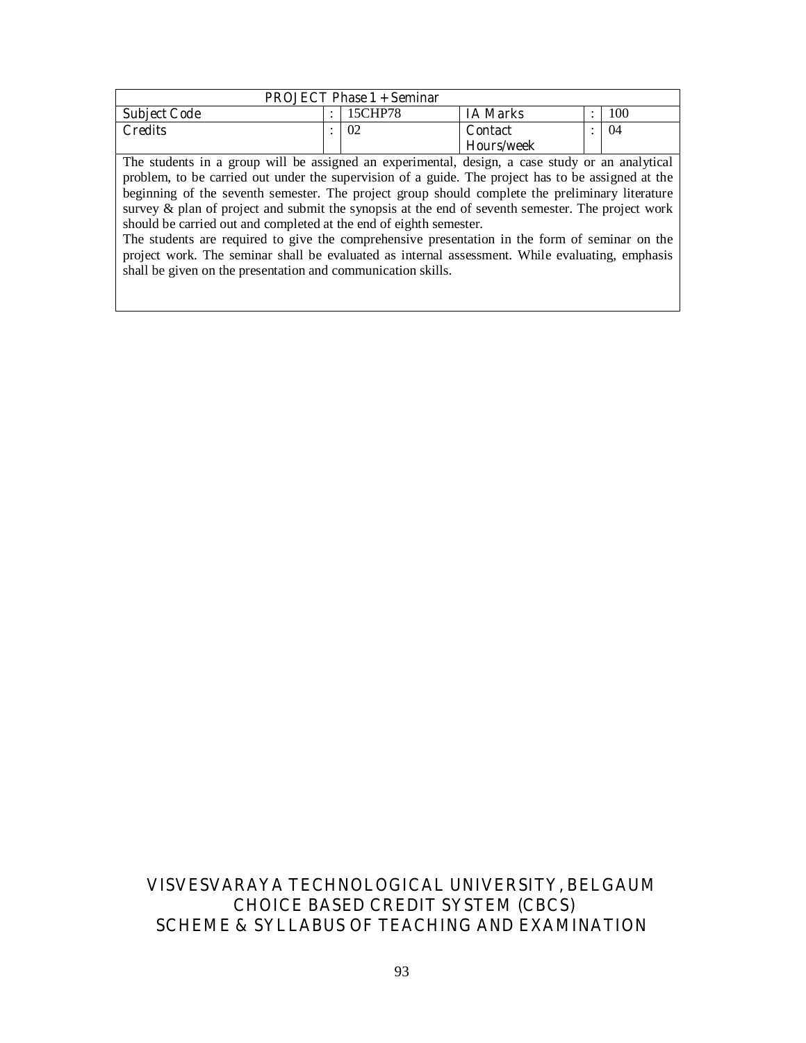| PROJECT Phase 1 + Seminar | | | | | |
|---|---|---|---|---|---|
| Subject Code | : | 15CHP78 | IA Marks | : | 100 |
| Credits | : | 02 | Contact Hours/week | : | 04 |

The students in a group will be assigned an experimental, design, a case study or an analytical problem, to be carried out under the supervision of a guide. The project has to be assigned at the beginning of the seventh semester. The project group should complete the preliminary literature survey & plan of project and submit the synopsis at the end of seventh semester. The project work should be carried out and completed at the end of eighth semester.

The students are required to give the comprehensive presentation in the form of seminar on the project work. The seminar shall be evaluated as internal assessment. While evaluating, emphasis shall be given on the presentation and communication skills.

VISVESVARAYA TECHNOLOGICAL UNIVERSITY, BELGAUM
CHOICE BASED CREDIT SYSTEM (CBCS)
SCHEME & SYLLABUS OF TEACHING AND EXAMINATION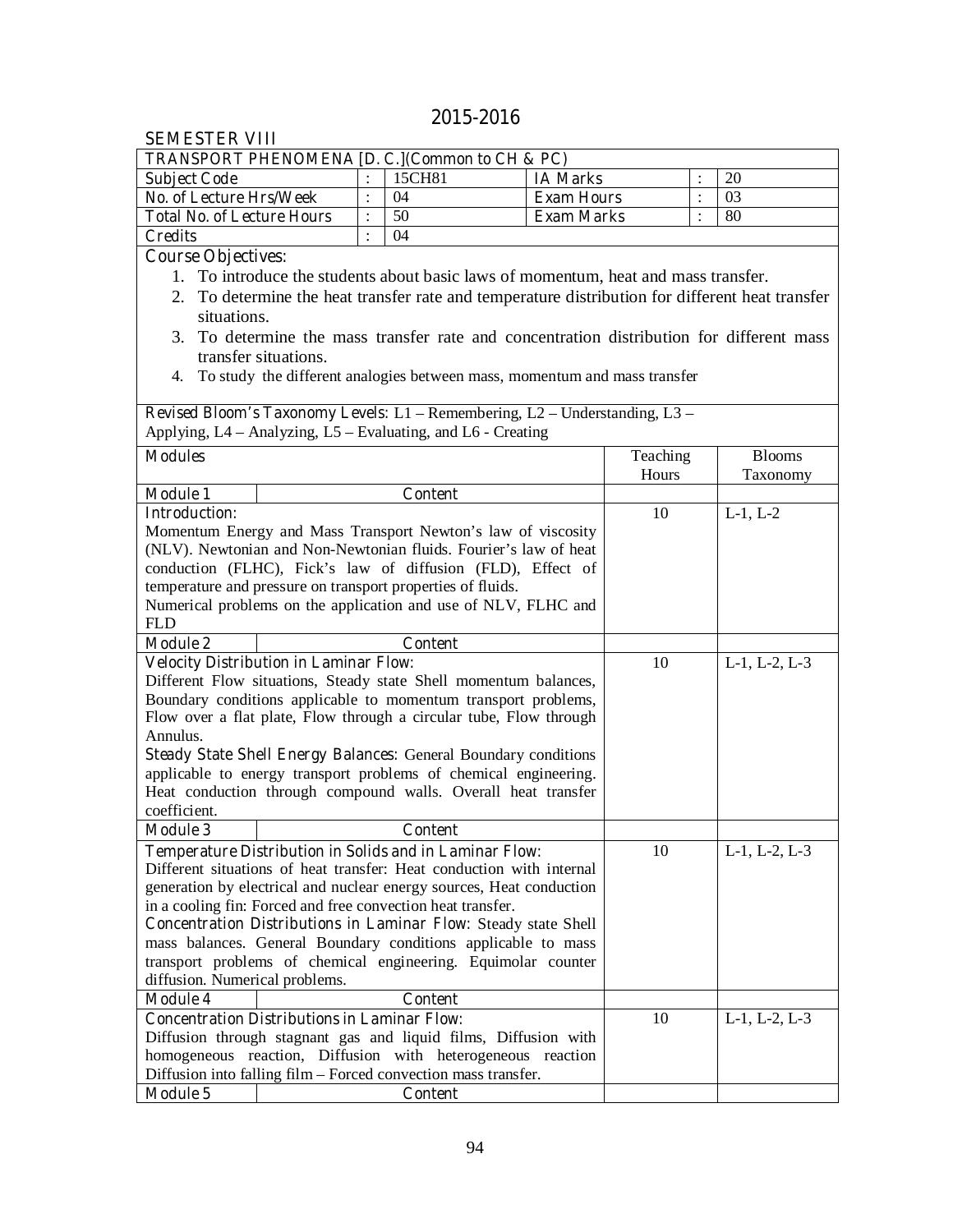## 2015-2016

### SEMESTER VIII

| TRANSPORT PHENOMENA [D. C.](Common to CH & PC) | | | | | |
|---|---|---|---|---|---|
| Subject Code | : | 15CH81 | IA Marks | : | 20 |
| No. of Lecture Hrs/Week | : | 04 | Exam Hours | : | 03 |
| Total No. of Lecture Hours | : | 50 | Exam Marks | : | 80 |
| Credits | : | 04 | | | |

**Course Objectives:**

1. To introduce the students about basic laws of momentum, heat and mass transfer.
2. To determine the heat transfer rate and temperature distribution for different heat transfer situations.
3. To determine the mass transfer rate and concentration distribution for different mass transfer situations.
4. To study the different analogies between mass, momentum and mass transfer

**Revised Bloom's Taxonomy Levels:** L1 – Remembering, L2 – Understanding, L3 – Applying, L4 – Analyzing, L5 – Evaluating, and L6 - Creating

| Modules | Teaching Hours | Blooms Taxonomy |
|---|---|---|
| **Module 1** — **Content** | | |
| **Introduction:** Momentum Energy and Mass Transport Newton's law of viscosity (NLV). Newtonian and Non-Newtonian fluids. Fourier's law of heat conduction (FLHC), Fick's law of diffusion (FLD), Effect of temperature and pressure on transport properties of fluids. Numerical problems on the application and use of NLV, FLHC and FLD | 10 | L-1, L-2 |
| **Module 2** — **Content** | | |
| **Velocity Distribution in Laminar Flow:** Different Flow situations, Steady state Shell momentum balances, Boundary conditions applicable to momentum transport problems, Flow over a flat plate, Flow through a circular tube, Flow through Annulus. **Steady State Shell Energy Balances**: General Boundary conditions applicable to energy transport problems of chemical engineering. Heat conduction through compound walls. Overall heat transfer coefficient. | 10 | L-1, L-2, L-3 |
| **Module 3** — **Content** | | |
| **Temperature Distribution in Solids and in Laminar Flow:** Different situations of heat transfer: Heat conduction with internal generation by electrical and nuclear energy sources, Heat conduction in a cooling fin: Forced and free convection heat transfer. **Concentration Distributions in Laminar Flow**: Steady state Shell mass balances. General Boundary conditions applicable to mass transport problems of chemical engineering. Equimolar counter diffusion. Numerical problems. | 10 | L-1, L-2, L-3 |
| **Module 4** — **Content** | | |
| **Concentration Distributions in Laminar Flow:** Diffusion through stagnant gas and liquid films, Diffusion with homogeneous reaction, Diffusion with heterogeneous reaction Diffusion into falling film – Forced convection mass transfer. | 10 | L-1, L-2, L-3 |
| **Module 5** — **Content** | | |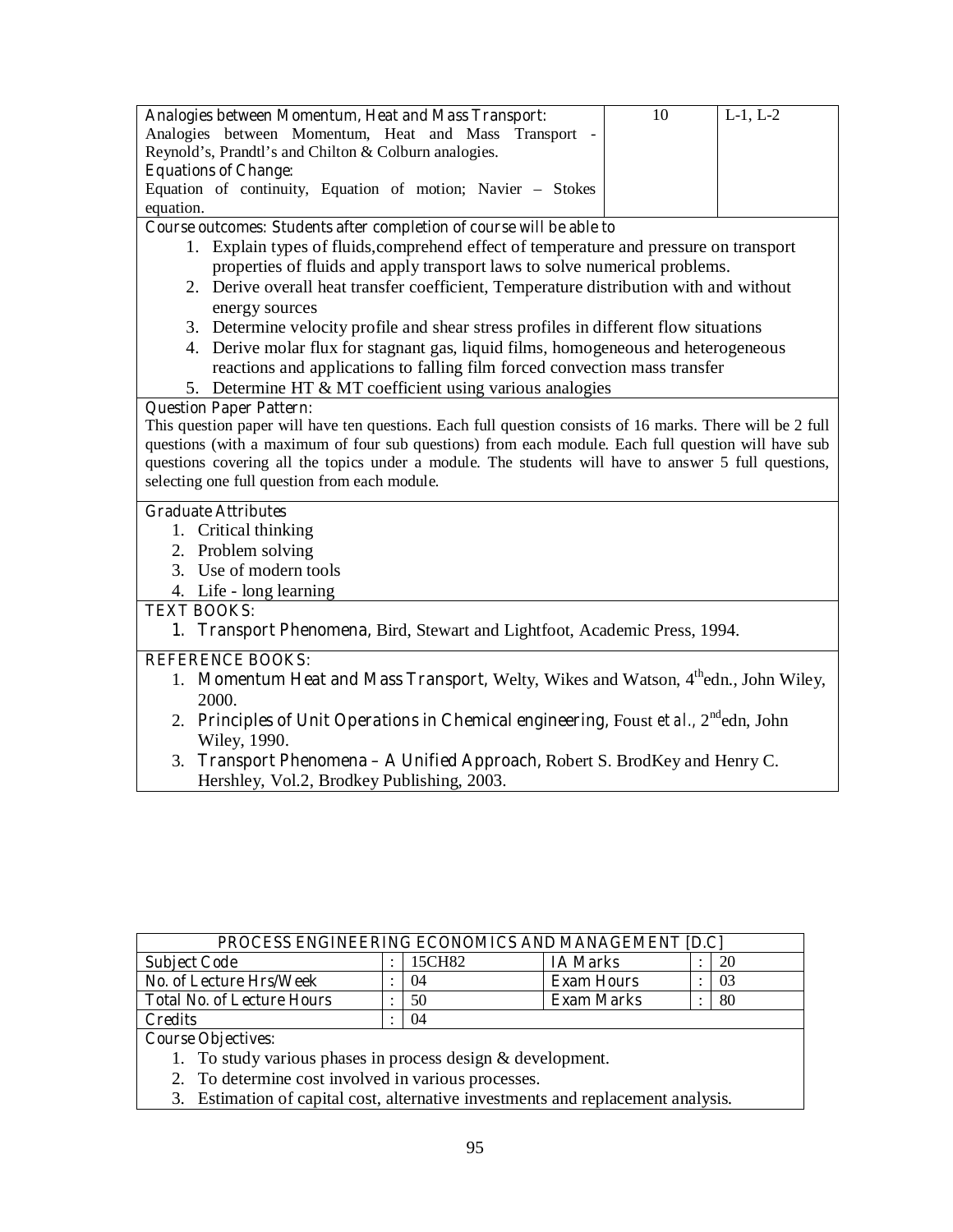| | | |
|---|---|---|
| **Analogies between Momentum, Heat and Mass Transport:**<br>Analogies between Momentum, Heat and Mass Transport - Reynold's, Prandtl's and Chilton & Colburn analogies.<br>**Equations of Change:**<br>Equation of continuity, Equation of motion; Navier – Stokes equation. | 10 | L-1, L-2 |

**Course outcomes: Students after completion of course will be able to**

1. Explain types of fluids,comprehend effect of temperature and pressure on transport properties of fluids and apply transport laws to solve numerical problems.
2. Derive overall heat transfer coefficient, Temperature distribution with and without energy sources
3. Determine velocity profile and shear stress profiles in different flow situations
4. Derive molar flux for stagnant gas, liquid films, homogeneous and heterogeneous reactions and applications to falling film forced convection mass transfer
5. Determine HT & MT coefficient using various analogies

**Question Paper Pattern:**

This question paper will have ten questions. Each full question consists of 16 marks. There will be 2 full questions (with a maximum of four sub questions) from each module. Each full question will have sub questions covering all the topics under a module. The students will have to answer 5 full questions, selecting one full question from each module.

**Graduate Attributes**

1. Critical thinking
2. Problem solving
3. Use of modern tools
4. Life - long learning

**TEXT BOOKS:**

1. **Transport Phenomena**, Bird, Stewart and Lightfoot, Academic Press, 1994.

**REFERENCE BOOKS:**

1. **Momentum Heat and Mass Transport**, Welty, Wikes and Watson, 4th edn., John Wiley, 2000.
2. **Principles of Unit Operations in Chemical engineering**, Foust *et al.*, 2nd edn, John Wiley, 1990.
3. **Transport Phenomena – A Unified Approach**, Robert S. BrodKey and Henry C. Hershley, Vol.2, Brodkey Publishing, 2003.

## PROCESS ENGINEERING ECONOMICS AND MANAGEMENT [D.C]

| | | | | | |
|---|---|---|---|---|---|
| **Subject Code** | : | 15CH82 | **IA Marks** | : | 20 |
| **No. of Lecture Hrs/Week** | : | 04 | **Exam Hours** | : | 03 |
| **Total No. of Lecture Hours** | : | 50 | **Exam Marks** | : | 80 |
| **Credits** | : | 04 | | | |

**Course Objectives:**

1. To study various phases in process design & development.
2. To determine cost involved in various processes.
3. Estimation of capital cost, alternative investments and replacement analysis.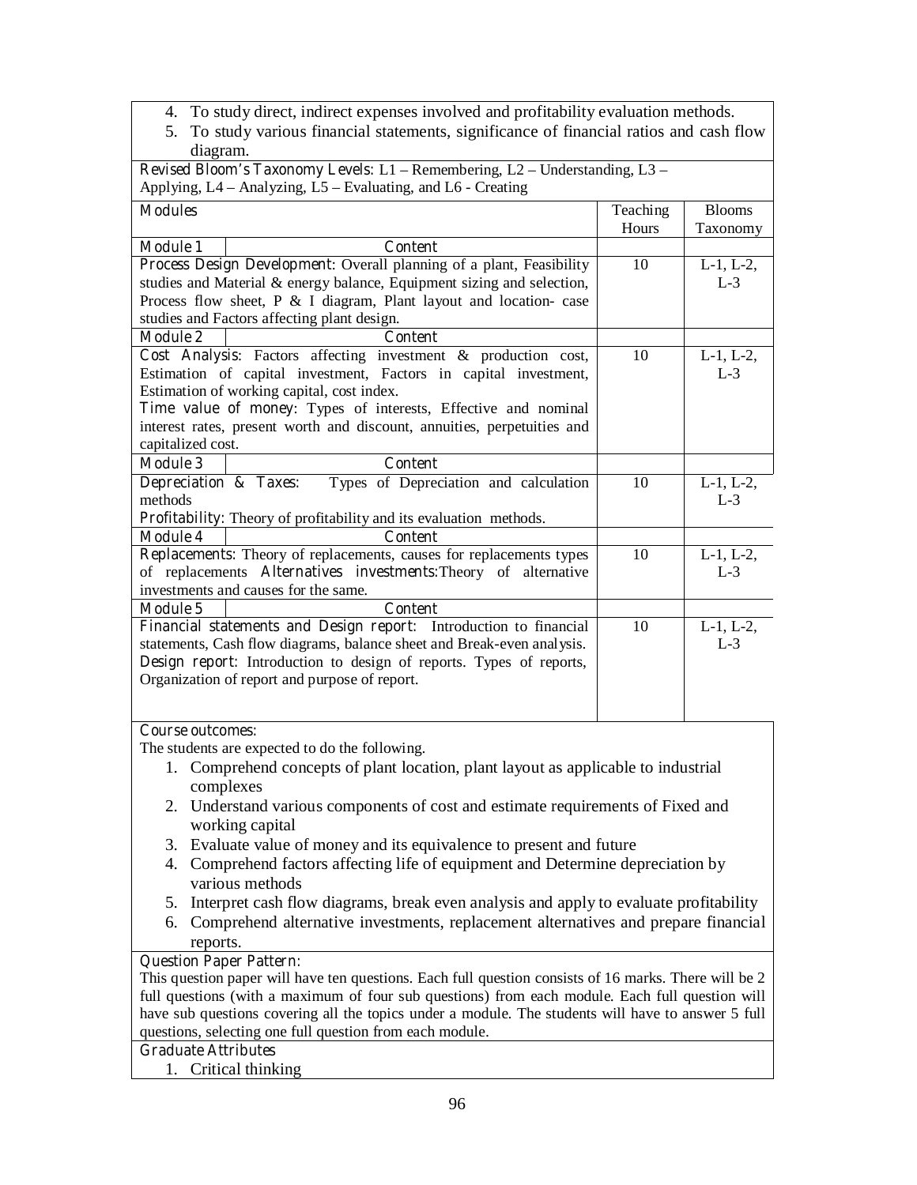4. To study direct, indirect expenses involved and profitability evaluation methods.
5. To study various financial statements, significance of financial ratios and cash flow diagram.

**Revised Bloom's Taxonomy Levels:** L1 – Remembering, L2 – Understanding, L3 – Applying, L4 – Analyzing, L5 – Evaluating, and L6 - Creating

| Modules | Teaching Hours | Blooms Taxonomy |
|---|---|---|
| **Module 1** — **Content** | | |
| **Process Design Development:** Overall planning of a plant, Feasibility studies and Material & energy balance, Equipment sizing and selection, Process flow sheet, P & I diagram, Plant layout and location- case studies and Factors affecting plant design. | 10 | L-1, L-2, L-3 |
| **Module 2** — **Content** | | |
| **Cost Analysis:** Factors affecting investment & production cost, Estimation of capital investment, Factors in capital investment, Estimation of working capital, cost index. **Time value of money:** Types of interests, Effective and nominal interest rates, present worth and discount, annuities, perpetuities and capitalized cost. | 10 | L-1, L-2, L-3 |
| **Module 3** — **Content** | | |
| **Depreciation & Taxes:** Types of Depreciation and calculation methods **Profitability:** Theory of profitability and its evaluation methods. | 10 | L-1, L-2, L-3 |
| **Module 4** — **Content** | | |
| **Replacements:** Theory of replacements, causes for replacements types of replacements **Alternatives investments:** Theory of alternative investments and causes for the same. | 10 | L-1, L-2, L-3 |
| **Module 5** — **Content** | | |
| **Financial statements and Design report:** Introduction to financial statements, Cash flow diagrams, balance sheet and Break-even analysis. **Design report:** Introduction to design of reports. Types of reports, Organization of report and purpose of report. | 10 | L-1, L-2, L-3 |

**Course outcomes:**

The students are expected to do the following.

1. Comprehend concepts of plant location, plant layout as applicable to industrial complexes
2. Understand various components of cost and estimate requirements of Fixed and working capital
3. Evaluate value of money and its equivalence to present and future
4. Comprehend factors affecting life of equipment and Determine depreciation by various methods
5. Interpret cash flow diagrams, break even analysis and apply to evaluate profitability
6. Comprehend alternative investments, replacement alternatives and prepare financial reports.

**Question Paper Pattern:**

This question paper will have ten questions. Each full question consists of 16 marks. There will be 2 full questions (with a maximum of four sub questions) from each module. Each full question will have sub questions covering all the topics under a module. The students will have to answer 5 full questions, selecting one full question from each module.

**Graduate Attributes**

1. Critical thinking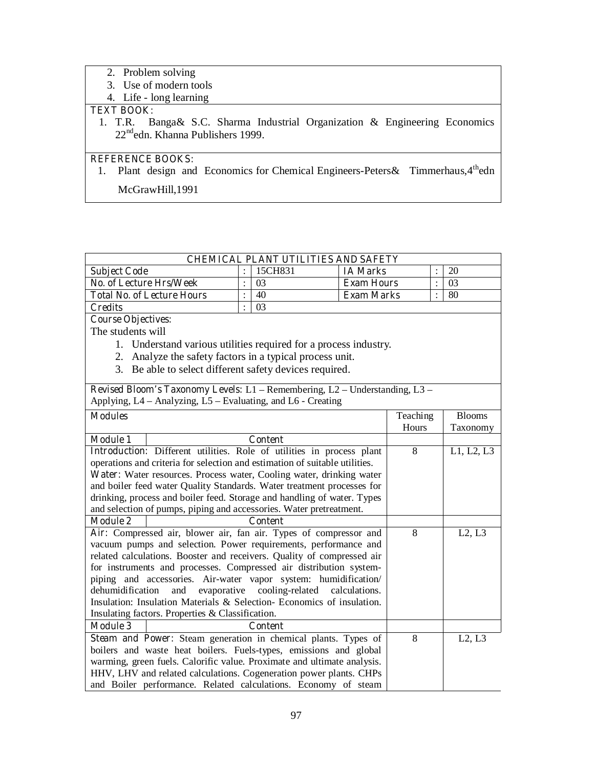2. Problem solving
3. Use of modern tools
4. Life - long learning

**TEXT BOOK:**

1. T.R. Banga& S.C. Sharma Industrial Organization & Engineering Economics 22nd edn. Khanna Publishers 1999.

**REFERENCE BOOKS:**

1. Plant design and Economics for Chemical Engineers-Peters& Timmerhaus,4th edn McGrawHill,1991

## CHEMICAL PLANT UTILITIES AND SAFETY

| | | | | | | |
|---|---|---|---|---|---|---|
| **Subject Code** | : | 15CH831 | **IA Marks** | : | 20 |
| **No. of Lecture Hrs/Week** | : | 03 | **Exam Hours** | : | 03 |
| **Total No. of Lecture Hours** | : | 40 | **Exam Marks** | : | 80 |
| **Credits** | : | 03 | | | |

**Course Objectives:**

The students will

1. Understand various utilities required for a process industry.
2. Analyze the safety factors in a typical process unit.
3. Be able to select different safety devices required.

**Revised Bloom's Taxonomy Levels:** L1 – Remembering, L2 – Understanding, L3 – Applying, L4 – Analyzing, L5 – Evaluating, and L6 - Creating

| **Modules** | Teaching Hours | Blooms Taxonomy |
|---|---|---|
| **Module 1** — **Content** | | |
| **Introduction:** Different utilities. Role of utilities in process plant operations and criteria for selection and estimation of suitable utilities. **Water:** Water resources. Process water, Cooling water, drinking water and boiler feed water Quality Standards. Water treatment processes for drinking, process and boiler feed. Storage and handling of water. Types and selection of pumps, piping and accessories. Water pretreatment. | 8 | L1, L2, L3 |
| **Module 2** — **Content** | | |
| **Air:** Compressed air, blower air, fan air. Types of compressor and vacuum pumps and selection. Power requirements, performance and related calculations. Booster and receivers. Quality of compressed air for instruments and processes. Compressed air distribution system-piping and accessories. Air-water vapor system: humidification/ dehumidification and evaporative cooling-related calculations. Insulation: Insulation Materials & Selection- Economics of insulation. Insulating factors. Properties & Classification. | 8 | L2, L3 |
| **Module 3** — **Content** | | |
| **Steam and Power:** Steam generation in chemical plants. Types of boilers and waste heat boilers. Fuels-types, emissions and global warming, green fuels. Calorific value. Proximate and ultimate analysis. HHV, LHV and related calculations. Cogeneration power plants. CHPs and Boiler performance. Related calculations. Economy of steam | 8 | L2, L3 |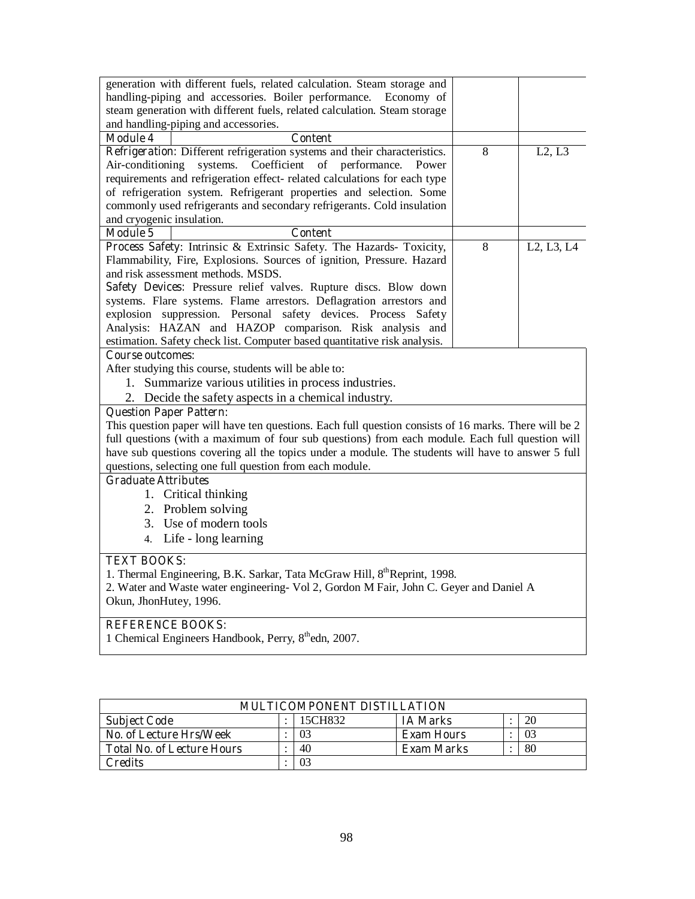| | | |
|---|---|---|
| generation with different fuels, related calculation. Steam storage and handling-piping and accessories. Boiler performance. Economy of steam generation with different fuels, related calculation. Steam storage and handling-piping and accessories. | | |
| **Module 4** — **Content** | | |
| **Refrigeration**: Different refrigeration systems and their characteristics. Air-conditioning systems. Coefficient of performance. Power requirements and refrigeration effect- related calculations for each type of refrigeration system. Refrigerant properties and selection. Some commonly used refrigerants and secondary refrigerants. Cold insulation and cryogenic insulation. | 8 | L2, L3 |
| **Module 5** — **Content** | | |
| **Process Safety**: Intrinsic & Extrinsic Safety. The Hazards- Toxicity, Flammability, Fire, Explosions. Sources of ignition, Pressure. Hazard and risk assessment methods. MSDS. **Safety Devices**: Pressure relief valves. Rupture discs. Blow down systems. Flare systems. Flame arrestors. Deflagration arrestors and explosion suppression. Personal safety devices. Process Safety Analysis: HAZAN and HAZOP comparison. Risk analysis and estimation. Safety check list. Computer based quantitative risk analysis. | 8 | L2, L3, L4 |

**Course outcomes:**

After studying this course, students will be able to:

1. Summarize various utilities in process industries.
2. Decide the safety aspects in a chemical industry.

**Question Paper Pattern:**

This question paper will have ten questions. Each full question consists of 16 marks. There will be 2 full questions (with a maximum of four sub questions) from each module. Each full question will have sub questions covering all the topics under a module. The students will have to answer 5 full questions, selecting one full question from each module.

**Graduate Attributes**

1. Critical thinking
2. Problem solving
3. Use of modern tools
4. Life - long learning

**TEXT BOOKS:**

1. Thermal Engineering, B.K. Sarkar, Tata McGraw Hill, 8th Reprint, 1998.
2. Water and Waste water engineering- Vol 2, Gordon M Fair, John C. Geyer and Daniel A Okun, JhonHutey, 1996.

**REFERENCE BOOKS:**

1 Chemical Engineers Handbook, Perry, 8th edn, 2007.

| MULTICOMPONENT DISTILLATION | | | | | |
|---|---|---|---|---|---|
| **Subject Code** | : | 15CH832 | **IA Marks** | : | 20 |
| **No. of Lecture Hrs/Week** | : | 03 | **Exam Hours** | : | 03 |
| **Total No. of Lecture Hours** | : | 40 | **Exam Marks** | : | 80 |
| **Credits** | : | 03 | | | |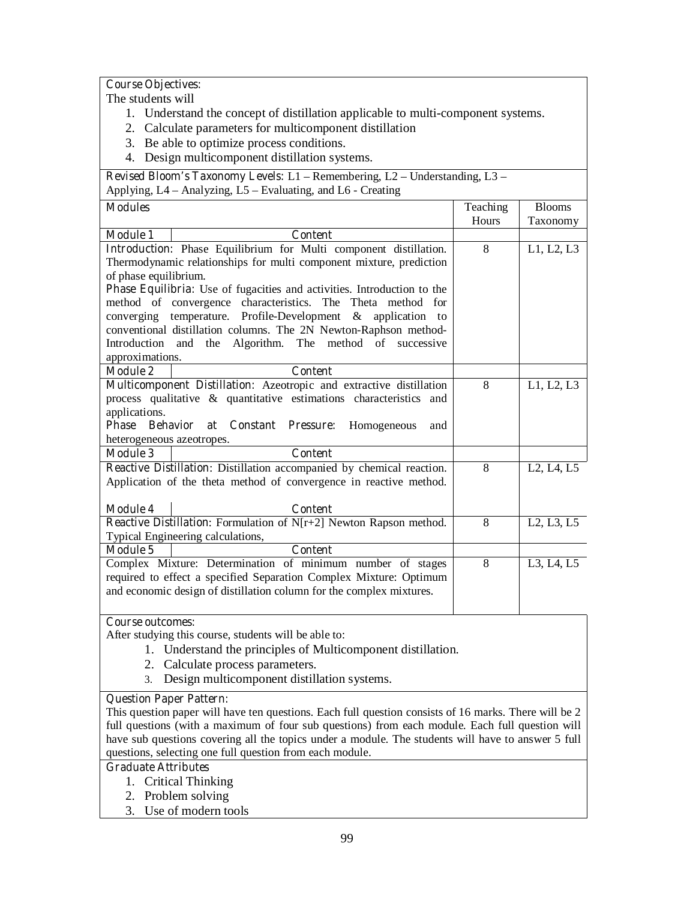**Course Objectives:**

The students will

1. Understand the concept of distillation applicable to multi-component systems.
2. Calculate parameters for multicomponent distillation
3. Be able to optimize process conditions.
4. Design multicomponent distillation systems.

**Revised Bloom's Taxonomy Levels:** L1 – Remembering, L2 – Understanding, L3 – Applying, L4 – Analyzing, L5 – Evaluating, and L6 - Creating

| Modules | Teaching Hours | Blooms Taxonomy |
|---|---|---|
| **Module 1** — **Content** | | |
| **Introduction:** Phase Equilibrium for Multi component distillation. Thermodynamic relationships for multi component mixture, prediction of phase equilibrium. **Phase Equilibria:** Use of fugacities and activities. Introduction to the method of convergence characteristics. The Theta method for converging temperature. Profile-Development & application to conventional distillation columns. The 2N Newton-Raphson method- Introduction and the Algorithm. The method of successive approximations. | 8 | L1, L2, L3 |
| **Module 2** — **Content** | | |
| **Multicomponent Distillation:** Azeotropic and extractive distillation process qualitative & quantitative estimations characteristics and applications. **Phase Behavior at Constant Pressure:** Homogeneous and heterogeneous azeotropes. | 8 | L1, L2, L3 |
| **Module 3** — **Content** | | |
| **Reactive Distillation:** Distillation accompanied by chemical reaction. Application of the theta method of convergence in reactive method. | 8 | L2, L4, L5 |
| **Module 4** — **Content** | | |
| **Reactive Distillation:** Formulation of N[r+2] Newton Rapson method. Typical Engineering calculations, | 8 | L2, L3, L5 |
| **Module 5** — **Content** | | |
| Complex Mixture: Determination of minimum number of stages required to effect a specified Separation Complex Mixture: Optimum and economic design of distillation column for the complex mixtures. | 8 | L3, L4, L5 |

**Course outcomes:**

After studying this course, students will be able to:

1. Understand the principles of Multicomponent distillation.
2. Calculate process parameters.
3. Design multicomponent distillation systems.

**Question Paper Pattern:**

This question paper will have ten questions. Each full question consists of 16 marks. There will be 2 full questions (with a maximum of four sub questions) from each module. Each full question will have sub questions covering all the topics under a module. The students will have to answer 5 full questions, selecting one full question from each module.

**Graduate Attributes**

1. Critical Thinking
2. Problem solving
3. Use of modern tools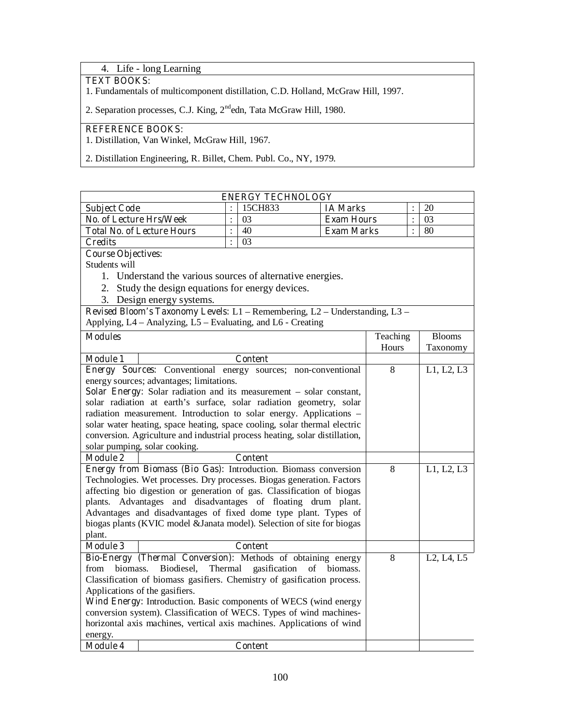4. Life - long Learning

**TEXT BOOKS:**

1. Fundamentals of multicomponent distillation, C.D. Holland, McGraw Hill, 1997.

2. Separation processes, C.J. King, 2nd edn, Tata McGraw Hill, 1980.

**REFERENCE BOOKS:**

1. Distillation, Van Winkel, McGraw Hill, 1967.

2. Distillation Engineering, R. Billet, Chem. Publ. Co., NY, 1979.

## ENERGY TECHNOLOGY

| | | | | | |
|---|---|---|---|---|---|
| **Subject Code** | : | 15CH833 | **IA Marks** | : | 20 |
| **No. of Lecture Hrs/Week** | : | 03 | **Exam Hours** | : | 03 |
| **Total No. of Lecture Hours** | : | 40 | **Exam Marks** | : | 80 |
| **Credits** | : | 03 | | | |

**Course Objectives:**

Students will

1. Understand the various sources of alternative energies.
2. Study the design equations for energy devices.
3. Design energy systems.

**Revised Bloom's Taxonomy Levels:** L1 – Remembering, L2 – Understanding, L3 – Applying, L4 – Analyzing, L5 – Evaluating, and L6 - Creating

| **Modules** | Teaching Hours | Blooms Taxonomy |
|---|---|---|
| **Module 1 — Content** | | |
| **Energy Sources:** Conventional energy sources; non-conventional energy sources; advantages; limitations. **Solar Energy:** Solar radiation and its measurement – solar constant, solar radiation at earth's surface, solar radiation geometry, solar radiation measurement. Introduction to solar energy. Applications – solar water heating, space heating, space cooling, solar thermal electric conversion. Agriculture and industrial process heating, solar distillation, solar pumping, solar cooking. | 8 | L1, L2, L3 |
| **Module 2 — Content** | | |
| **Energy from Biomass (Bio Gas):** Introduction. Biomass conversion Technologies. Wet processes. Dry processes. Biogas generation. Factors affecting bio digestion or generation of gas. Classification of biogas plants. Advantages and disadvantages of floating drum plant. Advantages and disadvantages of fixed dome type plant. Types of biogas plants (KVIC model &Janata model). Selection of site for biogas plant. | 8 | L1, L2, L3 |
| **Module 3 — Content** | | |
| **Bio-Energy (Thermal Conversion):** Methods of obtaining energy from biomass. Biodiesel, Thermal gasification of biomass. Classification of biomass gasifiers. Chemistry of gasification process. Applications of the gasifiers. **Wind Energy:** Introduction. Basic components of WECS (wind energy conversion system). Classification of WECS. Types of wind machines-horizontal axis machines, vertical axis machines. Applications of wind energy. | 8 | L2, L4, L5 |
| **Module 4 — Content** | | |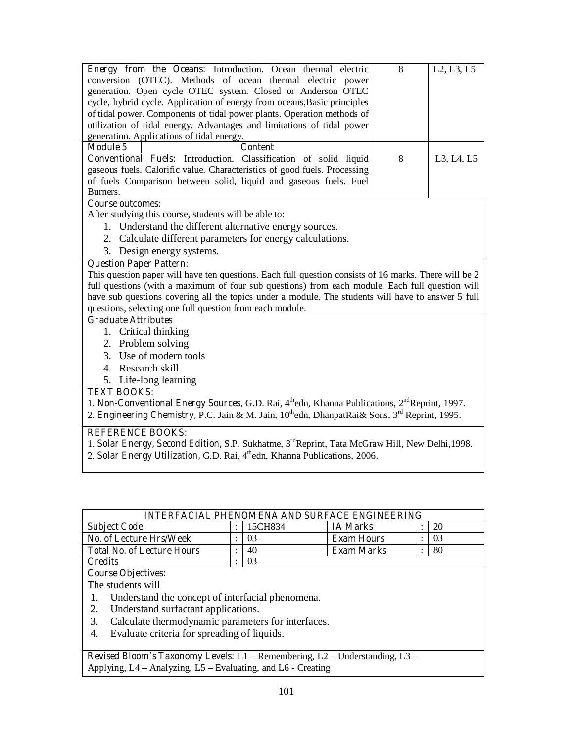| | | |
|---|---|---|
| **Energy from the Oceans:** Introduction. Ocean thermal electric conversion (OTEC). Methods of ocean thermal electric power generation. Open cycle OTEC system. Closed or Anderson OTEC cycle, hybrid cycle. Application of energy from oceans,Basic principles of tidal power. Components of tidal power plants. Operation methods of utilization of tidal energy. Advantages and limitations of tidal power generation. Applications of tidal energy. | 8 | L2, L3, L5 |
| **Module 5** &nbsp;&nbsp; **Content** | | |
| **Conventional Fuels:** Introduction. Classification of solid liquid gaseous fuels. Calorific value. Characteristics of good fuels. Processing of fuels Comparison between solid, liquid and gaseous fuels. Fuel Burners. | 8 | L3, L4, L5 |

**Course outcomes:**

After studying this course, students will be able to:

1. Understand the different alternative energy sources.
2. Calculate different parameters for energy calculations.
3. Design energy systems.

**Question Paper Pattern:**

This question paper will have ten questions. Each full question consists of 16 marks. There will be 2 full questions (with a maximum of four sub questions) from each module. Each full question will have sub questions covering all the topics under a module. The students will have to answer 5 full questions, selecting one full question from each module.

**Graduate Attributes**

1. Critical thinking
2. Problem solving
3. Use of modern tools
4. Research skill
5. Life-long learning

**TEXT BOOKS:**

1. **Non-Conventional Energy Sources**, G.D. Rai, 4th edn, Khanna Publications, 2nd Reprint, 1997.
2. **Engineering Chemistry**, P.C. Jain & M. Jain, 10th edn, DhanpatRai& Sons, 3rd Reprint, 1995.

**REFERENCE BOOKS:**

1. **Solar Energy, Second Edition**, S.P. Sukhatme, 3rd Reprint, Tata McGraw Hill, New Delhi,1998.
2. **Solar Energy Utilization**, G.D. Rai, 4th edn, Khanna Publications, 2006.

## INTERFACIAL PHENOMENA AND SURFACE ENGINEERING

| | | | | | |
|---|---|---|---|---|---|
| **Subject Code** | : | 15CH834 | **IA Marks** | : | 20 |
| **No. of Lecture Hrs/Week** | : | 03 | **Exam Hours** | : | 03 |
| **Total No. of Lecture Hours** | : | 40 | **Exam Marks** | : | 80 |
| **Credits** | : | 03 | | | |

**Course Objectives:**

The students will

1. Understand the concept of interfacial phenomena.
2. Understand surfactant applications.
3. Calculate thermodynamic parameters for interfaces.
4. Evaluate criteria for spreading of liquids.

**Revised Bloom's Taxonomy Levels**: L1 – Remembering, L2 – Understanding, L3 – Applying, L4 – Analyzing, L5 – Evaluating, and L6 - Creating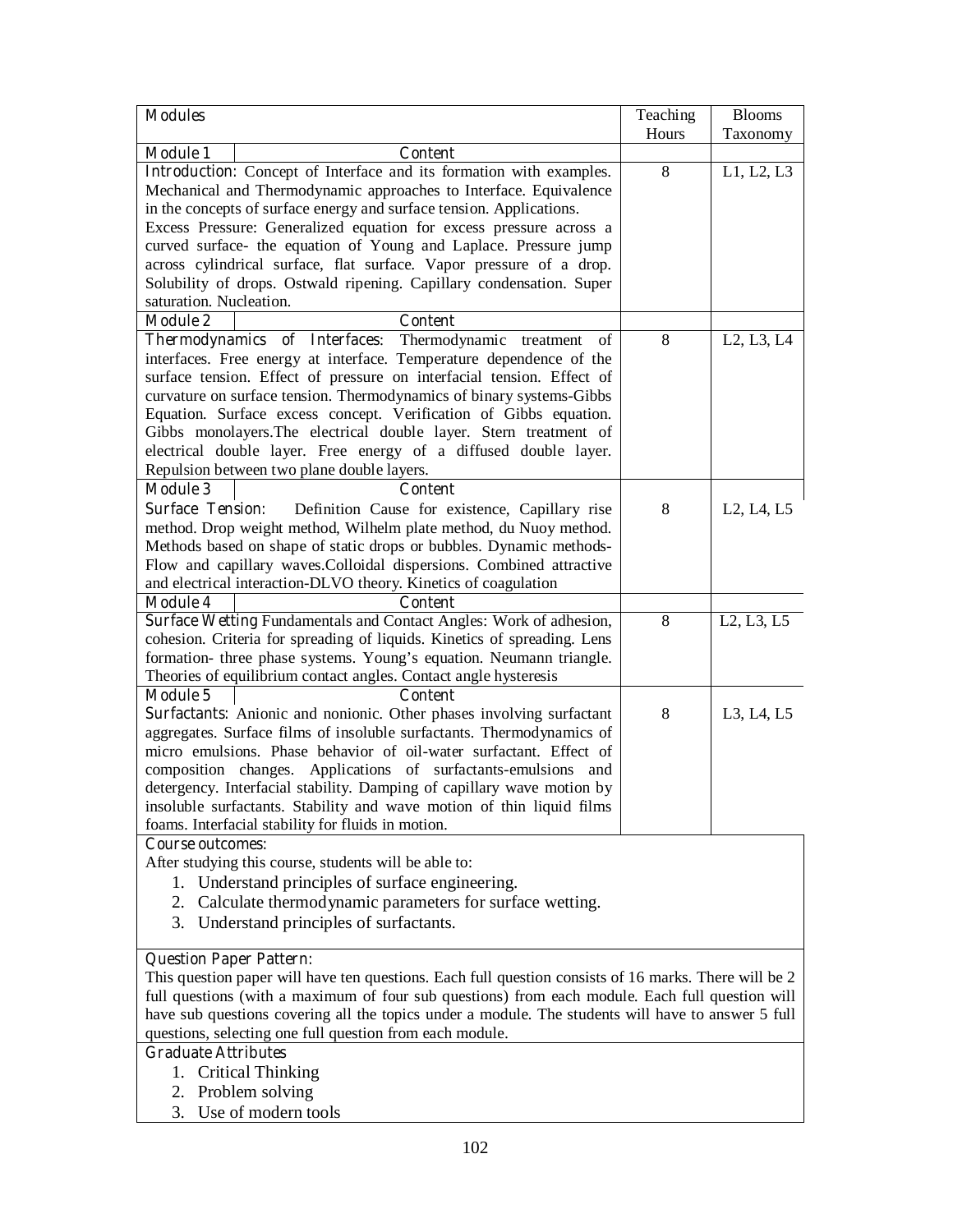| Modules | | Teaching Hours | Blooms Taxonomy |
|---|---|---|---|
| **Module 1** | **Content** | | |
| **Introduction**: Concept of Interface and its formation with examples. Mechanical and Thermodynamic approaches to Interface. Equivalence in the concepts of surface energy and surface tension. Applications. Excess Pressure: Generalized equation for excess pressure across a curved surface- the equation of Young and Laplace. Pressure jump across cylindrical surface, flat surface. Vapor pressure of a drop. Solubility of drops. Ostwald ripening. Capillary condensation. Super saturation. Nucleation. | | 8 | L1, L2, L3 |
| **Module 2** | **Content** | | |
| **Thermodynamics of Interfaces**: Thermodynamic treatment of interfaces. Free energy at interface. Temperature dependence of the surface tension. Effect of pressure on interfacial tension. Effect of curvature on surface tension. Thermodynamics of binary systems-Gibbs Equation. Surface excess concept. Verification of Gibbs equation. Gibbs monolayers.The electrical double layer. Stern treatment of electrical double layer. Free energy of a diffused double layer. Repulsion between two plane double layers. | | 8 | L2, L3, L4 |
| **Module 3** | **Content** | | |
| **Surface Tension**: Definition Cause for existence, Capillary rise method. Drop weight method, Wilhelm plate method, du Nuoy method. Methods based on shape of static drops or bubbles. Dynamic methods- Flow and capillary waves.Colloidal dispersions. Combined attractive and electrical interaction-DLVO theory. Kinetics of coagulation | | 8 | L2, L4, L5 |
| **Module 4** | **Content** | | |
| **Surface Wetting** Fundamentals and Contact Angles: Work of adhesion, cohesion. Criteria for spreading of liquids. Kinetics of spreading. Lens formation- three phase systems. Young's equation. Neumann triangle. Theories of equilibrium contact angles. Contact angle hysteresis | | 8 | L2, L3, L5 |
| **Module 5** | **Content** | | |
| **Surfactants**: Anionic and nonionic. Other phases involving surfactant aggregates. Surface films of insoluble surfactants. Thermodynamics of micro emulsions. Phase behavior of oil-water surfactant. Effect of composition changes. Applications of surfactants-emulsions and detergency. Interfacial stability. Damping of capillary wave motion by insoluble surfactants. Stability and wave motion of thin liquid films foams. Interfacial stability for fluids in motion. | | 8 | L3, L4, L5 |

**Course outcomes:**

After studying this course, students will be able to:

1. Understand principles of surface engineering.
2. Calculate thermodynamic parameters for surface wetting.
3. Understand principles of surfactants.

**Question Paper Pattern:**

This question paper will have ten questions. Each full question consists of 16 marks. There will be 2 full questions (with a maximum of four sub questions) from each module. Each full question will have sub questions covering all the topics under a module. The students will have to answer 5 full questions, selecting one full question from each module.

**Graduate Attributes**

1. Critical Thinking
2. Problem solving
3. Use of modern tools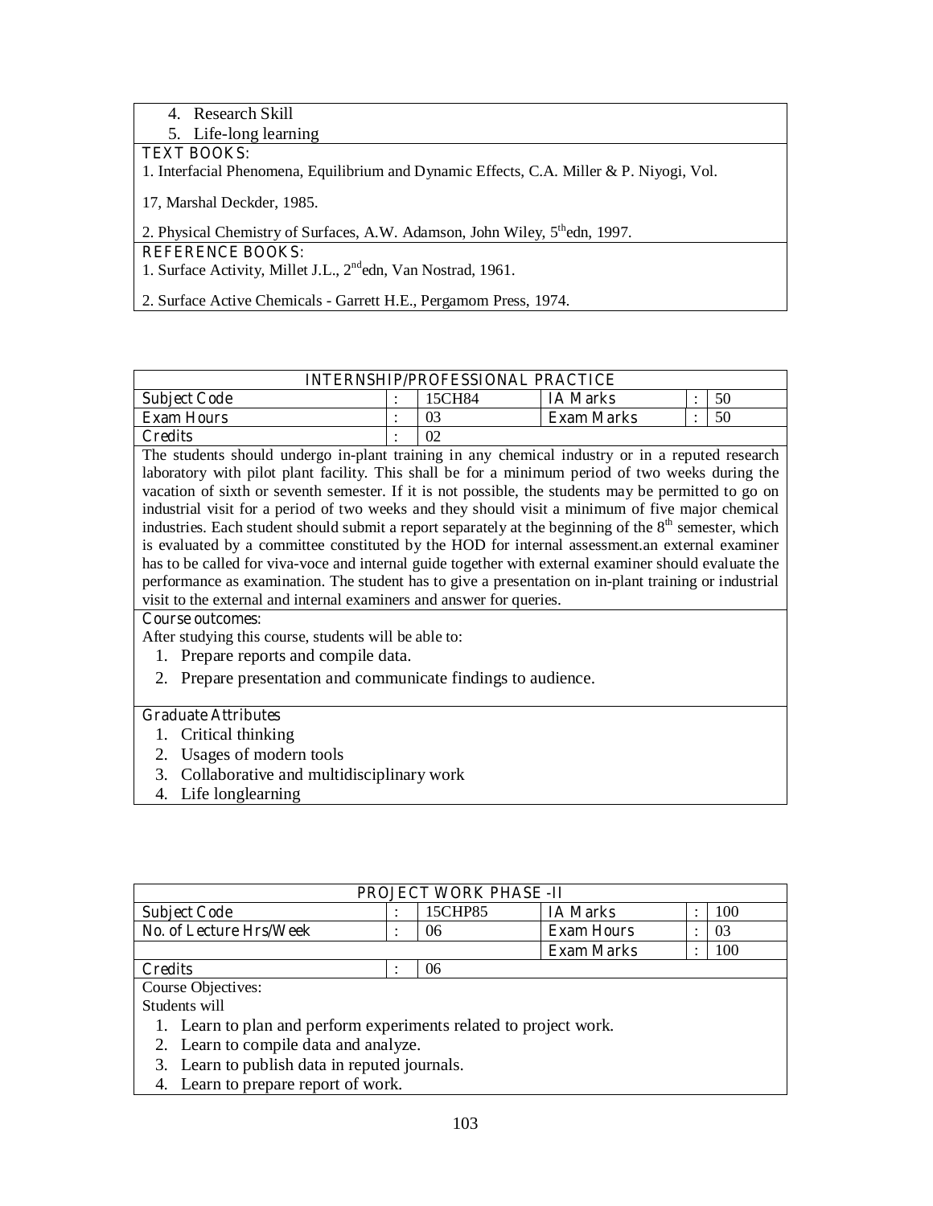4. Research Skill
5. Life-long learning

**TEXT BOOKS:**

1. Interfacial Phenomena, Equilibrium and Dynamic Effects, C.A. Miller & P. Niyogi, Vol.

17, Marshal Deckder, 1985.

2. Physical Chemistry of Surfaces, A.W. Adamson, John Wiley, 5th edn, 1997.

**REFERENCE BOOKS:**

1. Surface Activity, Millet J.L., 2nd edn, Van Nostrad, 1961.

2. Surface Active Chemicals - Garrett H.E., Pergamom Press, 1974.

## INTERNSHIP/PROFESSIONAL PRACTICE

| Subject Code | : | 15CH84 | IA Marks | : | 50 |
|---|---|---|---|---|---|
| Exam Hours | : | 03 | Exam Marks | : | 50 |
| Credits | : | 02 | | | |

The students should undergo in-plant training in any chemical industry or in a reputed research laboratory with pilot plant facility. This shall be for a minimum period of two weeks during the vacation of sixth or seventh semester. If it is not possible, the students may be permitted to go on industrial visit for a period of two weeks and they should visit a minimum of five major chemical industries. Each student should submit a report separately at the beginning of the 8th semester, which is evaluated by a committee constituted by the HOD for internal assessment.an external examiner has to be called for viva-voce and internal guide together with external examiner should evaluate the performance as examination. The student has to give a presentation on in-plant training or industrial visit to the external and internal examiners and answer for queries.

**Course outcomes:**

After studying this course, students will be able to:

1. Prepare reports and compile data.
2. Prepare presentation and communicate findings to audience.

**Graduate Attributes**

1. Critical thinking
2. Usages of modern tools
3. Collaborative and multidisciplinary work
4. Life longlearning

## PROJECT WORK PHASE -II

| Subject Code | : | 15CHP85 | IA Marks | : | 100 |
|---|---|---|---|---|---|
| No. of Lecture Hrs/Week | : | 06 | Exam Hours | : | 03 |
| | | | Exam Marks | : | 100 |
| Credits | : | 06 | | | |

Course Objectives:

Students will

1. Learn to plan and perform experiments related to project work.
2. Learn to compile data and analyze.
3. Learn to publish data in reputed journals.
4. Learn to prepare report of work.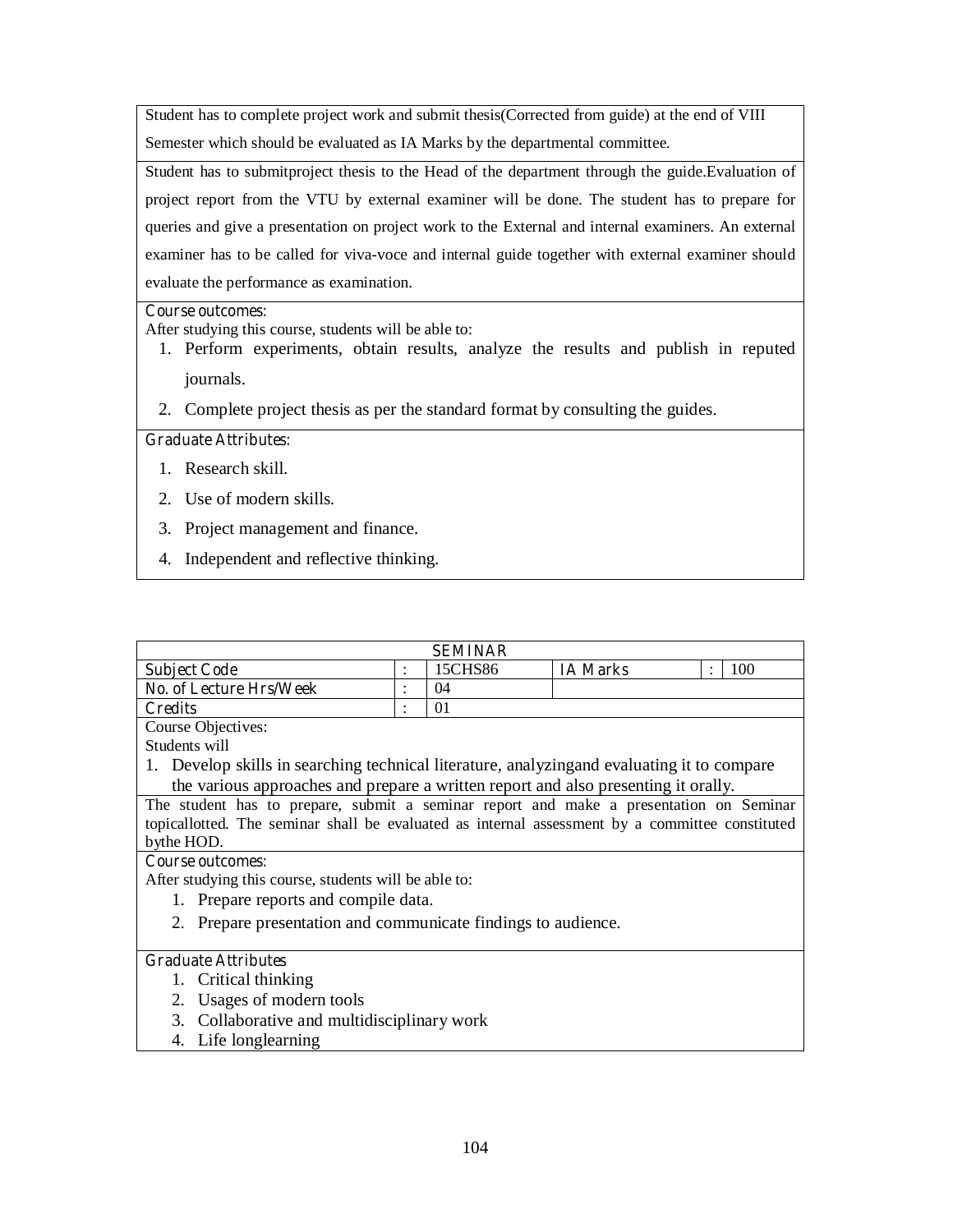Student has to complete project work and submit thesis(Corrected from guide) at the end of VIII Semester which should be evaluated as IA Marks by the departmental committee.

Student has to submitproject thesis to the Head of the department through the guide.Evaluation of project report from the VTU by external examiner will be done. The student has to prepare for queries and give a presentation on project work to the External and internal examiners. An external examiner has to be called for viva-voce and internal guide together with external examiner should evaluate the performance as examination.

**Course outcomes:**

After studying this course, students will be able to:

1. Perform experiments, obtain results, analyze the results and publish in reputed journals.
2. Complete project thesis as per the standard format by consulting the guides.

**Graduate Attributes:**

1. Research skill.
2. Use of modern skills.
3. Project management and finance.
4. Independent and reflective thinking.

## SEMINAR

| | | | | | |
|---|---|---|---|---|---|
| **Subject Code** | : | 15CHS86 | **IA Marks** | : | 100 |
| **No. of Lecture Hrs/Week** | : | 04 | | | |
| **Credits** | : | 01 | | | |

Course Objectives:

Students will

1. Develop skills in searching technical literature, analyzingand evaluating it to compare the various approaches and prepare a written report and also presenting it orally.

The student has to prepare, submit a seminar report and make a presentation on Seminar topicallotted. The seminar shall be evaluated as internal assessment by a committee constituted bythe HOD.

**Course outcomes:**

After studying this course, students will be able to:

1. Prepare reports and compile data.
2. Prepare presentation and communicate findings to audience.

**Graduate Attributes**

1. Critical thinking
2. Usages of modern tools
3. Collaborative and multidisciplinary work
4. Life longlearning